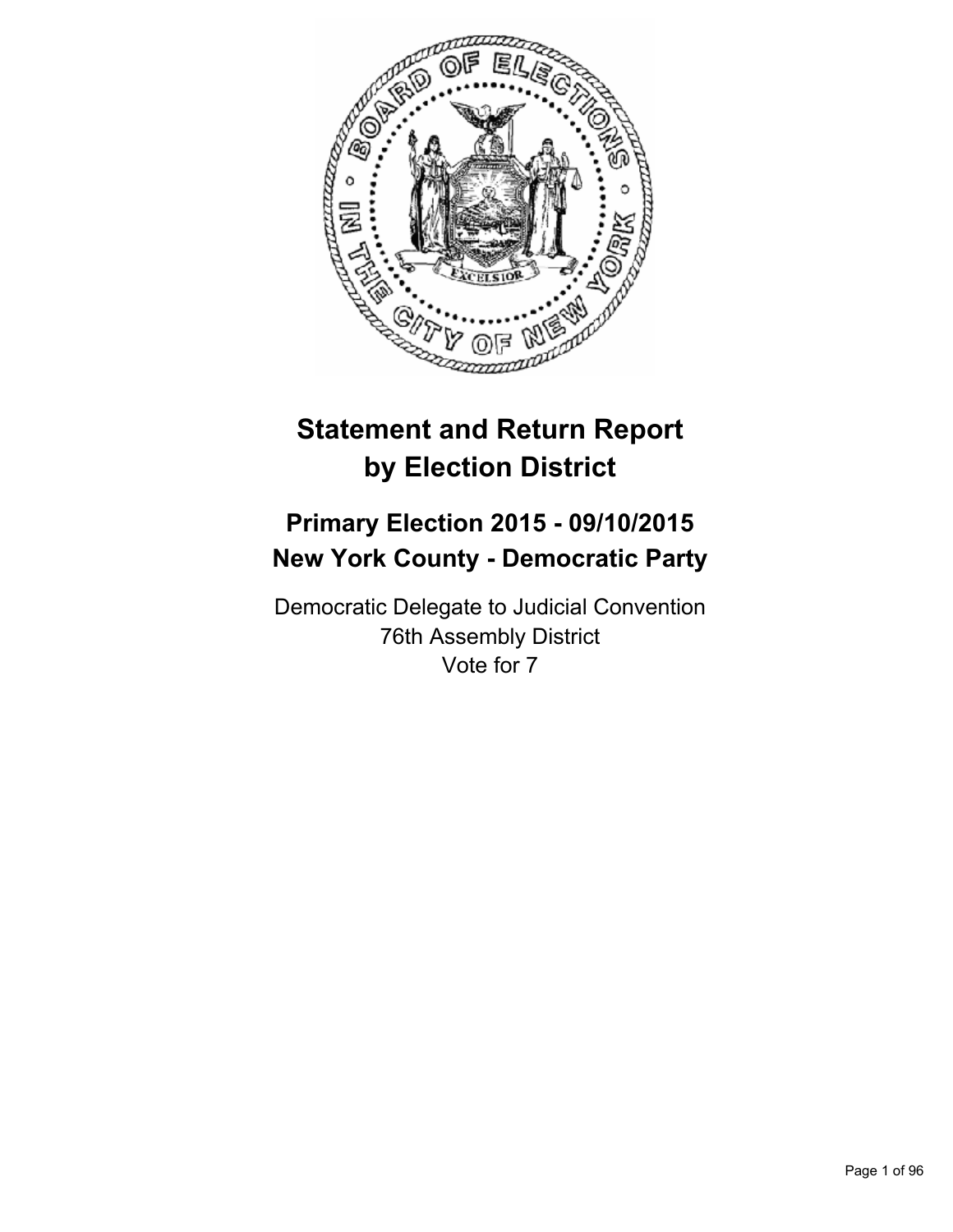# Statement and Return Report by Election District

## Primary Election 2015 - 09/10/2015
## New York County - Democratic Party

Democratic Delegate to Judicial Convention
76th Assembly District
Vote for 7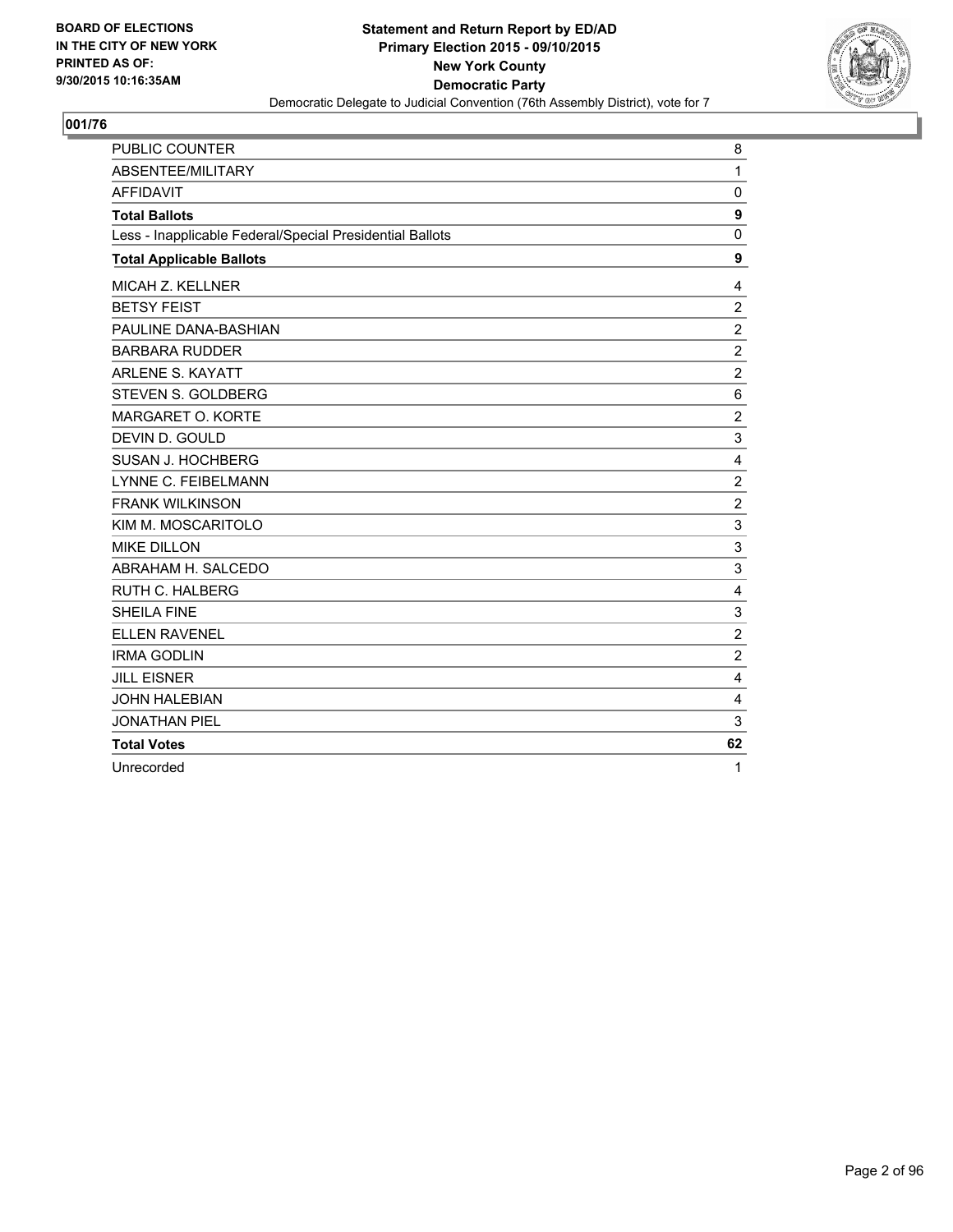BOARD OF ELECTIONS
IN THE CITY OF NEW YORK
PRINTED AS OF:
9/30/2015 10:16:35AM

**Statement and Return Report by ED/AD**
**Primary Election 2015 - 09/10/2015**
**New York County**
**Democratic Party**
Democratic Delegate to Judicial Convention (76th Assembly District), vote for 7

## 001/76

| | |
|---|---|
| PUBLIC COUNTER | 8 |
| ABSENTEE/MILITARY | 1 |
| AFFIDAVIT | 0 |
| **Total Ballots** | **9** |
| Less - Inapplicable Federal/Special Presidential Ballots | 0 |
| **Total Applicable Ballots** | **9** |
| MICAH Z. KELLNER | 4 |
| BETSY FEIST | 2 |
| PAULINE DANA-BASHIAN | 2 |
| BARBARA RUDDER | 2 |
| ARLENE S. KAYATT | 2 |
| STEVEN S. GOLDBERG | 6 |
| MARGARET O. KORTE | 2 |
| DEVIN D. GOULD | 3 |
| SUSAN J. HOCHBERG | 4 |
| LYNNE C. FEIBELMANN | 2 |
| FRANK WILKINSON | 2 |
| KIM M. MOSCARITOLO | 3 |
| MIKE DILLON | 3 |
| ABRAHAM H. SALCEDO | 3 |
| RUTH C. HALBERG | 4 |
| SHEILA FINE | 3 |
| ELLEN RAVENEL | 2 |
| IRMA GODLIN | 2 |
| JILL EISNER | 4 |
| JOHN HALEBIAN | 4 |
| JONATHAN PIEL | 3 |
| **Total Votes** | **62** |
| Unrecorded | 1 |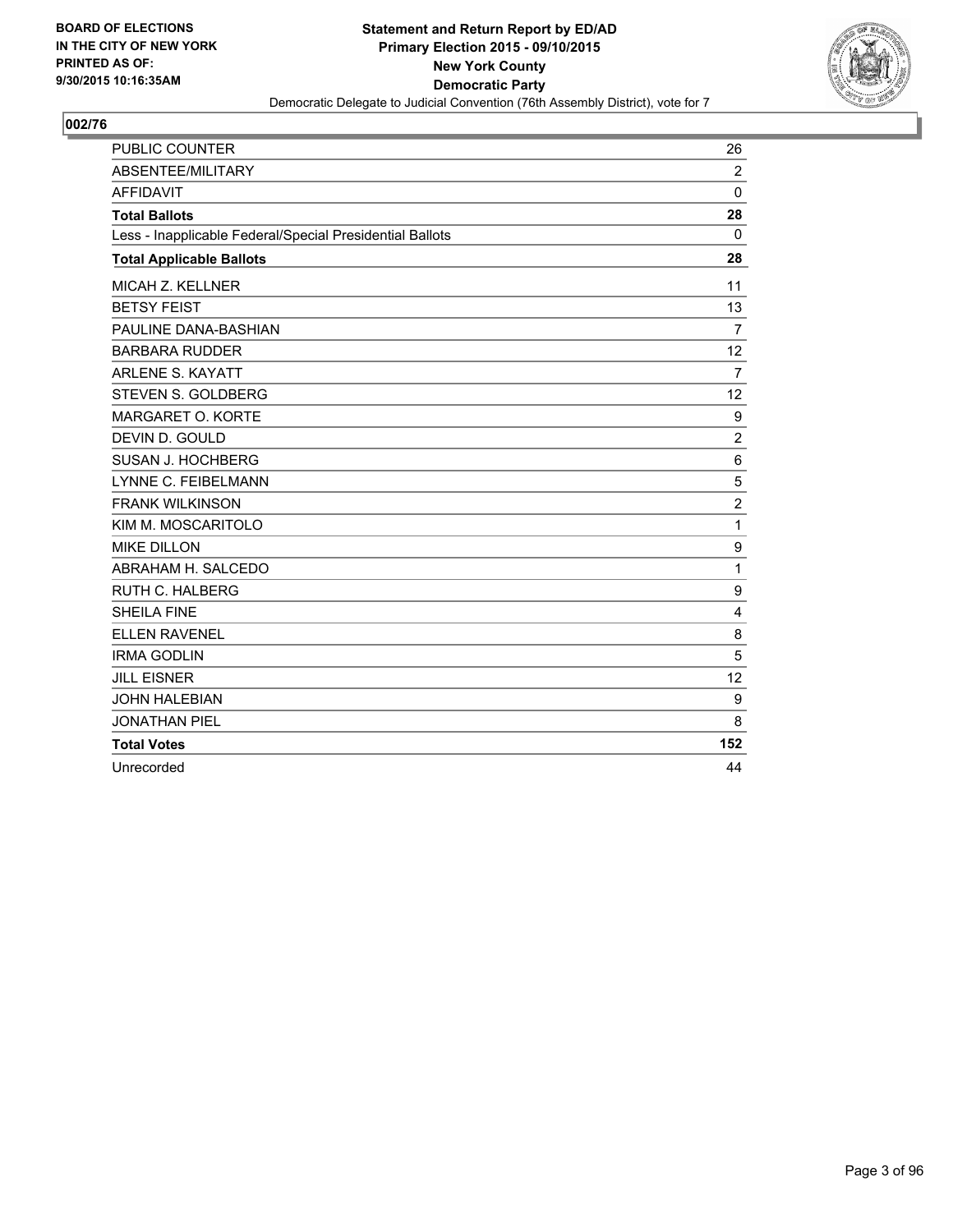BOARD OF ELECTIONS
IN THE CITY OF NEW YORK
PRINTED AS OF:
9/30/2015 10:16:35AM

**Statement and Return Report by ED/AD**
**Primary Election 2015 - 09/10/2015**
**New York County**
**Democratic Party**
Democratic Delegate to Judicial Convention (76th Assembly District), vote for 7

## 002/76

| | |
|---|---|
| PUBLIC COUNTER | 26 |
| ABSENTEE/MILITARY | 2 |
| AFFIDAVIT | 0 |
| **Total Ballots** | **28** |
| Less - Inapplicable Federal/Special Presidential Ballots | 0 |
| **Total Applicable Ballots** | **28** |
| MICAH Z. KELLNER | 11 |
| BETSY FEIST | 13 |
| PAULINE DANA-BASHIAN | 7 |
| BARBARA RUDDER | 12 |
| ARLENE S. KAYATT | 7 |
| STEVEN S. GOLDBERG | 12 |
| MARGARET O. KORTE | 9 |
| DEVIN D. GOULD | 2 |
| SUSAN J. HOCHBERG | 6 |
| LYNNE C. FEIBELMANN | 5 |
| FRANK WILKINSON | 2 |
| KIM M. MOSCARITOLO | 1 |
| MIKE DILLON | 9 |
| ABRAHAM H. SALCEDO | 1 |
| RUTH C. HALBERG | 9 |
| SHEILA FINE | 4 |
| ELLEN RAVENEL | 8 |
| IRMA GODLIN | 5 |
| JILL EISNER | 12 |
| JOHN HALEBIAN | 9 |
| JONATHAN PIEL | 8 |
| **Total Votes** | **152** |
| Unrecorded | 44 |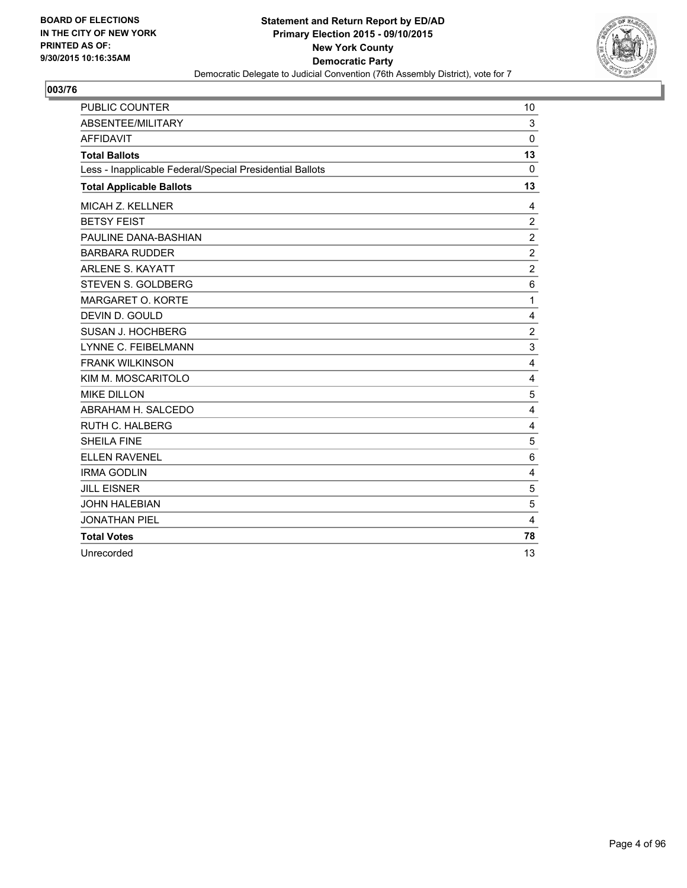**BOARD OF ELECTIONS IN THE CITY OF NEW YORK PRINTED AS OF: 9/30/2015 10:16:35AM**

**Statement and Return Report by ED/AD**
**Primary Election 2015 - 09/10/2015**
**New York County**
**Democratic Party**
Democratic Delegate to Judicial Convention (76th Assembly District), vote for 7

## 003/76

| | |
|---|---|
| PUBLIC COUNTER | 10 |
| ABSENTEE/MILITARY | 3 |
| AFFIDAVIT | 0 |
| **Total Ballots** | **13** |
| Less - Inapplicable Federal/Special Presidential Ballots | 0 |
| **Total Applicable Ballots** | **13** |
| MICAH Z. KELLNER | 4 |
| BETSY FEIST | 2 |
| PAULINE DANA-BASHIAN | 2 |
| BARBARA RUDDER | 2 |
| ARLENE S. KAYATT | 2 |
| STEVEN S. GOLDBERG | 6 |
| MARGARET O. KORTE | 1 |
| DEVIN D. GOULD | 4 |
| SUSAN J. HOCHBERG | 2 |
| LYNNE C. FEIBELMANN | 3 |
| FRANK WILKINSON | 4 |
| KIM M. MOSCARITOLO | 4 |
| MIKE DILLON | 5 |
| ABRAHAM H. SALCEDO | 4 |
| RUTH C. HALBERG | 4 |
| SHEILA FINE | 5 |
| ELLEN RAVENEL | 6 |
| IRMA GODLIN | 4 |
| JILL EISNER | 5 |
| JOHN HALEBIAN | 5 |
| JONATHAN PIEL | 4 |
| **Total Votes** | **78** |
| Unrecorded | 13 |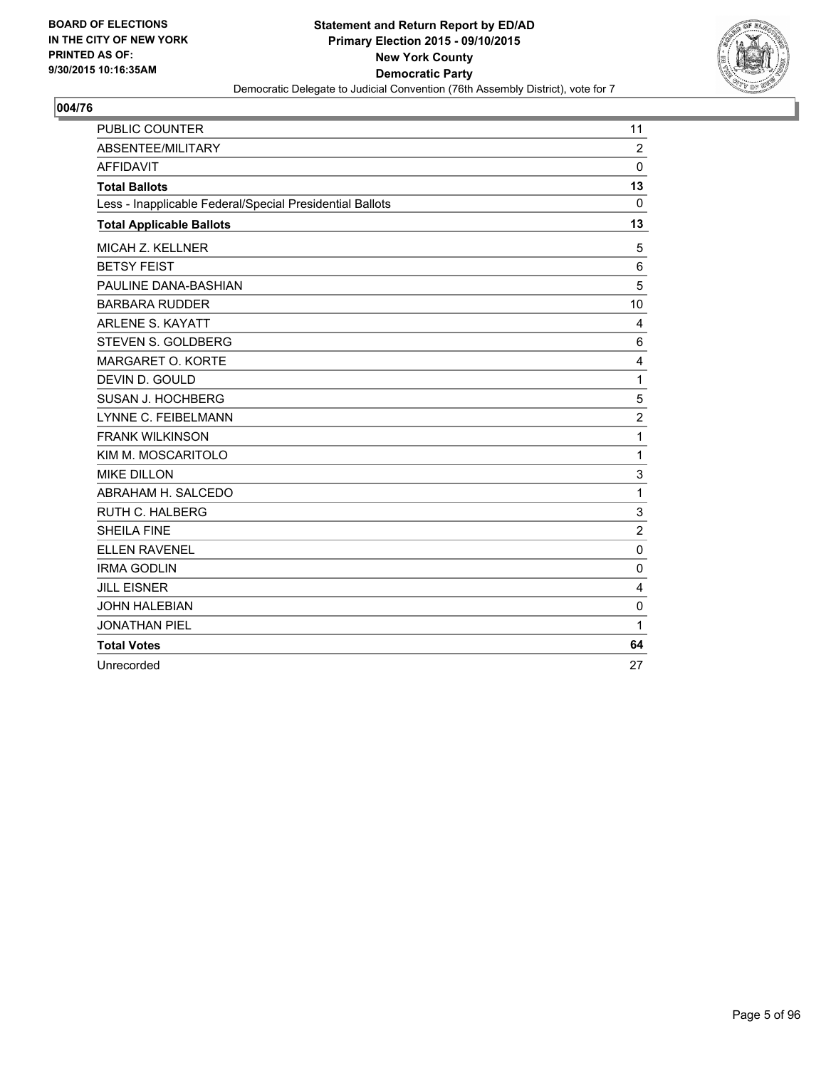BOARD OF ELECTIONS
IN THE CITY OF NEW YORK
PRINTED AS OF:
9/30/2015 10:16:35AM

**Statement and Return Report by ED/AD**
**Primary Election 2015 - 09/10/2015**
**New York County**
**Democratic Party**
Democratic Delegate to Judicial Convention (76th Assembly District), vote for 7

## 004/76

| | |
|---|---|
| PUBLIC COUNTER | 11 |
| ABSENTEE/MILITARY | 2 |
| AFFIDAVIT | 0 |
| **Total Ballots** | **13** |
| Less - Inapplicable Federal/Special Presidential Ballots | 0 |
| **Total Applicable Ballots** | **13** |
| MICAH Z. KELLNER | 5 |
| BETSY FEIST | 6 |
| PAULINE DANA-BASHIAN | 5 |
| BARBARA RUDDER | 10 |
| ARLENE S. KAYATT | 4 |
| STEVEN S. GOLDBERG | 6 |
| MARGARET O. KORTE | 4 |
| DEVIN D. GOULD | 1 |
| SUSAN J. HOCHBERG | 5 |
| LYNNE C. FEIBELMANN | 2 |
| FRANK WILKINSON | 1 |
| KIM M. MOSCARITOLO | 1 |
| MIKE DILLON | 3 |
| ABRAHAM H. SALCEDO | 1 |
| RUTH C. HALBERG | 3 |
| SHEILA FINE | 2 |
| ELLEN RAVENEL | 0 |
| IRMA GODLIN | 0 |
| JILL EISNER | 4 |
| JOHN HALEBIAN | 0 |
| JONATHAN PIEL | 1 |
| **Total Votes** | **64** |
| Unrecorded | 27 |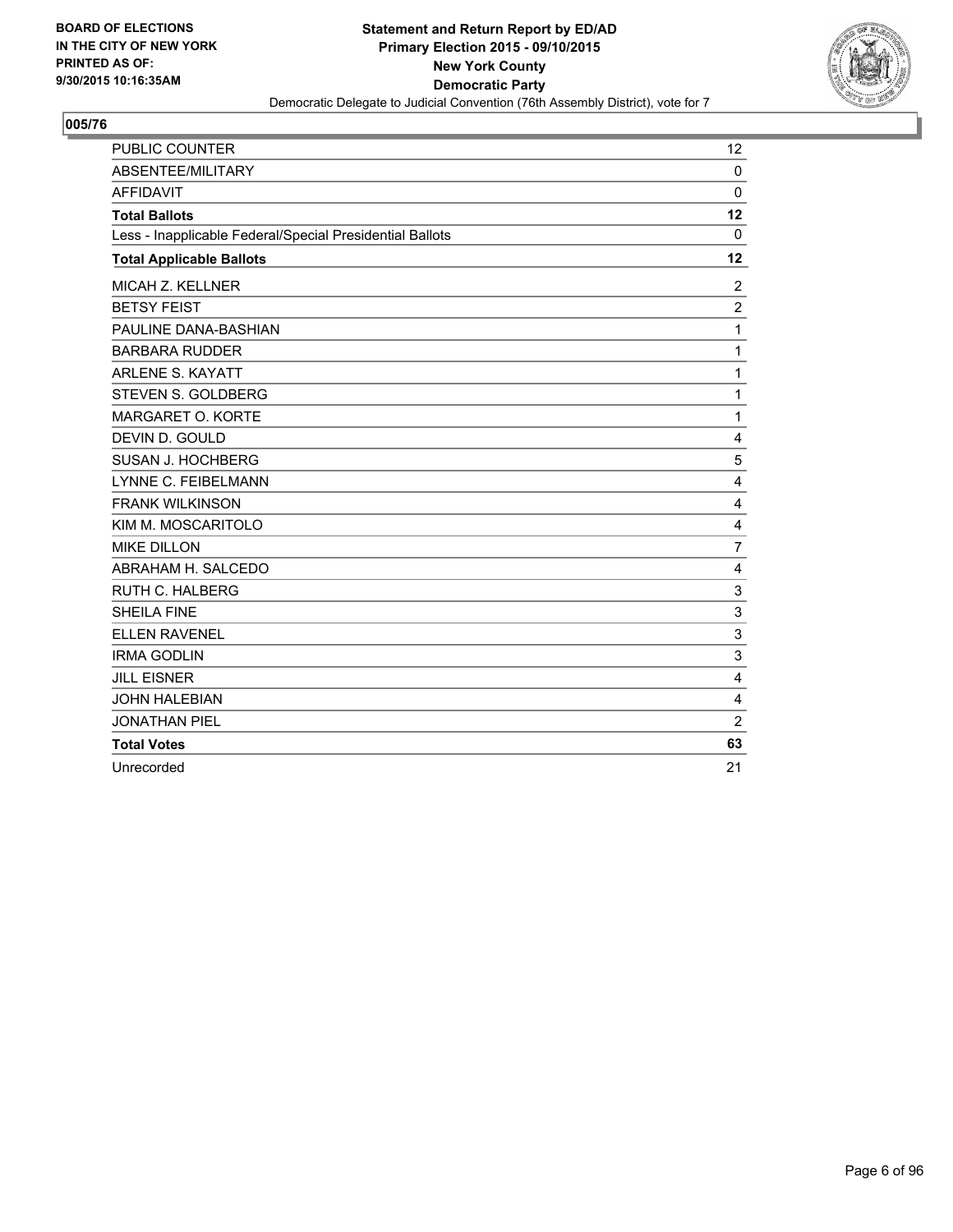**BOARD OF ELECTIONS
IN THE CITY OF NEW YORK
PRINTED AS OF:
9/30/2015 10:16:35AM**

**Statement and Return Report by ED/AD
Primary Election 2015 - 09/10/2015
New York County
Democratic Party**
Democratic Delegate to Judicial Convention (76th Assembly District), vote for 7

## 005/76

| | |
|---|---|
| PUBLIC COUNTER | 12 |
| ABSENTEE/MILITARY | 0 |
| AFFIDAVIT | 0 |
| **Total Ballots** | **12** |
| Less - Inapplicable Federal/Special Presidential Ballots | 0 |
| **Total Applicable Ballots** | **12** |
| MICAH Z. KELLNER | 2 |
| BETSY FEIST | 2 |
| PAULINE DANA-BASHIAN | 1 |
| BARBARA RUDDER | 1 |
| ARLENE S. KAYATT | 1 |
| STEVEN S. GOLDBERG | 1 |
| MARGARET O. KORTE | 1 |
| DEVIN D. GOULD | 4 |
| SUSAN J. HOCHBERG | 5 |
| LYNNE C. FEIBELMANN | 4 |
| FRANK WILKINSON | 4 |
| KIM M. MOSCARITOLO | 4 |
| MIKE DILLON | 7 |
| ABRAHAM H. SALCEDO | 4 |
| RUTH C. HALBERG | 3 |
| SHEILA FINE | 3 |
| ELLEN RAVENEL | 3 |
| IRMA GODLIN | 3 |
| JILL EISNER | 4 |
| JOHN HALEBIAN | 4 |
| JONATHAN PIEL | 2 |
| **Total Votes** | **63** |
| Unrecorded | 21 |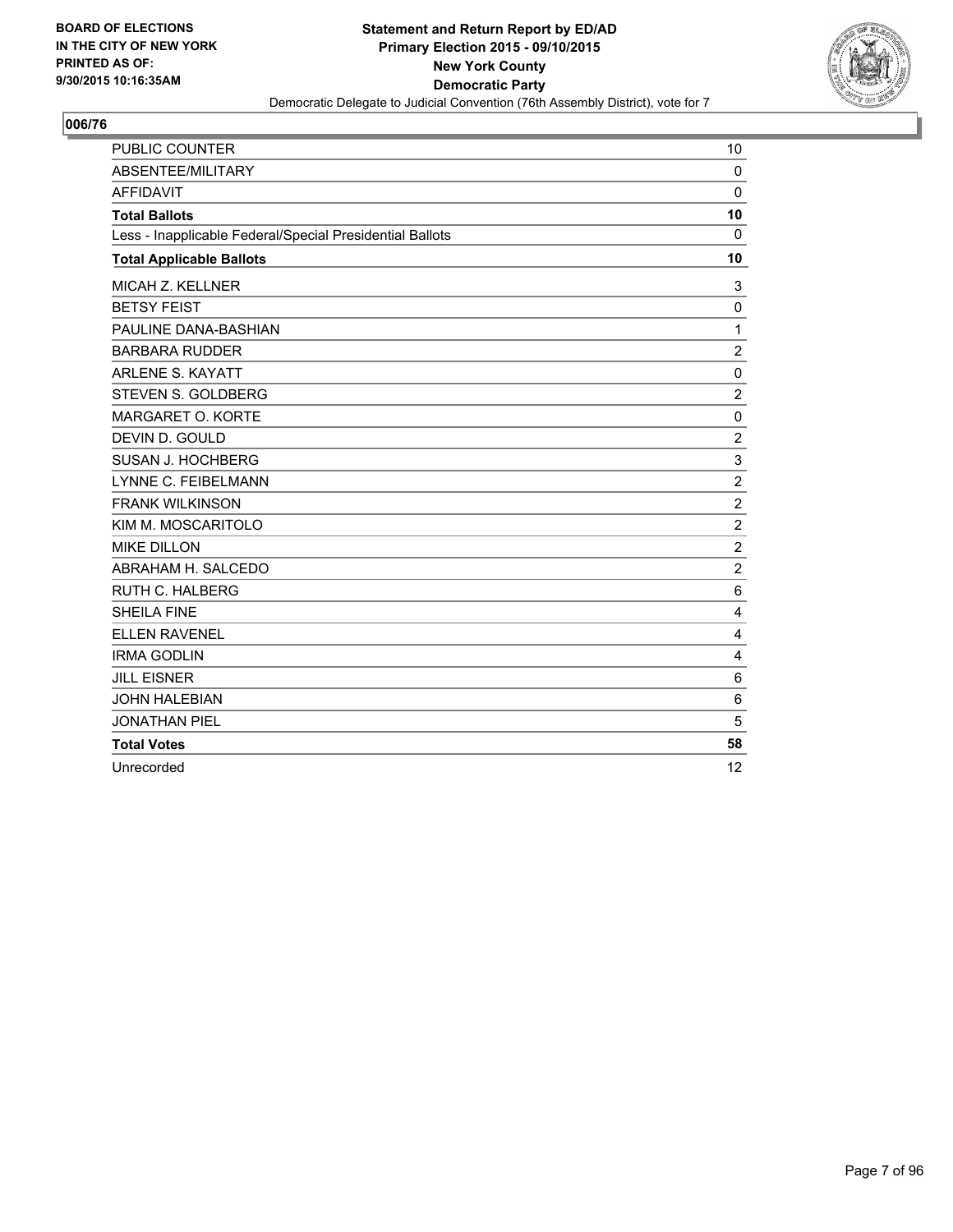**BOARD OF ELECTIONS IN THE CITY OF NEW YORK PRINTED AS OF: 9/30/2015 10:16:35AM**

**Statement and Return Report by ED/AD**
**Primary Election 2015 - 09/10/2015**
**New York County**
**Democratic Party**
Democratic Delegate to Judicial Convention (76th Assembly District), vote for 7

## 006/76

| | |
|---|---|
| PUBLIC COUNTER | 10 |
| ABSENTEE/MILITARY | 0 |
| AFFIDAVIT | 0 |
| **Total Ballots** | **10** |
| Less - Inapplicable Federal/Special Presidential Ballots | 0 |
| **Total Applicable Ballots** | **10** |
| MICAH Z. KELLNER | 3 |
| BETSY FEIST | 0 |
| PAULINE DANA-BASHIAN | 1 |
| BARBARA RUDDER | 2 |
| ARLENE S. KAYATT | 0 |
| STEVEN S. GOLDBERG | 2 |
| MARGARET O. KORTE | 0 |
| DEVIN D. GOULD | 2 |
| SUSAN J. HOCHBERG | 3 |
| LYNNE C. FEIBELMANN | 2 |
| FRANK WILKINSON | 2 |
| KIM M. MOSCARITOLO | 2 |
| MIKE DILLON | 2 |
| ABRAHAM H. SALCEDO | 2 |
| RUTH C. HALBERG | 6 |
| SHEILA FINE | 4 |
| ELLEN RAVENEL | 4 |
| IRMA GODLIN | 4 |
| JILL EISNER | 6 |
| JOHN HALEBIAN | 6 |
| JONATHAN PIEL | 5 |
| **Total Votes** | **58** |
| Unrecorded | 12 |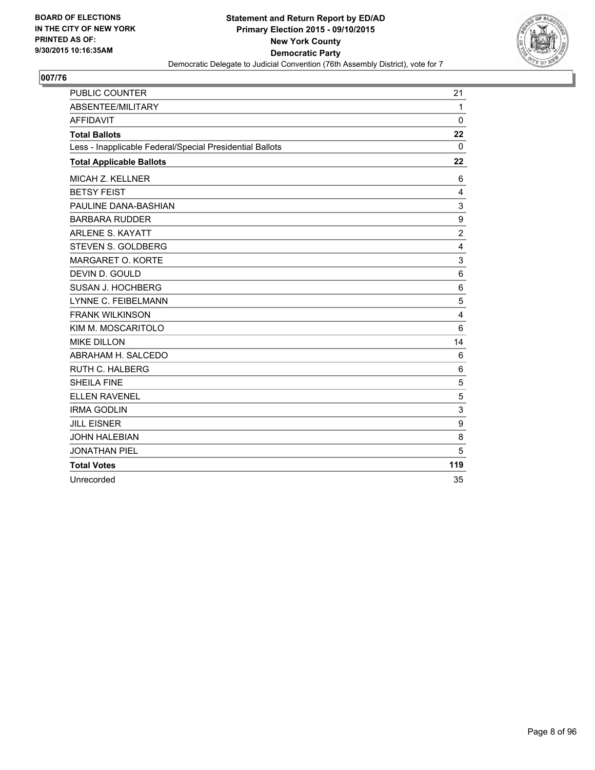BOARD OF ELECTIONS
IN THE CITY OF NEW YORK
PRINTED AS OF:
9/30/2015 10:16:35AM

**Statement and Return Report by ED/AD**
**Primary Election 2015 - 09/10/2015**
**New York County**
**Democratic Party**
Democratic Delegate to Judicial Convention (76th Assembly District), vote for 7

## 007/76

| | |
|---|---|
| PUBLIC COUNTER | 21 |
| ABSENTEE/MILITARY | 1 |
| AFFIDAVIT | 0 |
| **Total Ballots** | **22** |
| Less - Inapplicable Federal/Special Presidential Ballots | 0 |
| **Total Applicable Ballots** | **22** |
| MICAH Z. KELLNER | 6 |
| BETSY FEIST | 4 |
| PAULINE DANA-BASHIAN | 3 |
| BARBARA RUDDER | 9 |
| ARLENE S. KAYATT | 2 |
| STEVEN S. GOLDBERG | 4 |
| MARGARET O. KORTE | 3 |
| DEVIN D. GOULD | 6 |
| SUSAN J. HOCHBERG | 6 |
| LYNNE C. FEIBELMANN | 5 |
| FRANK WILKINSON | 4 |
| KIM M. MOSCARITOLO | 6 |
| MIKE DILLON | 14 |
| ABRAHAM H. SALCEDO | 6 |
| RUTH C. HALBERG | 6 |
| SHEILA FINE | 5 |
| ELLEN RAVENEL | 5 |
| IRMA GODLIN | 3 |
| JILL EISNER | 9 |
| JOHN HALEBIAN | 8 |
| JONATHAN PIEL | 5 |
| **Total Votes** | **119** |
| Unrecorded | 35 |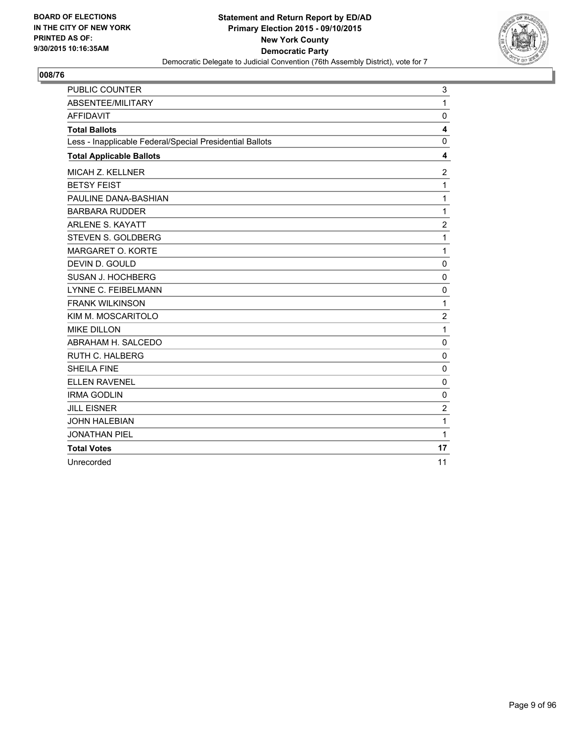**BOARD OF ELECTIONS IN THE CITY OF NEW YORK PRINTED AS OF: 9/30/2015 10:16:35AM**

**Statement and Return Report by ED/AD Primary Election 2015 - 09/10/2015 New York County Democratic Party**

Democratic Delegate to Judicial Convention (76th Assembly District), vote for 7

## 008/76

| | |
|---|---|
| PUBLIC COUNTER | 3 |
| ABSENTEE/MILITARY | 1 |
| AFFIDAVIT | 0 |
| **Total Ballots** | **4** |
| Less - Inapplicable Federal/Special Presidential Ballots | 0 |
| **Total Applicable Ballots** | **4** |
| MICAH Z. KELLNER | 2 |
| BETSY FEIST | 1 |
| PAULINE DANA-BASHIAN | 1 |
| BARBARA RUDDER | 1 |
| ARLENE S. KAYATT | 2 |
| STEVEN S. GOLDBERG | 1 |
| MARGARET O. KORTE | 1 |
| DEVIN D. GOULD | 0 |
| SUSAN J. HOCHBERG | 0 |
| LYNNE C. FEIBELMANN | 0 |
| FRANK WILKINSON | 1 |
| KIM M. MOSCARITOLO | 2 |
| MIKE DILLON | 1 |
| ABRAHAM H. SALCEDO | 0 |
| RUTH C. HALBERG | 0 |
| SHEILA FINE | 0 |
| ELLEN RAVENEL | 0 |
| IRMA GODLIN | 0 |
| JILL EISNER | 2 |
| JOHN HALEBIAN | 1 |
| JONATHAN PIEL | 1 |
| **Total Votes** | **17** |
| Unrecorded | 11 |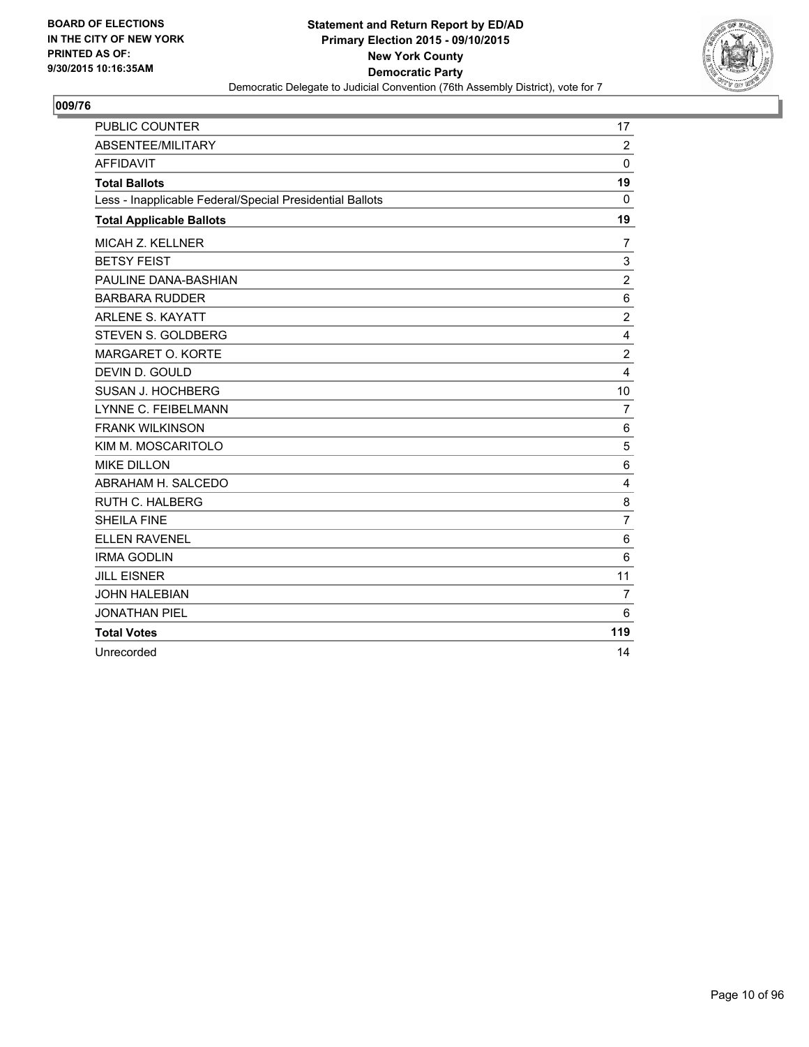**BOARD OF ELECTIONS IN THE CITY OF NEW YORK PRINTED AS OF: 9/30/2015 10:16:35AM**

**Statement and Return Report by ED/AD**
**Primary Election 2015 - 09/10/2015**
**New York County**
**Democratic Party**
Democratic Delegate to Judicial Convention (76th Assembly District), vote for 7

## 009/76

| | |
|---|---|
| PUBLIC COUNTER | 17 |
| ABSENTEE/MILITARY | 2 |
| AFFIDAVIT | 0 |
| **Total Ballots** | **19** |
| Less - Inapplicable Federal/Special Presidential Ballots | 0 |
| **Total Applicable Ballots** | **19** |
| MICAH Z. KELLNER | 7 |
| BETSY FEIST | 3 |
| PAULINE DANA-BASHIAN | 2 |
| BARBARA RUDDER | 6 |
| ARLENE S. KAYATT | 2 |
| STEVEN S. GOLDBERG | 4 |
| MARGARET O. KORTE | 2 |
| DEVIN D. GOULD | 4 |
| SUSAN J. HOCHBERG | 10 |
| LYNNE C. FEIBELMANN | 7 |
| FRANK WILKINSON | 6 |
| KIM M. MOSCARITOLO | 5 |
| MIKE DILLON | 6 |
| ABRAHAM H. SALCEDO | 4 |
| RUTH C. HALBERG | 8 |
| SHEILA FINE | 7 |
| ELLEN RAVENEL | 6 |
| IRMA GODLIN | 6 |
| JILL EISNER | 11 |
| JOHN HALEBIAN | 7 |
| JONATHAN PIEL | 6 |
| **Total Votes** | **119** |
| Unrecorded | 14 |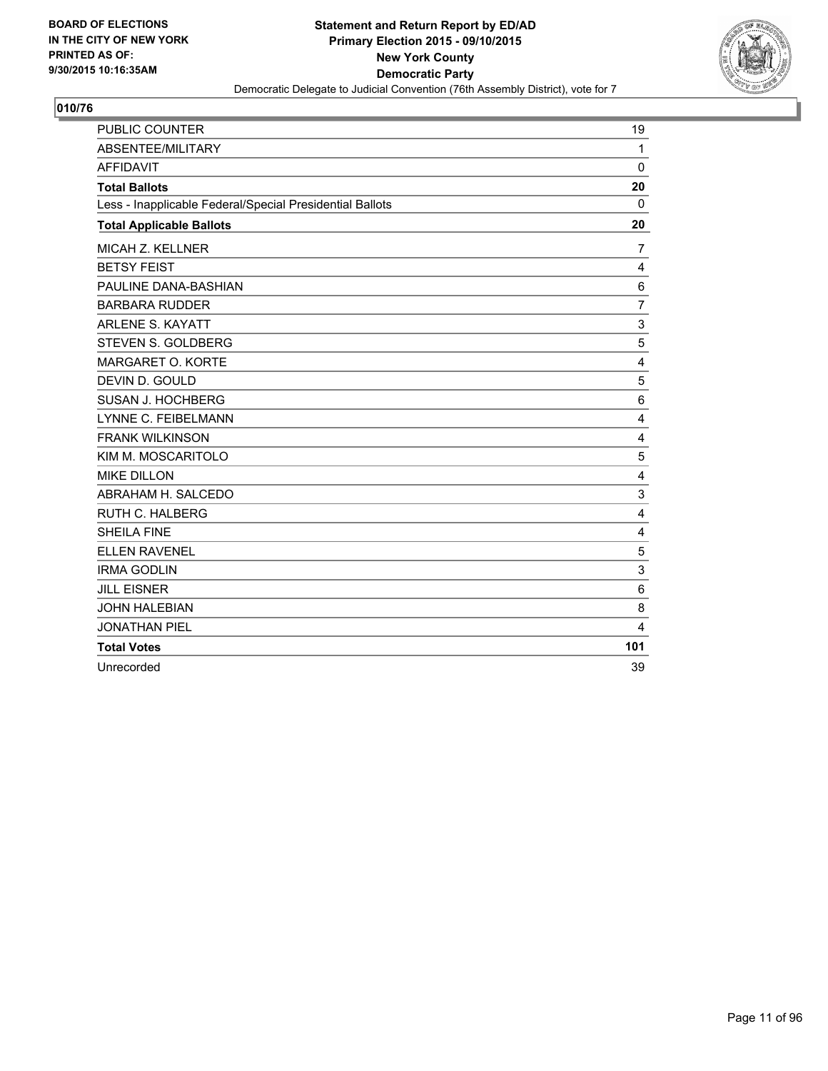BOARD OF ELECTIONS
IN THE CITY OF NEW YORK
PRINTED AS OF:
9/30/2015 10:16:35AM

**Statement and Return Report by ED/AD**
**Primary Election 2015 - 09/10/2015**
**New York County**
**Democratic Party**
Democratic Delegate to Judicial Convention (76th Assembly District), vote for 7

## 010/76

| | |
|---|---|
| PUBLIC COUNTER | 19 |
| ABSENTEE/MILITARY | 1 |
| AFFIDAVIT | 0 |
| **Total Ballots** | **20** |
| Less - Inapplicable Federal/Special Presidential Ballots | 0 |
| **Total Applicable Ballots** | **20** |
| MICAH Z. KELLNER | 7 |
| BETSY FEIST | 4 |
| PAULINE DANA-BASHIAN | 6 |
| BARBARA RUDDER | 7 |
| ARLENE S. KAYATT | 3 |
| STEVEN S. GOLDBERG | 5 |
| MARGARET O. KORTE | 4 |
| DEVIN D. GOULD | 5 |
| SUSAN J. HOCHBERG | 6 |
| LYNNE C. FEIBELMANN | 4 |
| FRANK WILKINSON | 4 |
| KIM M. MOSCARITOLO | 5 |
| MIKE DILLON | 4 |
| ABRAHAM H. SALCEDO | 3 |
| RUTH C. HALBERG | 4 |
| SHEILA FINE | 4 |
| ELLEN RAVENEL | 5 |
| IRMA GODLIN | 3 |
| JILL EISNER | 6 |
| JOHN HALEBIAN | 8 |
| JONATHAN PIEL | 4 |
| **Total Votes** | **101** |
| Unrecorded | 39 |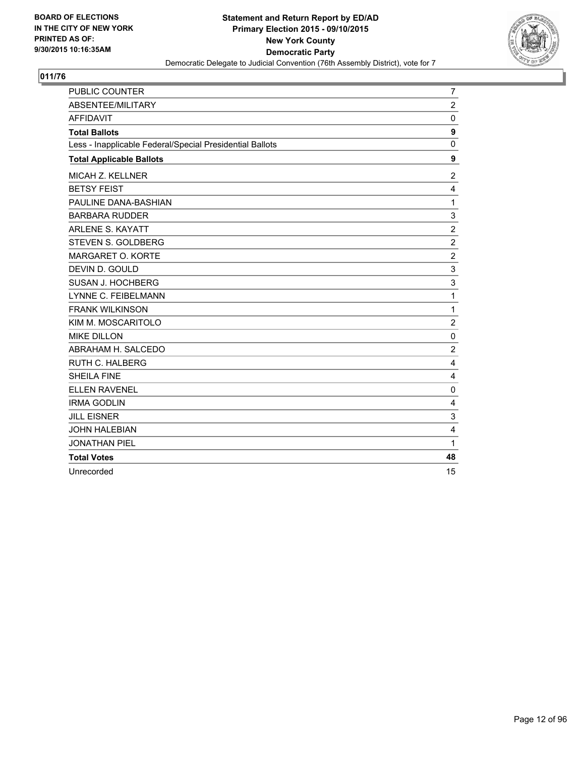BOARD OF ELECTIONS
IN THE CITY OF NEW YORK
PRINTED AS OF:
9/30/2015 10:16:35AM

**Statement and Return Report by ED/AD**
**Primary Election 2015 - 09/10/2015**
**New York County**
**Democratic Party**
Democratic Delegate to Judicial Convention (76th Assembly District), vote for 7

**011/76**

| | |
|---|---|
| PUBLIC COUNTER | 7 |
| ABSENTEE/MILITARY | 2 |
| AFFIDAVIT | 0 |
| **Total Ballots** | **9** |
| Less - Inapplicable Federal/Special Presidential Ballots | 0 |
| **Total Applicable Ballots** | **9** |
| MICAH Z. KELLNER | 2 |
| BETSY FEIST | 4 |
| PAULINE DANA-BASHIAN | 1 |
| BARBARA RUDDER | 3 |
| ARLENE S. KAYATT | 2 |
| STEVEN S. GOLDBERG | 2 |
| MARGARET O. KORTE | 2 |
| DEVIN D. GOULD | 3 |
| SUSAN J. HOCHBERG | 3 |
| LYNNE C. FEIBELMANN | 1 |
| FRANK WILKINSON | 1 |
| KIM M. MOSCARITOLO | 2 |
| MIKE DILLON | 0 |
| ABRAHAM H. SALCEDO | 2 |
| RUTH C. HALBERG | 4 |
| SHEILA FINE | 4 |
| ELLEN RAVENEL | 0 |
| IRMA GODLIN | 4 |
| JILL EISNER | 3 |
| JOHN HALEBIAN | 4 |
| JONATHAN PIEL | 1 |
| **Total Votes** | **48** |
| Unrecorded | 15 |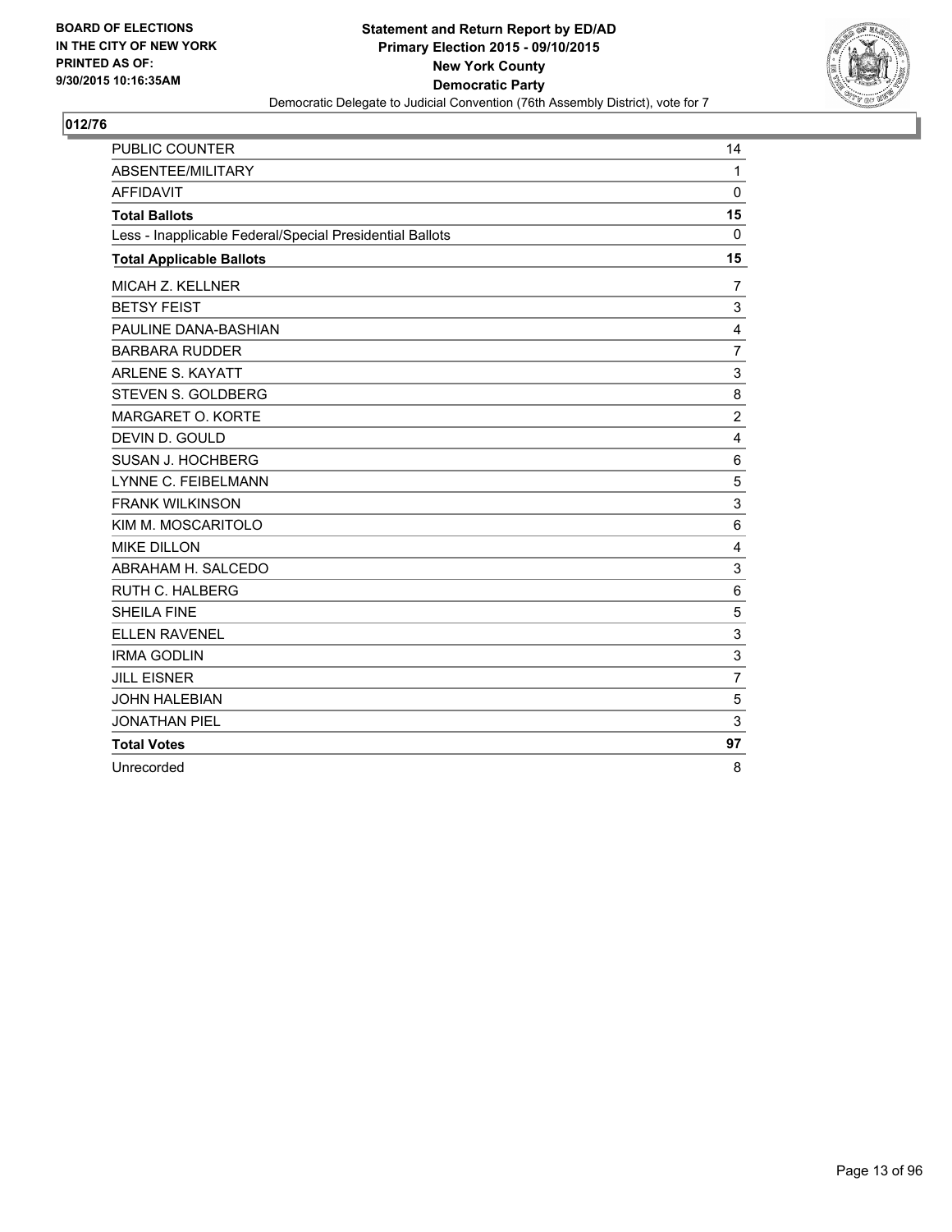**BOARD OF ELECTIONS IN THE CITY OF NEW YORK PRINTED AS OF: 9/30/2015 10:16:35AM**

**Statement and Return Report by ED/AD**
**Primary Election 2015 - 09/10/2015**
**New York County**
**Democratic Party**
Democratic Delegate to Judicial Convention (76th Assembly District), vote for 7

## 012/76

| | |
|---|---|
| PUBLIC COUNTER | 14 |
| ABSENTEE/MILITARY | 1 |
| AFFIDAVIT | 0 |
| **Total Ballots** | **15** |
| Less - Inapplicable Federal/Special Presidential Ballots | 0 |
| **Total Applicable Ballots** | **15** |
| MICAH Z. KELLNER | 7 |
| BETSY FEIST | 3 |
| PAULINE DANA-BASHIAN | 4 |
| BARBARA RUDDER | 7 |
| ARLENE S. KAYATT | 3 |
| STEVEN S. GOLDBERG | 8 |
| MARGARET O. KORTE | 2 |
| DEVIN D. GOULD | 4 |
| SUSAN J. HOCHBERG | 6 |
| LYNNE C. FEIBELMANN | 5 |
| FRANK WILKINSON | 3 |
| KIM M. MOSCARITOLO | 6 |
| MIKE DILLON | 4 |
| ABRAHAM H. SALCEDO | 3 |
| RUTH C. HALBERG | 6 |
| SHEILA FINE | 5 |
| ELLEN RAVENEL | 3 |
| IRMA GODLIN | 3 |
| JILL EISNER | 7 |
| JOHN HALEBIAN | 5 |
| JONATHAN PIEL | 3 |
| **Total Votes** | **97** |
| Unrecorded | 8 |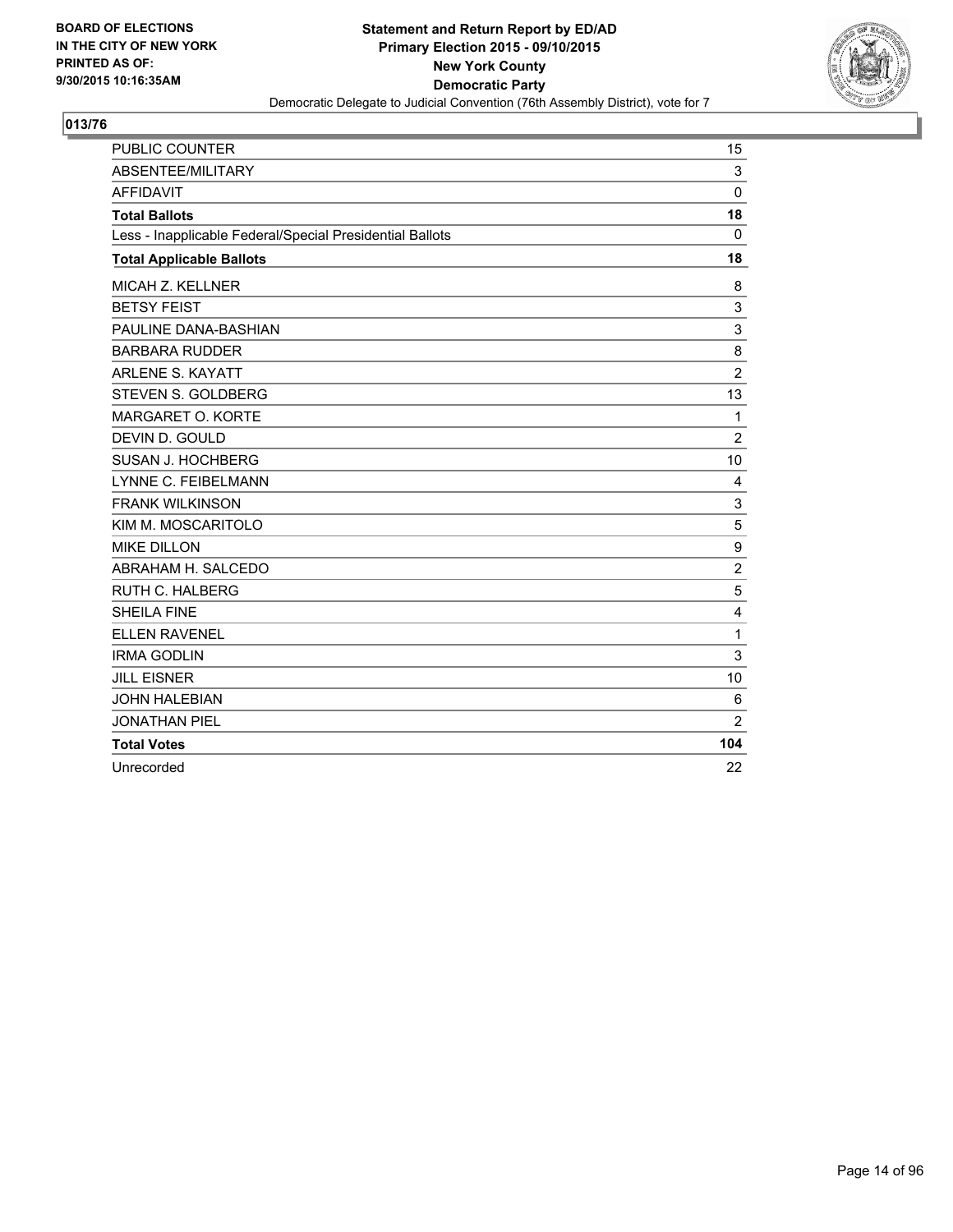BOARD OF ELECTIONS
IN THE CITY OF NEW YORK
PRINTED AS OF:
9/30/2015 10:16:35AM

**Statement and Return Report by ED/AD**
**Primary Election 2015 - 09/10/2015**
**New York County**
**Democratic Party**
Democratic Delegate to Judicial Convention (76th Assembly District), vote for 7

**013/76**

| | |
|---|---|
| PUBLIC COUNTER | 15 |
| ABSENTEE/MILITARY | 3 |
| AFFIDAVIT | 0 |
| **Total Ballots** | **18** |
| Less - Inapplicable Federal/Special Presidential Ballots | 0 |
| **Total Applicable Ballots** | **18** |
| MICAH Z. KELLNER | 8 |
| BETSY FEIST | 3 |
| PAULINE DANA-BASHIAN | 3 |
| BARBARA RUDDER | 8 |
| ARLENE S. KAYATT | 2 |
| STEVEN S. GOLDBERG | 13 |
| MARGARET O. KORTE | 1 |
| DEVIN D. GOULD | 2 |
| SUSAN J. HOCHBERG | 10 |
| LYNNE C. FEIBELMANN | 4 |
| FRANK WILKINSON | 3 |
| KIM M. MOSCARITOLO | 5 |
| MIKE DILLON | 9 |
| ABRAHAM H. SALCEDO | 2 |
| RUTH C. HALBERG | 5 |
| SHEILA FINE | 4 |
| ELLEN RAVENEL | 1 |
| IRMA GODLIN | 3 |
| JILL EISNER | 10 |
| JOHN HALEBIAN | 6 |
| JONATHAN PIEL | 2 |
| **Total Votes** | **104** |
| Unrecorded | 22 |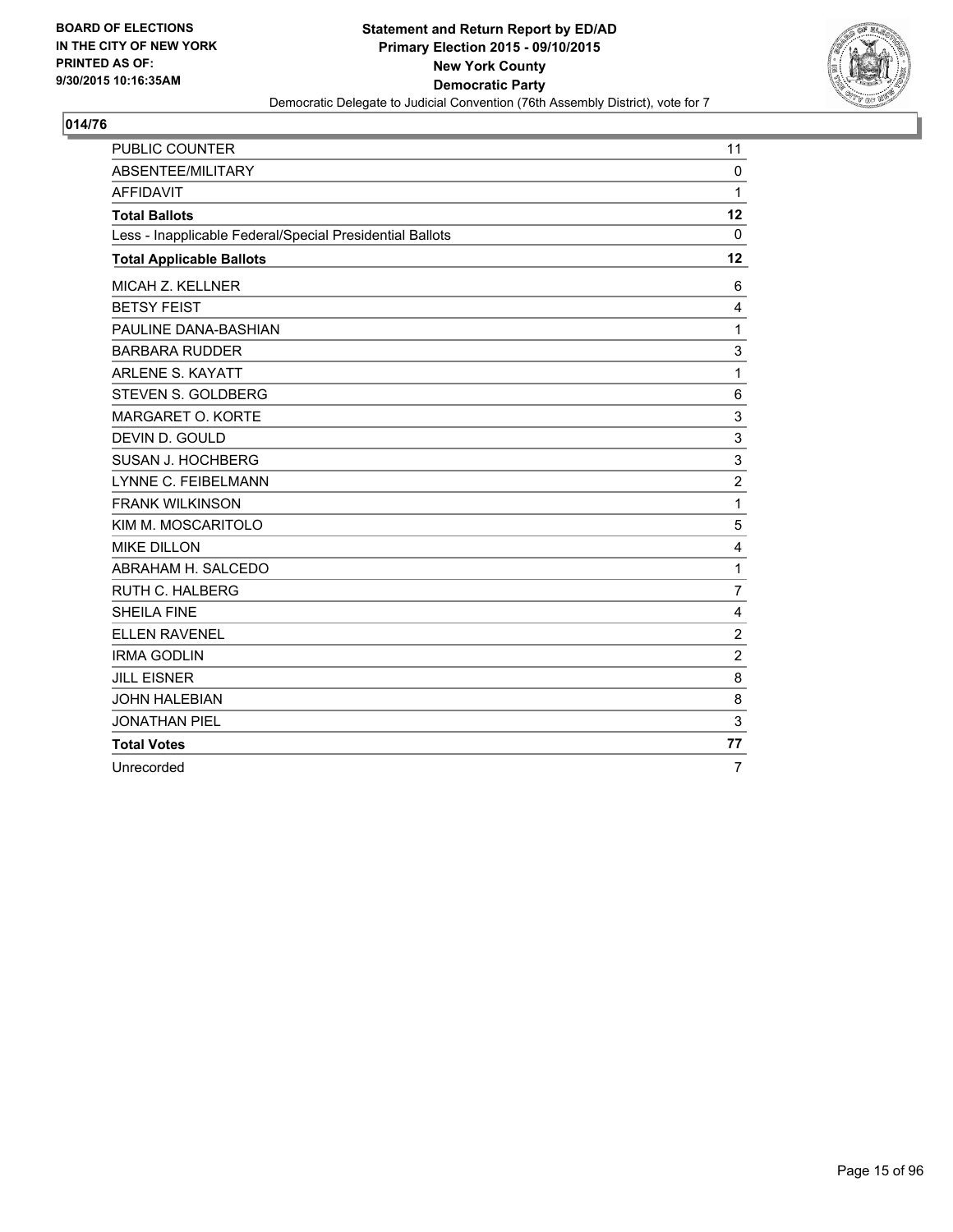BOARD OF ELECTIONS
IN THE CITY OF NEW YORK
PRINTED AS OF:
9/30/2015 10:16:35AM

**Statement and Return Report by ED/AD**
**Primary Election 2015 - 09/10/2015**
**New York County**
**Democratic Party**
Democratic Delegate to Judicial Convention (76th Assembly District), vote for 7

## 014/76

| | |
|---|---|
| PUBLIC COUNTER | 11 |
| ABSENTEE/MILITARY | 0 |
| AFFIDAVIT | 1 |
| **Total Ballots** | **12** |
| Less - Inapplicable Federal/Special Presidential Ballots | 0 |
| **Total Applicable Ballots** | **12** |
| MICAH Z. KELLNER | 6 |
| BETSY FEIST | 4 |
| PAULINE DANA-BASHIAN | 1 |
| BARBARA RUDDER | 3 |
| ARLENE S. KAYATT | 1 |
| STEVEN S. GOLDBERG | 6 |
| MARGARET O. KORTE | 3 |
| DEVIN D. GOULD | 3 |
| SUSAN J. HOCHBERG | 3 |
| LYNNE C. FEIBELMANN | 2 |
| FRANK WILKINSON | 1 |
| KIM M. MOSCARITOLO | 5 |
| MIKE DILLON | 4 |
| ABRAHAM H. SALCEDO | 1 |
| RUTH C. HALBERG | 7 |
| SHEILA FINE | 4 |
| ELLEN RAVENEL | 2 |
| IRMA GODLIN | 2 |
| JILL EISNER | 8 |
| JOHN HALEBIAN | 8 |
| JONATHAN PIEL | 3 |
| **Total Votes** | **77** |
| Unrecorded | 7 |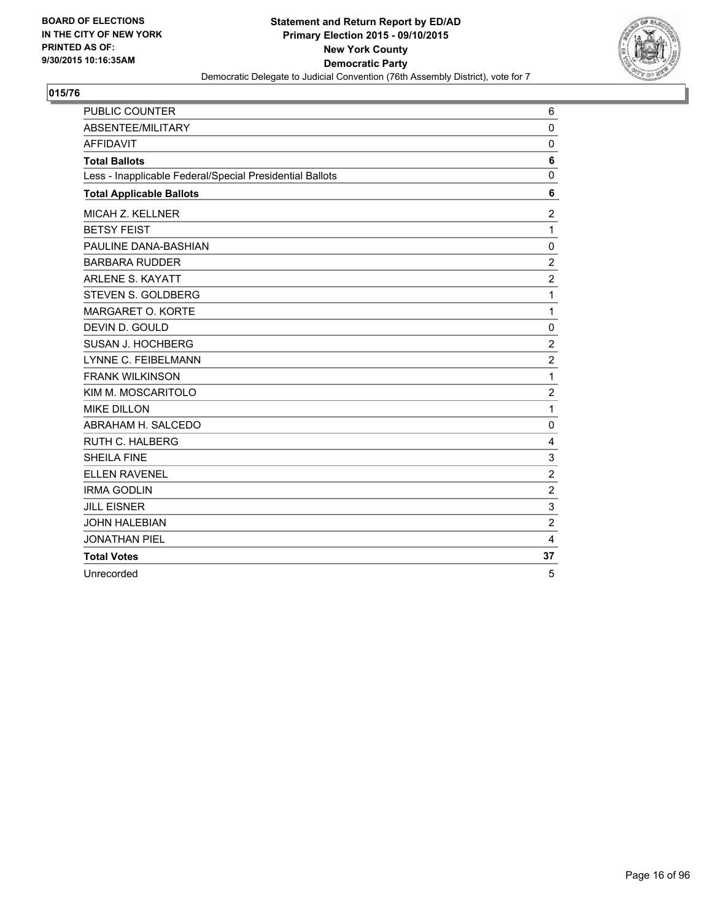**BOARD OF ELECTIONS IN THE CITY OF NEW YORK PRINTED AS OF: 9/30/2015 10:16:35AM**

**Statement and Return Report by ED/AD Primary Election 2015 - 09/10/2015 New York County Democratic Party**

Democratic Delegate to Judicial Convention (76th Assembly District), vote for 7

## 015/76

| | |
|---|---|
| PUBLIC COUNTER | 6 |
| ABSENTEE/MILITARY | 0 |
| AFFIDAVIT | 0 |
| **Total Ballots** | **6** |
| Less - Inapplicable Federal/Special Presidential Ballots | 0 |
| **Total Applicable Ballots** | **6** |
| MICAH Z. KELLNER | 2 |
| BETSY FEIST | 1 |
| PAULINE DANA-BASHIAN | 0 |
| BARBARA RUDDER | 2 |
| ARLENE S. KAYATT | 2 |
| STEVEN S. GOLDBERG | 1 |
| MARGARET O. KORTE | 1 |
| DEVIN D. GOULD | 0 |
| SUSAN J. HOCHBERG | 2 |
| LYNNE C. FEIBELMANN | 2 |
| FRANK WILKINSON | 1 |
| KIM M. MOSCARITOLO | 2 |
| MIKE DILLON | 1 |
| ABRAHAM H. SALCEDO | 0 |
| RUTH C. HALBERG | 4 |
| SHEILA FINE | 3 |
| ELLEN RAVENEL | 2 |
| IRMA GODLIN | 2 |
| JILL EISNER | 3 |
| JOHN HALEBIAN | 2 |
| JONATHAN PIEL | 4 |
| **Total Votes** | **37** |
| Unrecorded | 5 |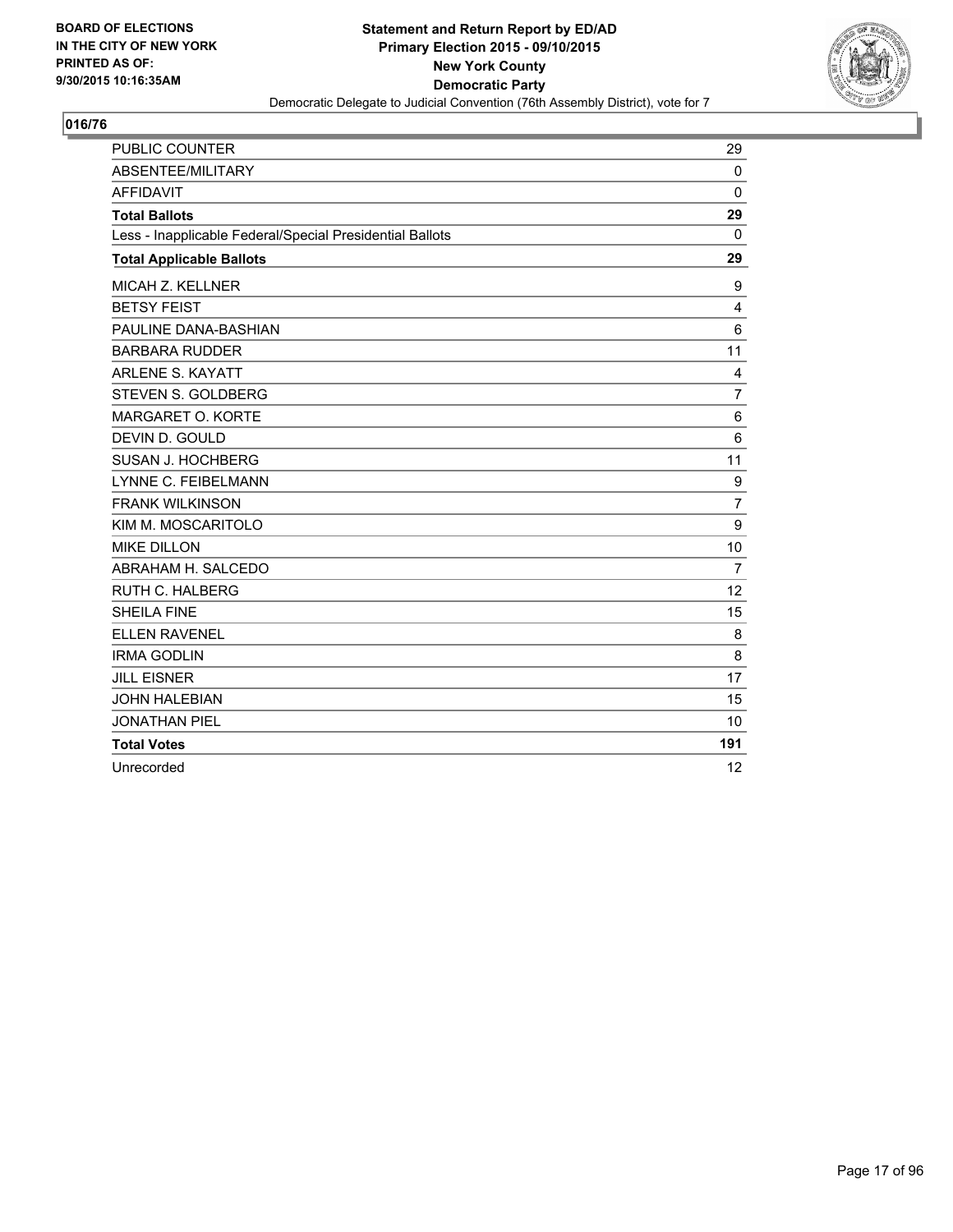**BOARD OF ELECTIONS IN THE CITY OF NEW YORK PRINTED AS OF: 9/30/2015 10:16:35AM**

**Statement and Return Report by ED/AD**
**Primary Election 2015 - 09/10/2015**
**New York County**
**Democratic Party**
Democratic Delegate to Judicial Convention (76th Assembly District), vote for 7

## 016/76

| | |
|---|---|
| PUBLIC COUNTER | 29 |
| ABSENTEE/MILITARY | 0 |
| AFFIDAVIT | 0 |
| **Total Ballots** | **29** |
| Less - Inapplicable Federal/Special Presidential Ballots | 0 |
| **Total Applicable Ballots** | **29** |
| MICAH Z. KELLNER | 9 |
| BETSY FEIST | 4 |
| PAULINE DANA-BASHIAN | 6 |
| BARBARA RUDDER | 11 |
| ARLENE S. KAYATT | 4 |
| STEVEN S. GOLDBERG | 7 |
| MARGARET O. KORTE | 6 |
| DEVIN D. GOULD | 6 |
| SUSAN J. HOCHBERG | 11 |
| LYNNE C. FEIBELMANN | 9 |
| FRANK WILKINSON | 7 |
| KIM M. MOSCARITOLO | 9 |
| MIKE DILLON | 10 |
| ABRAHAM H. SALCEDO | 7 |
| RUTH C. HALBERG | 12 |
| SHEILA FINE | 15 |
| ELLEN RAVENEL | 8 |
| IRMA GODLIN | 8 |
| JILL EISNER | 17 |
| JOHN HALEBIAN | 15 |
| JONATHAN PIEL | 10 |
| **Total Votes** | **191** |
| Unrecorded | 12 |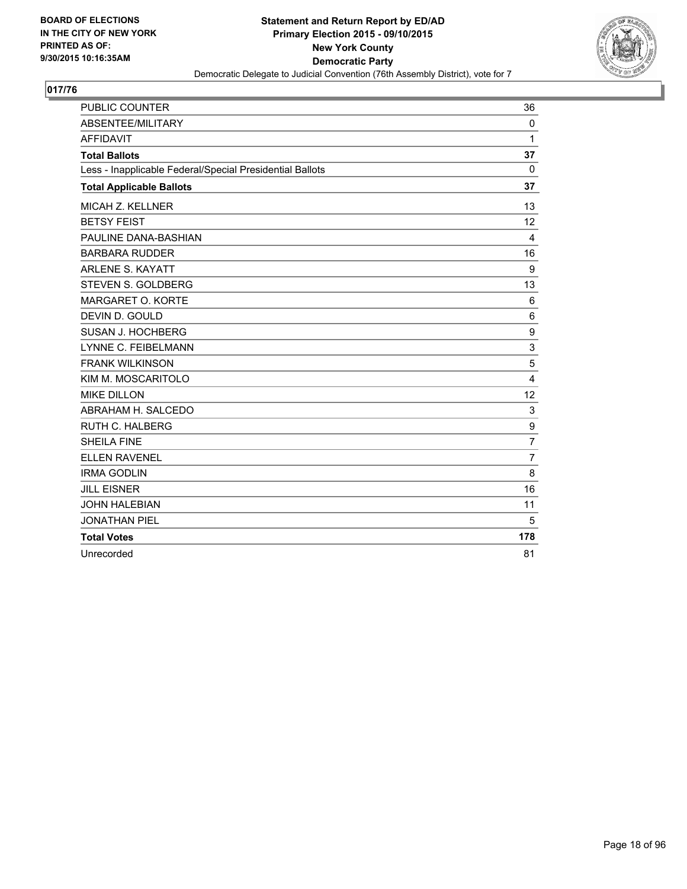BOARD OF ELECTIONS
IN THE CITY OF NEW YORK
PRINTED AS OF:
9/30/2015 10:16:35AM

**Statement and Return Report by ED/AD**
**Primary Election 2015 - 09/10/2015**
**New York County**
**Democratic Party**
Democratic Delegate to Judicial Convention (76th Assembly District), vote for 7

## 017/76

| | |
|---|---|
| PUBLIC COUNTER | 36 |
| ABSENTEE/MILITARY | 0 |
| AFFIDAVIT | 1 |
| **Total Ballots** | **37** |
| Less - Inapplicable Federal/Special Presidential Ballots | 0 |
| **Total Applicable Ballots** | **37** |
| MICAH Z. KELLNER | 13 |
| BETSY FEIST | 12 |
| PAULINE DANA-BASHIAN | 4 |
| BARBARA RUDDER | 16 |
| ARLENE S. KAYATT | 9 |
| STEVEN S. GOLDBERG | 13 |
| MARGARET O. KORTE | 6 |
| DEVIN D. GOULD | 6 |
| SUSAN J. HOCHBERG | 9 |
| LYNNE C. FEIBELMANN | 3 |
| FRANK WILKINSON | 5 |
| KIM M. MOSCARITOLO | 4 |
| MIKE DILLON | 12 |
| ABRAHAM H. SALCEDO | 3 |
| RUTH C. HALBERG | 9 |
| SHEILA FINE | 7 |
| ELLEN RAVENEL | 7 |
| IRMA GODLIN | 8 |
| JILL EISNER | 16 |
| JOHN HALEBIAN | 11 |
| JONATHAN PIEL | 5 |
| **Total Votes** | **178** |
| Unrecorded | 81 |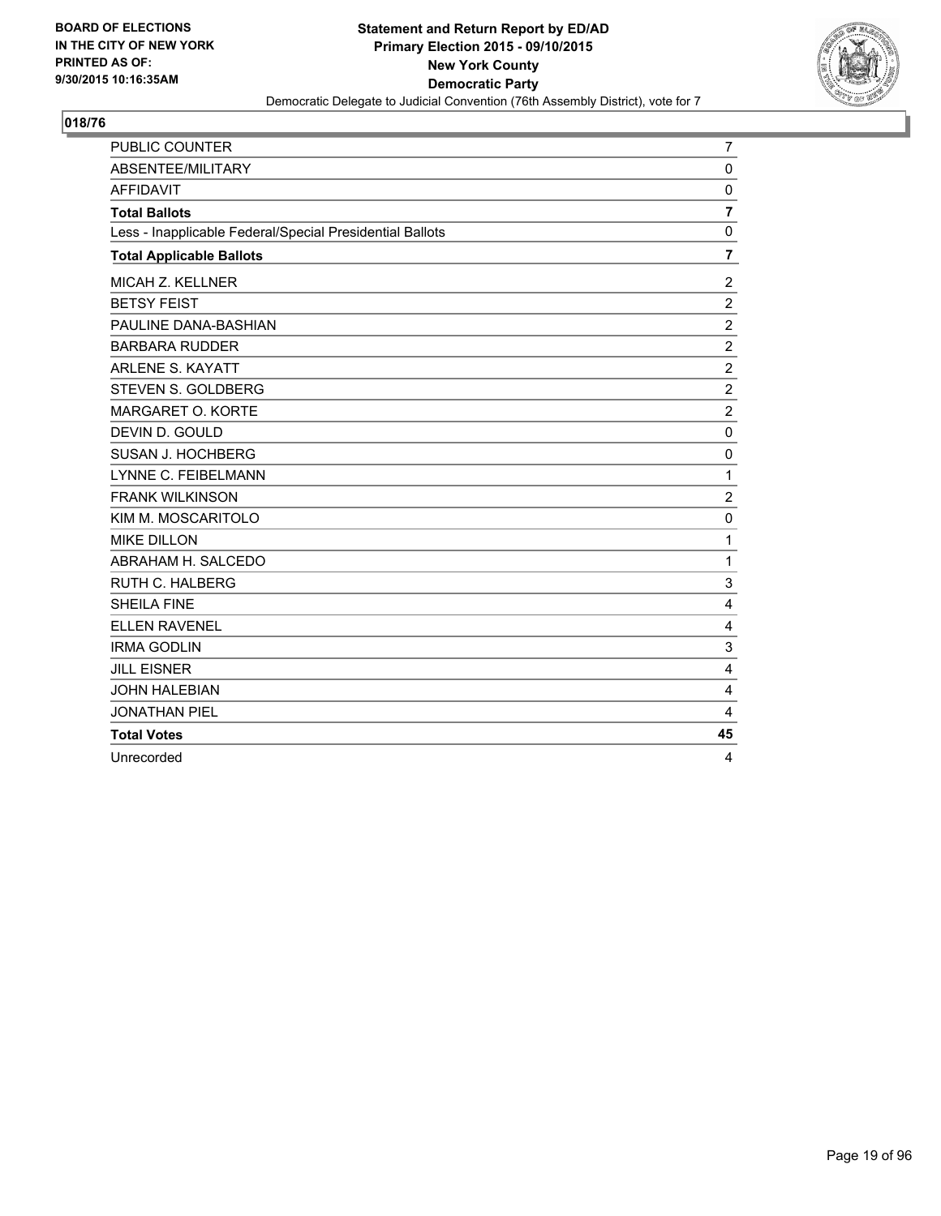BOARD OF ELECTIONS
IN THE CITY OF NEW YORK
PRINTED AS OF:
9/30/2015 10:16:35AM

**Statement and Return Report by ED/AD**
**Primary Election 2015 - 09/10/2015**
**New York County**
**Democratic Party**
Democratic Delegate to Judicial Convention (76th Assembly District), vote for 7

## 018/76

| | |
|---|---|
| PUBLIC COUNTER | 7 |
| ABSENTEE/MILITARY | 0 |
| AFFIDAVIT | 0 |
| **Total Ballots** | **7** |
| Less - Inapplicable Federal/Special Presidential Ballots | 0 |
| **Total Applicable Ballots** | **7** |
| MICAH Z. KELLNER | 2 |
| BETSY FEIST | 2 |
| PAULINE DANA-BASHIAN | 2 |
| BARBARA RUDDER | 2 |
| ARLENE S. KAYATT | 2 |
| STEVEN S. GOLDBERG | 2 |
| MARGARET O. KORTE | 2 |
| DEVIN D. GOULD | 0 |
| SUSAN J. HOCHBERG | 0 |
| LYNNE C. FEIBELMANN | 1 |
| FRANK WILKINSON | 2 |
| KIM M. MOSCARITOLO | 0 |
| MIKE DILLON | 1 |
| ABRAHAM H. SALCEDO | 1 |
| RUTH C. HALBERG | 3 |
| SHEILA FINE | 4 |
| ELLEN RAVENEL | 4 |
| IRMA GODLIN | 3 |
| JILL EISNER | 4 |
| JOHN HALEBIAN | 4 |
| JONATHAN PIEL | 4 |
| **Total Votes** | **45** |
| Unrecorded | 4 |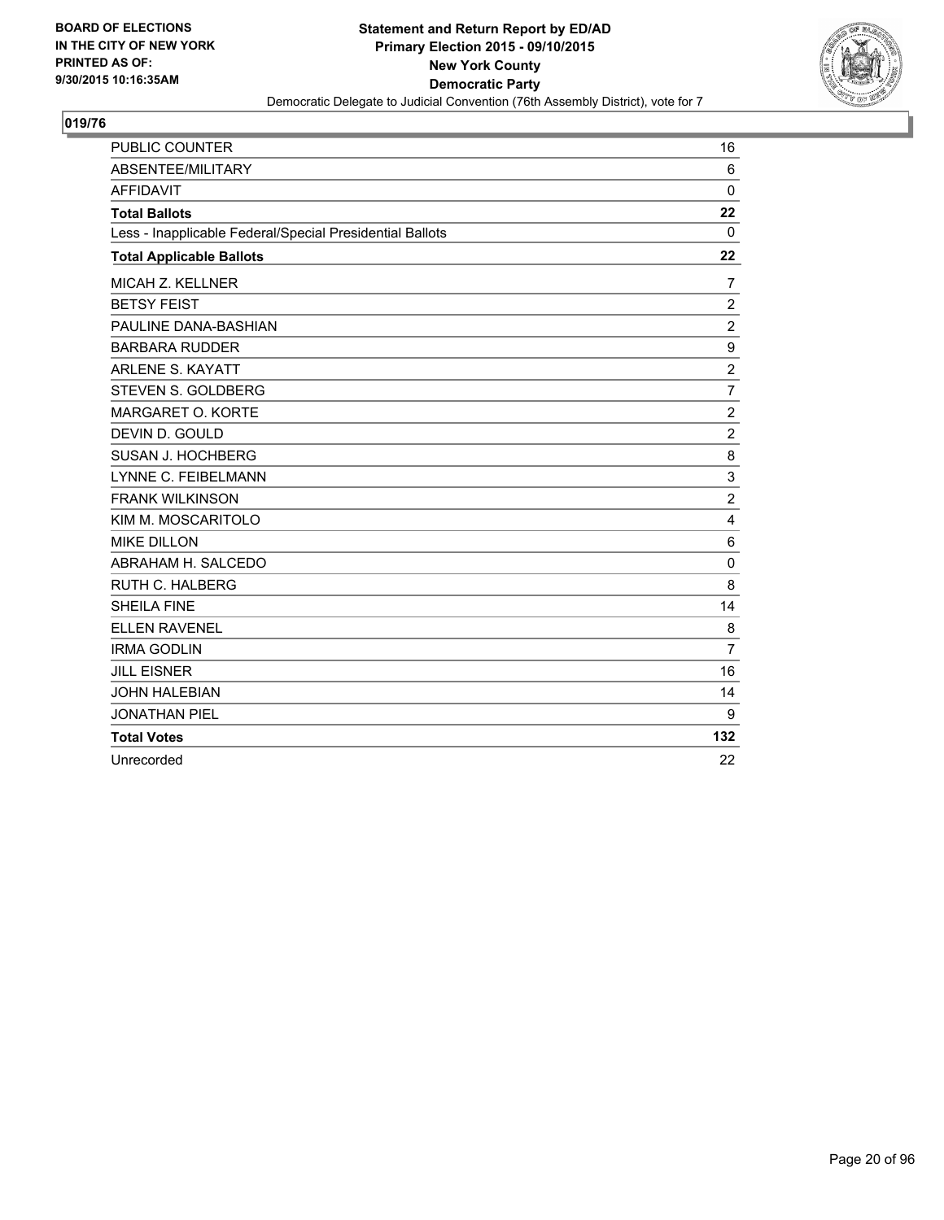**BOARD OF ELECTIONS IN THE CITY OF NEW YORK PRINTED AS OF: 9/30/2015 10:16:35AM**

**Statement and Return Report by ED/AD**
**Primary Election 2015 - 09/10/2015**
**New York County**
**Democratic Party**
Democratic Delegate to Judicial Convention (76th Assembly District), vote for 7

## 019/76

| | |
|---|---|
| PUBLIC COUNTER | 16 |
| ABSENTEE/MILITARY | 6 |
| AFFIDAVIT | 0 |
| **Total Ballots** | **22** |
| Less - Inapplicable Federal/Special Presidential Ballots | 0 |
| **Total Applicable Ballots** | **22** |
| MICAH Z. KELLNER | 7 |
| BETSY FEIST | 2 |
| PAULINE DANA-BASHIAN | 2 |
| BARBARA RUDDER | 9 |
| ARLENE S. KAYATT | 2 |
| STEVEN S. GOLDBERG | 7 |
| MARGARET O. KORTE | 2 |
| DEVIN D. GOULD | 2 |
| SUSAN J. HOCHBERG | 8 |
| LYNNE C. FEIBELMANN | 3 |
| FRANK WILKINSON | 2 |
| KIM M. MOSCARITOLO | 4 |
| MIKE DILLON | 6 |
| ABRAHAM H. SALCEDO | 0 |
| RUTH C. HALBERG | 8 |
| SHEILA FINE | 14 |
| ELLEN RAVENEL | 8 |
| IRMA GODLIN | 7 |
| JILL EISNER | 16 |
| JOHN HALEBIAN | 14 |
| JONATHAN PIEL | 9 |
| **Total Votes** | **132** |
| Unrecorded | 22 |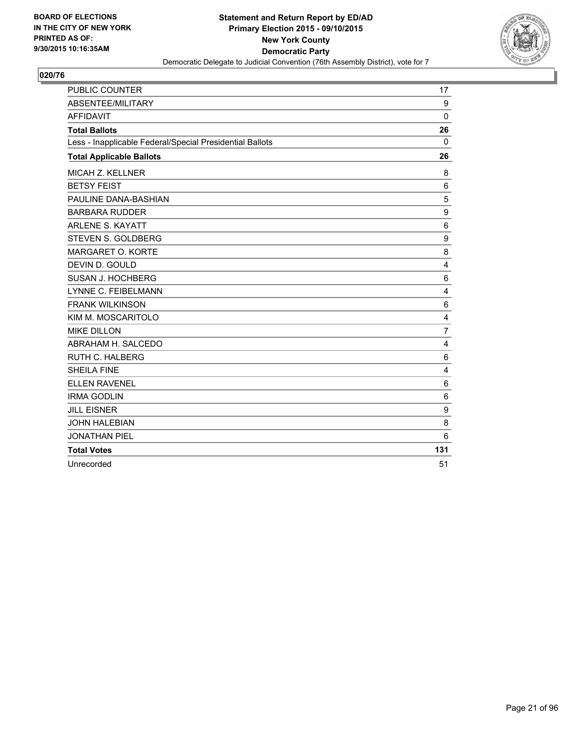**BOARD OF ELECTIONS IN THE CITY OF NEW YORK PRINTED AS OF: 9/30/2015 10:16:35AM**

**Statement and Return Report by ED/AD**
**Primary Election 2015 - 09/10/2015**
**New York County**
**Democratic Party**
Democratic Delegate to Judicial Convention (76th Assembly District), vote for 7

**020/76**

| | |
|---|---|
| PUBLIC COUNTER | 17 |
| ABSENTEE/MILITARY | 9 |
| AFFIDAVIT | 0 |
| **Total Ballots** | **26** |
| Less - Inapplicable Federal/Special Presidential Ballots | 0 |
| **Total Applicable Ballots** | **26** |
| MICAH Z. KELLNER | 8 |
| BETSY FEIST | 6 |
| PAULINE DANA-BASHIAN | 5 |
| BARBARA RUDDER | 9 |
| ARLENE S. KAYATT | 6 |
| STEVEN S. GOLDBERG | 9 |
| MARGARET O. KORTE | 8 |
| DEVIN D. GOULD | 4 |
| SUSAN J. HOCHBERG | 6 |
| LYNNE C. FEIBELMANN | 4 |
| FRANK WILKINSON | 6 |
| KIM M. MOSCARITOLO | 4 |
| MIKE DILLON | 7 |
| ABRAHAM H. SALCEDO | 4 |
| RUTH C. HALBERG | 6 |
| SHEILA FINE | 4 |
| ELLEN RAVENEL | 6 |
| IRMA GODLIN | 6 |
| JILL EISNER | 9 |
| JOHN HALEBIAN | 8 |
| JONATHAN PIEL | 6 |
| **Total Votes** | **131** |
| Unrecorded | 51 |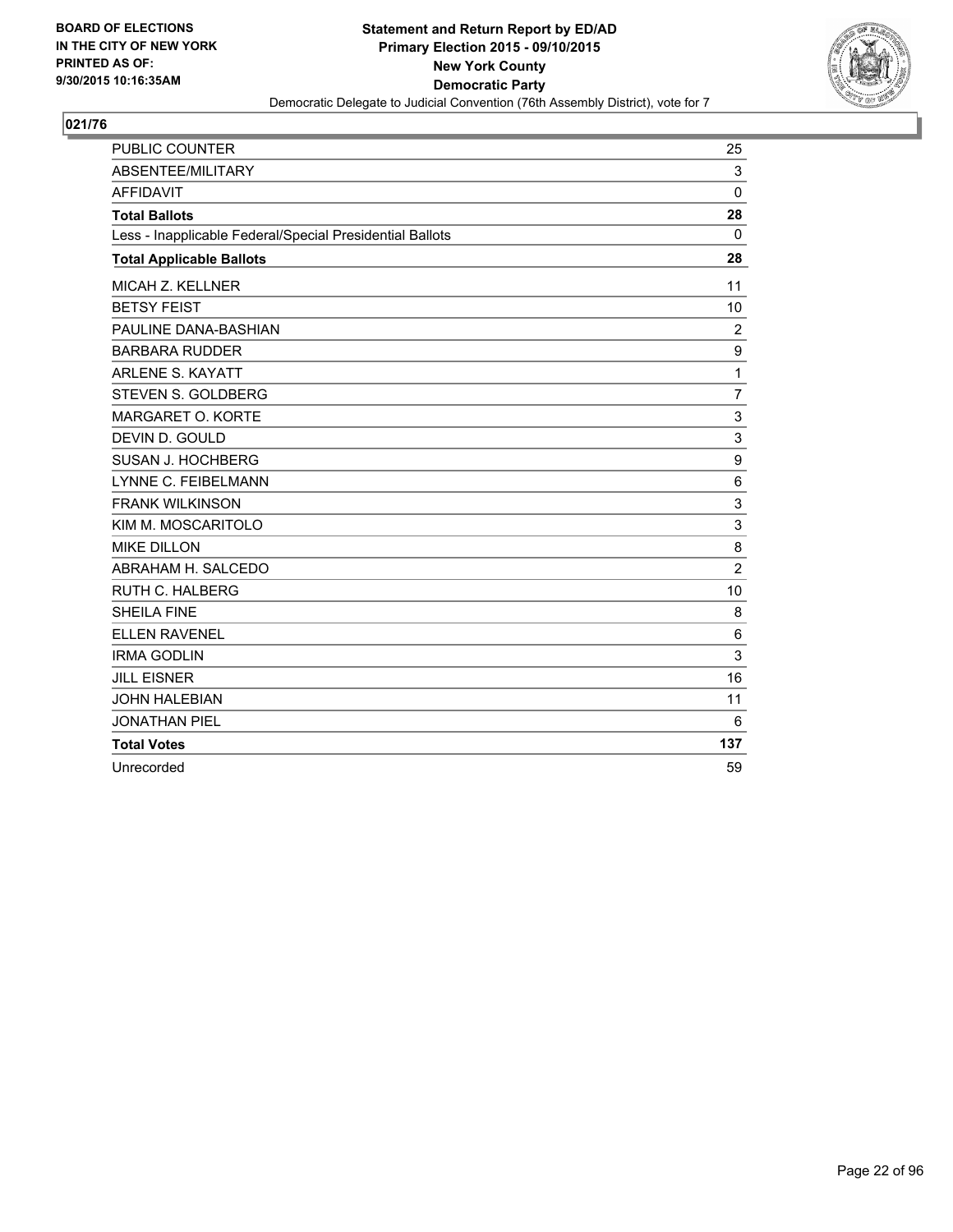BOARD OF ELECTIONS
IN THE CITY OF NEW YORK
PRINTED AS OF:
9/30/2015 10:16:35AM

**Statement and Return Report by ED/AD**
**Primary Election 2015 - 09/10/2015**
**New York County**
**Democratic Party**
Democratic Delegate to Judicial Convention (76th Assembly District), vote for 7

## 021/76

| | |
|---|---|
| PUBLIC COUNTER | 25 |
| ABSENTEE/MILITARY | 3 |
| AFFIDAVIT | 0 |
| **Total Ballots** | **28** |
| Less - Inapplicable Federal/Special Presidential Ballots | 0 |
| **Total Applicable Ballots** | **28** |
| MICAH Z. KELLNER | 11 |
| BETSY FEIST | 10 |
| PAULINE DANA-BASHIAN | 2 |
| BARBARA RUDDER | 9 |
| ARLENE S. KAYATT | 1 |
| STEVEN S. GOLDBERG | 7 |
| MARGARET O. KORTE | 3 |
| DEVIN D. GOULD | 3 |
| SUSAN J. HOCHBERG | 9 |
| LYNNE C. FEIBELMANN | 6 |
| FRANK WILKINSON | 3 |
| KIM M. MOSCARITOLO | 3 |
| MIKE DILLON | 8 |
| ABRAHAM H. SALCEDO | 2 |
| RUTH C. HALBERG | 10 |
| SHEILA FINE | 8 |
| ELLEN RAVENEL | 6 |
| IRMA GODLIN | 3 |
| JILL EISNER | 16 |
| JOHN HALEBIAN | 11 |
| JONATHAN PIEL | 6 |
| **Total Votes** | **137** |
| Unrecorded | 59 |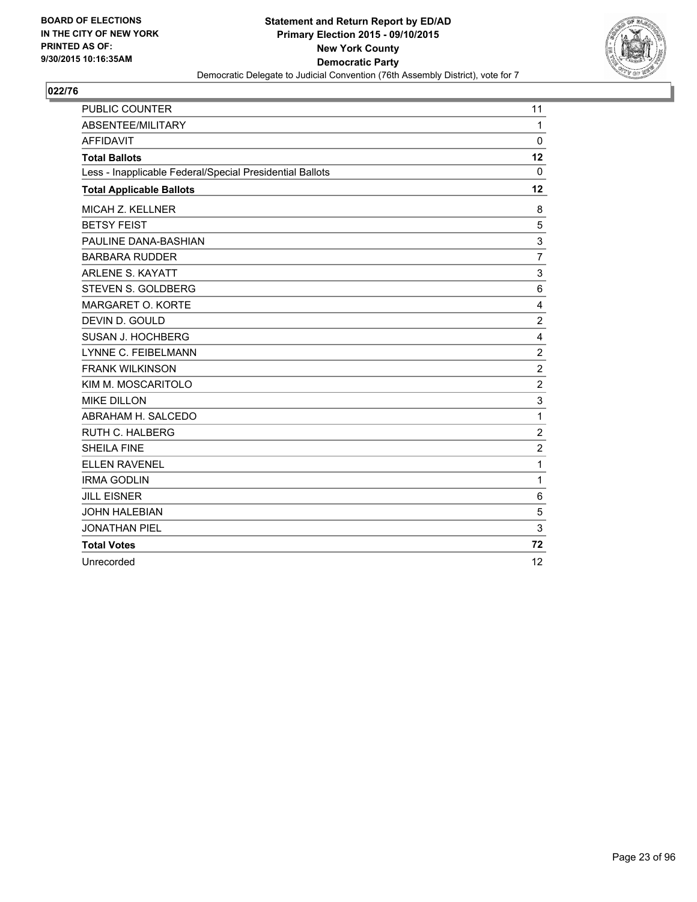BOARD OF ELECTIONS
IN THE CITY OF NEW YORK
PRINTED AS OF:
9/30/2015 10:16:35AM

**Statement and Return Report by ED/AD**
**Primary Election 2015 - 09/10/2015**
**New York County**
**Democratic Party**
Democratic Delegate to Judicial Convention (76th Assembly District), vote for 7

## 022/76

| | |
|---|---|
| PUBLIC COUNTER | 11 |
| ABSENTEE/MILITARY | 1 |
| AFFIDAVIT | 0 |
| **Total Ballots** | **12** |
| Less - Inapplicable Federal/Special Presidential Ballots | 0 |
| **Total Applicable Ballots** | **12** |
| MICAH Z. KELLNER | 8 |
| BETSY FEIST | 5 |
| PAULINE DANA-BASHIAN | 3 |
| BARBARA RUDDER | 7 |
| ARLENE S. KAYATT | 3 |
| STEVEN S. GOLDBERG | 6 |
| MARGARET O. KORTE | 4 |
| DEVIN D. GOULD | 2 |
| SUSAN J. HOCHBERG | 4 |
| LYNNE C. FEIBELMANN | 2 |
| FRANK WILKINSON | 2 |
| KIM M. MOSCARITOLO | 2 |
| MIKE DILLON | 3 |
| ABRAHAM H. SALCEDO | 1 |
| RUTH C. HALBERG | 2 |
| SHEILA FINE | 2 |
| ELLEN RAVENEL | 1 |
| IRMA GODLIN | 1 |
| JILL EISNER | 6 |
| JOHN HALEBIAN | 5 |
| JONATHAN PIEL | 3 |
| **Total Votes** | **72** |
| Unrecorded | 12 |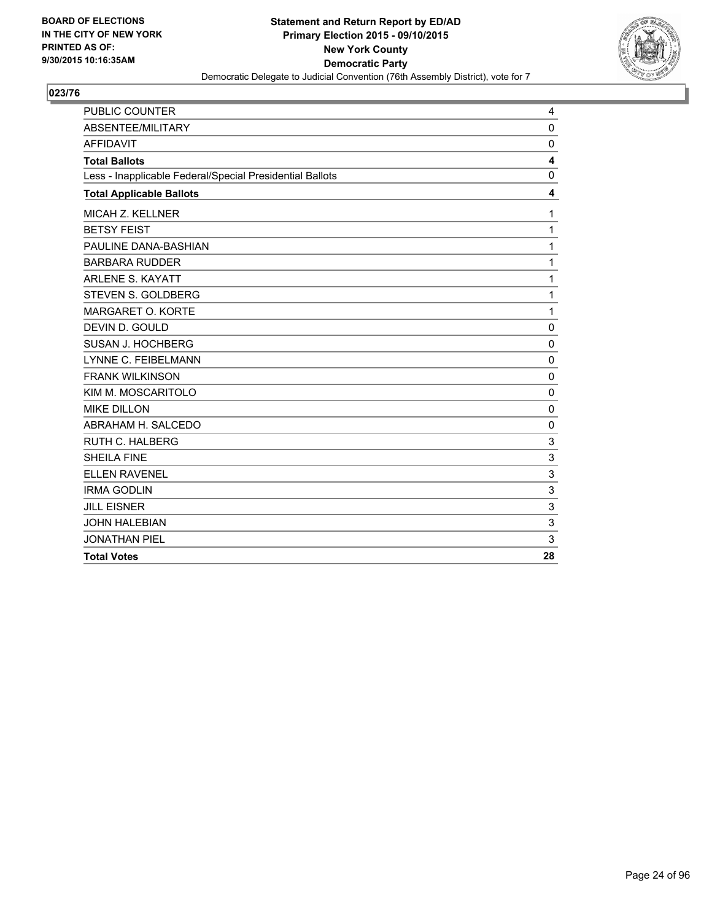BOARD OF ELECTIONS
IN THE CITY OF NEW YORK
PRINTED AS OF:
9/30/2015 10:16:35AM

**Statement and Return Report by ED/AD**
**Primary Election 2015 - 09/10/2015**
**New York County**
**Democratic Party**
Democratic Delegate to Judicial Convention (76th Assembly District), vote for 7

## 023/76

| | |
|---|---|
| PUBLIC COUNTER | 4 |
| ABSENTEE/MILITARY | 0 |
| AFFIDAVIT | 0 |
| **Total Ballots** | **4** |
| Less - Inapplicable Federal/Special Presidential Ballots | 0 |
| **Total Applicable Ballots** | **4** |
| MICAH Z. KELLNER | 1 |
| BETSY FEIST | 1 |
| PAULINE DANA-BASHIAN | 1 |
| BARBARA RUDDER | 1 |
| ARLENE S. KAYATT | 1 |
| STEVEN S. GOLDBERG | 1 |
| MARGARET O. KORTE | 1 |
| DEVIN D. GOULD | 0 |
| SUSAN J. HOCHBERG | 0 |
| LYNNE C. FEIBELMANN | 0 |
| FRANK WILKINSON | 0 |
| KIM M. MOSCARITOLO | 0 |
| MIKE DILLON | 0 |
| ABRAHAM H. SALCEDO | 0 |
| RUTH C. HALBERG | 3 |
| SHEILA FINE | 3 |
| ELLEN RAVENEL | 3 |
| IRMA GODLIN | 3 |
| JILL EISNER | 3 |
| JOHN HALEBIAN | 3 |
| JONATHAN PIEL | 3 |
| **Total Votes** | **28** |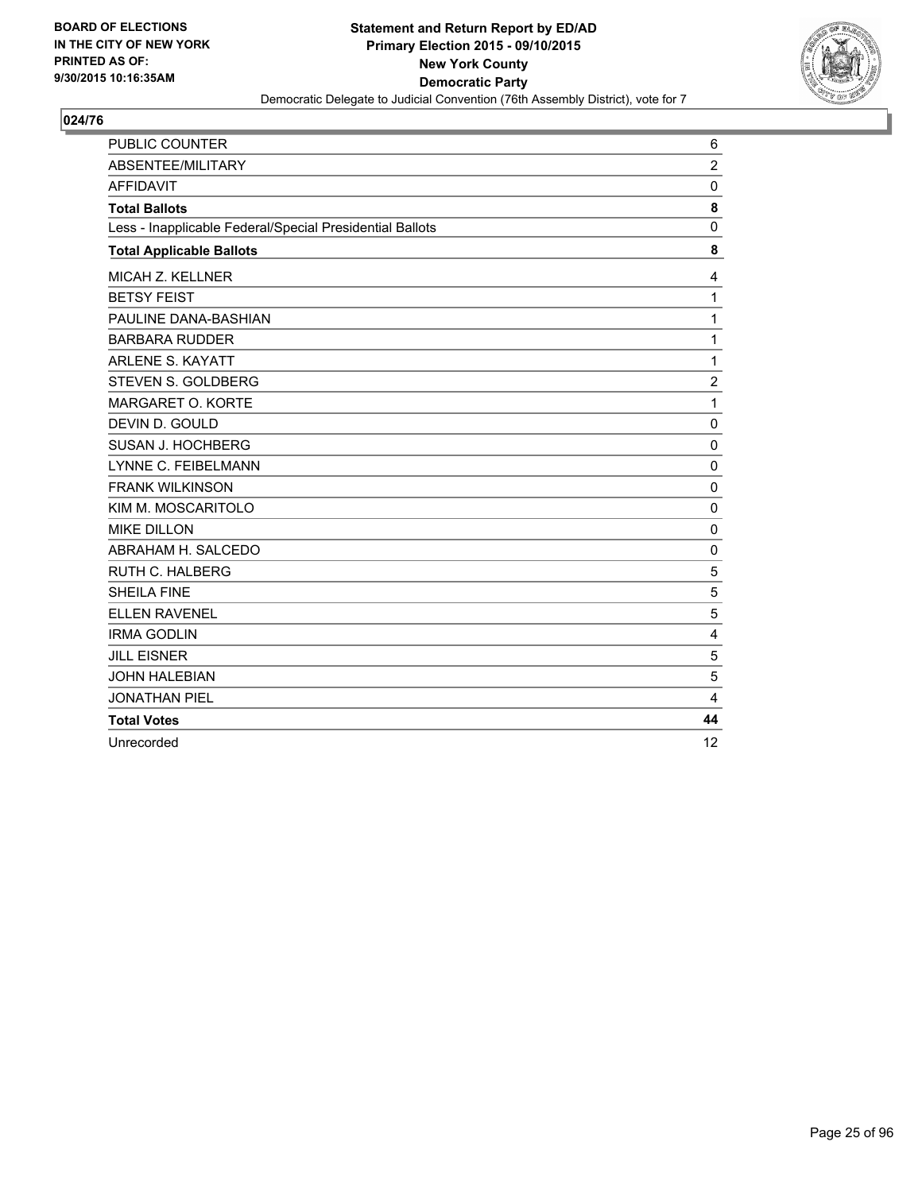BOARD OF ELECTIONS
IN THE CITY OF NEW YORK
PRINTED AS OF:
9/30/2015 10:16:35AM

**Statement and Return Report by ED/AD**
**Primary Election 2015 - 09/10/2015**
**New York County**
**Democratic Party**
Democratic Delegate to Judicial Convention (76th Assembly District), vote for 7

## 024/76

| | |
|---|---|
| PUBLIC COUNTER | 6 |
| ABSENTEE/MILITARY | 2 |
| AFFIDAVIT | 0 |
| **Total Ballots** | **8** |
| Less - Inapplicable Federal/Special Presidential Ballots | 0 |
| **Total Applicable Ballots** | **8** |
| MICAH Z. KELLNER | 4 |
| BETSY FEIST | 1 |
| PAULINE DANA-BASHIAN | 1 |
| BARBARA RUDDER | 1 |
| ARLENE S. KAYATT | 1 |
| STEVEN S. GOLDBERG | 2 |
| MARGARET O. KORTE | 1 |
| DEVIN D. GOULD | 0 |
| SUSAN J. HOCHBERG | 0 |
| LYNNE C. FEIBELMANN | 0 |
| FRANK WILKINSON | 0 |
| KIM M. MOSCARITOLO | 0 |
| MIKE DILLON | 0 |
| ABRAHAM H. SALCEDO | 0 |
| RUTH C. HALBERG | 5 |
| SHEILA FINE | 5 |
| ELLEN RAVENEL | 5 |
| IRMA GODLIN | 4 |
| JILL EISNER | 5 |
| JOHN HALEBIAN | 5 |
| JONATHAN PIEL | 4 |
| **Total Votes** | **44** |
| Unrecorded | 12 |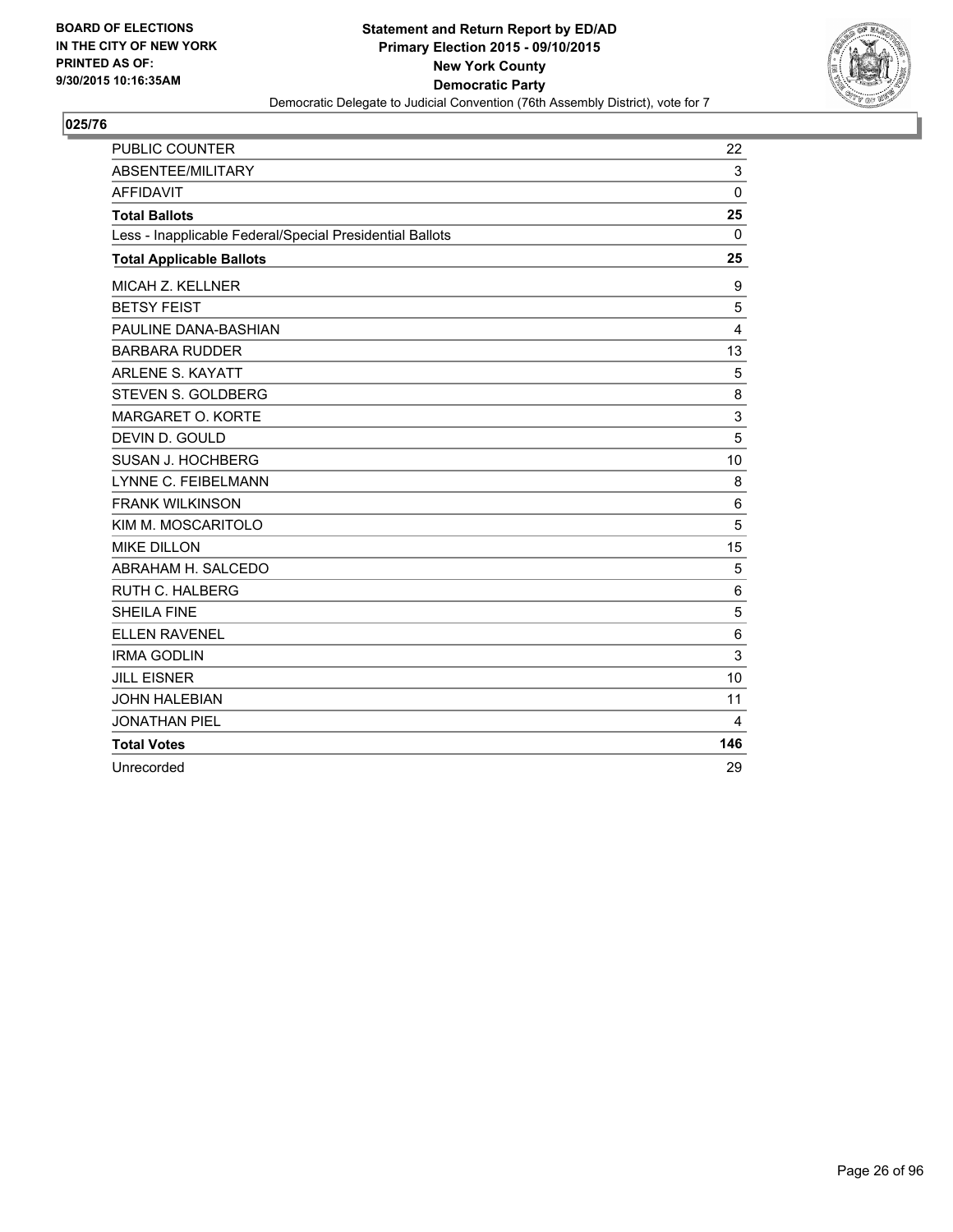**BOARD OF ELECTIONS IN THE CITY OF NEW YORK PRINTED AS OF: 9/30/2015 10:16:35AM**

**Statement and Return Report by ED/AD**
**Primary Election 2015 - 09/10/2015**
**New York County**
**Democratic Party**
Democratic Delegate to Judicial Convention (76th Assembly District), vote for 7

## 025/76

| | |
|---|---|
| PUBLIC COUNTER | 22 |
| ABSENTEE/MILITARY | 3 |
| AFFIDAVIT | 0 |
| **Total Ballots** | **25** |
| Less - Inapplicable Federal/Special Presidential Ballots | 0 |
| **Total Applicable Ballots** | **25** |
| MICAH Z. KELLNER | 9 |
| BETSY FEIST | 5 |
| PAULINE DANA-BASHIAN | 4 |
| BARBARA RUDDER | 13 |
| ARLENE S. KAYATT | 5 |
| STEVEN S. GOLDBERG | 8 |
| MARGARET O. KORTE | 3 |
| DEVIN D. GOULD | 5 |
| SUSAN J. HOCHBERG | 10 |
| LYNNE C. FEIBELMANN | 8 |
| FRANK WILKINSON | 6 |
| KIM M. MOSCARITOLO | 5 |
| MIKE DILLON | 15 |
| ABRAHAM H. SALCEDO | 5 |
| RUTH C. HALBERG | 6 |
| SHEILA FINE | 5 |
| ELLEN RAVENEL | 6 |
| IRMA GODLIN | 3 |
| JILL EISNER | 10 |
| JOHN HALEBIAN | 11 |
| JONATHAN PIEL | 4 |
| **Total Votes** | **146** |
| Unrecorded | 29 |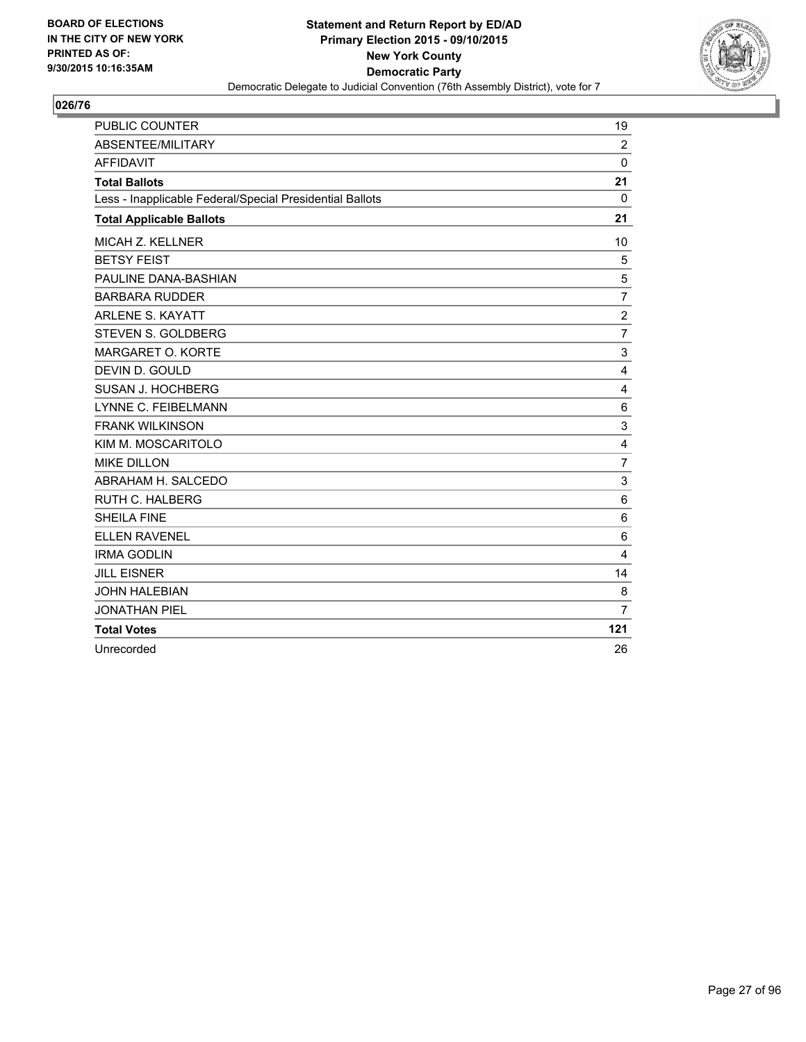**BOARD OF ELECTIONS IN THE CITY OF NEW YORK PRINTED AS OF: 9/30/2015 10:16:35AM**

**Statement and Return Report by ED/AD**
**Primary Election 2015 - 09/10/2015**
**New York County**
**Democratic Party**
Democratic Delegate to Judicial Convention (76th Assembly District), vote for 7

## 026/76

| | |
|---|---|
| PUBLIC COUNTER | 19 |
| ABSENTEE/MILITARY | 2 |
| AFFIDAVIT | 0 |
| **Total Ballots** | **21** |
| Less - Inapplicable Federal/Special Presidential Ballots | 0 |
| **Total Applicable Ballots** | **21** |
| MICAH Z. KELLNER | 10 |
| BETSY FEIST | 5 |
| PAULINE DANA-BASHIAN | 5 |
| BARBARA RUDDER | 7 |
| ARLENE S. KAYATT | 2 |
| STEVEN S. GOLDBERG | 7 |
| MARGARET O. KORTE | 3 |
| DEVIN D. GOULD | 4 |
| SUSAN J. HOCHBERG | 4 |
| LYNNE C. FEIBELMANN | 6 |
| FRANK WILKINSON | 3 |
| KIM M. MOSCARITOLO | 4 |
| MIKE DILLON | 7 |
| ABRAHAM H. SALCEDO | 3 |
| RUTH C. HALBERG | 6 |
| SHEILA FINE | 6 |
| ELLEN RAVENEL | 6 |
| IRMA GODLIN | 4 |
| JILL EISNER | 14 |
| JOHN HALEBIAN | 8 |
| JONATHAN PIEL | 7 |
| **Total Votes** | **121** |
| Unrecorded | 26 |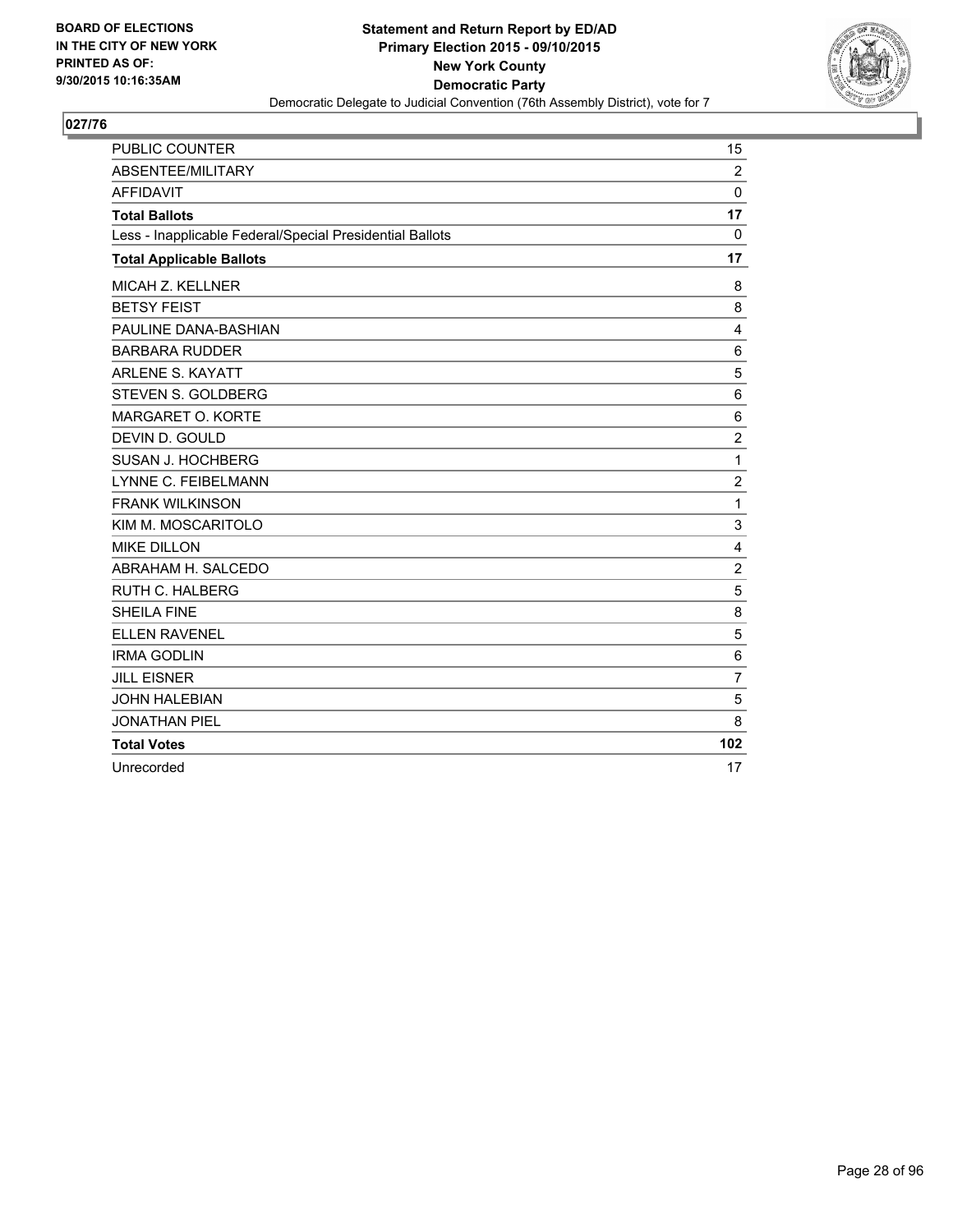**BOARD OF ELECTIONS IN THE CITY OF NEW YORK PRINTED AS OF: 9/30/2015 10:16:35AM**

**Statement and Return Report by ED/AD**
**Primary Election 2015 - 09/10/2015**
**New York County**
**Democratic Party**
Democratic Delegate to Judicial Convention (76th Assembly District), vote for 7

## 027/76

| | |
|---|---|
| PUBLIC COUNTER | 15 |
| ABSENTEE/MILITARY | 2 |
| AFFIDAVIT | 0 |
| **Total Ballots** | **17** |
| Less - Inapplicable Federal/Special Presidential Ballots | 0 |
| **Total Applicable Ballots** | **17** |
| MICAH Z. KELLNER | 8 |
| BETSY FEIST | 8 |
| PAULINE DANA-BASHIAN | 4 |
| BARBARA RUDDER | 6 |
| ARLENE S. KAYATT | 5 |
| STEVEN S. GOLDBERG | 6 |
| MARGARET O. KORTE | 6 |
| DEVIN D. GOULD | 2 |
| SUSAN J. HOCHBERG | 1 |
| LYNNE C. FEIBELMANN | 2 |
| FRANK WILKINSON | 1 |
| KIM M. MOSCARITOLO | 3 |
| MIKE DILLON | 4 |
| ABRAHAM H. SALCEDO | 2 |
| RUTH C. HALBERG | 5 |
| SHEILA FINE | 8 |
| ELLEN RAVENEL | 5 |
| IRMA GODLIN | 6 |
| JILL EISNER | 7 |
| JOHN HALEBIAN | 5 |
| JONATHAN PIEL | 8 |
| **Total Votes** | **102** |
| Unrecorded | 17 |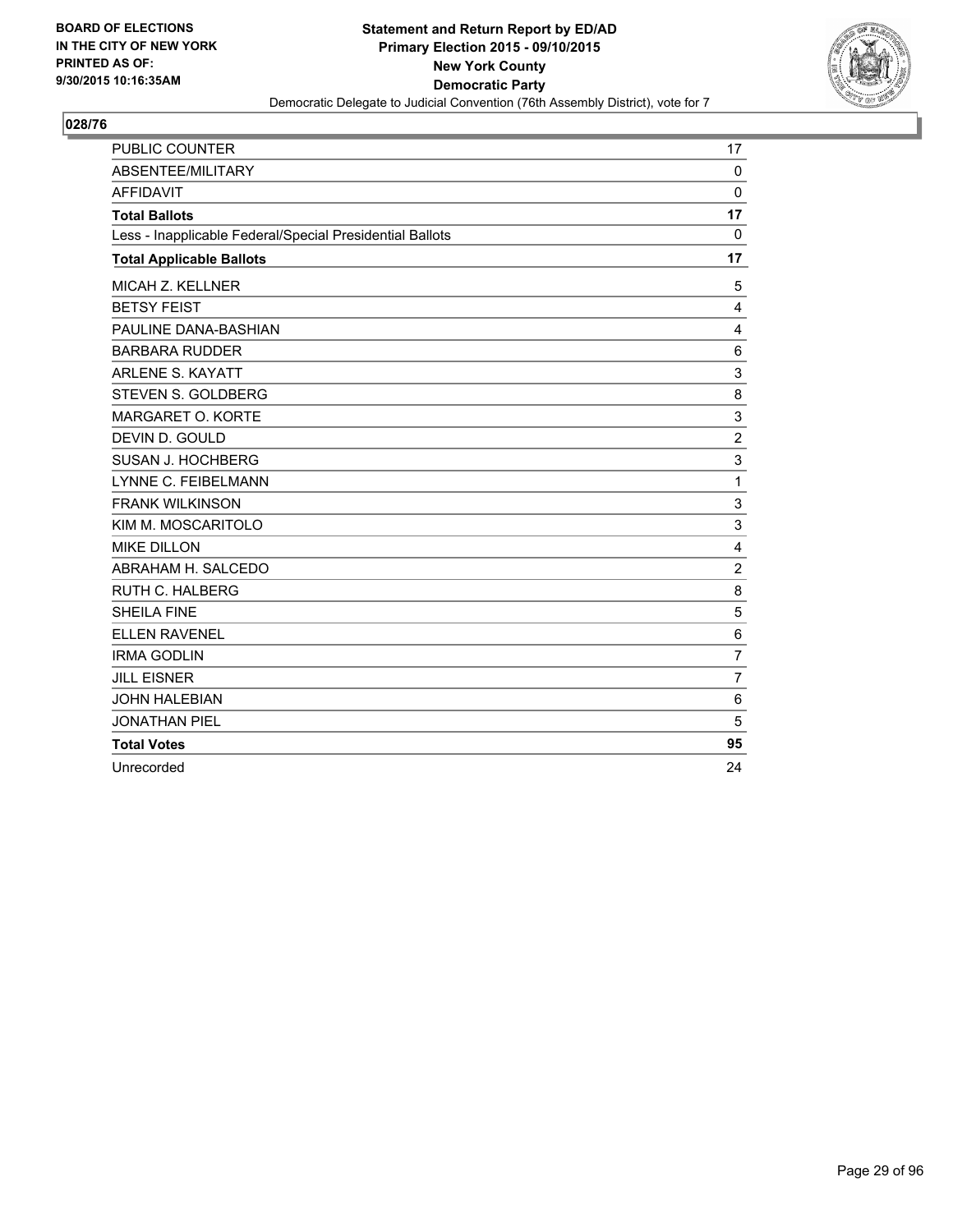BOARD OF ELECTIONS
IN THE CITY OF NEW YORK
PRINTED AS OF:
9/30/2015 10:16:35AM

**Statement and Return Report by ED/AD**
**Primary Election 2015 - 09/10/2015**
**New York County**
**Democratic Party**
Democratic Delegate to Judicial Convention (76th Assembly District), vote for 7

**028/76**

| | |
|---|---|
| PUBLIC COUNTER | 17 |
| ABSENTEE/MILITARY | 0 |
| AFFIDAVIT | 0 |
| **Total Ballots** | **17** |
| Less - Inapplicable Federal/Special Presidential Ballots | 0 |
| **Total Applicable Ballots** | **17** |
| MICAH Z. KELLNER | 5 |
| BETSY FEIST | 4 |
| PAULINE DANA-BASHIAN | 4 |
| BARBARA RUDDER | 6 |
| ARLENE S. KAYATT | 3 |
| STEVEN S. GOLDBERG | 8 |
| MARGARET O. KORTE | 3 |
| DEVIN D. GOULD | 2 |
| SUSAN J. HOCHBERG | 3 |
| LYNNE C. FEIBELMANN | 1 |
| FRANK WILKINSON | 3 |
| KIM M. MOSCARITOLO | 3 |
| MIKE DILLON | 4 |
| ABRAHAM H. SALCEDO | 2 |
| RUTH C. HALBERG | 8 |
| SHEILA FINE | 5 |
| ELLEN RAVENEL | 6 |
| IRMA GODLIN | 7 |
| JILL EISNER | 7 |
| JOHN HALEBIAN | 6 |
| JONATHAN PIEL | 5 |
| **Total Votes** | **95** |
| Unrecorded | 24 |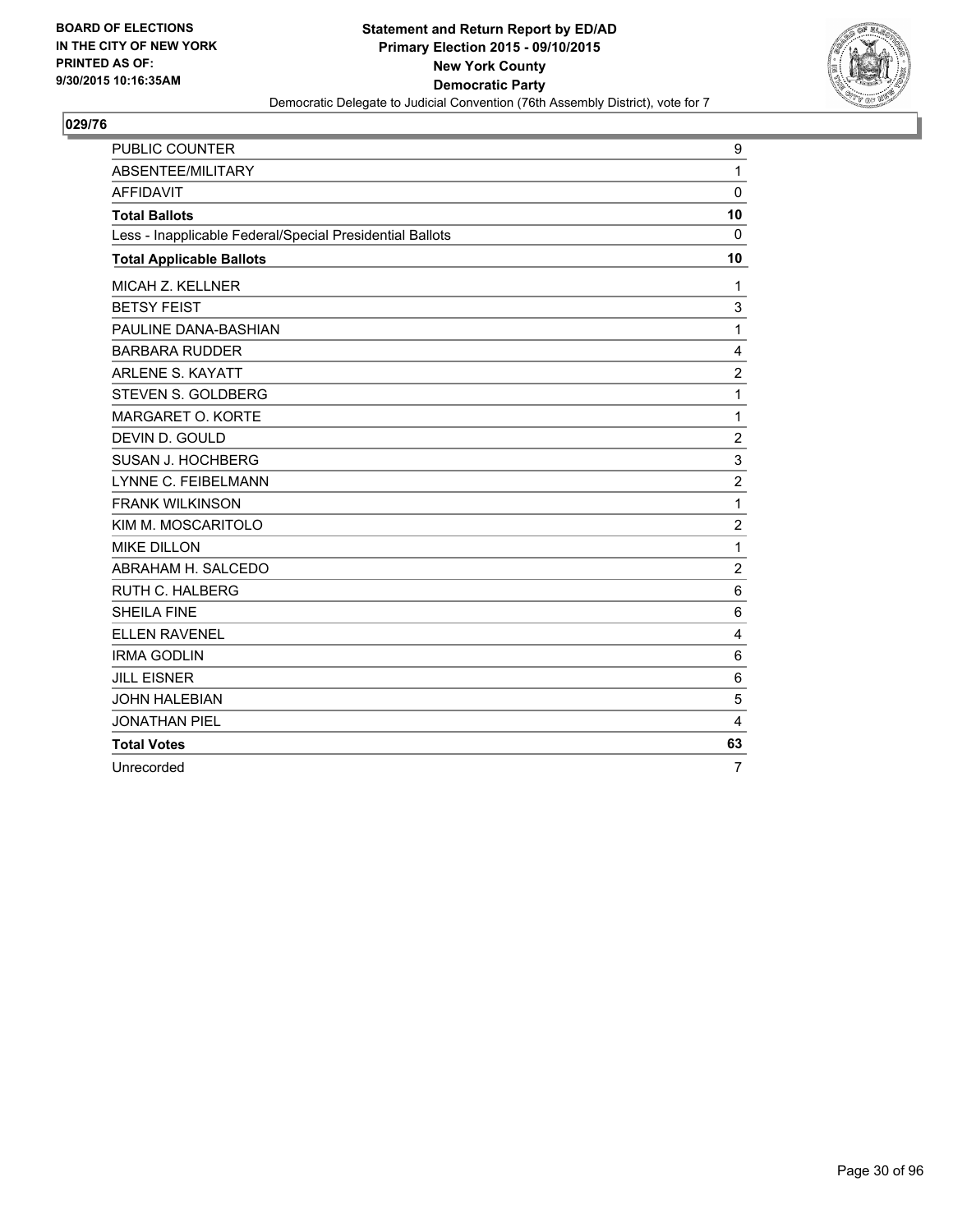BOARD OF ELECTIONS
IN THE CITY OF NEW YORK
PRINTED AS OF:
9/30/2015 10:16:35AM

**Statement and Return Report by ED/AD**
**Primary Election 2015 - 09/10/2015**
**New York County**
**Democratic Party**
Democratic Delegate to Judicial Convention (76th Assembly District), vote for 7

## 029/76

| | |
|---|---|
| PUBLIC COUNTER | 9 |
| ABSENTEE/MILITARY | 1 |
| AFFIDAVIT | 0 |
| **Total Ballots** | **10** |
| Less - Inapplicable Federal/Special Presidential Ballots | 0 |
| **Total Applicable Ballots** | **10** |
| MICAH Z. KELLNER | 1 |
| BETSY FEIST | 3 |
| PAULINE DANA-BASHIAN | 1 |
| BARBARA RUDDER | 4 |
| ARLENE S. KAYATT | 2 |
| STEVEN S. GOLDBERG | 1 |
| MARGARET O. KORTE | 1 |
| DEVIN D. GOULD | 2 |
| SUSAN J. HOCHBERG | 3 |
| LYNNE C. FEIBELMANN | 2 |
| FRANK WILKINSON | 1 |
| KIM M. MOSCARITOLO | 2 |
| MIKE DILLON | 1 |
| ABRAHAM H. SALCEDO | 2 |
| RUTH C. HALBERG | 6 |
| SHEILA FINE | 6 |
| ELLEN RAVENEL | 4 |
| IRMA GODLIN | 6 |
| JILL EISNER | 6 |
| JOHN HALEBIAN | 5 |
| JONATHAN PIEL | 4 |
| **Total Votes** | **63** |
| Unrecorded | 7 |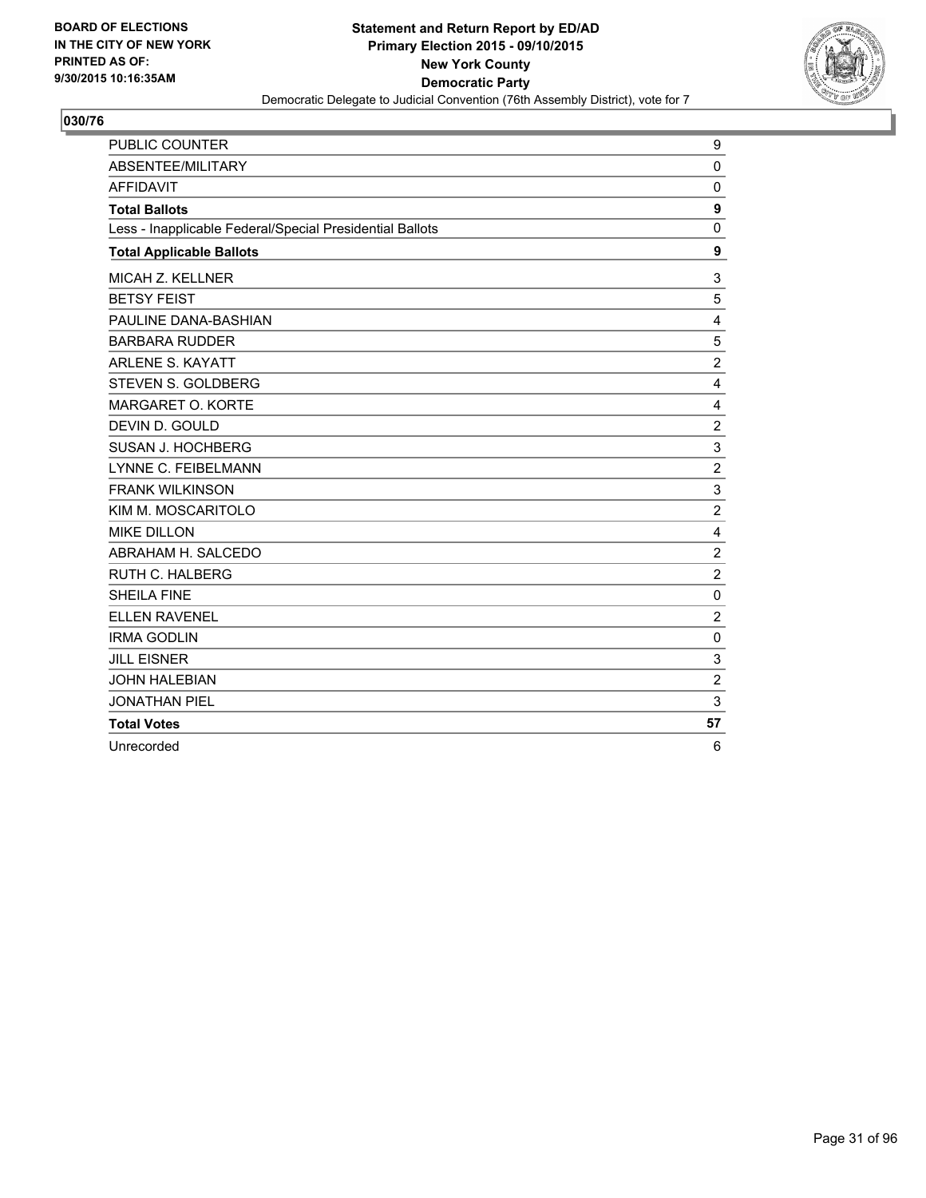**BOARD OF ELECTIONS IN THE CITY OF NEW YORK PRINTED AS OF: 9/30/2015 10:16:35AM**

**Statement and Return Report by ED/AD Primary Election 2015 - 09/10/2015 New York County Democratic Party**

Democratic Delegate to Judicial Convention (76th Assembly District), vote for 7

## 030/76

| | |
|---|---|
| PUBLIC COUNTER | 9 |
| ABSENTEE/MILITARY | 0 |
| AFFIDAVIT | 0 |
| **Total Ballots** | **9** |
| Less - Inapplicable Federal/Special Presidential Ballots | 0 |
| **Total Applicable Ballots** | **9** |
| MICAH Z. KELLNER | 3 |
| BETSY FEIST | 5 |
| PAULINE DANA-BASHIAN | 4 |
| BARBARA RUDDER | 5 |
| ARLENE S. KAYATT | 2 |
| STEVEN S. GOLDBERG | 4 |
| MARGARET O. KORTE | 4 |
| DEVIN D. GOULD | 2 |
| SUSAN J. HOCHBERG | 3 |
| LYNNE C. FEIBELMANN | 2 |
| FRANK WILKINSON | 3 |
| KIM M. MOSCARITOLO | 2 |
| MIKE DILLON | 4 |
| ABRAHAM H. SALCEDO | 2 |
| RUTH C. HALBERG | 2 |
| SHEILA FINE | 0 |
| ELLEN RAVENEL | 2 |
| IRMA GODLIN | 0 |
| JILL EISNER | 3 |
| JOHN HALEBIAN | 2 |
| JONATHAN PIEL | 3 |
| **Total Votes** | **57** |
| Unrecorded | 6 |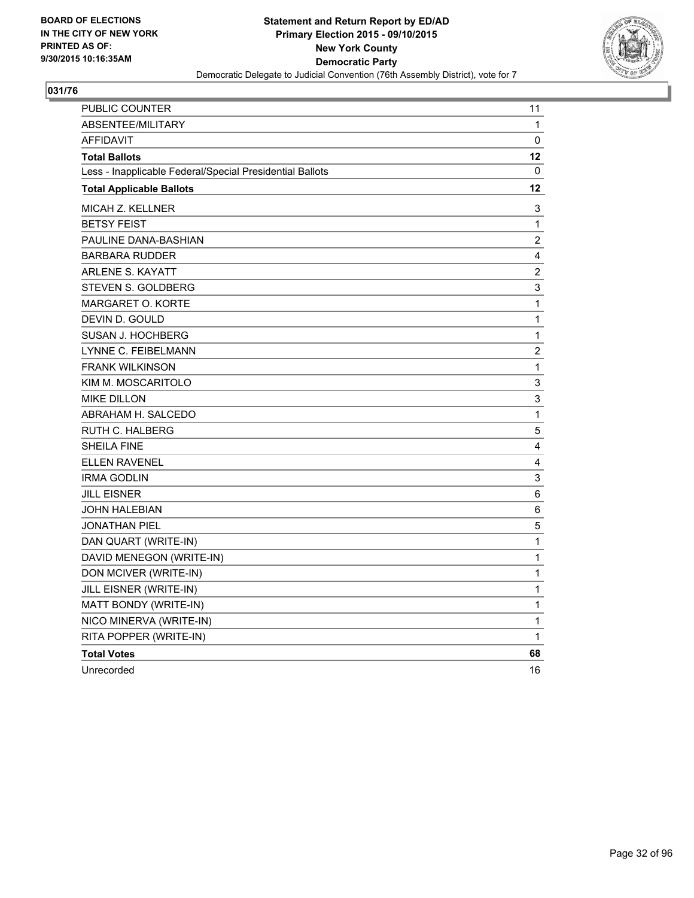BOARD OF ELECTIONS
IN THE CITY OF NEW YORK
PRINTED AS OF:
9/30/2015 10:16:35AM

**Statement and Return Report by ED/AD**
**Primary Election 2015 - 09/10/2015**
**New York County**
**Democratic Party**
Democratic Delegate to Judicial Convention (76th Assembly District), vote for 7

## 031/76

| | |
|---|---|
| PUBLIC COUNTER | 11 |
| ABSENTEE/MILITARY | 1 |
| AFFIDAVIT | 0 |
| **Total Ballots** | **12** |
| Less - Inapplicable Federal/Special Presidential Ballots | 0 |
| **Total Applicable Ballots** | **12** |
| MICAH Z. KELLNER | 3 |
| BETSY FEIST | 1 |
| PAULINE DANA-BASHIAN | 2 |
| BARBARA RUDDER | 4 |
| ARLENE S. KAYATT | 2 |
| STEVEN S. GOLDBERG | 3 |
| MARGARET O. KORTE | 1 |
| DEVIN D. GOULD | 1 |
| SUSAN J. HOCHBERG | 1 |
| LYNNE C. FEIBELMANN | 2 |
| FRANK WILKINSON | 1 |
| KIM M. MOSCARITOLO | 3 |
| MIKE DILLON | 3 |
| ABRAHAM H. SALCEDO | 1 |
| RUTH C. HALBERG | 5 |
| SHEILA FINE | 4 |
| ELLEN RAVENEL | 4 |
| IRMA GODLIN | 3 |
| JILL EISNER | 6 |
| JOHN HALEBIAN | 6 |
| JONATHAN PIEL | 5 |
| DAN QUART (WRITE-IN) | 1 |
| DAVID MENEGON (WRITE-IN) | 1 |
| DON MCIVER (WRITE-IN) | 1 |
| JILL EISNER (WRITE-IN) | 1 |
| MATT BONDY (WRITE-IN) | 1 |
| NICO MINERVA (WRITE-IN) | 1 |
| RITA POPPER (WRITE-IN) | 1 |
| **Total Votes** | **68** |
| Unrecorded | 16 |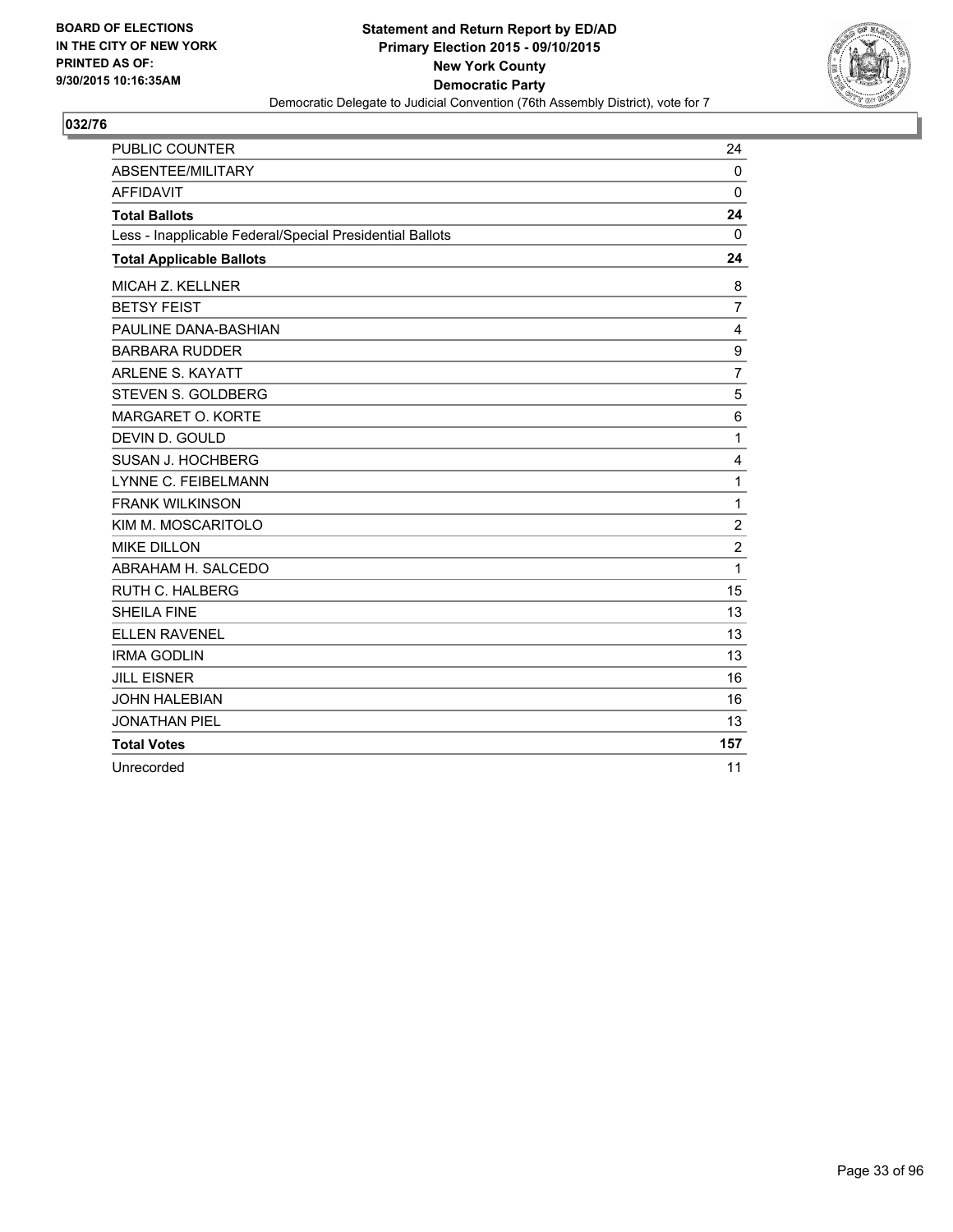BOARD OF ELECTIONS
IN THE CITY OF NEW YORK
PRINTED AS OF:
9/30/2015 10:16:35AM

**Statement and Return Report by ED/AD**
**Primary Election 2015 - 09/10/2015**
**New York County**
**Democratic Party**
Democratic Delegate to Judicial Convention (76th Assembly District), vote for 7

## 032/76

| | |
|---|---|
| PUBLIC COUNTER | 24 |
| ABSENTEE/MILITARY | 0 |
| AFFIDAVIT | 0 |
| **Total Ballots** | **24** |
| Less - Inapplicable Federal/Special Presidential Ballots | 0 |
| **Total Applicable Ballots** | **24** |
| MICAH Z. KELLNER | 8 |
| BETSY FEIST | 7 |
| PAULINE DANA-BASHIAN | 4 |
| BARBARA RUDDER | 9 |
| ARLENE S. KAYATT | 7 |
| STEVEN S. GOLDBERG | 5 |
| MARGARET O. KORTE | 6 |
| DEVIN D. GOULD | 1 |
| SUSAN J. HOCHBERG | 4 |
| LYNNE C. FEIBELMANN | 1 |
| FRANK WILKINSON | 1 |
| KIM M. MOSCARITOLO | 2 |
| MIKE DILLON | 2 |
| ABRAHAM H. SALCEDO | 1 |
| RUTH C. HALBERG | 15 |
| SHEILA FINE | 13 |
| ELLEN RAVENEL | 13 |
| IRMA GODLIN | 13 |
| JILL EISNER | 16 |
| JOHN HALEBIAN | 16 |
| JONATHAN PIEL | 13 |
| **Total Votes** | **157** |
| Unrecorded | 11 |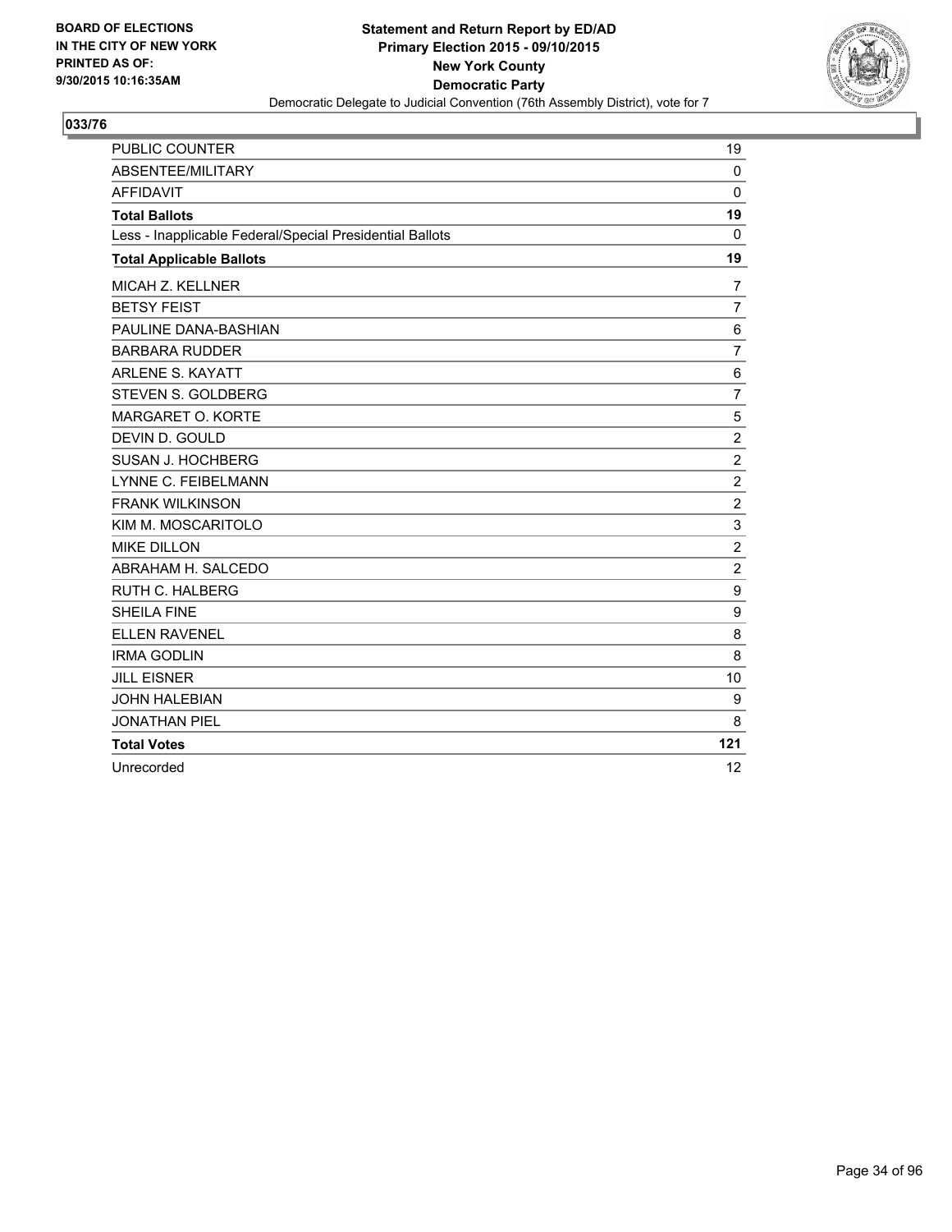**BOARD OF ELECTIONS IN THE CITY OF NEW YORK PRINTED AS OF: 9/30/2015 10:16:35AM**

**Statement and Return Report by ED/AD**
**Primary Election 2015 - 09/10/2015**
**New York County**
**Democratic Party**
Democratic Delegate to Judicial Convention (76th Assembly District), vote for 7

## 033/76

| | |
|---|---|
| PUBLIC COUNTER | 19 |
| ABSENTEE/MILITARY | 0 |
| AFFIDAVIT | 0 |
| **Total Ballots** | **19** |
| Less - Inapplicable Federal/Special Presidential Ballots | 0 |
| **Total Applicable Ballots** | **19** |
| MICAH Z. KELLNER | 7 |
| BETSY FEIST | 7 |
| PAULINE DANA-BASHIAN | 6 |
| BARBARA RUDDER | 7 |
| ARLENE S. KAYATT | 6 |
| STEVEN S. GOLDBERG | 7 |
| MARGARET O. KORTE | 5 |
| DEVIN D. GOULD | 2 |
| SUSAN J. HOCHBERG | 2 |
| LYNNE C. FEIBELMANN | 2 |
| FRANK WILKINSON | 2 |
| KIM M. MOSCARITOLO | 3 |
| MIKE DILLON | 2 |
| ABRAHAM H. SALCEDO | 2 |
| RUTH C. HALBERG | 9 |
| SHEILA FINE | 9 |
| ELLEN RAVENEL | 8 |
| IRMA GODLIN | 8 |
| JILL EISNER | 10 |
| JOHN HALEBIAN | 9 |
| JONATHAN PIEL | 8 |
| **Total Votes** | **121** |
| Unrecorded | 12 |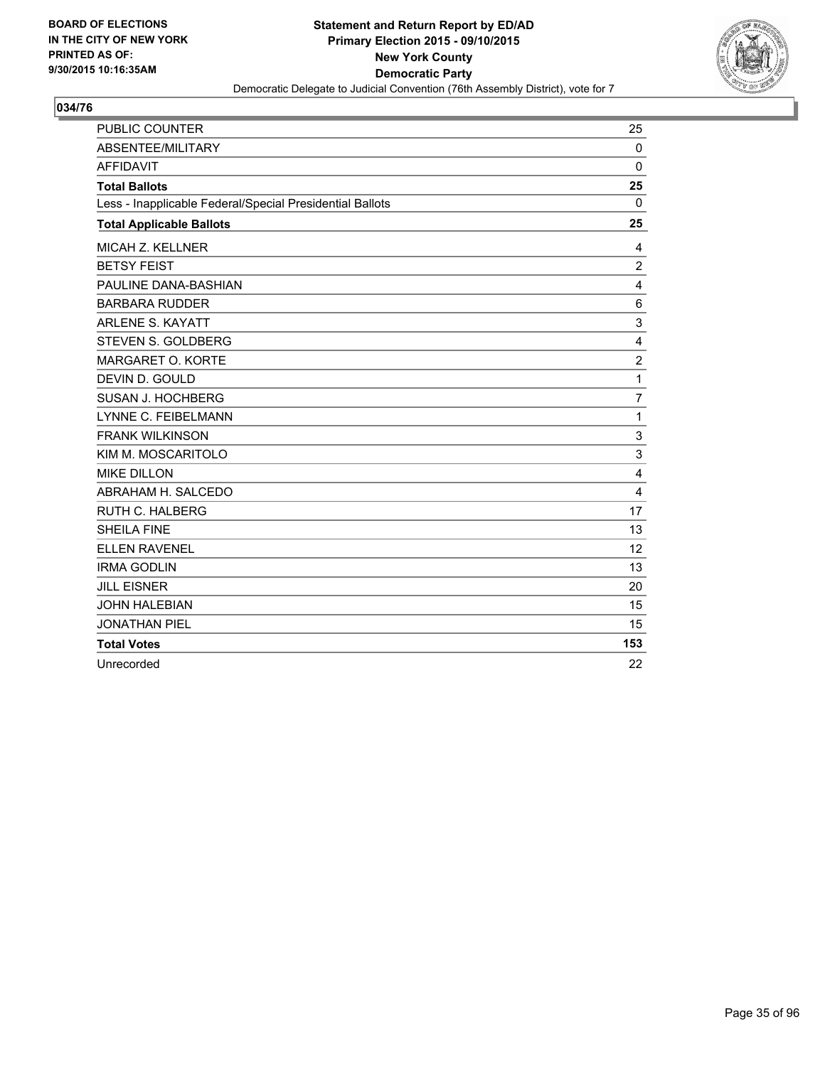BOARD OF ELECTIONS
IN THE CITY OF NEW YORK
PRINTED AS OF:
9/30/2015 10:16:35AM

**Statement and Return Report by ED/AD**
**Primary Election 2015 - 09/10/2015**
**New York County**
**Democratic Party**
Democratic Delegate to Judicial Convention (76th Assembly District), vote for 7

## 034/76

| | |
|---|---|
| PUBLIC COUNTER | 25 |
| ABSENTEE/MILITARY | 0 |
| AFFIDAVIT | 0 |
| **Total Ballots** | **25** |
| Less - Inapplicable Federal/Special Presidential Ballots | 0 |
| **Total Applicable Ballots** | **25** |
| MICAH Z. KELLNER | 4 |
| BETSY FEIST | 2 |
| PAULINE DANA-BASHIAN | 4 |
| BARBARA RUDDER | 6 |
| ARLENE S. KAYATT | 3 |
| STEVEN S. GOLDBERG | 4 |
| MARGARET O. KORTE | 2 |
| DEVIN D. GOULD | 1 |
| SUSAN J. HOCHBERG | 7 |
| LYNNE C. FEIBELMANN | 1 |
| FRANK WILKINSON | 3 |
| KIM M. MOSCARITOLO | 3 |
| MIKE DILLON | 4 |
| ABRAHAM H. SALCEDO | 4 |
| RUTH C. HALBERG | 17 |
| SHEILA FINE | 13 |
| ELLEN RAVENEL | 12 |
| IRMA GODLIN | 13 |
| JILL EISNER | 20 |
| JOHN HALEBIAN | 15 |
| JONATHAN PIEL | 15 |
| **Total Votes** | **153** |
| Unrecorded | 22 |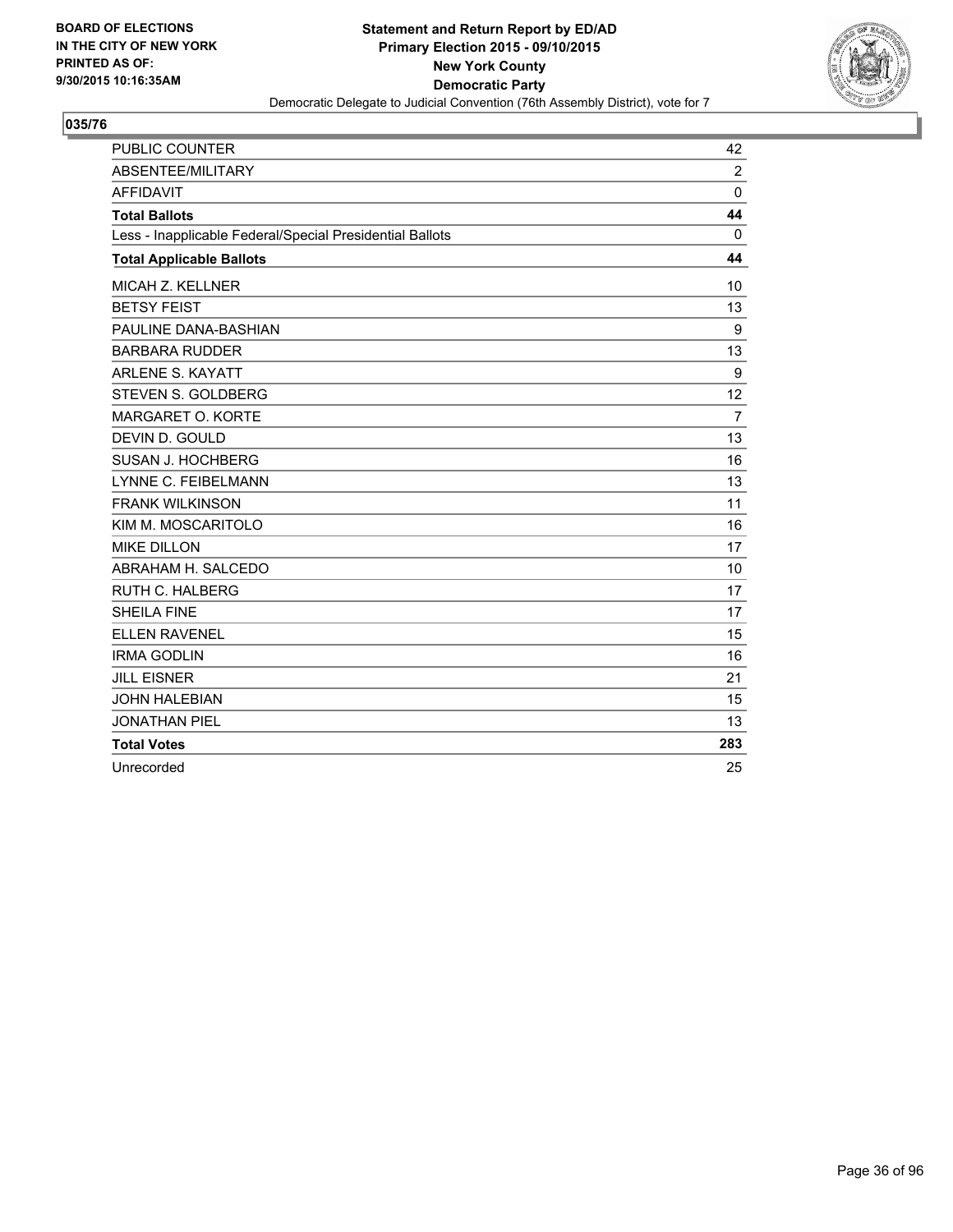BOARD OF ELECTIONS
IN THE CITY OF NEW YORK
PRINTED AS OF:
9/30/2015 10:16:35AM

**Statement and Return Report by ED/AD**
**Primary Election 2015 - 09/10/2015**
**New York County**
**Democratic Party**
Democratic Delegate to Judicial Convention (76th Assembly District), vote for 7

## 035/76

| | |
|---|---|
| PUBLIC COUNTER | 42 |
| ABSENTEE/MILITARY | 2 |
| AFFIDAVIT | 0 |
| **Total Ballots** | **44** |
| Less - Inapplicable Federal/Special Presidential Ballots | 0 |
| **Total Applicable Ballots** | **44** |
| MICAH Z. KELLNER | 10 |
| BETSY FEIST | 13 |
| PAULINE DANA-BASHIAN | 9 |
| BARBARA RUDDER | 13 |
| ARLENE S. KAYATT | 9 |
| STEVEN S. GOLDBERG | 12 |
| MARGARET O. KORTE | 7 |
| DEVIN D. GOULD | 13 |
| SUSAN J. HOCHBERG | 16 |
| LYNNE C. FEIBELMANN | 13 |
| FRANK WILKINSON | 11 |
| KIM M. MOSCARITOLO | 16 |
| MIKE DILLON | 17 |
| ABRAHAM H. SALCEDO | 10 |
| RUTH C. HALBERG | 17 |
| SHEILA FINE | 17 |
| ELLEN RAVENEL | 15 |
| IRMA GODLIN | 16 |
| JILL EISNER | 21 |
| JOHN HALEBIAN | 15 |
| JONATHAN PIEL | 13 |
| **Total Votes** | **283** |
| Unrecorded | 25 |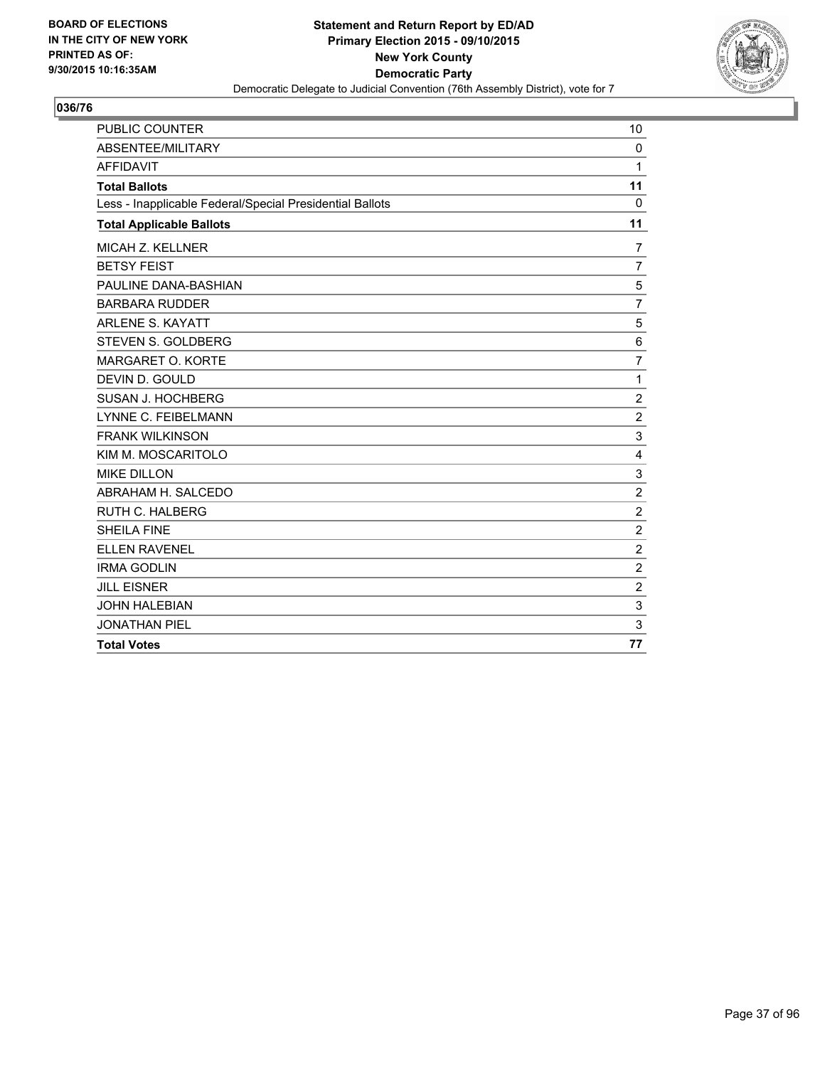**BOARD OF ELECTIONS IN THE CITY OF NEW YORK PRINTED AS OF: 9/30/2015 10:16:35AM**

# Statement and Return Report by ED/AD
## Primary Election 2015 - 09/10/2015
## New York County
## Democratic Party
### Democratic Delegate to Judicial Convention (76th Assembly District), vote for 7

**036/76**

| | |
|---|---|
| PUBLIC COUNTER | 10 |
| ABSENTEE/MILITARY | 0 |
| AFFIDAVIT | 1 |
| **Total Ballots** | **11** |
| Less - Inapplicable Federal/Special Presidential Ballots | 0 |
| **Total Applicable Ballots** | **11** |
| MICAH Z. KELLNER | 7 |
| BETSY FEIST | 7 |
| PAULINE DANA-BASHIAN | 5 |
| BARBARA RUDDER | 7 |
| ARLENE S. KAYATT | 5 |
| STEVEN S. GOLDBERG | 6 |
| MARGARET O. KORTE | 7 |
| DEVIN D. GOULD | 1 |
| SUSAN J. HOCHBERG | 2 |
| LYNNE C. FEIBELMANN | 2 |
| FRANK WILKINSON | 3 |
| KIM M. MOSCARITOLO | 4 |
| MIKE DILLON | 3 |
| ABRAHAM H. SALCEDO | 2 |
| RUTH C. HALBERG | 2 |
| SHEILA FINE | 2 |
| ELLEN RAVENEL | 2 |
| IRMA GODLIN | 2 |
| JILL EISNER | 2 |
| JOHN HALEBIAN | 3 |
| JONATHAN PIEL | 3 |
| **Total Votes** | **77** |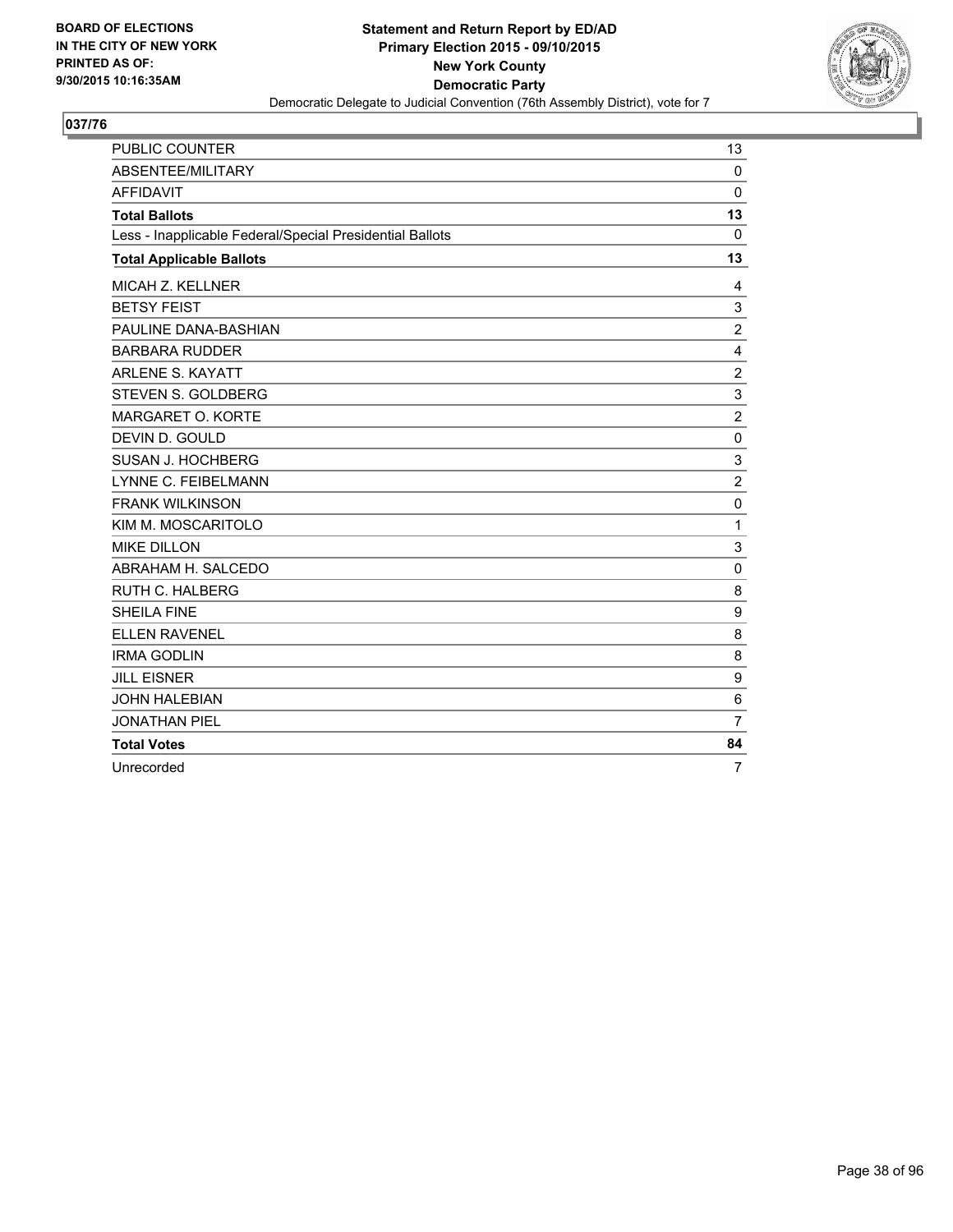BOARD OF ELECTIONS
IN THE CITY OF NEW YORK
PRINTED AS OF:
9/30/2015 10:16:35AM

**Statement and Return Report by ED/AD**
**Primary Election 2015 - 09/10/2015**
**New York County**
**Democratic Party**
Democratic Delegate to Judicial Convention (76th Assembly District), vote for 7

## 037/76

| | |
|---|---|
| PUBLIC COUNTER | 13 |
| ABSENTEE/MILITARY | 0 |
| AFFIDAVIT | 0 |
| **Total Ballots** | **13** |
| Less - Inapplicable Federal/Special Presidential Ballots | 0 |
| **Total Applicable Ballots** | **13** |
| MICAH Z. KELLNER | 4 |
| BETSY FEIST | 3 |
| PAULINE DANA-BASHIAN | 2 |
| BARBARA RUDDER | 4 |
| ARLENE S. KAYATT | 2 |
| STEVEN S. GOLDBERG | 3 |
| MARGARET O. KORTE | 2 |
| DEVIN D. GOULD | 0 |
| SUSAN J. HOCHBERG | 3 |
| LYNNE C. FEIBELMANN | 2 |
| FRANK WILKINSON | 0 |
| KIM M. MOSCARITOLO | 1 |
| MIKE DILLON | 3 |
| ABRAHAM H. SALCEDO | 0 |
| RUTH C. HALBERG | 8 |
| SHEILA FINE | 9 |
| ELLEN RAVENEL | 8 |
| IRMA GODLIN | 8 |
| JILL EISNER | 9 |
| JOHN HALEBIAN | 6 |
| JONATHAN PIEL | 7 |
| **Total Votes** | **84** |
| Unrecorded | 7 |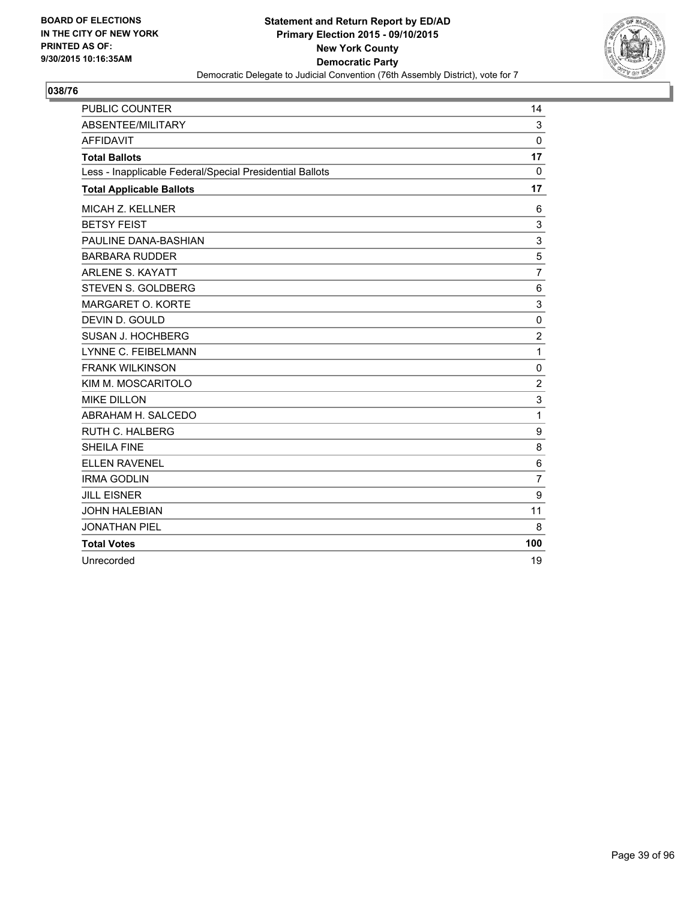BOARD OF ELECTIONS
IN THE CITY OF NEW YORK
PRINTED AS OF:
9/30/2015 10:16:35AM

**Statement and Return Report by ED/AD**
**Primary Election 2015 - 09/10/2015**
**New York County**
**Democratic Party**
Democratic Delegate to Judicial Convention (76th Assembly District), vote for 7

## 038/76

| | |
|---|---|
| PUBLIC COUNTER | 14 |
| ABSENTEE/MILITARY | 3 |
| AFFIDAVIT | 0 |
| **Total Ballots** | **17** |
| Less - Inapplicable Federal/Special Presidential Ballots | 0 |
| **Total Applicable Ballots** | **17** |
| MICAH Z. KELLNER | 6 |
| BETSY FEIST | 3 |
| PAULINE DANA-BASHIAN | 3 |
| BARBARA RUDDER | 5 |
| ARLENE S. KAYATT | 7 |
| STEVEN S. GOLDBERG | 6 |
| MARGARET O. KORTE | 3 |
| DEVIN D. GOULD | 0 |
| SUSAN J. HOCHBERG | 2 |
| LYNNE C. FEIBELMANN | 1 |
| FRANK WILKINSON | 0 |
| KIM M. MOSCARITOLO | 2 |
| MIKE DILLON | 3 |
| ABRAHAM H. SALCEDO | 1 |
| RUTH C. HALBERG | 9 |
| SHEILA FINE | 8 |
| ELLEN RAVENEL | 6 |
| IRMA GODLIN | 7 |
| JILL EISNER | 9 |
| JOHN HALEBIAN | 11 |
| JONATHAN PIEL | 8 |
| **Total Votes** | **100** |
| Unrecorded | 19 |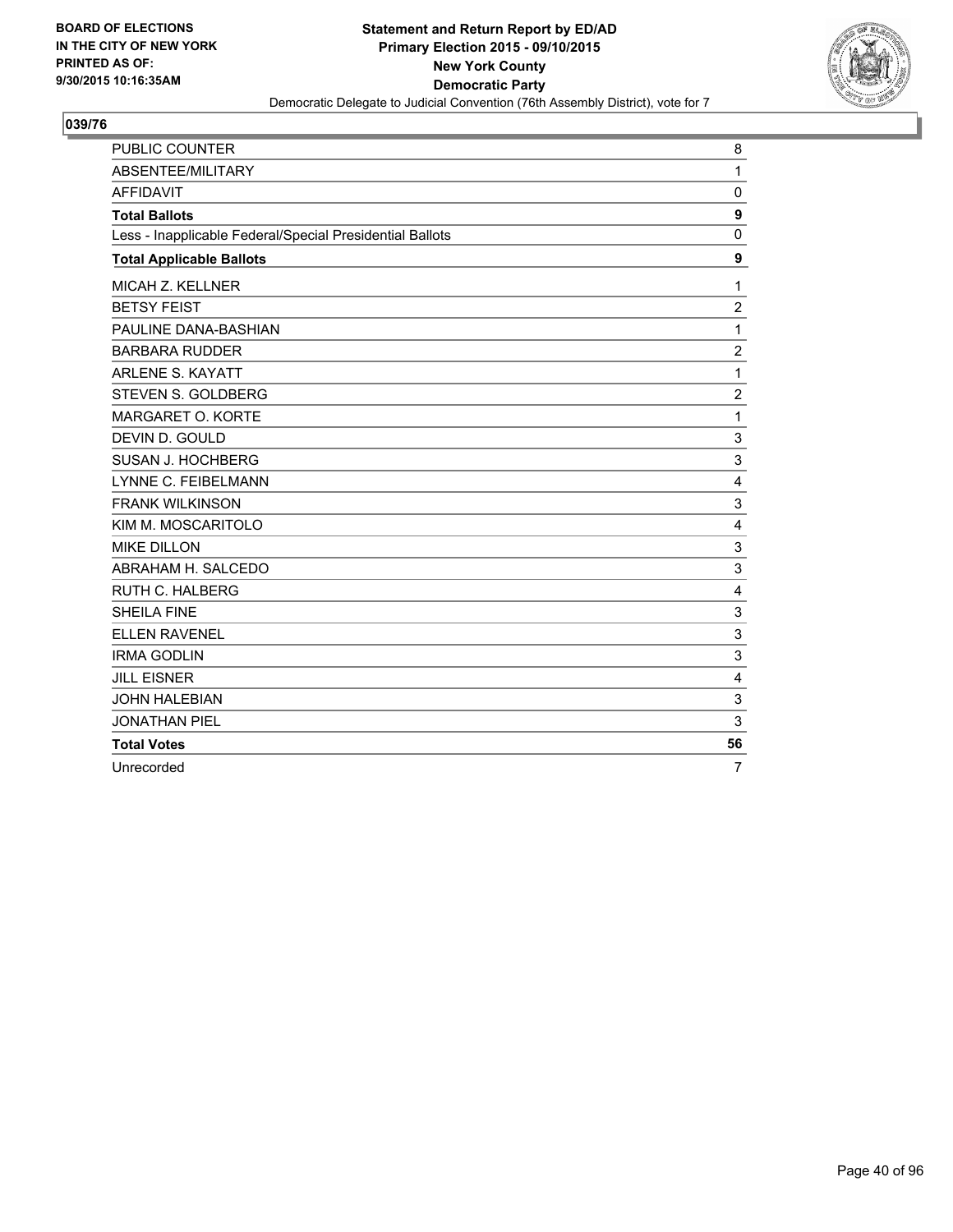**BOARD OF ELECTIONS IN THE CITY OF NEW YORK PRINTED AS OF: 9/30/2015 10:16:35AM**

**Statement and Return Report by ED/AD**
**Primary Election 2015 - 09/10/2015**
**New York County**
**Democratic Party**
Democratic Delegate to Judicial Convention (76th Assembly District), vote for 7

**039/76**

| | |
|---|---|
| PUBLIC COUNTER | 8 |
| ABSENTEE/MILITARY | 1 |
| AFFIDAVIT | 0 |
| **Total Ballots** | **9** |
| Less - Inapplicable Federal/Special Presidential Ballots | 0 |
| **Total Applicable Ballots** | **9** |
| MICAH Z. KELLNER | 1 |
| BETSY FEIST | 2 |
| PAULINE DANA-BASHIAN | 1 |
| BARBARA RUDDER | 2 |
| ARLENE S. KAYATT | 1 |
| STEVEN S. GOLDBERG | 2 |
| MARGARET O. KORTE | 1 |
| DEVIN D. GOULD | 3 |
| SUSAN J. HOCHBERG | 3 |
| LYNNE C. FEIBELMANN | 4 |
| FRANK WILKINSON | 3 |
| KIM M. MOSCARITOLO | 4 |
| MIKE DILLON | 3 |
| ABRAHAM H. SALCEDO | 3 |
| RUTH C. HALBERG | 4 |
| SHEILA FINE | 3 |
| ELLEN RAVENEL | 3 |
| IRMA GODLIN | 3 |
| JILL EISNER | 4 |
| JOHN HALEBIAN | 3 |
| JONATHAN PIEL | 3 |
| **Total Votes** | **56** |
| Unrecorded | 7 |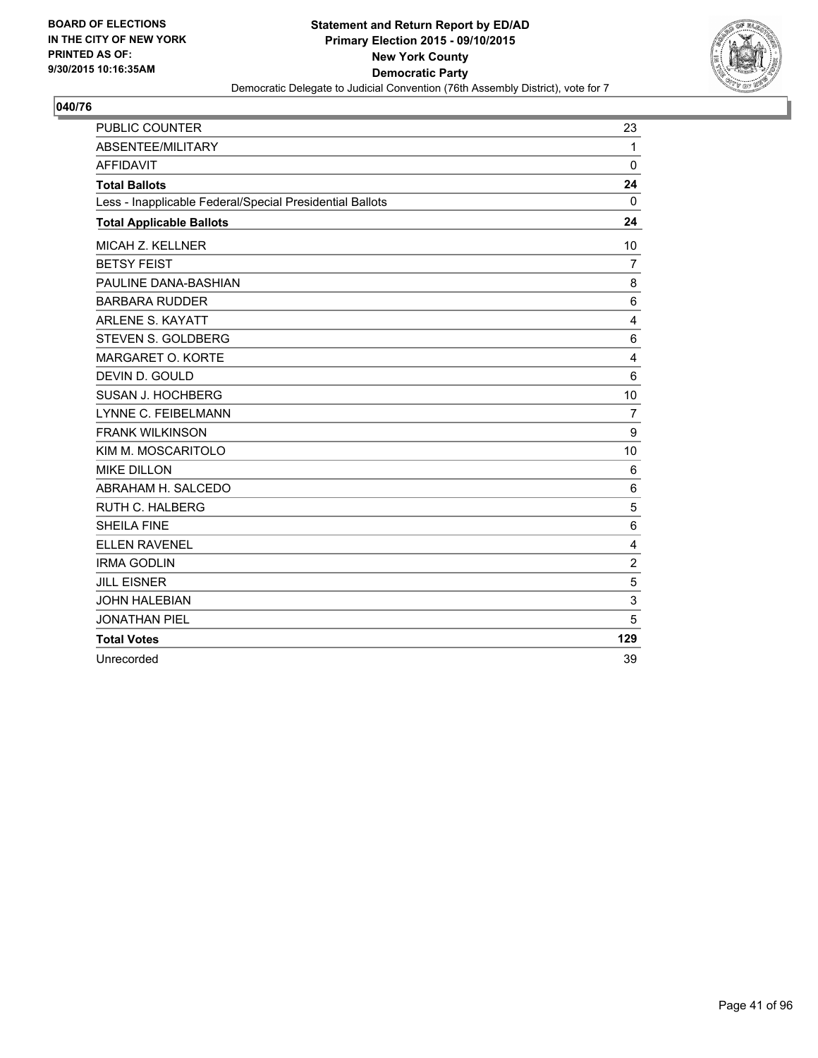BOARD OF ELECTIONS
IN THE CITY OF NEW YORK
PRINTED AS OF:
9/30/2015 10:16:35AM

**Statement and Return Report by ED/AD**
**Primary Election 2015 - 09/10/2015**
**New York County**
**Democratic Party**
Democratic Delegate to Judicial Convention (76th Assembly District), vote for 7

**040/76**

| | |
|---|---|
| PUBLIC COUNTER | 23 |
| ABSENTEE/MILITARY | 1 |
| AFFIDAVIT | 0 |
| **Total Ballots** | **24** |
| Less - Inapplicable Federal/Special Presidential Ballots | 0 |
| **Total Applicable Ballots** | **24** |
| MICAH Z. KELLNER | 10 |
| BETSY FEIST | 7 |
| PAULINE DANA-BASHIAN | 8 |
| BARBARA RUDDER | 6 |
| ARLENE S. KAYATT | 4 |
| STEVEN S. GOLDBERG | 6 |
| MARGARET O. KORTE | 4 |
| DEVIN D. GOULD | 6 |
| SUSAN J. HOCHBERG | 10 |
| LYNNE C. FEIBELMANN | 7 |
| FRANK WILKINSON | 9 |
| KIM M. MOSCARITOLO | 10 |
| MIKE DILLON | 6 |
| ABRAHAM H. SALCEDO | 6 |
| RUTH C. HALBERG | 5 |
| SHEILA FINE | 6 |
| ELLEN RAVENEL | 4 |
| IRMA GODLIN | 2 |
| JILL EISNER | 5 |
| JOHN HALEBIAN | 3 |
| JONATHAN PIEL | 5 |
| **Total Votes** | **129** |
| Unrecorded | 39 |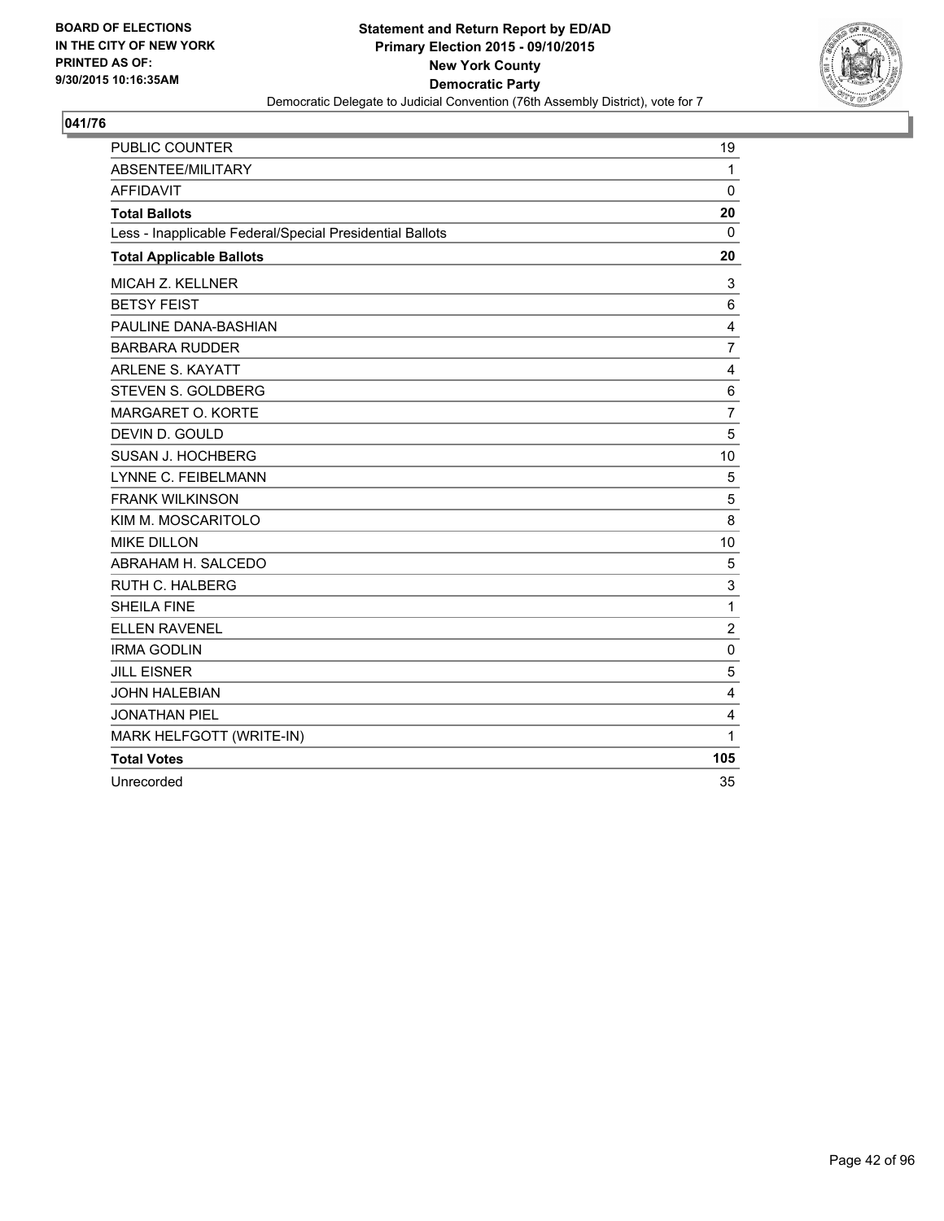BOARD OF ELECTIONS
IN THE CITY OF NEW YORK
PRINTED AS OF:
9/30/2015 10:16:35AM

**Statement and Return Report by ED/AD**
**Primary Election 2015 - 09/10/2015**
**New York County**
**Democratic Party**
Democratic Delegate to Judicial Convention (76th Assembly District), vote for 7

## 041/76

| | |
|---|---|
| PUBLIC COUNTER | 19 |
| ABSENTEE/MILITARY | 1 |
| AFFIDAVIT | 0 |
| **Total Ballots** | **20** |
| Less - Inapplicable Federal/Special Presidential Ballots | 0 |
| **Total Applicable Ballots** | **20** |
| MICAH Z. KELLNER | 3 |
| BETSY FEIST | 6 |
| PAULINE DANA-BASHIAN | 4 |
| BARBARA RUDDER | 7 |
| ARLENE S. KAYATT | 4 |
| STEVEN S. GOLDBERG | 6 |
| MARGARET O. KORTE | 7 |
| DEVIN D. GOULD | 5 |
| SUSAN J. HOCHBERG | 10 |
| LYNNE C. FEIBELMANN | 5 |
| FRANK WILKINSON | 5 |
| KIM M. MOSCARITOLO | 8 |
| MIKE DILLON | 10 |
| ABRAHAM H. SALCEDO | 5 |
| RUTH C. HALBERG | 3 |
| SHEILA FINE | 1 |
| ELLEN RAVENEL | 2 |
| IRMA GODLIN | 0 |
| JILL EISNER | 5 |
| JOHN HALEBIAN | 4 |
| JONATHAN PIEL | 4 |
| MARK HELFGOTT (WRITE-IN) | 1 |
| **Total Votes** | **105** |
| Unrecorded | 35 |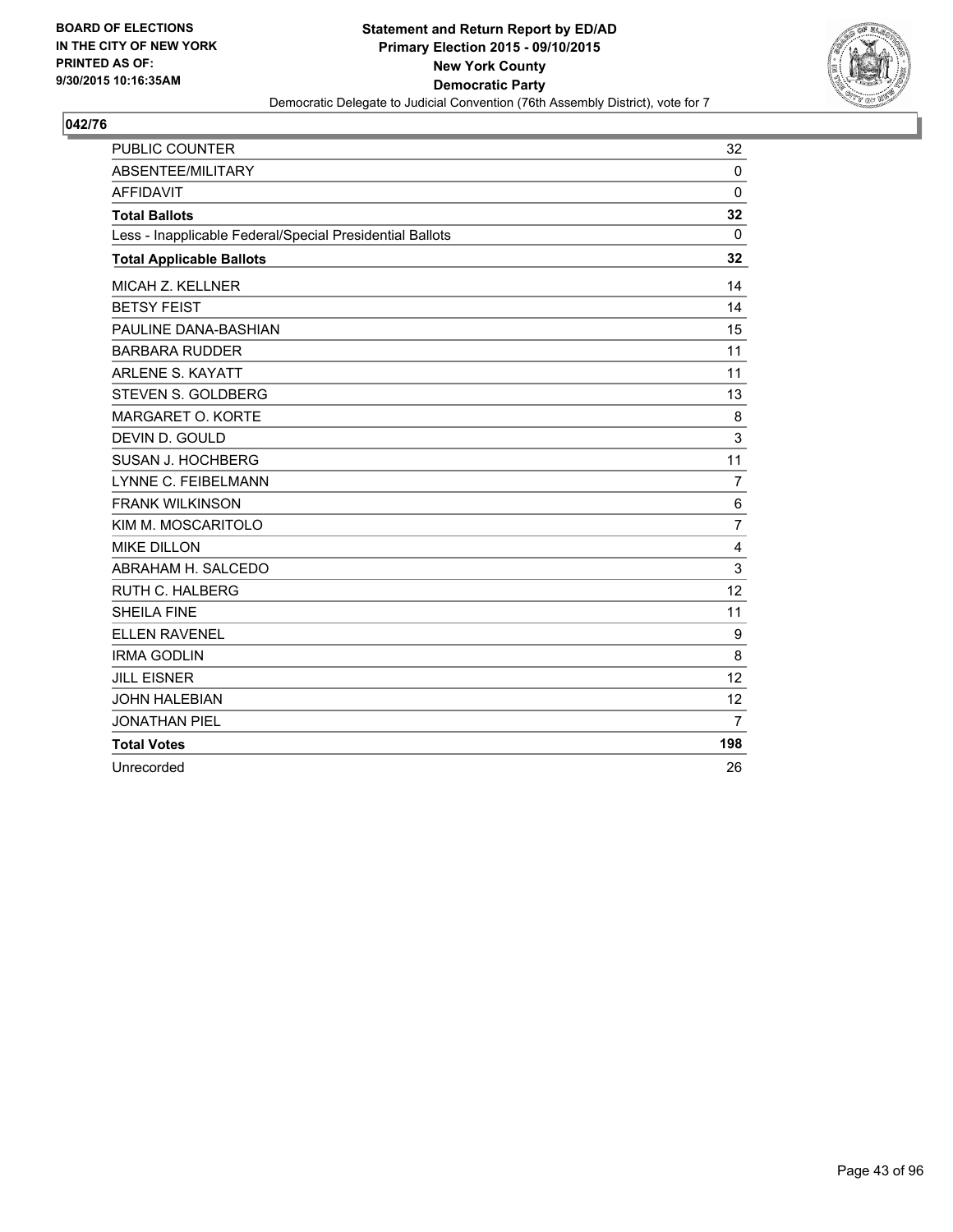BOARD OF ELECTIONS
IN THE CITY OF NEW YORK
PRINTED AS OF:
9/30/2015 10:16:35AM

**Statement and Return Report by ED/AD**
**Primary Election 2015 - 09/10/2015**
**New York County**
**Democratic Party**
Democratic Delegate to Judicial Convention (76th Assembly District), vote for 7

**042/76**

| | |
|---|---|
| PUBLIC COUNTER | 32 |
| ABSENTEE/MILITARY | 0 |
| AFFIDAVIT | 0 |
| **Total Ballots** | **32** |
| Less - Inapplicable Federal/Special Presidential Ballots | 0 |
| **Total Applicable Ballots** | **32** |
| MICAH Z. KELLNER | 14 |
| BETSY FEIST | 14 |
| PAULINE DANA-BASHIAN | 15 |
| BARBARA RUDDER | 11 |
| ARLENE S. KAYATT | 11 |
| STEVEN S. GOLDBERG | 13 |
| MARGARET O. KORTE | 8 |
| DEVIN D. GOULD | 3 |
| SUSAN J. HOCHBERG | 11 |
| LYNNE C. FEIBELMANN | 7 |
| FRANK WILKINSON | 6 |
| KIM M. MOSCARITOLO | 7 |
| MIKE DILLON | 4 |
| ABRAHAM H. SALCEDO | 3 |
| RUTH C. HALBERG | 12 |
| SHEILA FINE | 11 |
| ELLEN RAVENEL | 9 |
| IRMA GODLIN | 8 |
| JILL EISNER | 12 |
| JOHN HALEBIAN | 12 |
| JONATHAN PIEL | 7 |
| **Total Votes** | **198** |
| Unrecorded | 26 |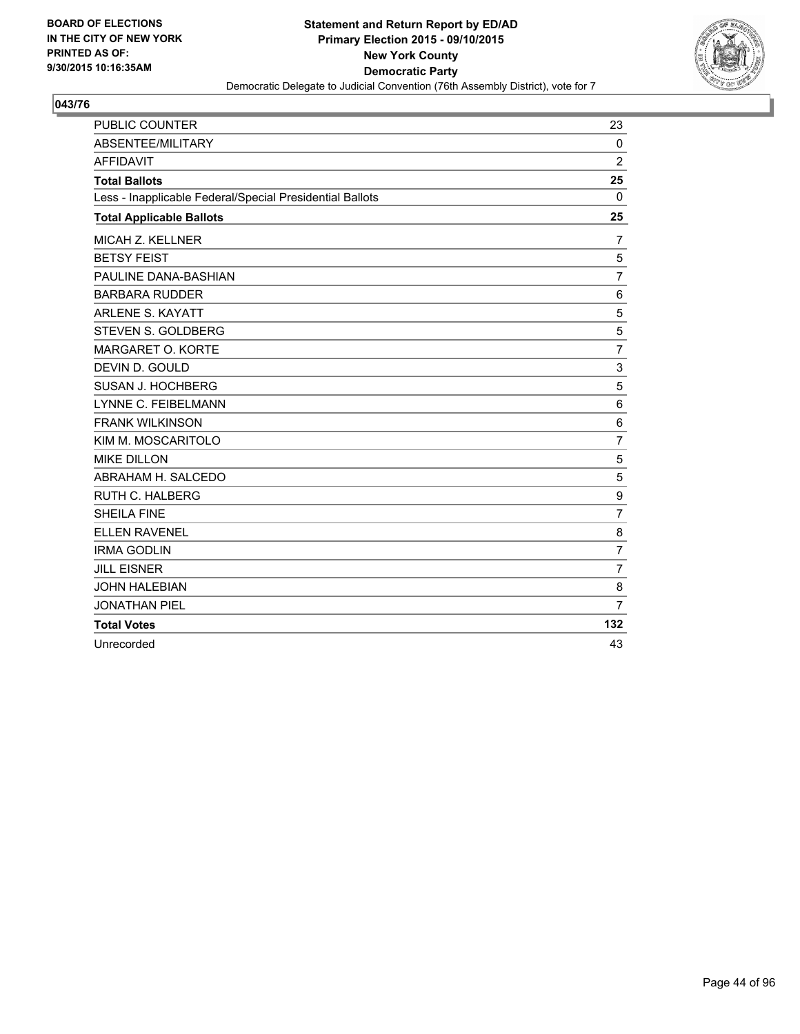**Statement and Return Report by ED/AD**
**Primary Election 2015 - 09/10/2015**
**New York County**
**Democratic Party**
Democratic Delegate to Judicial Convention (76th Assembly District), vote for 7

BOARD OF ELECTIONS
IN THE CITY OF NEW YORK
PRINTED AS OF:
9/30/2015 10:16:35AM

## 043/76

| | |
|---|---|
| PUBLIC COUNTER | 23 |
| ABSENTEE/MILITARY | 0 |
| AFFIDAVIT | 2 |
| **Total Ballots** | **25** |
| Less - Inapplicable Federal/Special Presidential Ballots | 0 |
| **Total Applicable Ballots** | **25** |
| MICAH Z. KELLNER | 7 |
| BETSY FEIST | 5 |
| PAULINE DANA-BASHIAN | 7 |
| BARBARA RUDDER | 6 |
| ARLENE S. KAYATT | 5 |
| STEVEN S. GOLDBERG | 5 |
| MARGARET O. KORTE | 7 |
| DEVIN D. GOULD | 3 |
| SUSAN J. HOCHBERG | 5 |
| LYNNE C. FEIBELMANN | 6 |
| FRANK WILKINSON | 6 |
| KIM M. MOSCARITOLO | 7 |
| MIKE DILLON | 5 |
| ABRAHAM H. SALCEDO | 5 |
| RUTH C. HALBERG | 9 |
| SHEILA FINE | 7 |
| ELLEN RAVENEL | 8 |
| IRMA GODLIN | 7 |
| JILL EISNER | 7 |
| JOHN HALEBIAN | 8 |
| JONATHAN PIEL | 7 |
| **Total Votes** | **132** |
| Unrecorded | 43 |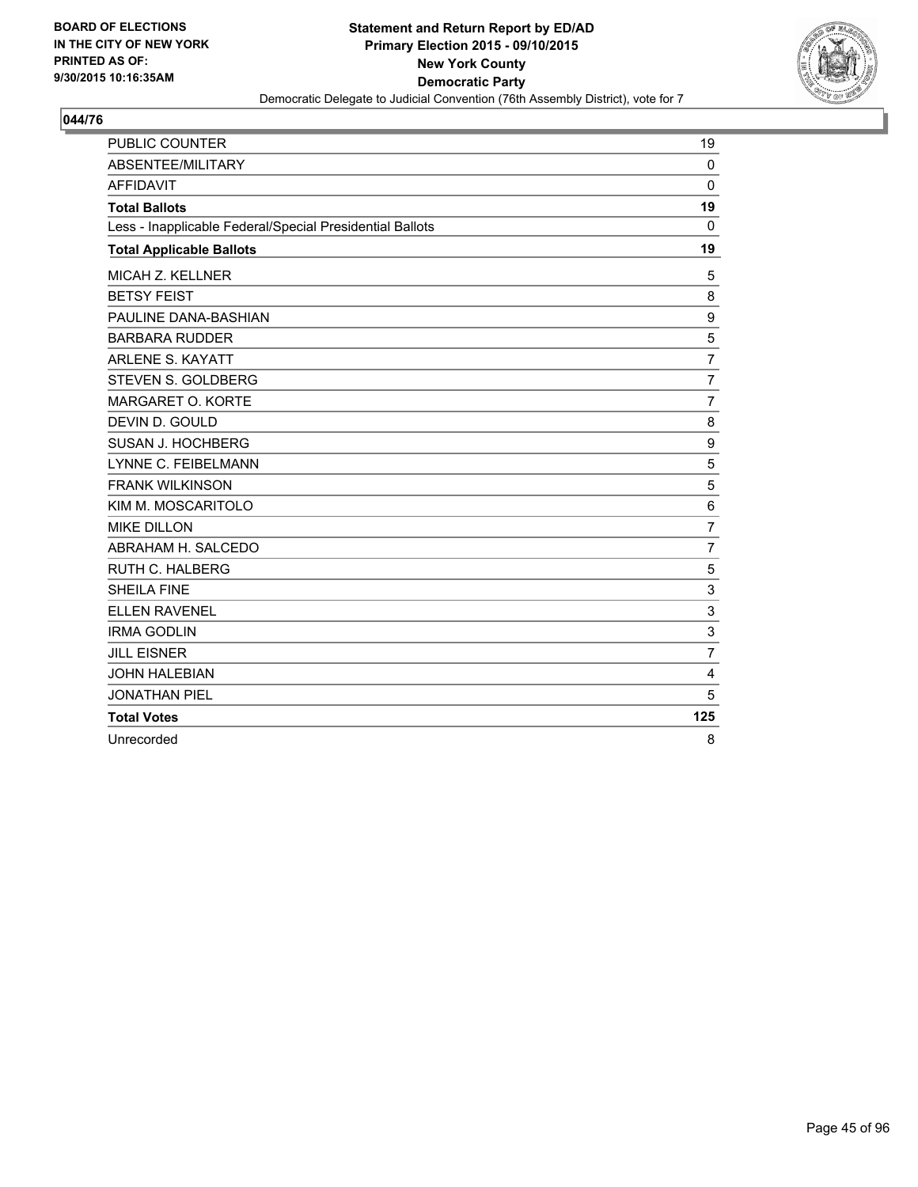**BOARD OF ELECTIONS IN THE CITY OF NEW YORK PRINTED AS OF: 9/30/2015 10:16:35AM**

**Statement and Return Report by ED/AD**
**Primary Election 2015 - 09/10/2015**
**New York County**
**Democratic Party**
Democratic Delegate to Judicial Convention (76th Assembly District), vote for 7

**044/76**

| | |
|---|---|
| PUBLIC COUNTER | 19 |
| ABSENTEE/MILITARY | 0 |
| AFFIDAVIT | 0 |
| **Total Ballots** | **19** |
| Less - Inapplicable Federal/Special Presidential Ballots | 0 |
| **Total Applicable Ballots** | **19** |
| MICAH Z. KELLNER | 5 |
| BETSY FEIST | 8 |
| PAULINE DANA-BASHIAN | 9 |
| BARBARA RUDDER | 5 |
| ARLENE S. KAYATT | 7 |
| STEVEN S. GOLDBERG | 7 |
| MARGARET O. KORTE | 7 |
| DEVIN D. GOULD | 8 |
| SUSAN J. HOCHBERG | 9 |
| LYNNE C. FEIBELMANN | 5 |
| FRANK WILKINSON | 5 |
| KIM M. MOSCARITOLO | 6 |
| MIKE DILLON | 7 |
| ABRAHAM H. SALCEDO | 7 |
| RUTH C. HALBERG | 5 |
| SHEILA FINE | 3 |
| ELLEN RAVENEL | 3 |
| IRMA GODLIN | 3 |
| JILL EISNER | 7 |
| JOHN HALEBIAN | 4 |
| JONATHAN PIEL | 5 |
| **Total Votes** | **125** |
| Unrecorded | 8 |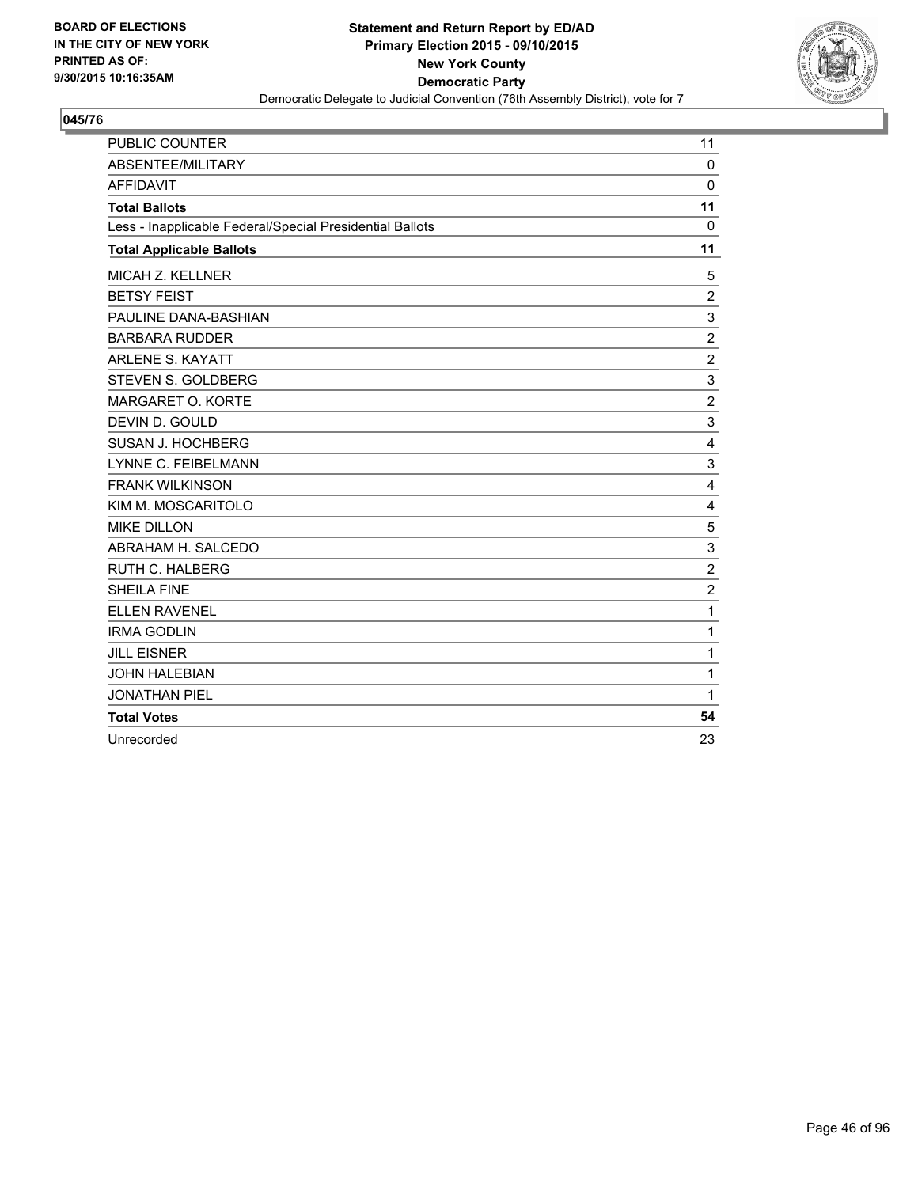**BOARD OF ELECTIONS IN THE CITY OF NEW YORK PRINTED AS OF: 9/30/2015 10:16:35AM**

**Statement and Return Report by ED/AD Primary Election 2015 - 09/10/2015 New York County Democratic Party**

Democratic Delegate to Judicial Convention (76th Assembly District), vote for 7

**045/76**

| | |
|---|---|
| PUBLIC COUNTER | 11 |
| ABSENTEE/MILITARY | 0 |
| AFFIDAVIT | 0 |
| **Total Ballots** | **11** |
| Less - Inapplicable Federal/Special Presidential Ballots | 0 |
| **Total Applicable Ballots** | **11** |
| MICAH Z. KELLNER | 5 |
| BETSY FEIST | 2 |
| PAULINE DANA-BASHIAN | 3 |
| BARBARA RUDDER | 2 |
| ARLENE S. KAYATT | 2 |
| STEVEN S. GOLDBERG | 3 |
| MARGARET O. KORTE | 2 |
| DEVIN D. GOULD | 3 |
| SUSAN J. HOCHBERG | 4 |
| LYNNE C. FEIBELMANN | 3 |
| FRANK WILKINSON | 4 |
| KIM M. MOSCARITOLO | 4 |
| MIKE DILLON | 5 |
| ABRAHAM H. SALCEDO | 3 |
| RUTH C. HALBERG | 2 |
| SHEILA FINE | 2 |
| ELLEN RAVENEL | 1 |
| IRMA GODLIN | 1 |
| JILL EISNER | 1 |
| JOHN HALEBIAN | 1 |
| JONATHAN PIEL | 1 |
| **Total Votes** | **54** |
| Unrecorded | 23 |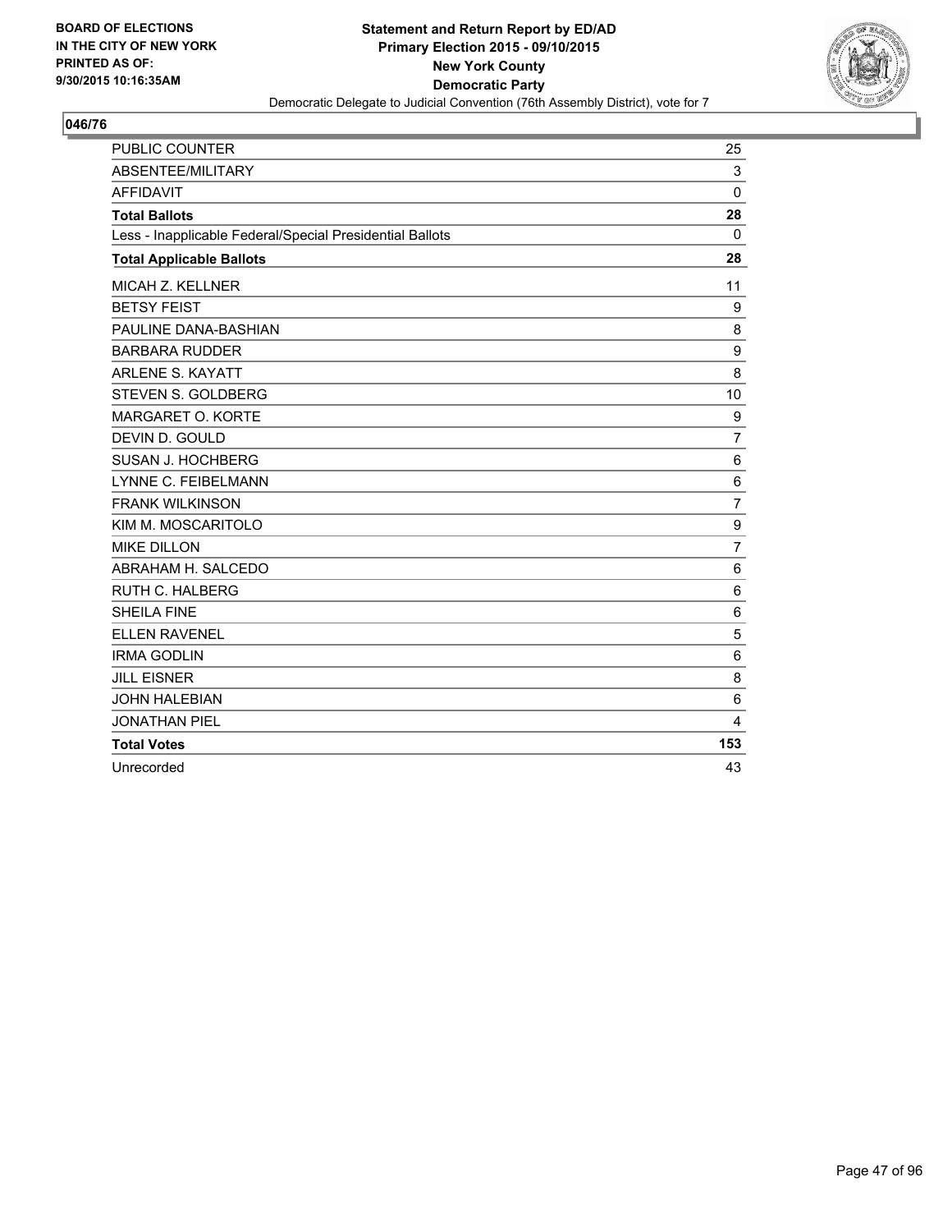BOARD OF ELECTIONS
IN THE CITY OF NEW YORK
PRINTED AS OF:
9/30/2015 10:16:35AM

**Statement and Return Report by ED/AD**
**Primary Election 2015 - 09/10/2015**
**New York County**
**Democratic Party**
Democratic Delegate to Judicial Convention (76th Assembly District), vote for 7

## 046/76

| | |
|---|---|
| PUBLIC COUNTER | 25 |
| ABSENTEE/MILITARY | 3 |
| AFFIDAVIT | 0 |
| **Total Ballots** | **28** |
| Less - Inapplicable Federal/Special Presidential Ballots | 0 |
| **Total Applicable Ballots** | **28** |
| MICAH Z. KELLNER | 11 |
| BETSY FEIST | 9 |
| PAULINE DANA-BASHIAN | 8 |
| BARBARA RUDDER | 9 |
| ARLENE S. KAYATT | 8 |
| STEVEN S. GOLDBERG | 10 |
| MARGARET O. KORTE | 9 |
| DEVIN D. GOULD | 7 |
| SUSAN J. HOCHBERG | 6 |
| LYNNE C. FEIBELMANN | 6 |
| FRANK WILKINSON | 7 |
| KIM M. MOSCARITOLO | 9 |
| MIKE DILLON | 7 |
| ABRAHAM H. SALCEDO | 6 |
| RUTH C. HALBERG | 6 |
| SHEILA FINE | 6 |
| ELLEN RAVENEL | 5 |
| IRMA GODLIN | 6 |
| JILL EISNER | 8 |
| JOHN HALEBIAN | 6 |
| JONATHAN PIEL | 4 |
| **Total Votes** | **153** |
| Unrecorded | 43 |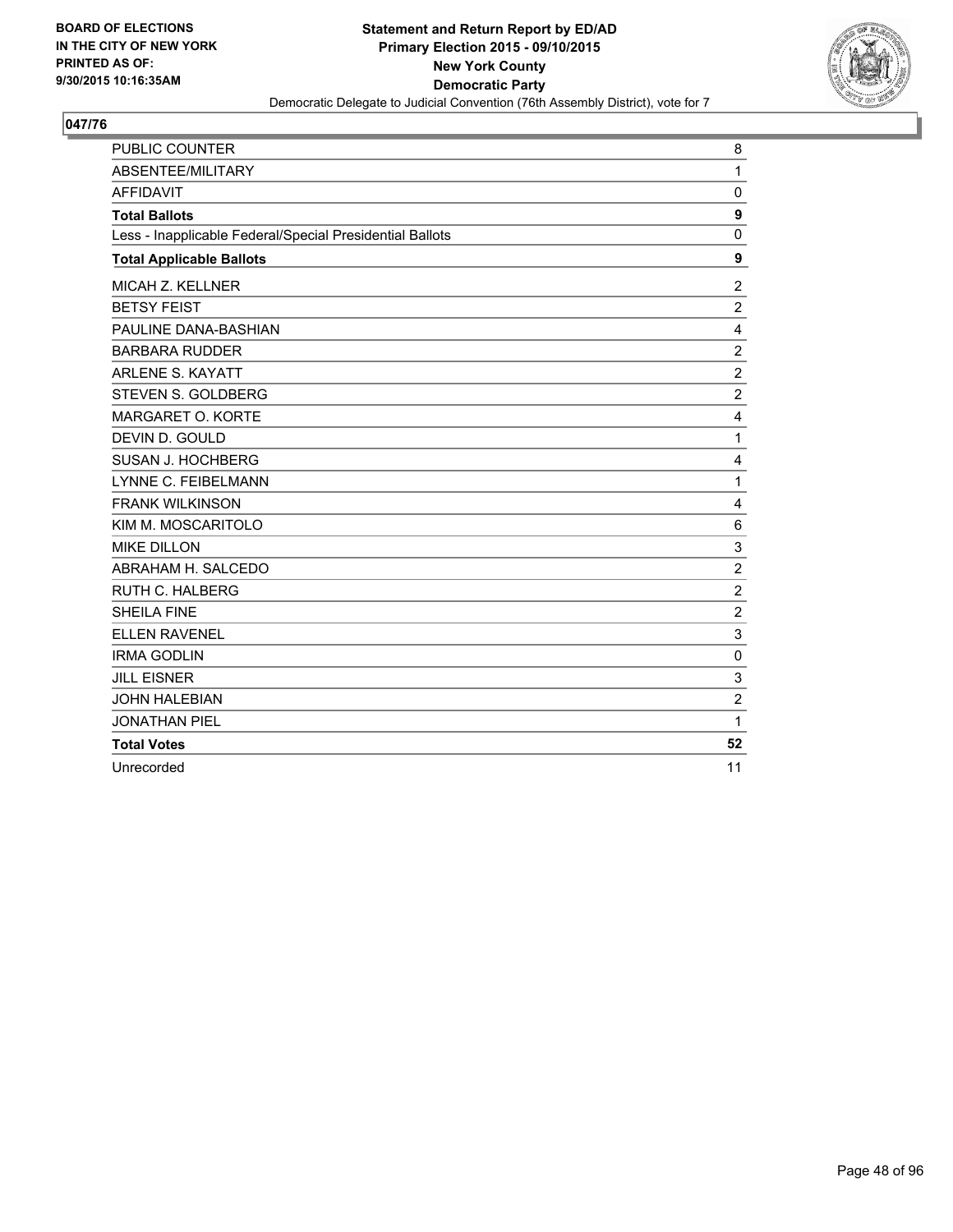BOARD OF ELECTIONS
IN THE CITY OF NEW YORK
PRINTED AS OF:
9/30/2015 10:16:35AM

**Statement and Return Report by ED/AD**
**Primary Election 2015 - 09/10/2015**
**New York County**
**Democratic Party**
Democratic Delegate to Judicial Convention (76th Assembly District), vote for 7

## 047/76

| | |
|---|---|
| PUBLIC COUNTER | 8 |
| ABSENTEE/MILITARY | 1 |
| AFFIDAVIT | 0 |
| **Total Ballots** | **9** |
| Less - Inapplicable Federal/Special Presidential Ballots | 0 |
| **Total Applicable Ballots** | **9** |
| MICAH Z. KELLNER | 2 |
| BETSY FEIST | 2 |
| PAULINE DANA-BASHIAN | 4 |
| BARBARA RUDDER | 2 |
| ARLENE S. KAYATT | 2 |
| STEVEN S. GOLDBERG | 2 |
| MARGARET O. KORTE | 4 |
| DEVIN D. GOULD | 1 |
| SUSAN J. HOCHBERG | 4 |
| LYNNE C. FEIBELMANN | 1 |
| FRANK WILKINSON | 4 |
| KIM M. MOSCARITOLO | 6 |
| MIKE DILLON | 3 |
| ABRAHAM H. SALCEDO | 2 |
| RUTH C. HALBERG | 2 |
| SHEILA FINE | 2 |
| ELLEN RAVENEL | 3 |
| IRMA GODLIN | 0 |
| JILL EISNER | 3 |
| JOHN HALEBIAN | 2 |
| JONATHAN PIEL | 1 |
| **Total Votes** | **52** |
| Unrecorded | 11 |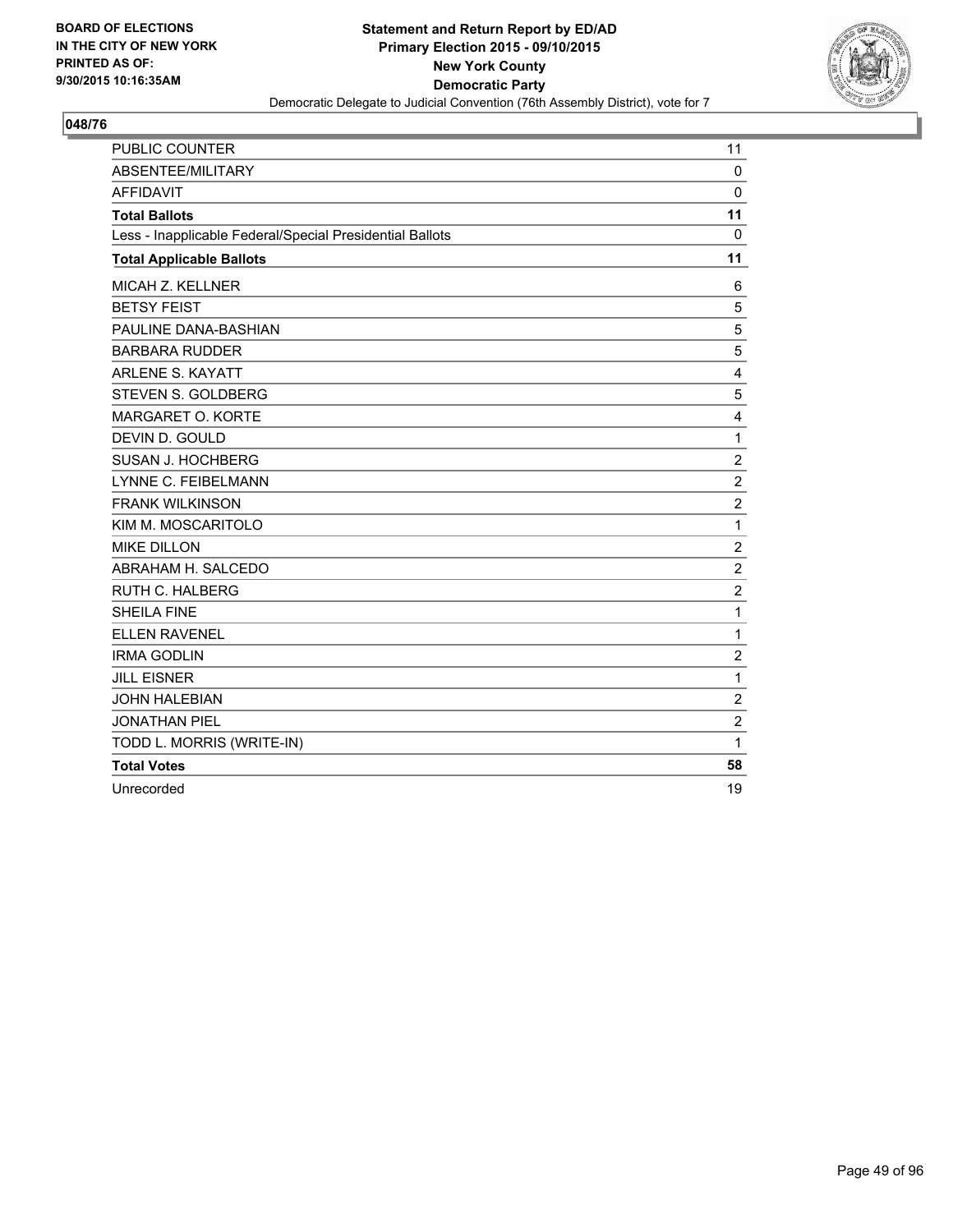BOARD OF ELECTIONS
IN THE CITY OF NEW YORK
PRINTED AS OF:
9/30/2015 10:16:35AM

**Statement and Return Report by ED/AD**
**Primary Election 2015 - 09/10/2015**
**New York County**
**Democratic Party**
Democratic Delegate to Judicial Convention (76th Assembly District), vote for 7

**048/76**

| | |
|---|---|
| PUBLIC COUNTER | 11 |
| ABSENTEE/MILITARY | 0 |
| AFFIDAVIT | 0 |
| **Total Ballots** | **11** |
| Less - Inapplicable Federal/Special Presidential Ballots | 0 |
| **Total Applicable Ballots** | **11** |
| MICAH Z. KELLNER | 6 |
| BETSY FEIST | 5 |
| PAULINE DANA-BASHIAN | 5 |
| BARBARA RUDDER | 5 |
| ARLENE S. KAYATT | 4 |
| STEVEN S. GOLDBERG | 5 |
| MARGARET O. KORTE | 4 |
| DEVIN D. GOULD | 1 |
| SUSAN J. HOCHBERG | 2 |
| LYNNE C. FEIBELMANN | 2 |
| FRANK WILKINSON | 2 |
| KIM M. MOSCARITOLO | 1 |
| MIKE DILLON | 2 |
| ABRAHAM H. SALCEDO | 2 |
| RUTH C. HALBERG | 2 |
| SHEILA FINE | 1 |
| ELLEN RAVENEL | 1 |
| IRMA GODLIN | 2 |
| JILL EISNER | 1 |
| JOHN HALEBIAN | 2 |
| JONATHAN PIEL | 2 |
| TODD L. MORRIS (WRITE-IN) | 1 |
| **Total Votes** | **58** |
| Unrecorded | 19 |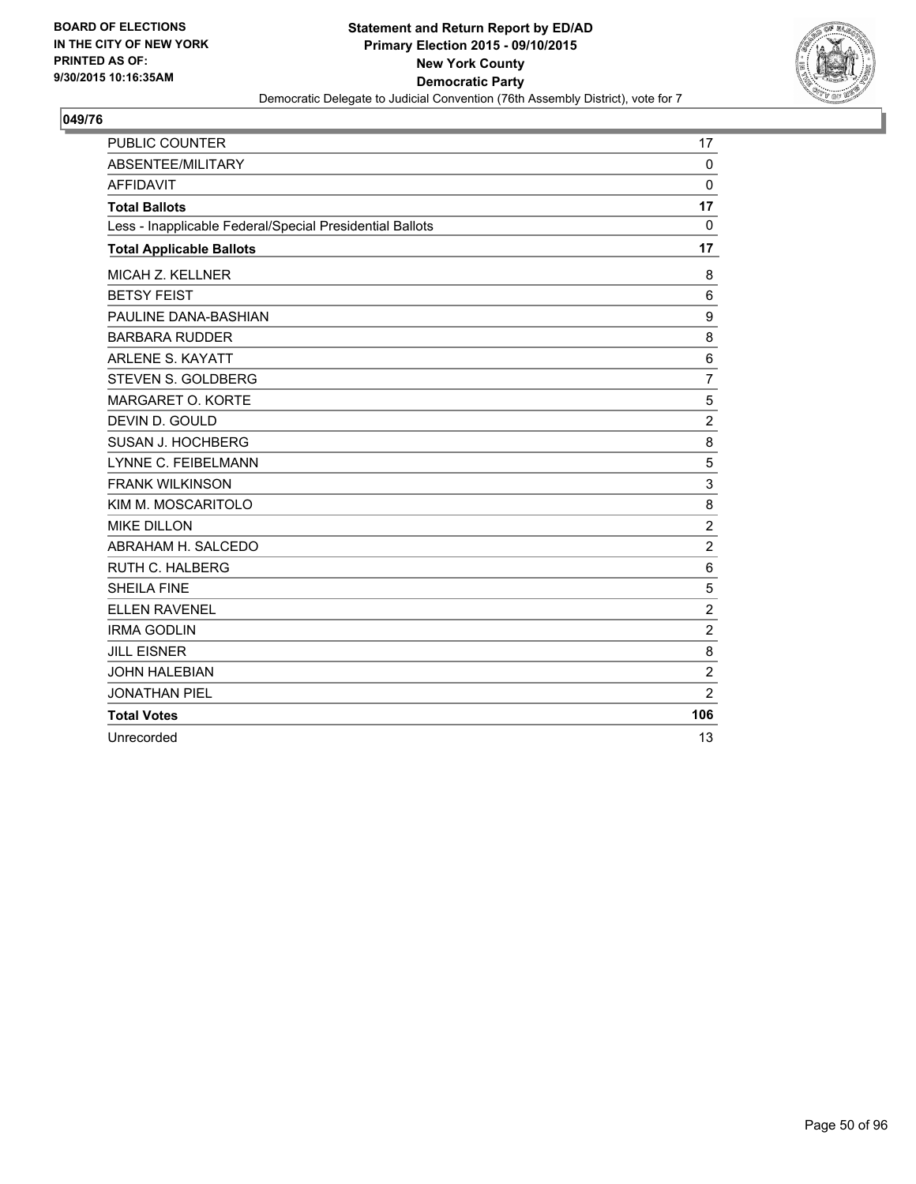BOARD OF ELECTIONS
IN THE CITY OF NEW YORK
PRINTED AS OF:
9/30/2015 10:16:35AM

**Statement and Return Report by ED/AD**
**Primary Election 2015 - 09/10/2015**
**New York County**
**Democratic Party**
Democratic Delegate to Judicial Convention (76th Assembly District), vote for 7

**049/76**

| | |
|---|---|
| PUBLIC COUNTER | 17 |
| ABSENTEE/MILITARY | 0 |
| AFFIDAVIT | 0 |
| **Total Ballots** | **17** |
| Less - Inapplicable Federal/Special Presidential Ballots | 0 |
| **Total Applicable Ballots** | **17** |
| MICAH Z. KELLNER | 8 |
| BETSY FEIST | 6 |
| PAULINE DANA-BASHIAN | 9 |
| BARBARA RUDDER | 8 |
| ARLENE S. KAYATT | 6 |
| STEVEN S. GOLDBERG | 7 |
| MARGARET O. KORTE | 5 |
| DEVIN D. GOULD | 2 |
| SUSAN J. HOCHBERG | 8 |
| LYNNE C. FEIBELMANN | 5 |
| FRANK WILKINSON | 3 |
| KIM M. MOSCARITOLO | 8 |
| MIKE DILLON | 2 |
| ABRAHAM H. SALCEDO | 2 |
| RUTH C. HALBERG | 6 |
| SHEILA FINE | 5 |
| ELLEN RAVENEL | 2 |
| IRMA GODLIN | 2 |
| JILL EISNER | 8 |
| JOHN HALEBIAN | 2 |
| JONATHAN PIEL | 2 |
| **Total Votes** | **106** |
| Unrecorded | 13 |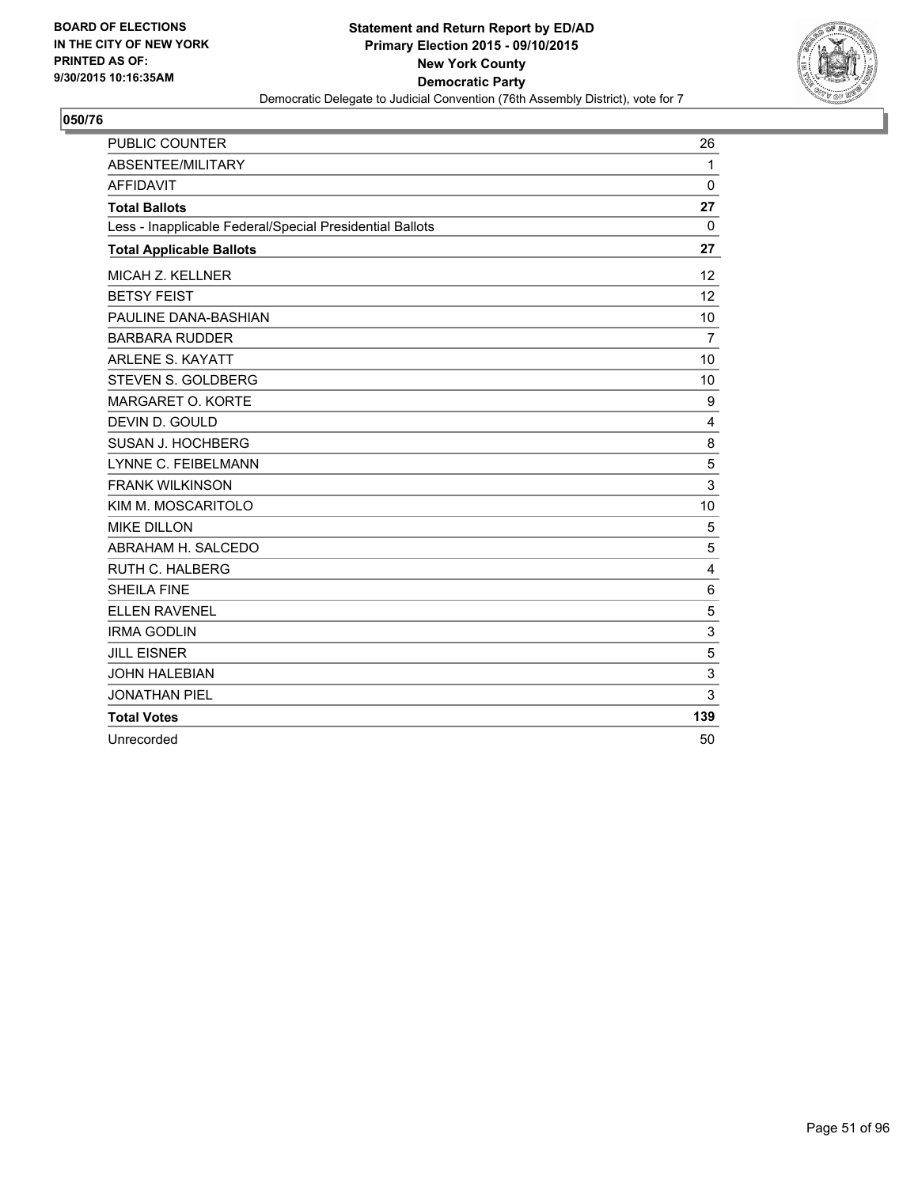BOARD OF ELECTIONS
IN THE CITY OF NEW YORK
PRINTED AS OF:
9/30/2015 10:16:35AM

**Statement and Return Report by ED/AD**
**Primary Election 2015 - 09/10/2015**
**New York County**
**Democratic Party**
Democratic Delegate to Judicial Convention (76th Assembly District), vote for 7

## 050/76

| | |
|---|---|
| PUBLIC COUNTER | 26 |
| ABSENTEE/MILITARY | 1 |
| AFFIDAVIT | 0 |
| **Total Ballots** | **27** |
| Less - Inapplicable Federal/Special Presidential Ballots | 0 |
| **Total Applicable Ballots** | **27** |
| MICAH Z. KELLNER | 12 |
| BETSY FEIST | 12 |
| PAULINE DANA-BASHIAN | 10 |
| BARBARA RUDDER | 7 |
| ARLENE S. KAYATT | 10 |
| STEVEN S. GOLDBERG | 10 |
| MARGARET O. KORTE | 9 |
| DEVIN D. GOULD | 4 |
| SUSAN J. HOCHBERG | 8 |
| LYNNE C. FEIBELMANN | 5 |
| FRANK WILKINSON | 3 |
| KIM M. MOSCARITOLO | 10 |
| MIKE DILLON | 5 |
| ABRAHAM H. SALCEDO | 5 |
| RUTH C. HALBERG | 4 |
| SHEILA FINE | 6 |
| ELLEN RAVENEL | 5 |
| IRMA GODLIN | 3 |
| JILL EISNER | 5 |
| JOHN HALEBIAN | 3 |
| JONATHAN PIEL | 3 |
| **Total Votes** | **139** |
| Unrecorded | 50 |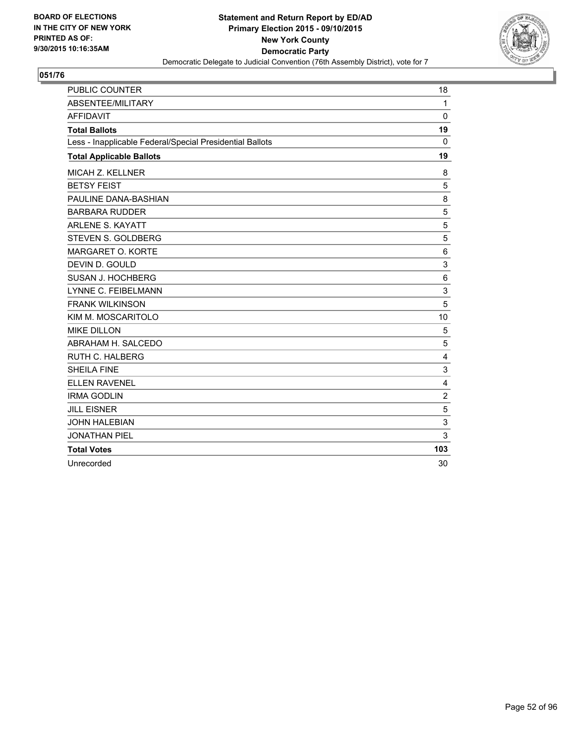BOARD OF ELECTIONS
IN THE CITY OF NEW YORK
PRINTED AS OF:
9/30/2015 10:16:35AM

**Statement and Return Report by ED/AD**
**Primary Election 2015 - 09/10/2015**
**New York County**
**Democratic Party**
Democratic Delegate to Judicial Convention (76th Assembly District), vote for 7

## 051/76

| | |
|---|---|
| PUBLIC COUNTER | 18 |
| ABSENTEE/MILITARY | 1 |
| AFFIDAVIT | 0 |
| **Total Ballots** | **19** |
| Less - Inapplicable Federal/Special Presidential Ballots | 0 |
| **Total Applicable Ballots** | **19** |
| MICAH Z. KELLNER | 8 |
| BETSY FEIST | 5 |
| PAULINE DANA-BASHIAN | 8 |
| BARBARA RUDDER | 5 |
| ARLENE S. KAYATT | 5 |
| STEVEN S. GOLDBERG | 5 |
| MARGARET O. KORTE | 6 |
| DEVIN D. GOULD | 3 |
| SUSAN J. HOCHBERG | 6 |
| LYNNE C. FEIBELMANN | 3 |
| FRANK WILKINSON | 5 |
| KIM M. MOSCARITOLO | 10 |
| MIKE DILLON | 5 |
| ABRAHAM H. SALCEDO | 5 |
| RUTH C. HALBERG | 4 |
| SHEILA FINE | 3 |
| ELLEN RAVENEL | 4 |
| IRMA GODLIN | 2 |
| JILL EISNER | 5 |
| JOHN HALEBIAN | 3 |
| JONATHAN PIEL | 3 |
| **Total Votes** | **103** |
| Unrecorded | 30 |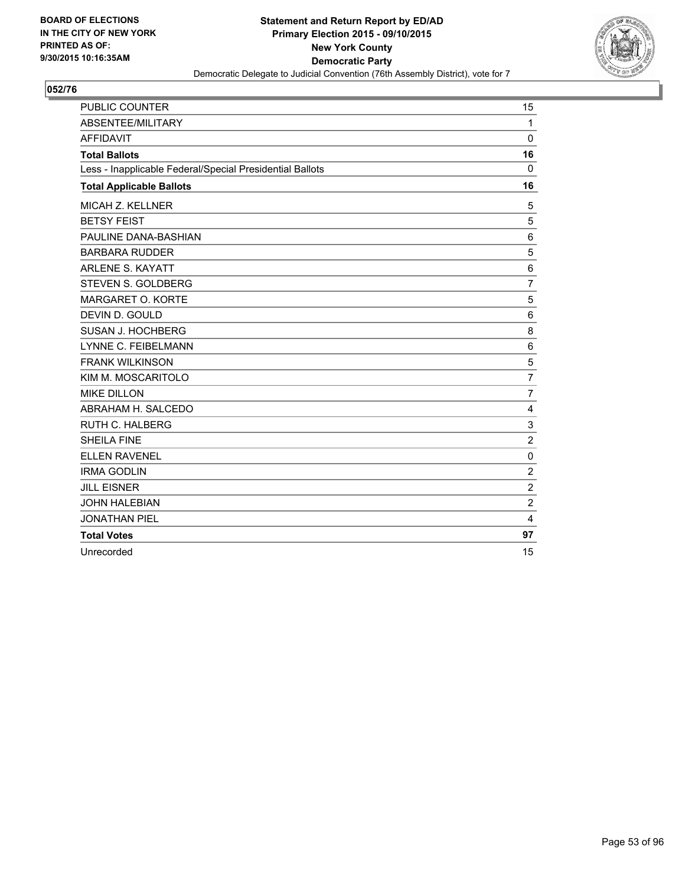**BOARD OF ELECTIONS IN THE CITY OF NEW YORK PRINTED AS OF: 9/30/2015 10:16:35AM**

**Statement and Return Report by ED/AD**
**Primary Election 2015 - 09/10/2015**
**New York County**
**Democratic Party**
Democratic Delegate to Judicial Convention (76th Assembly District), vote for 7

## 052/76

| | |
|---|---|
| PUBLIC COUNTER | 15 |
| ABSENTEE/MILITARY | 1 |
| AFFIDAVIT | 0 |
| **Total Ballots** | **16** |
| Less - Inapplicable Federal/Special Presidential Ballots | 0 |
| **Total Applicable Ballots** | **16** |
| MICAH Z. KELLNER | 5 |
| BETSY FEIST | 5 |
| PAULINE DANA-BASHIAN | 6 |
| BARBARA RUDDER | 5 |
| ARLENE S. KAYATT | 6 |
| STEVEN S. GOLDBERG | 7 |
| MARGARET O. KORTE | 5 |
| DEVIN D. GOULD | 6 |
| SUSAN J. HOCHBERG | 8 |
| LYNNE C. FEIBELMANN | 6 |
| FRANK WILKINSON | 5 |
| KIM M. MOSCARITOLO | 7 |
| MIKE DILLON | 7 |
| ABRAHAM H. SALCEDO | 4 |
| RUTH C. HALBERG | 3 |
| SHEILA FINE | 2 |
| ELLEN RAVENEL | 0 |
| IRMA GODLIN | 2 |
| JILL EISNER | 2 |
| JOHN HALEBIAN | 2 |
| JONATHAN PIEL | 4 |
| **Total Votes** | **97** |
| Unrecorded | 15 |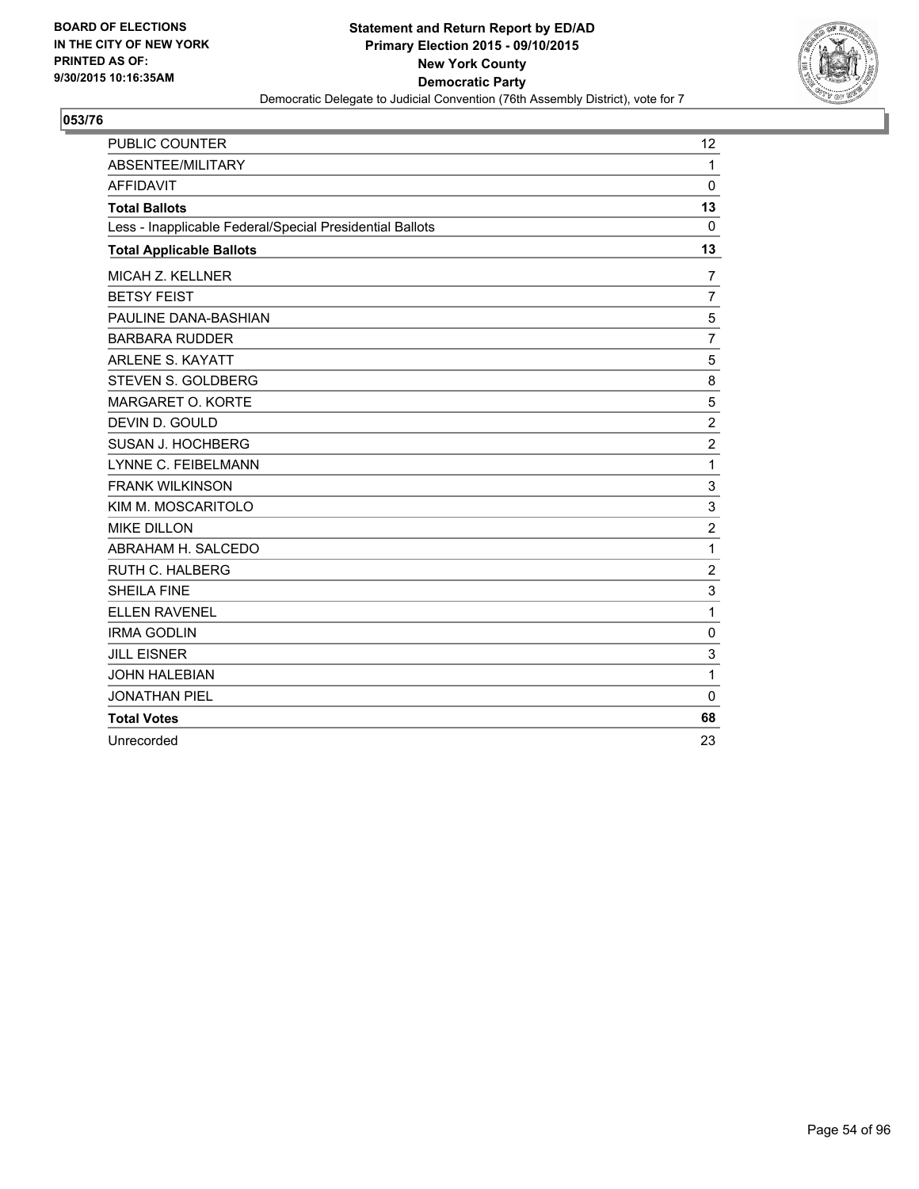BOARD OF ELECTIONS
IN THE CITY OF NEW YORK
PRINTED AS OF:
9/30/2015 10:16:35AM

**Statement and Return Report by ED/AD**
**Primary Election 2015 - 09/10/2015**
**New York County**
**Democratic Party**
Democratic Delegate to Judicial Convention (76th Assembly District), vote for 7

**053/76**

| | |
|---|---|
| PUBLIC COUNTER | 12 |
| ABSENTEE/MILITARY | 1 |
| AFFIDAVIT | 0 |
| **Total Ballots** | **13** |
| Less - Inapplicable Federal/Special Presidential Ballots | 0 |
| **Total Applicable Ballots** | **13** |
| MICAH Z. KELLNER | 7 |
| BETSY FEIST | 7 |
| PAULINE DANA-BASHIAN | 5 |
| BARBARA RUDDER | 7 |
| ARLENE S. KAYATT | 5 |
| STEVEN S. GOLDBERG | 8 |
| MARGARET O. KORTE | 5 |
| DEVIN D. GOULD | 2 |
| SUSAN J. HOCHBERG | 2 |
| LYNNE C. FEIBELMANN | 1 |
| FRANK WILKINSON | 3 |
| KIM M. MOSCARITOLO | 3 |
| MIKE DILLON | 2 |
| ABRAHAM H. SALCEDO | 1 |
| RUTH C. HALBERG | 2 |
| SHEILA FINE | 3 |
| ELLEN RAVENEL | 1 |
| IRMA GODLIN | 0 |
| JILL EISNER | 3 |
| JOHN HALEBIAN | 1 |
| JONATHAN PIEL | 0 |
| **Total Votes** | **68** |
| Unrecorded | 23 |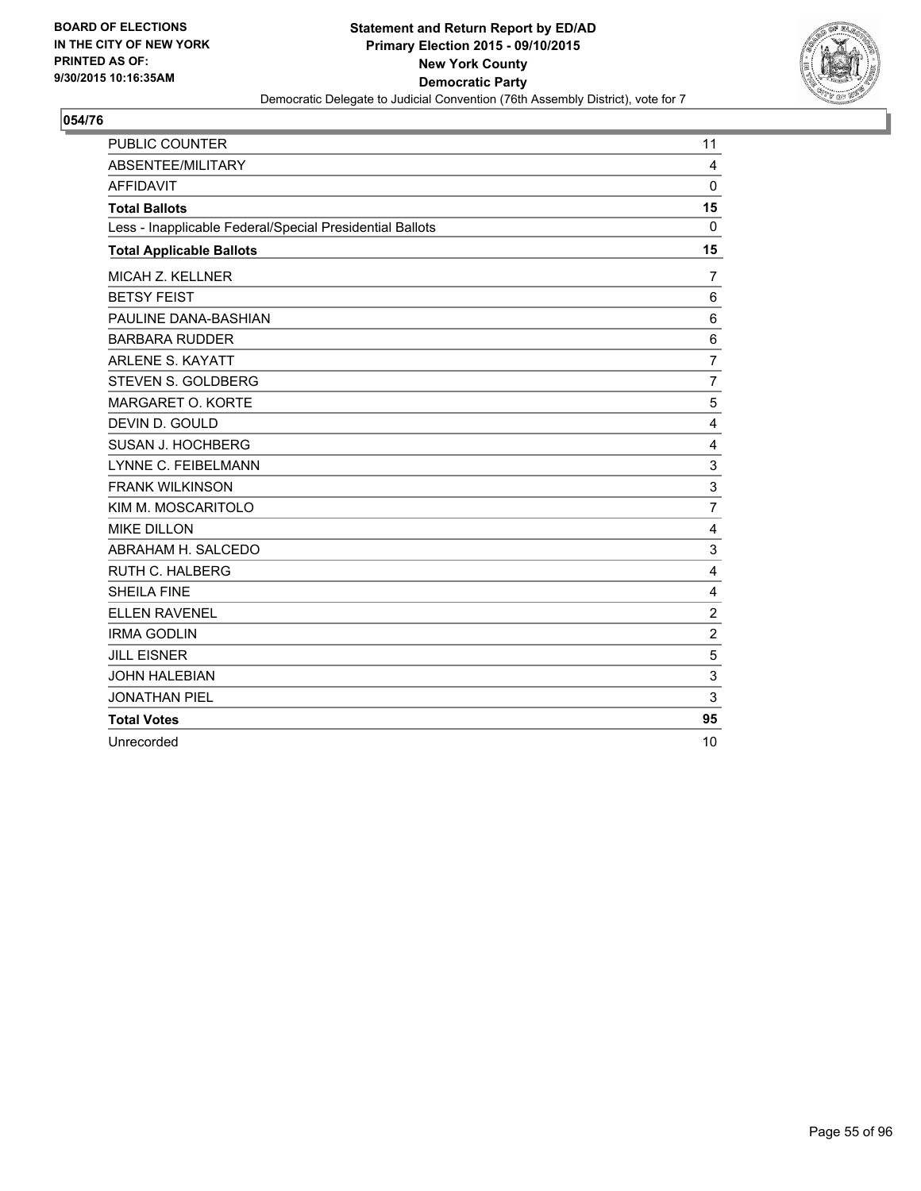BOARD OF ELECTIONS
IN THE CITY OF NEW YORK
PRINTED AS OF:
9/30/2015 10:16:35AM

**Statement and Return Report by ED/AD**
**Primary Election 2015 - 09/10/2015**
**New York County**
**Democratic Party**
Democratic Delegate to Judicial Convention (76th Assembly District), vote for 7

**054/76**

| | |
|---|---|
| PUBLIC COUNTER | 11 |
| ABSENTEE/MILITARY | 4 |
| AFFIDAVIT | 0 |
| **Total Ballots** | **15** |
| Less - Inapplicable Federal/Special Presidential Ballots | 0 |
| **Total Applicable Ballots** | **15** |
| MICAH Z. KELLNER | 7 |
| BETSY FEIST | 6 |
| PAULINE DANA-BASHIAN | 6 |
| BARBARA RUDDER | 6 |
| ARLENE S. KAYATT | 7 |
| STEVEN S. GOLDBERG | 7 |
| MARGARET O. KORTE | 5 |
| DEVIN D. GOULD | 4 |
| SUSAN J. HOCHBERG | 4 |
| LYNNE C. FEIBELMANN | 3 |
| FRANK WILKINSON | 3 |
| KIM M. MOSCARITOLO | 7 |
| MIKE DILLON | 4 |
| ABRAHAM H. SALCEDO | 3 |
| RUTH C. HALBERG | 4 |
| SHEILA FINE | 4 |
| ELLEN RAVENEL | 2 |
| IRMA GODLIN | 2 |
| JILL EISNER | 5 |
| JOHN HALEBIAN | 3 |
| JONATHAN PIEL | 3 |
| **Total Votes** | **95** |
| Unrecorded | 10 |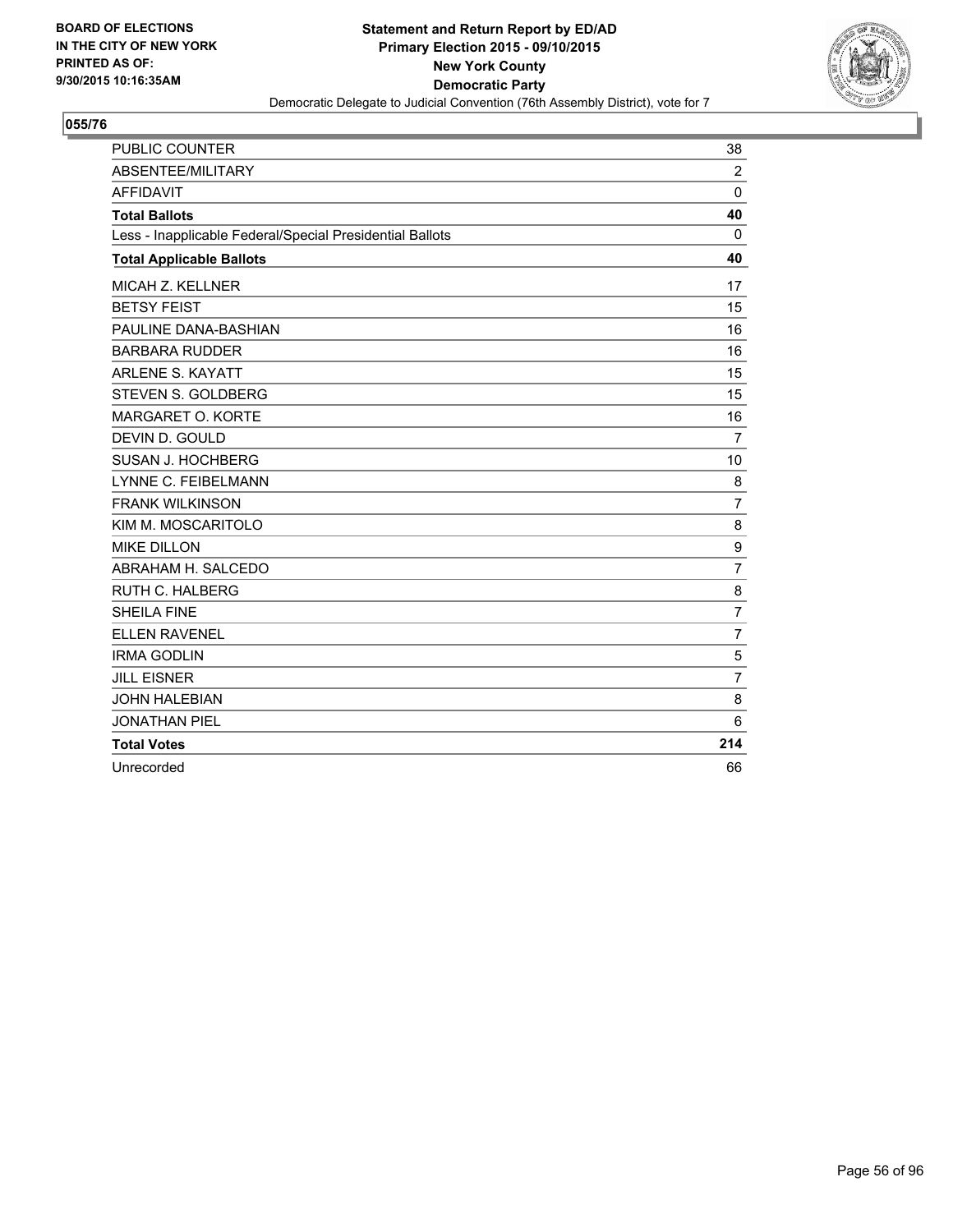BOARD OF ELECTIONS
IN THE CITY OF NEW YORK
PRINTED AS OF:
9/30/2015 10:16:35AM

**Statement and Return Report by ED/AD**
**Primary Election 2015 - 09/10/2015**
**New York County**
**Democratic Party**
Democratic Delegate to Judicial Convention (76th Assembly District), vote for 7

**055/76**

| | |
|---|---|
| PUBLIC COUNTER | 38 |
| ABSENTEE/MILITARY | 2 |
| AFFIDAVIT | 0 |
| **Total Ballots** | **40** |
| Less - Inapplicable Federal/Special Presidential Ballots | 0 |
| **Total Applicable Ballots** | **40** |
| MICAH Z. KELLNER | 17 |
| BETSY FEIST | 15 |
| PAULINE DANA-BASHIAN | 16 |
| BARBARA RUDDER | 16 |
| ARLENE S. KAYATT | 15 |
| STEVEN S. GOLDBERG | 15 |
| MARGARET O. KORTE | 16 |
| DEVIN D. GOULD | 7 |
| SUSAN J. HOCHBERG | 10 |
| LYNNE C. FEIBELMANN | 8 |
| FRANK WILKINSON | 7 |
| KIM M. MOSCARITOLO | 8 |
| MIKE DILLON | 9 |
| ABRAHAM H. SALCEDO | 7 |
| RUTH C. HALBERG | 8 |
| SHEILA FINE | 7 |
| ELLEN RAVENEL | 7 |
| IRMA GODLIN | 5 |
| JILL EISNER | 7 |
| JOHN HALEBIAN | 8 |
| JONATHAN PIEL | 6 |
| **Total Votes** | **214** |
| Unrecorded | 66 |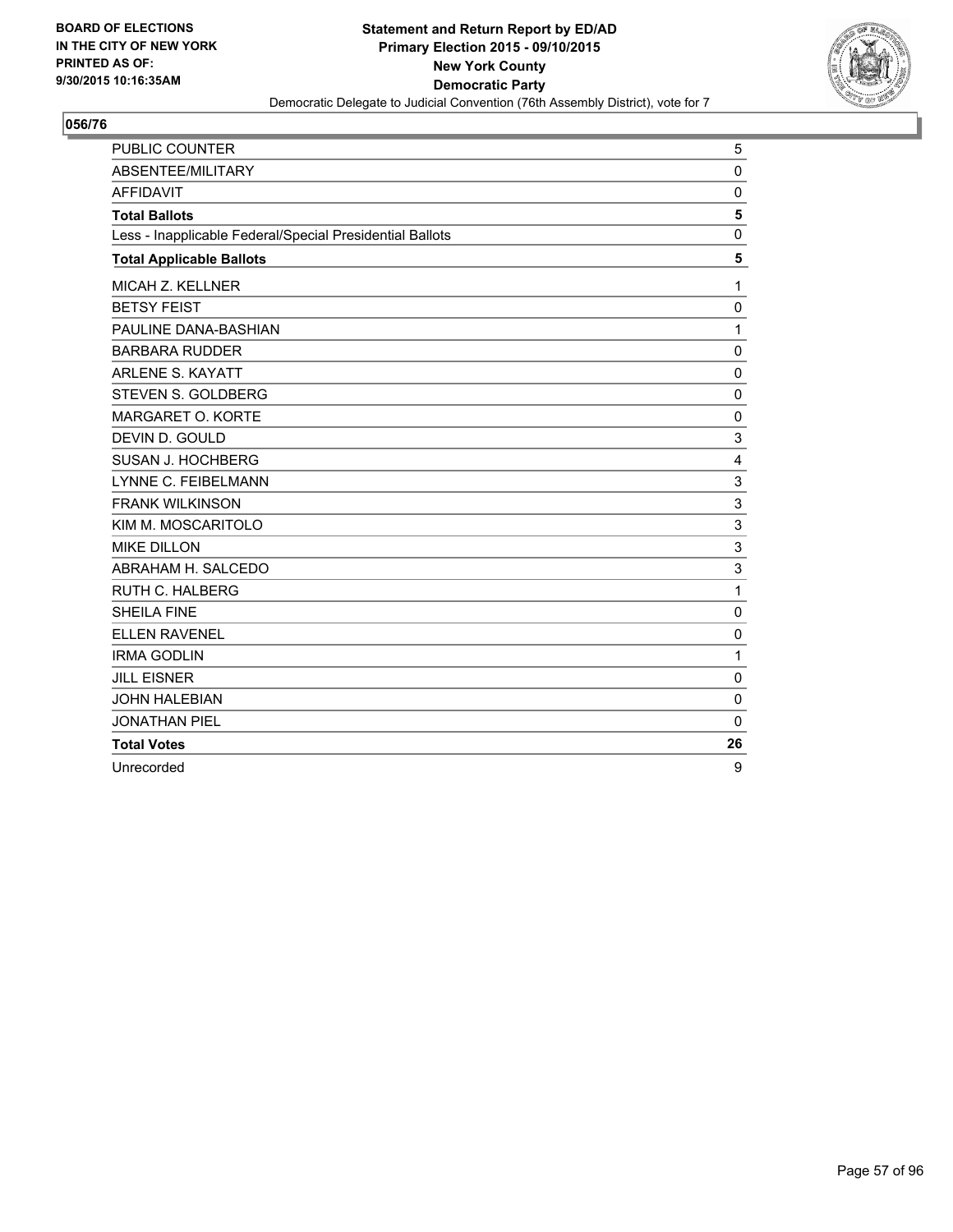**BOARD OF ELECTIONS IN THE CITY OF NEW YORK PRINTED AS OF: 9/30/2015 10:16:35AM**

**Statement and Return Report by ED/AD**
**Primary Election 2015 - 09/10/2015**
**New York County**
**Democratic Party**
Democratic Delegate to Judicial Convention (76th Assembly District), vote for 7

## 056/76

| | |
|---|---|
| PUBLIC COUNTER | 5 |
| ABSENTEE/MILITARY | 0 |
| AFFIDAVIT | 0 |
| **Total Ballots** | **5** |
| Less - Inapplicable Federal/Special Presidential Ballots | 0 |
| **Total Applicable Ballots** | **5** |
| MICAH Z. KELLNER | 1 |
| BETSY FEIST | 0 |
| PAULINE DANA-BASHIAN | 1 |
| BARBARA RUDDER | 0 |
| ARLENE S. KAYATT | 0 |
| STEVEN S. GOLDBERG | 0 |
| MARGARET O. KORTE | 0 |
| DEVIN D. GOULD | 3 |
| SUSAN J. HOCHBERG | 4 |
| LYNNE C. FEIBELMANN | 3 |
| FRANK WILKINSON | 3 |
| KIM M. MOSCARITOLO | 3 |
| MIKE DILLON | 3 |
| ABRAHAM H. SALCEDO | 3 |
| RUTH C. HALBERG | 1 |
| SHEILA FINE | 0 |
| ELLEN RAVENEL | 0 |
| IRMA GODLIN | 1 |
| JILL EISNER | 0 |
| JOHN HALEBIAN | 0 |
| JONATHAN PIEL | 0 |
| **Total Votes** | **26** |
| Unrecorded | 9 |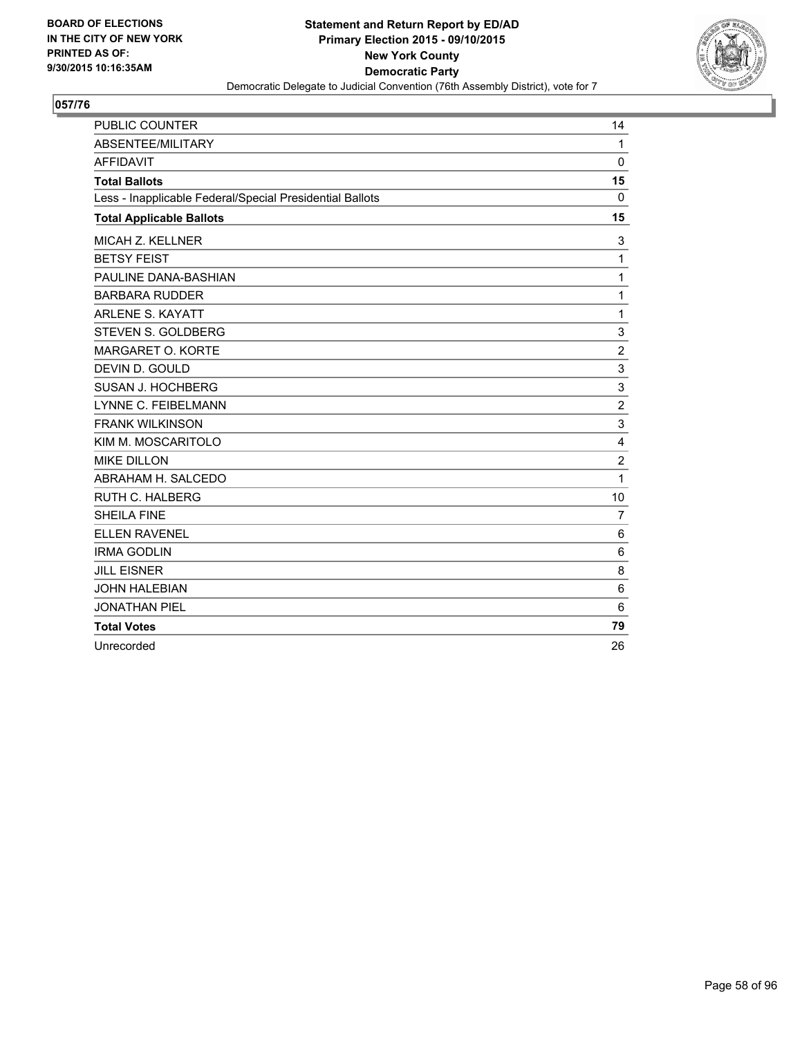**BOARD OF ELECTIONS IN THE CITY OF NEW YORK PRINTED AS OF: 9/30/2015 10:16:35AM**

**Statement and Return Report by ED/AD**
**Primary Election 2015 - 09/10/2015**
**New York County**
**Democratic Party**
Democratic Delegate to Judicial Convention (76th Assembly District), vote for 7

## 057/76

| | |
|---|---|
| PUBLIC COUNTER | 14 |
| ABSENTEE/MILITARY | 1 |
| AFFIDAVIT | 0 |
| **Total Ballots** | **15** |
| Less - Inapplicable Federal/Special Presidential Ballots | 0 |
| **Total Applicable Ballots** | **15** |
| MICAH Z. KELLNER | 3 |
| BETSY FEIST | 1 |
| PAULINE DANA-BASHIAN | 1 |
| BARBARA RUDDER | 1 |
| ARLENE S. KAYATT | 1 |
| STEVEN S. GOLDBERG | 3 |
| MARGARET O. KORTE | 2 |
| DEVIN D. GOULD | 3 |
| SUSAN J. HOCHBERG | 3 |
| LYNNE C. FEIBELMANN | 2 |
| FRANK WILKINSON | 3 |
| KIM M. MOSCARITOLO | 4 |
| MIKE DILLON | 2 |
| ABRAHAM H. SALCEDO | 1 |
| RUTH C. HALBERG | 10 |
| SHEILA FINE | 7 |
| ELLEN RAVENEL | 6 |
| IRMA GODLIN | 6 |
| JILL EISNER | 8 |
| JOHN HALEBIAN | 6 |
| JONATHAN PIEL | 6 |
| **Total Votes** | **79** |
| Unrecorded | 26 |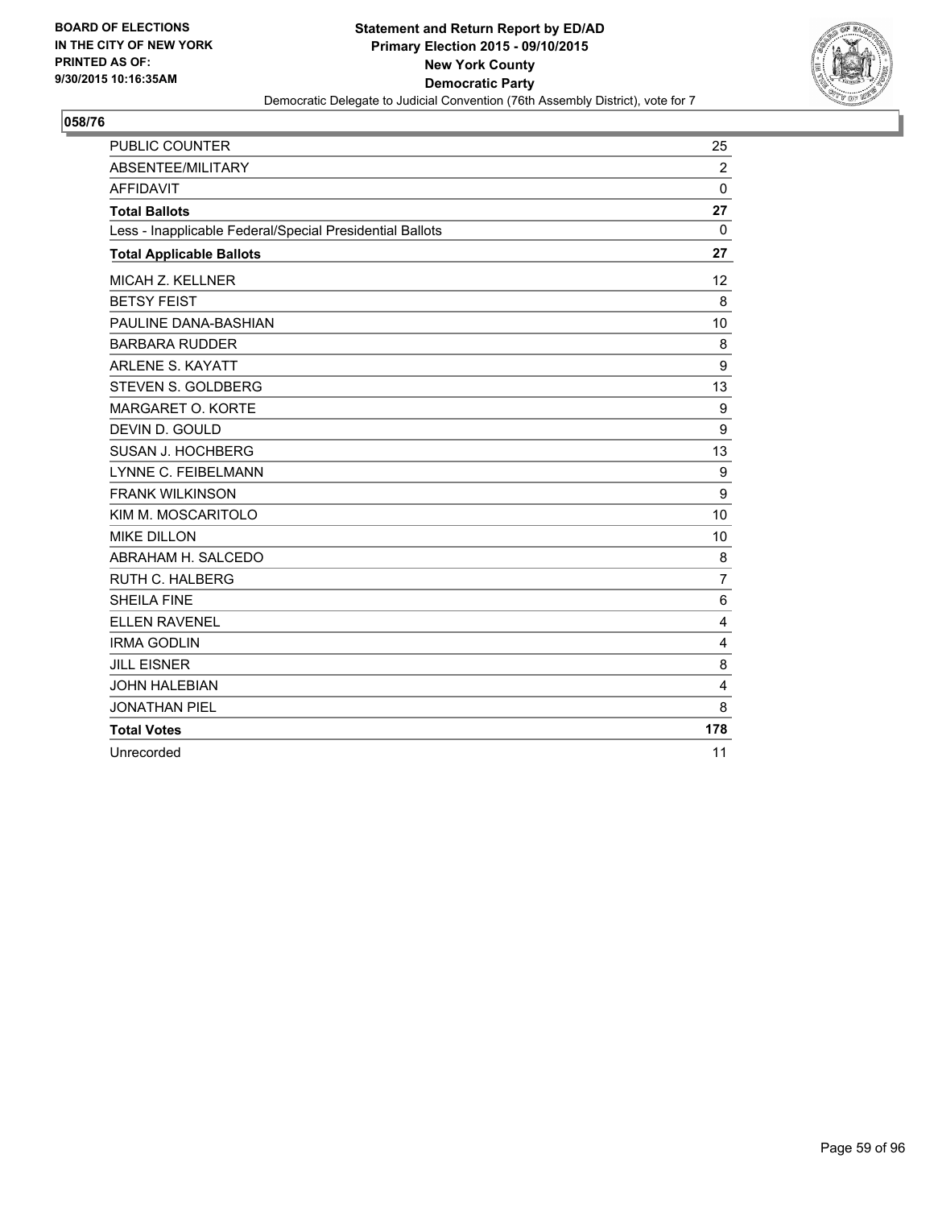**BOARD OF ELECTIONS**
**IN THE CITY OF NEW YORK**
**PRINTED AS OF:**
**9/30/2015 10:16:35AM**

**Statement and Return Report by ED/AD**
**Primary Election 2015 - 09/10/2015**
**New York County**
**Democratic Party**
Democratic Delegate to Judicial Convention (76th Assembly District), vote for 7

## 058/76

| | |
|---|---|
| PUBLIC COUNTER | 25 |
| ABSENTEE/MILITARY | 2 |
| AFFIDAVIT | 0 |
| **Total Ballots** | **27** |
| Less - Inapplicable Federal/Special Presidential Ballots | 0 |
| **Total Applicable Ballots** | **27** |
| MICAH Z. KELLNER | 12 |
| BETSY FEIST | 8 |
| PAULINE DANA-BASHIAN | 10 |
| BARBARA RUDDER | 8 |
| ARLENE S. KAYATT | 9 |
| STEVEN S. GOLDBERG | 13 |
| MARGARET O. KORTE | 9 |
| DEVIN D. GOULD | 9 |
| SUSAN J. HOCHBERG | 13 |
| LYNNE C. FEIBELMANN | 9 |
| FRANK WILKINSON | 9 |
| KIM M. MOSCARITOLO | 10 |
| MIKE DILLON | 10 |
| ABRAHAM H. SALCEDO | 8 |
| RUTH C. HALBERG | 7 |
| SHEILA FINE | 6 |
| ELLEN RAVENEL | 4 |
| IRMA GODLIN | 4 |
| JILL EISNER | 8 |
| JOHN HALEBIAN | 4 |
| JONATHAN PIEL | 8 |
| **Total Votes** | **178** |
| Unrecorded | 11 |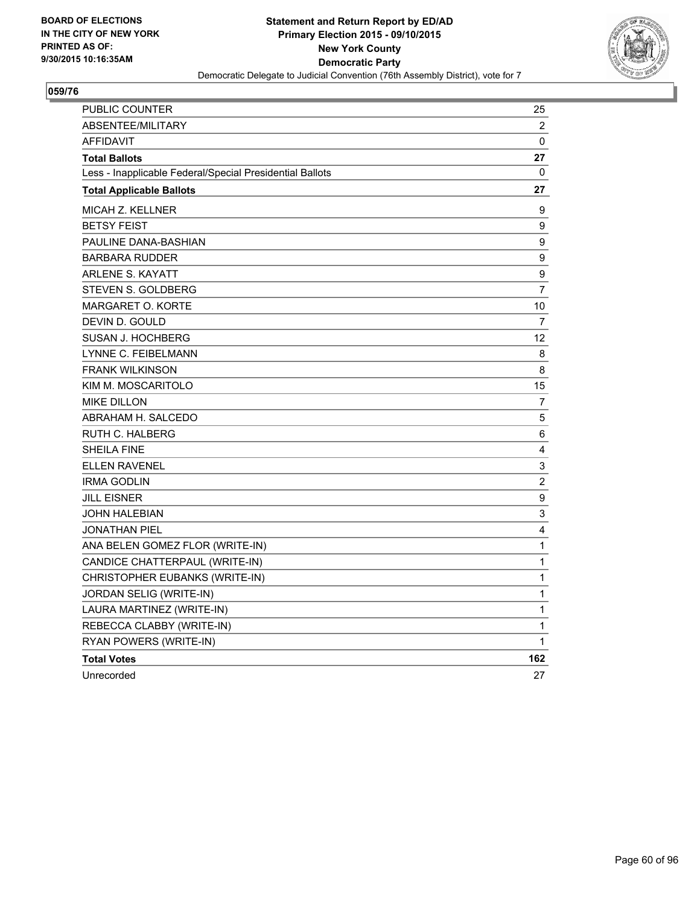**BOARD OF ELECTIONS IN THE CITY OF NEW YORK PRINTED AS OF: 9/30/2015 10:16:35AM**

**Statement and Return Report by ED/AD**
**Primary Election 2015 - 09/10/2015**
**New York County**
**Democratic Party**
Democratic Delegate to Judicial Convention (76th Assembly District), vote for 7

## 059/76

| | |
|---|---|
| PUBLIC COUNTER | 25 |
| ABSENTEE/MILITARY | 2 |
| AFFIDAVIT | 0 |
| **Total Ballots** | **27** |
| Less - Inapplicable Federal/Special Presidential Ballots | 0 |
| **Total Applicable Ballots** | **27** |
| MICAH Z. KELLNER | 9 |
| BETSY FEIST | 9 |
| PAULINE DANA-BASHIAN | 9 |
| BARBARA RUDDER | 9 |
| ARLENE S. KAYATT | 9 |
| STEVEN S. GOLDBERG | 7 |
| MARGARET O. KORTE | 10 |
| DEVIN D. GOULD | 7 |
| SUSAN J. HOCHBERG | 12 |
| LYNNE C. FEIBELMANN | 8 |
| FRANK WILKINSON | 8 |
| KIM M. MOSCARITOLO | 15 |
| MIKE DILLON | 7 |
| ABRAHAM H. SALCEDO | 5 |
| RUTH C. HALBERG | 6 |
| SHEILA FINE | 4 |
| ELLEN RAVENEL | 3 |
| IRMA GODLIN | 2 |
| JILL EISNER | 9 |
| JOHN HALEBIAN | 3 |
| JONATHAN PIEL | 4 |
| ANA BELEN GOMEZ FLOR (WRITE-IN) | 1 |
| CANDICE CHATTERPAUL (WRITE-IN) | 1 |
| CHRISTOPHER EUBANKS (WRITE-IN) | 1 |
| JORDAN SELIG (WRITE-IN) | 1 |
| LAURA MARTINEZ (WRITE-IN) | 1 |
| REBECCA CLABBY (WRITE-IN) | 1 |
| RYAN POWERS (WRITE-IN) | 1 |
| **Total Votes** | **162** |
| Unrecorded | 27 |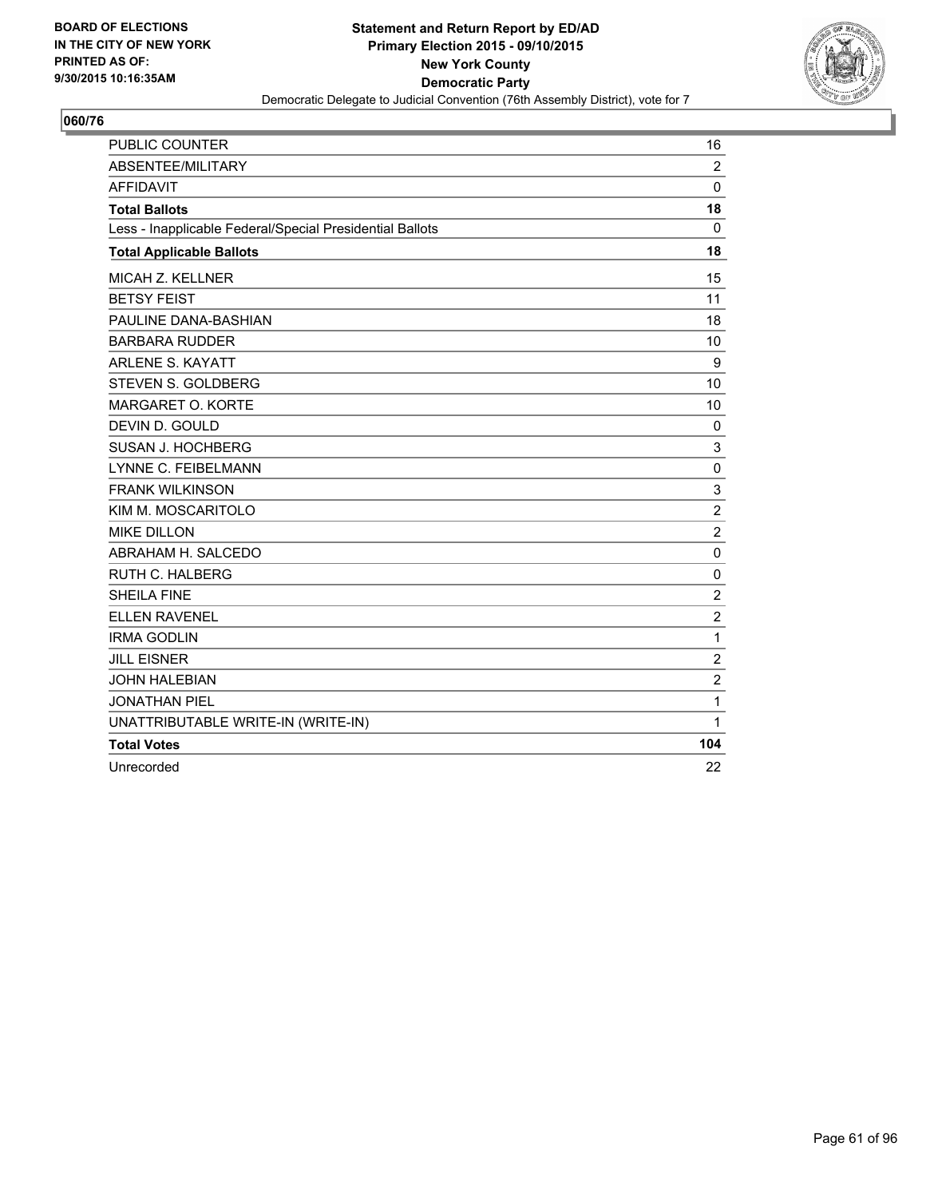BOARD OF ELECTIONS
IN THE CITY OF NEW YORK
PRINTED AS OF:
9/30/2015 10:16:35AM

**Statement and Return Report by ED/AD**
**Primary Election 2015 - 09/10/2015**
**New York County**
**Democratic Party**
Democratic Delegate to Judicial Convention (76th Assembly District), vote for 7

## 060/76

| | |
|---|---|
| PUBLIC COUNTER | 16 |
| ABSENTEE/MILITARY | 2 |
| AFFIDAVIT | 0 |
| **Total Ballots** | **18** |
| Less - Inapplicable Federal/Special Presidential Ballots | 0 |
| **Total Applicable Ballots** | **18** |
| MICAH Z. KELLNER | 15 |
| BETSY FEIST | 11 |
| PAULINE DANA-BASHIAN | 18 |
| BARBARA RUDDER | 10 |
| ARLENE S. KAYATT | 9 |
| STEVEN S. GOLDBERG | 10 |
| MARGARET O. KORTE | 10 |
| DEVIN D. GOULD | 0 |
| SUSAN J. HOCHBERG | 3 |
| LYNNE C. FEIBELMANN | 0 |
| FRANK WILKINSON | 3 |
| KIM M. MOSCARITOLO | 2 |
| MIKE DILLON | 2 |
| ABRAHAM H. SALCEDO | 0 |
| RUTH C. HALBERG | 0 |
| SHEILA FINE | 2 |
| ELLEN RAVENEL | 2 |
| IRMA GODLIN | 1 |
| JILL EISNER | 2 |
| JOHN HALEBIAN | 2 |
| JONATHAN PIEL | 1 |
| UNATTRIBUTABLE WRITE-IN (WRITE-IN) | 1 |
| **Total Votes** | **104** |
| Unrecorded | 22 |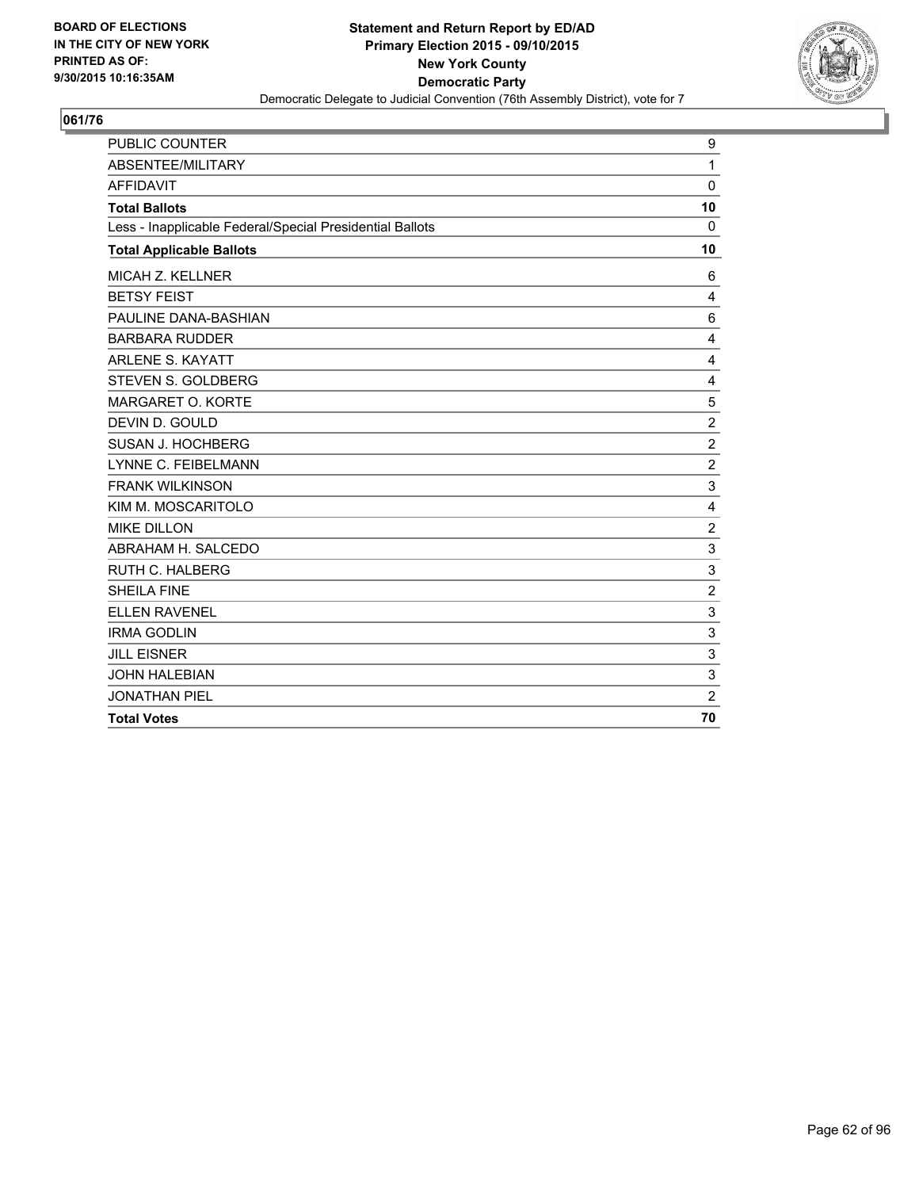BOARD OF ELECTIONS
IN THE CITY OF NEW YORK
PRINTED AS OF:
9/30/2015 10:16:35AM

**Statement and Return Report by ED/AD**
**Primary Election 2015 - 09/10/2015**
**New York County**
**Democratic Party**
Democratic Delegate to Judicial Convention (76th Assembly District), vote for 7

## 061/76

| | |
|---|---|
| PUBLIC COUNTER | 9 |
| ABSENTEE/MILITARY | 1 |
| AFFIDAVIT | 0 |
| **Total Ballots** | **10** |
| Less - Inapplicable Federal/Special Presidential Ballots | 0 |
| **Total Applicable Ballots** | **10** |
| MICAH Z. KELLNER | 6 |
| BETSY FEIST | 4 |
| PAULINE DANA-BASHIAN | 6 |
| BARBARA RUDDER | 4 |
| ARLENE S. KAYATT | 4 |
| STEVEN S. GOLDBERG | 4 |
| MARGARET O. KORTE | 5 |
| DEVIN D. GOULD | 2 |
| SUSAN J. HOCHBERG | 2 |
| LYNNE C. FEIBELMANN | 2 |
| FRANK WILKINSON | 3 |
| KIM M. MOSCARITOLO | 4 |
| MIKE DILLON | 2 |
| ABRAHAM H. SALCEDO | 3 |
| RUTH C. HALBERG | 3 |
| SHEILA FINE | 2 |
| ELLEN RAVENEL | 3 |
| IRMA GODLIN | 3 |
| JILL EISNER | 3 |
| JOHN HALEBIAN | 3 |
| JONATHAN PIEL | 2 |
| **Total Votes** | **70** |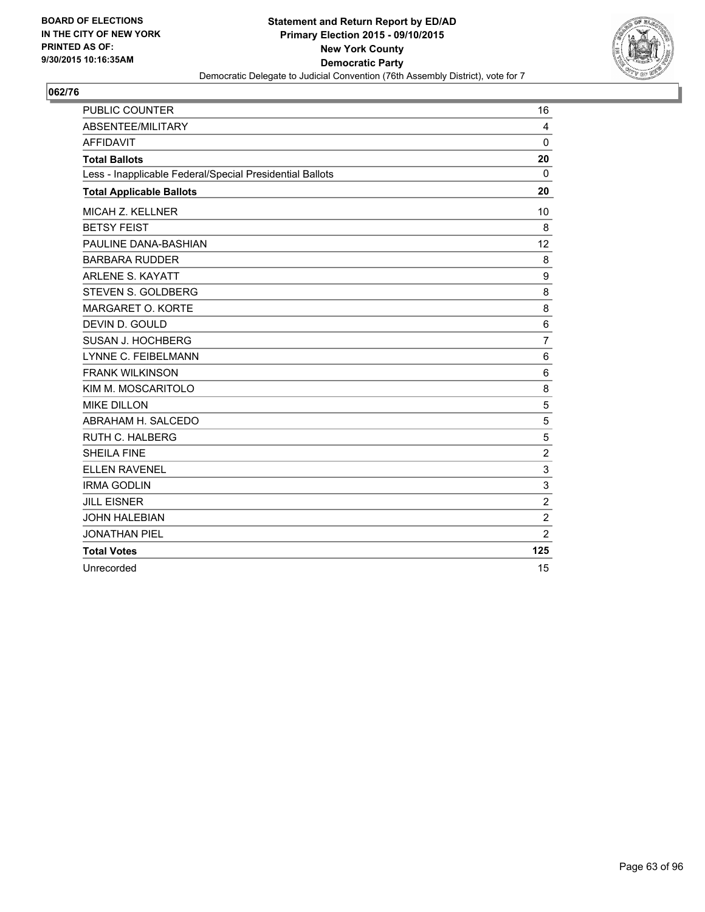BOARD OF ELECTIONS
IN THE CITY OF NEW YORK
PRINTED AS OF:
9/30/2015 10:16:35AM

**Statement and Return Report by ED/AD**
**Primary Election 2015 - 09/10/2015**
**New York County**
**Democratic Party**
Democratic Delegate to Judicial Convention (76th Assembly District), vote for 7

## 062/76

| | |
|---|---|
| PUBLIC COUNTER | 16 |
| ABSENTEE/MILITARY | 4 |
| AFFIDAVIT | 0 |
| **Total Ballots** | **20** |
| Less - Inapplicable Federal/Special Presidential Ballots | 0 |
| **Total Applicable Ballots** | **20** |
| MICAH Z. KELLNER | 10 |
| BETSY FEIST | 8 |
| PAULINE DANA-BASHIAN | 12 |
| BARBARA RUDDER | 8 |
| ARLENE S. KAYATT | 9 |
| STEVEN S. GOLDBERG | 8 |
| MARGARET O. KORTE | 8 |
| DEVIN D. GOULD | 6 |
| SUSAN J. HOCHBERG | 7 |
| LYNNE C. FEIBELMANN | 6 |
| FRANK WILKINSON | 6 |
| KIM M. MOSCARITOLO | 8 |
| MIKE DILLON | 5 |
| ABRAHAM H. SALCEDO | 5 |
| RUTH C. HALBERG | 5 |
| SHEILA FINE | 2 |
| ELLEN RAVENEL | 3 |
| IRMA GODLIN | 3 |
| JILL EISNER | 2 |
| JOHN HALEBIAN | 2 |
| JONATHAN PIEL | 2 |
| **Total Votes** | **125** |
| Unrecorded | 15 |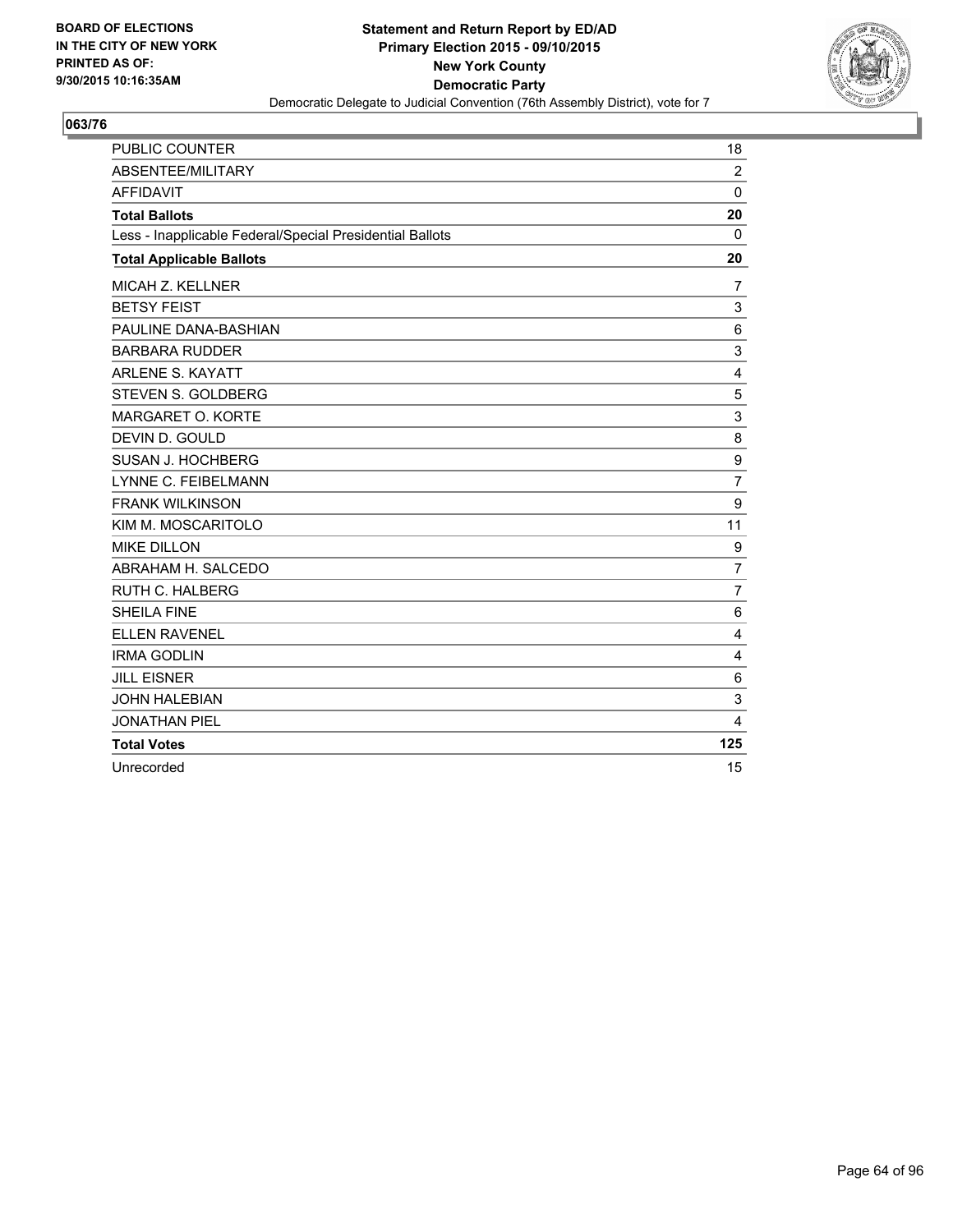**BOARD OF ELECTIONS IN THE CITY OF NEW YORK PRINTED AS OF: 9/30/2015 10:16:35AM**

**Statement and Return Report by ED/AD**
**Primary Election 2015 - 09/10/2015**
**New York County**
**Democratic Party**
Democratic Delegate to Judicial Convention (76th Assembly District), vote for 7

## 063/76

| | |
|---|---|
| PUBLIC COUNTER | 18 |
| ABSENTEE/MILITARY | 2 |
| AFFIDAVIT | 0 |
| **Total Ballots** | **20** |
| Less - Inapplicable Federal/Special Presidential Ballots | 0 |
| **Total Applicable Ballots** | **20** |
| MICAH Z. KELLNER | 7 |
| BETSY FEIST | 3 |
| PAULINE DANA-BASHIAN | 6 |
| BARBARA RUDDER | 3 |
| ARLENE S. KAYATT | 4 |
| STEVEN S. GOLDBERG | 5 |
| MARGARET O. KORTE | 3 |
| DEVIN D. GOULD | 8 |
| SUSAN J. HOCHBERG | 9 |
| LYNNE C. FEIBELMANN | 7 |
| FRANK WILKINSON | 9 |
| KIM M. MOSCARITOLO | 11 |
| MIKE DILLON | 9 |
| ABRAHAM H. SALCEDO | 7 |
| RUTH C. HALBERG | 7 |
| SHEILA FINE | 6 |
| ELLEN RAVENEL | 4 |
| IRMA GODLIN | 4 |
| JILL EISNER | 6 |
| JOHN HALEBIAN | 3 |
| JONATHAN PIEL | 4 |
| **Total Votes** | **125** |
| Unrecorded | 15 |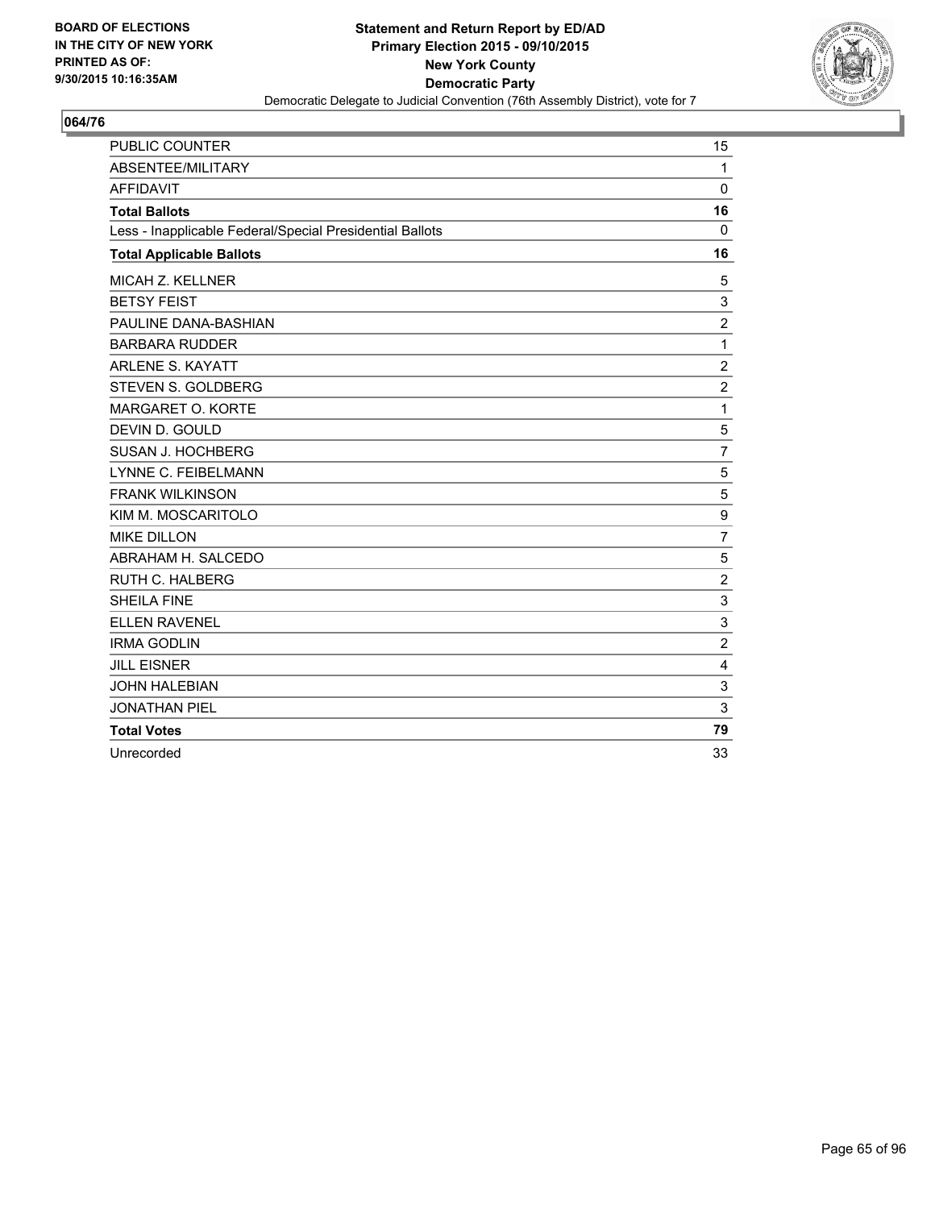BOARD OF ELECTIONS
IN THE CITY OF NEW YORK
PRINTED AS OF:
9/30/2015 10:16:35AM

**Statement and Return Report by ED/AD**
**Primary Election 2015 - 09/10/2015**
**New York County**
**Democratic Party**
Democratic Delegate to Judicial Convention (76th Assembly District), vote for 7

## 064/76

| | |
|---|---|
| PUBLIC COUNTER | 15 |
| ABSENTEE/MILITARY | 1 |
| AFFIDAVIT | 0 |
| **Total Ballots** | **16** |
| Less - Inapplicable Federal/Special Presidential Ballots | 0 |
| **Total Applicable Ballots** | **16** |
| MICAH Z. KELLNER | 5 |
| BETSY FEIST | 3 |
| PAULINE DANA-BASHIAN | 2 |
| BARBARA RUDDER | 1 |
| ARLENE S. KAYATT | 2 |
| STEVEN S. GOLDBERG | 2 |
| MARGARET O. KORTE | 1 |
| DEVIN D. GOULD | 5 |
| SUSAN J. HOCHBERG | 7 |
| LYNNE C. FEIBELMANN | 5 |
| FRANK WILKINSON | 5 |
| KIM M. MOSCARITOLO | 9 |
| MIKE DILLON | 7 |
| ABRAHAM H. SALCEDO | 5 |
| RUTH C. HALBERG | 2 |
| SHEILA FINE | 3 |
| ELLEN RAVENEL | 3 |
| IRMA GODLIN | 2 |
| JILL EISNER | 4 |
| JOHN HALEBIAN | 3 |
| JONATHAN PIEL | 3 |
| **Total Votes** | **79** |
| Unrecorded | 33 |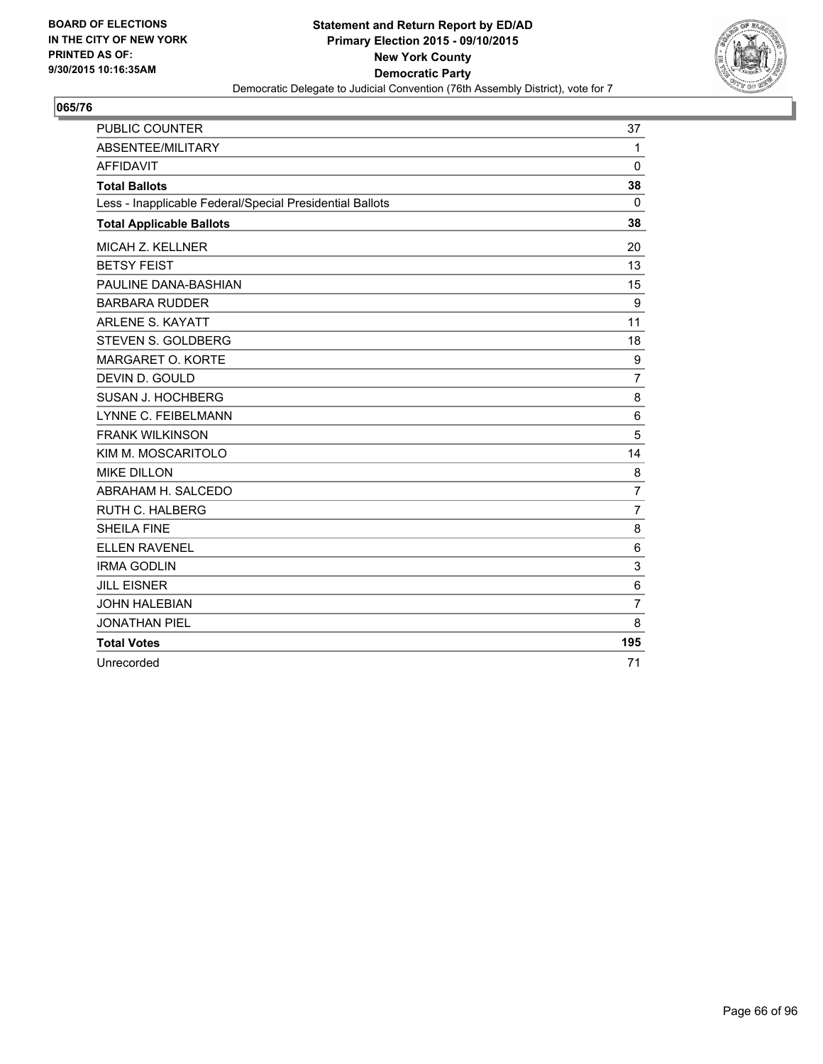BOARD OF ELECTIONS
IN THE CITY OF NEW YORK
PRINTED AS OF:
9/30/2015 10:16:35AM

**Statement and Return Report by ED/AD**
**Primary Election 2015 - 09/10/2015**
**New York County**
**Democratic Party**
Democratic Delegate to Judicial Convention (76th Assembly District), vote for 7

## 065/76

| | |
|---|---|
| PUBLIC COUNTER | 37 |
| ABSENTEE/MILITARY | 1 |
| AFFIDAVIT | 0 |
| **Total Ballots** | **38** |
| Less - Inapplicable Federal/Special Presidential Ballots | 0 |
| **Total Applicable Ballots** | **38** |
| MICAH Z. KELLNER | 20 |
| BETSY FEIST | 13 |
| PAULINE DANA-BASHIAN | 15 |
| BARBARA RUDDER | 9 |
| ARLENE S. KAYATT | 11 |
| STEVEN S. GOLDBERG | 18 |
| MARGARET O. KORTE | 9 |
| DEVIN D. GOULD | 7 |
| SUSAN J. HOCHBERG | 8 |
| LYNNE C. FEIBELMANN | 6 |
| FRANK WILKINSON | 5 |
| KIM M. MOSCARITOLO | 14 |
| MIKE DILLON | 8 |
| ABRAHAM H. SALCEDO | 7 |
| RUTH C. HALBERG | 7 |
| SHEILA FINE | 8 |
| ELLEN RAVENEL | 6 |
| IRMA GODLIN | 3 |
| JILL EISNER | 6 |
| JOHN HALEBIAN | 7 |
| JONATHAN PIEL | 8 |
| **Total Votes** | **195** |
| Unrecorded | 71 |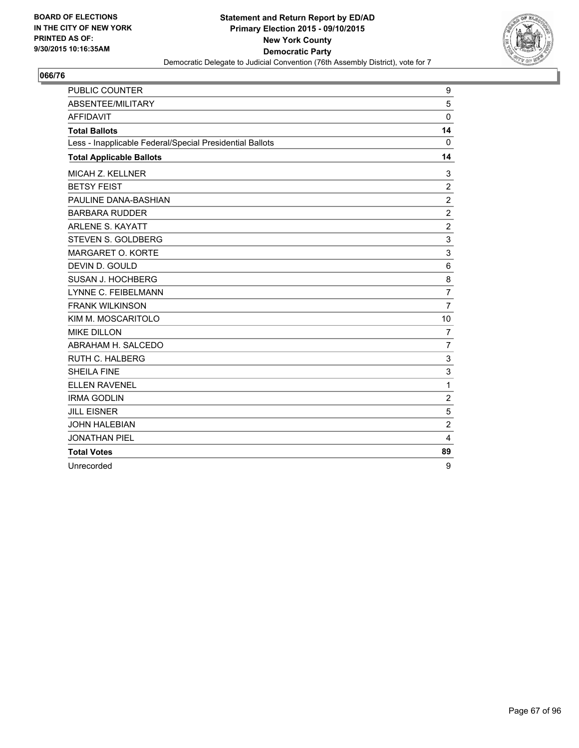BOARD OF ELECTIONS
IN THE CITY OF NEW YORK
PRINTED AS OF:
9/30/2015 10:16:35AM

**Statement and Return Report by ED/AD**
**Primary Election 2015 - 09/10/2015**
**New York County**
**Democratic Party**
Democratic Delegate to Judicial Convention (76th Assembly District), vote for 7

**066/76**

| | |
|---|---|
| PUBLIC COUNTER | 9 |
| ABSENTEE/MILITARY | 5 |
| AFFIDAVIT | 0 |
| **Total Ballots** | **14** |
| Less - Inapplicable Federal/Special Presidential Ballots | 0 |
| **Total Applicable Ballots** | **14** |
| MICAH Z. KELLNER | 3 |
| BETSY FEIST | 2 |
| PAULINE DANA-BASHIAN | 2 |
| BARBARA RUDDER | 2 |
| ARLENE S. KAYATT | 2 |
| STEVEN S. GOLDBERG | 3 |
| MARGARET O. KORTE | 3 |
| DEVIN D. GOULD | 6 |
| SUSAN J. HOCHBERG | 8 |
| LYNNE C. FEIBELMANN | 7 |
| FRANK WILKINSON | 7 |
| KIM M. MOSCARITOLO | 10 |
| MIKE DILLON | 7 |
| ABRAHAM H. SALCEDO | 7 |
| RUTH C. HALBERG | 3 |
| SHEILA FINE | 3 |
| ELLEN RAVENEL | 1 |
| IRMA GODLIN | 2 |
| JILL EISNER | 5 |
| JOHN HALEBIAN | 2 |
| JONATHAN PIEL | 4 |
| **Total Votes** | **89** |
| Unrecorded | 9 |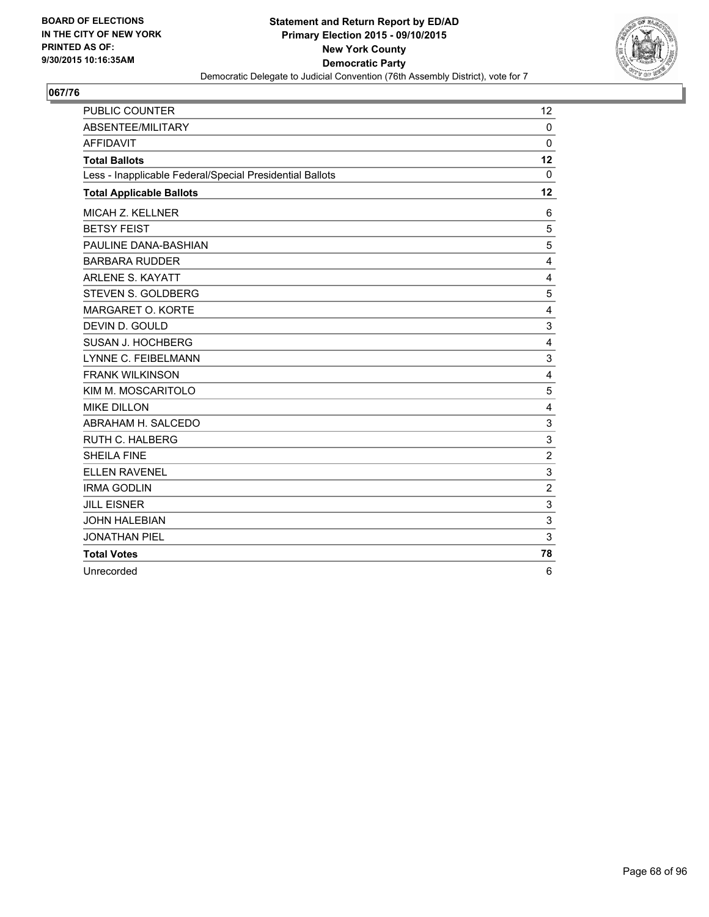BOARD OF ELECTIONS
IN THE CITY OF NEW YORK
PRINTED AS OF:
9/30/2015 10:16:35AM

**Statement and Return Report by ED/AD**
**Primary Election 2015 - 09/10/2015**
**New York County**
**Democratic Party**
Democratic Delegate to Judicial Convention (76th Assembly District), vote for 7

## 067/76

| | |
|---|---|
| PUBLIC COUNTER | 12 |
| ABSENTEE/MILITARY | 0 |
| AFFIDAVIT | 0 |
| **Total Ballots** | **12** |
| Less - Inapplicable Federal/Special Presidential Ballots | 0 |
| **Total Applicable Ballots** | **12** |
| MICAH Z. KELLNER | 6 |
| BETSY FEIST | 5 |
| PAULINE DANA-BASHIAN | 5 |
| BARBARA RUDDER | 4 |
| ARLENE S. KAYATT | 4 |
| STEVEN S. GOLDBERG | 5 |
| MARGARET O. KORTE | 4 |
| DEVIN D. GOULD | 3 |
| SUSAN J. HOCHBERG | 4 |
| LYNNE C. FEIBELMANN | 3 |
| FRANK WILKINSON | 4 |
| KIM M. MOSCARITOLO | 5 |
| MIKE DILLON | 4 |
| ABRAHAM H. SALCEDO | 3 |
| RUTH C. HALBERG | 3 |
| SHEILA FINE | 2 |
| ELLEN RAVENEL | 3 |
| IRMA GODLIN | 2 |
| JILL EISNER | 3 |
| JOHN HALEBIAN | 3 |
| JONATHAN PIEL | 3 |
| **Total Votes** | **78** |
| Unrecorded | 6 |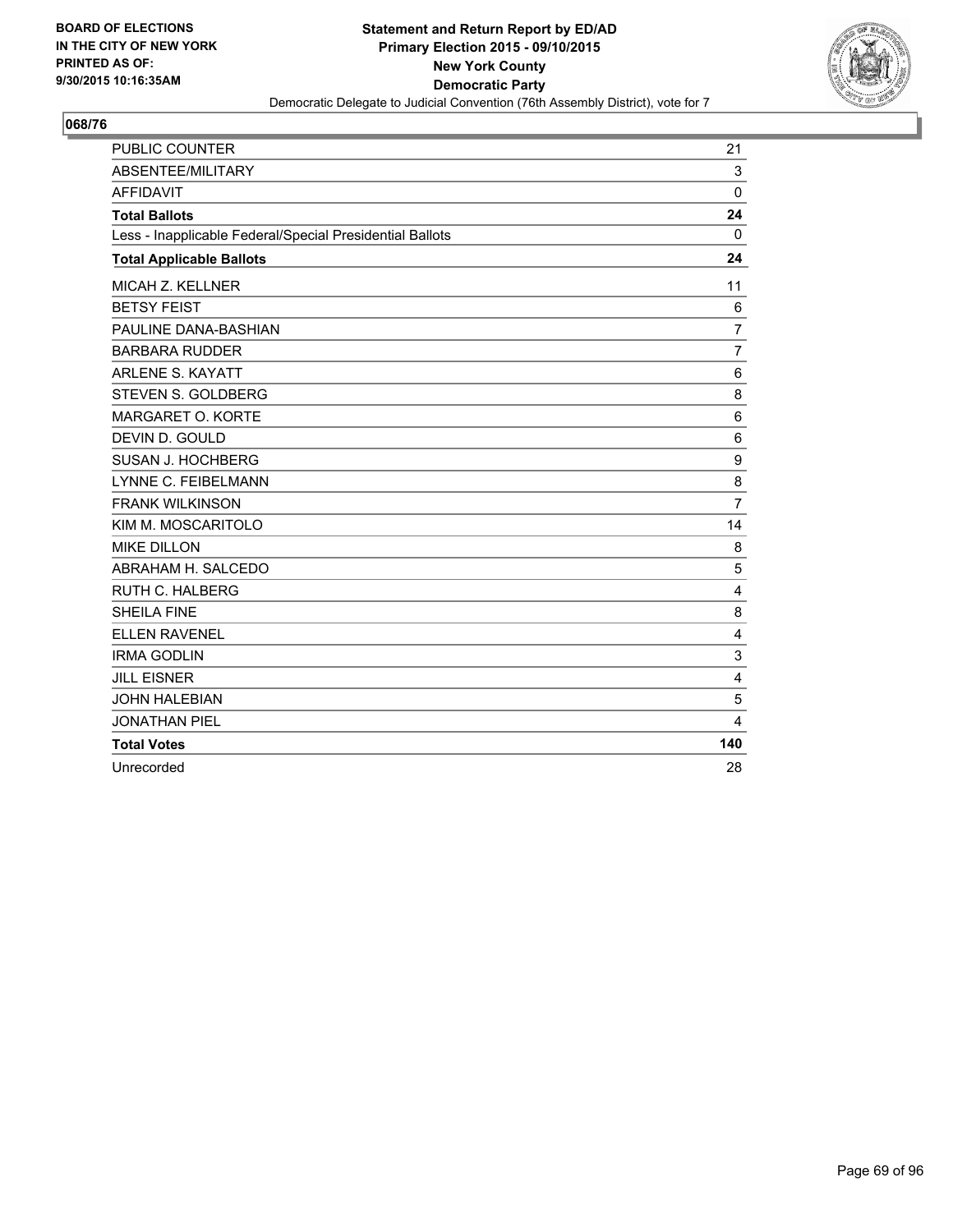BOARD OF ELECTIONS
IN THE CITY OF NEW YORK
PRINTED AS OF:
9/30/2015 10:16:35AM

**Statement and Return Report by ED/AD**
**Primary Election 2015 - 09/10/2015**
**New York County**
**Democratic Party**
Democratic Delegate to Judicial Convention (76th Assembly District), vote for 7

## 068/76

| | |
|---|---|
| PUBLIC COUNTER | 21 |
| ABSENTEE/MILITARY | 3 |
| AFFIDAVIT | 0 |
| **Total Ballots** | **24** |
| Less - Inapplicable Federal/Special Presidential Ballots | 0 |
| **Total Applicable Ballots** | **24** |
| MICAH Z. KELLNER | 11 |
| BETSY FEIST | 6 |
| PAULINE DANA-BASHIAN | 7 |
| BARBARA RUDDER | 7 |
| ARLENE S. KAYATT | 6 |
| STEVEN S. GOLDBERG | 8 |
| MARGARET O. KORTE | 6 |
| DEVIN D. GOULD | 6 |
| SUSAN J. HOCHBERG | 9 |
| LYNNE C. FEIBELMANN | 8 |
| FRANK WILKINSON | 7 |
| KIM M. MOSCARITOLO | 14 |
| MIKE DILLON | 8 |
| ABRAHAM H. SALCEDO | 5 |
| RUTH C. HALBERG | 4 |
| SHEILA FINE | 8 |
| ELLEN RAVENEL | 4 |
| IRMA GODLIN | 3 |
| JILL EISNER | 4 |
| JOHN HALEBIAN | 5 |
| JONATHAN PIEL | 4 |
| **Total Votes** | **140** |
| Unrecorded | 28 |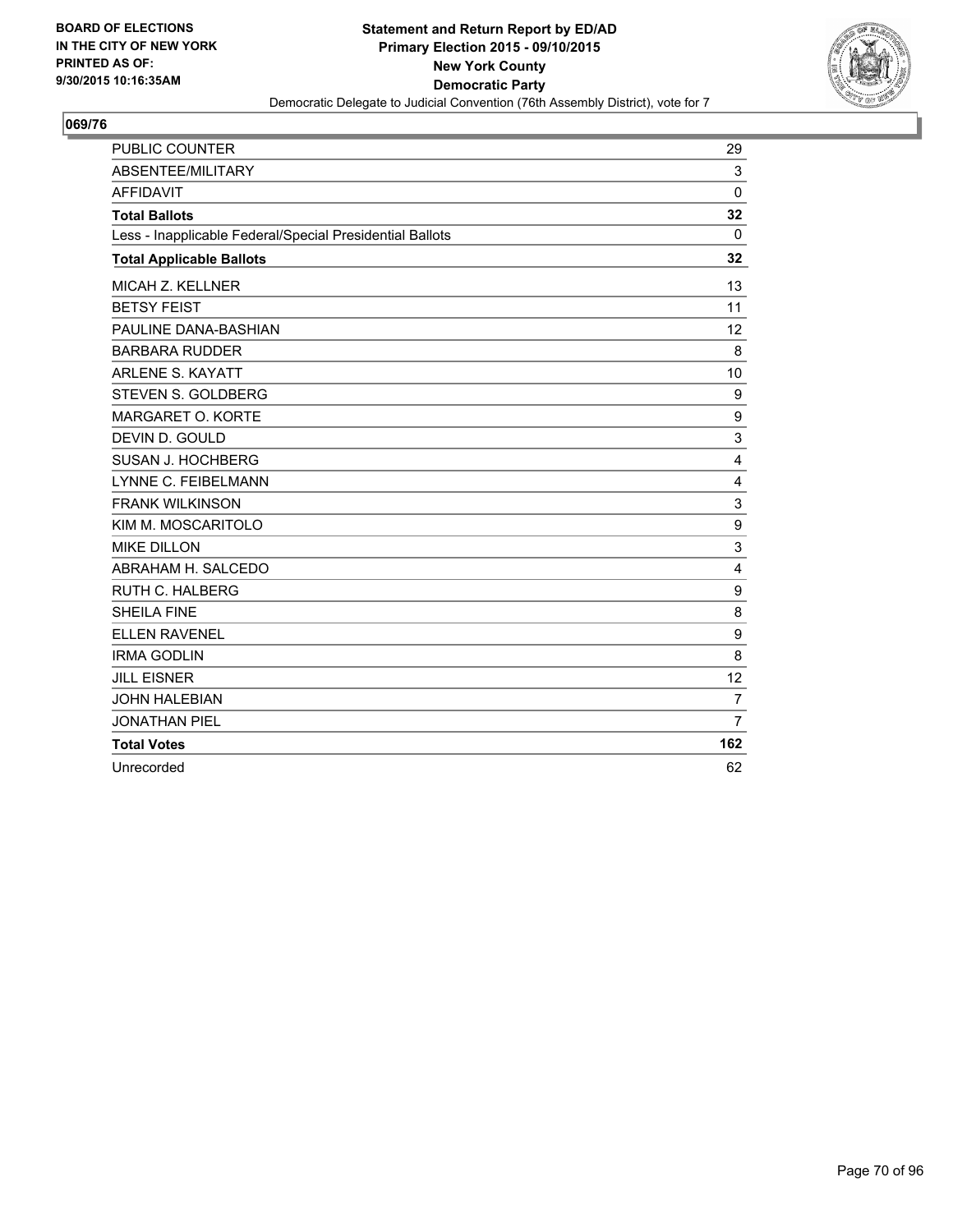BOARD OF ELECTIONS
IN THE CITY OF NEW YORK
PRINTED AS OF:
9/30/2015 10:16:35AM

**Statement and Return Report by ED/AD**
**Primary Election 2015 - 09/10/2015**
**New York County**
**Democratic Party**
Democratic Delegate to Judicial Convention (76th Assembly District), vote for 7

## 069/76

| | |
|---|---|
| PUBLIC COUNTER | 29 |
| ABSENTEE/MILITARY | 3 |
| AFFIDAVIT | 0 |
| **Total Ballots** | **32** |
| Less - Inapplicable Federal/Special Presidential Ballots | 0 |
| **Total Applicable Ballots** | **32** |
| MICAH Z. KELLNER | 13 |
| BETSY FEIST | 11 |
| PAULINE DANA-BASHIAN | 12 |
| BARBARA RUDDER | 8 |
| ARLENE S. KAYATT | 10 |
| STEVEN S. GOLDBERG | 9 |
| MARGARET O. KORTE | 9 |
| DEVIN D. GOULD | 3 |
| SUSAN J. HOCHBERG | 4 |
| LYNNE C. FEIBELMANN | 4 |
| FRANK WILKINSON | 3 |
| KIM M. MOSCARITOLO | 9 |
| MIKE DILLON | 3 |
| ABRAHAM H. SALCEDO | 4 |
| RUTH C. HALBERG | 9 |
| SHEILA FINE | 8 |
| ELLEN RAVENEL | 9 |
| IRMA GODLIN | 8 |
| JILL EISNER | 12 |
| JOHN HALEBIAN | 7 |
| JONATHAN PIEL | 7 |
| **Total Votes** | **162** |
| Unrecorded | 62 |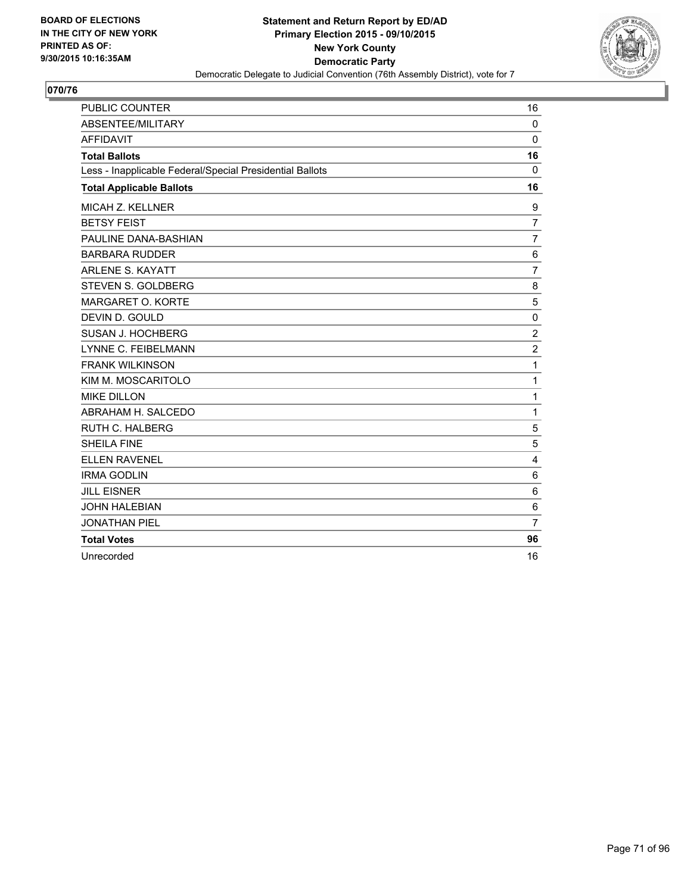**BOARD OF ELECTIONS IN THE CITY OF NEW YORK PRINTED AS OF: 9/30/2015 10:16:35AM**

**Statement and Return Report by ED/AD Primary Election 2015 - 09/10/2015 New York County Democratic Party**

Democratic Delegate to Judicial Convention (76th Assembly District), vote for 7

**070/76**

| | |
|---|---|
| PUBLIC COUNTER | 16 |
| ABSENTEE/MILITARY | 0 |
| AFFIDAVIT | 0 |
| **Total Ballots** | **16** |
| Less - Inapplicable Federal/Special Presidential Ballots | 0 |
| **Total Applicable Ballots** | **16** |
| MICAH Z. KELLNER | 9 |
| BETSY FEIST | 7 |
| PAULINE DANA-BASHIAN | 7 |
| BARBARA RUDDER | 6 |
| ARLENE S. KAYATT | 7 |
| STEVEN S. GOLDBERG | 8 |
| MARGARET O. KORTE | 5 |
| DEVIN D. GOULD | 0 |
| SUSAN J. HOCHBERG | 2 |
| LYNNE C. FEIBELMANN | 2 |
| FRANK WILKINSON | 1 |
| KIM M. MOSCARITOLO | 1 |
| MIKE DILLON | 1 |
| ABRAHAM H. SALCEDO | 1 |
| RUTH C. HALBERG | 5 |
| SHEILA FINE | 5 |
| ELLEN RAVENEL | 4 |
| IRMA GODLIN | 6 |
| JILL EISNER | 6 |
| JOHN HALEBIAN | 6 |
| JONATHAN PIEL | 7 |
| **Total Votes** | **96** |
| Unrecorded | 16 |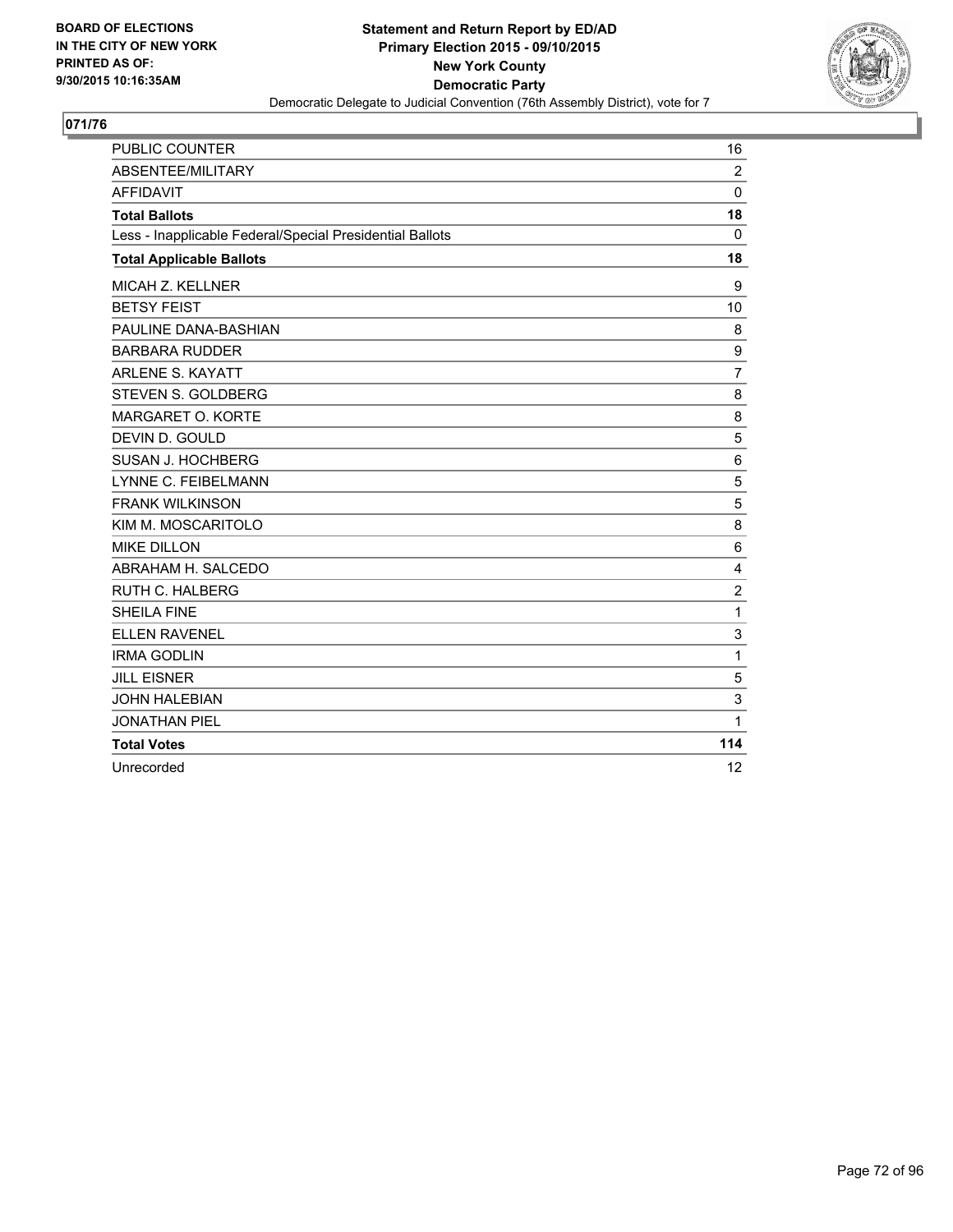BOARD OF ELECTIONS
IN THE CITY OF NEW YORK
PRINTED AS OF:
9/30/2015 10:16:35AM

**Statement and Return Report by ED/AD**
**Primary Election 2015 - 09/10/2015**
**New York County**
**Democratic Party**
Democratic Delegate to Judicial Convention (76th Assembly District), vote for 7

## 071/76

| | |
|---|---|
| PUBLIC COUNTER | 16 |
| ABSENTEE/MILITARY | 2 |
| AFFIDAVIT | 0 |
| **Total Ballots** | **18** |
| Less - Inapplicable Federal/Special Presidential Ballots | 0 |
| **Total Applicable Ballots** | **18** |
| MICAH Z. KELLNER | 9 |
| BETSY FEIST | 10 |
| PAULINE DANA-BASHIAN | 8 |
| BARBARA RUDDER | 9 |
| ARLENE S. KAYATT | 7 |
| STEVEN S. GOLDBERG | 8 |
| MARGARET O. KORTE | 8 |
| DEVIN D. GOULD | 5 |
| SUSAN J. HOCHBERG | 6 |
| LYNNE C. FEIBELMANN | 5 |
| FRANK WILKINSON | 5 |
| KIM M. MOSCARITOLO | 8 |
| MIKE DILLON | 6 |
| ABRAHAM H. SALCEDO | 4 |
| RUTH C. HALBERG | 2 |
| SHEILA FINE | 1 |
| ELLEN RAVENEL | 3 |
| IRMA GODLIN | 1 |
| JILL EISNER | 5 |
| JOHN HALEBIAN | 3 |
| JONATHAN PIEL | 1 |
| **Total Votes** | **114** |
| Unrecorded | 12 |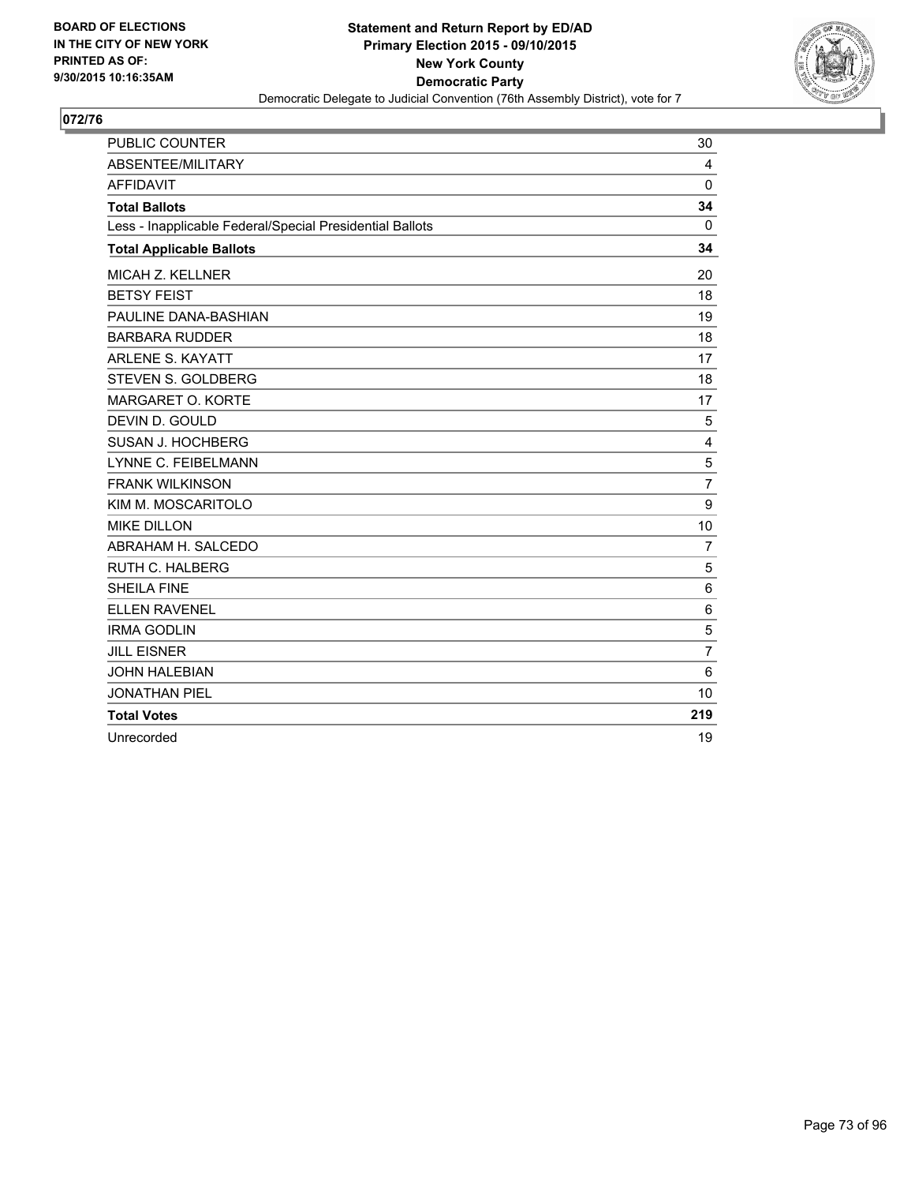BOARD OF ELECTIONS
IN THE CITY OF NEW YORK
PRINTED AS OF:
9/30/2015 10:16:35AM

**Statement and Return Report by ED/AD**
**Primary Election 2015 - 09/10/2015**
**New York County**
**Democratic Party**
Democratic Delegate to Judicial Convention (76th Assembly District), vote for 7

## 072/76

| | |
|---|---|
| PUBLIC COUNTER | 30 |
| ABSENTEE/MILITARY | 4 |
| AFFIDAVIT | 0 |
| **Total Ballots** | **34** |
| Less - Inapplicable Federal/Special Presidential Ballots | 0 |
| **Total Applicable Ballots** | **34** |
| MICAH Z. KELLNER | 20 |
| BETSY FEIST | 18 |
| PAULINE DANA-BASHIAN | 19 |
| BARBARA RUDDER | 18 |
| ARLENE S. KAYATT | 17 |
| STEVEN S. GOLDBERG | 18 |
| MARGARET O. KORTE | 17 |
| DEVIN D. GOULD | 5 |
| SUSAN J. HOCHBERG | 4 |
| LYNNE C. FEIBELMANN | 5 |
| FRANK WILKINSON | 7 |
| KIM M. MOSCARITOLO | 9 |
| MIKE DILLON | 10 |
| ABRAHAM H. SALCEDO | 7 |
| RUTH C. HALBERG | 5 |
| SHEILA FINE | 6 |
| ELLEN RAVENEL | 6 |
| IRMA GODLIN | 5 |
| JILL EISNER | 7 |
| JOHN HALEBIAN | 6 |
| JONATHAN PIEL | 10 |
| **Total Votes** | **219** |
| Unrecorded | 19 |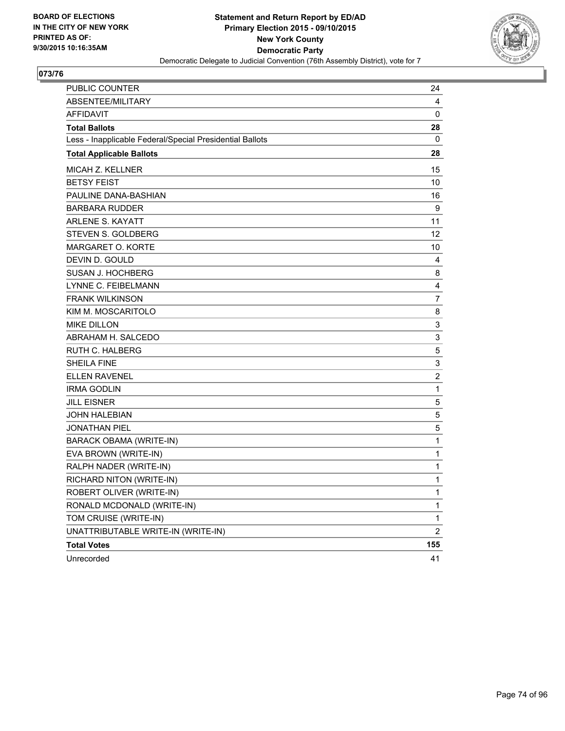BOARD OF ELECTIONS
IN THE CITY OF NEW YORK
PRINTED AS OF:
9/30/2015 10:16:35AM

**Statement and Return Report by ED/AD**
**Primary Election 2015 - 09/10/2015**
**New York County**
**Democratic Party**
Democratic Delegate to Judicial Convention (76th Assembly District), vote for 7

## 073/76

| | |
|---|---|
| PUBLIC COUNTER | 24 |
| ABSENTEE/MILITARY | 4 |
| AFFIDAVIT | 0 |
| **Total Ballots** | **28** |
| Less - Inapplicable Federal/Special Presidential Ballots | 0 |
| **Total Applicable Ballots** | **28** |
| MICAH Z. KELLNER | 15 |
| BETSY FEIST | 10 |
| PAULINE DANA-BASHIAN | 16 |
| BARBARA RUDDER | 9 |
| ARLENE S. KAYATT | 11 |
| STEVEN S. GOLDBERG | 12 |
| MARGARET O. KORTE | 10 |
| DEVIN D. GOULD | 4 |
| SUSAN J. HOCHBERG | 8 |
| LYNNE C. FEIBELMANN | 4 |
| FRANK WILKINSON | 7 |
| KIM M. MOSCARITOLO | 8 |
| MIKE DILLON | 3 |
| ABRAHAM H. SALCEDO | 3 |
| RUTH C. HALBERG | 5 |
| SHEILA FINE | 3 |
| ELLEN RAVENEL | 2 |
| IRMA GODLIN | 1 |
| JILL EISNER | 5 |
| JOHN HALEBIAN | 5 |
| JONATHAN PIEL | 5 |
| BARACK OBAMA (WRITE-IN) | 1 |
| EVA BROWN (WRITE-IN) | 1 |
| RALPH NADER (WRITE-IN) | 1 |
| RICHARD NITON (WRITE-IN) | 1 |
| ROBERT OLIVER (WRITE-IN) | 1 |
| RONALD MCDONALD (WRITE-IN) | 1 |
| TOM CRUISE (WRITE-IN) | 1 |
| UNATTRIBUTABLE WRITE-IN (WRITE-IN) | 2 |
| **Total Votes** | **155** |
| Unrecorded | 41 |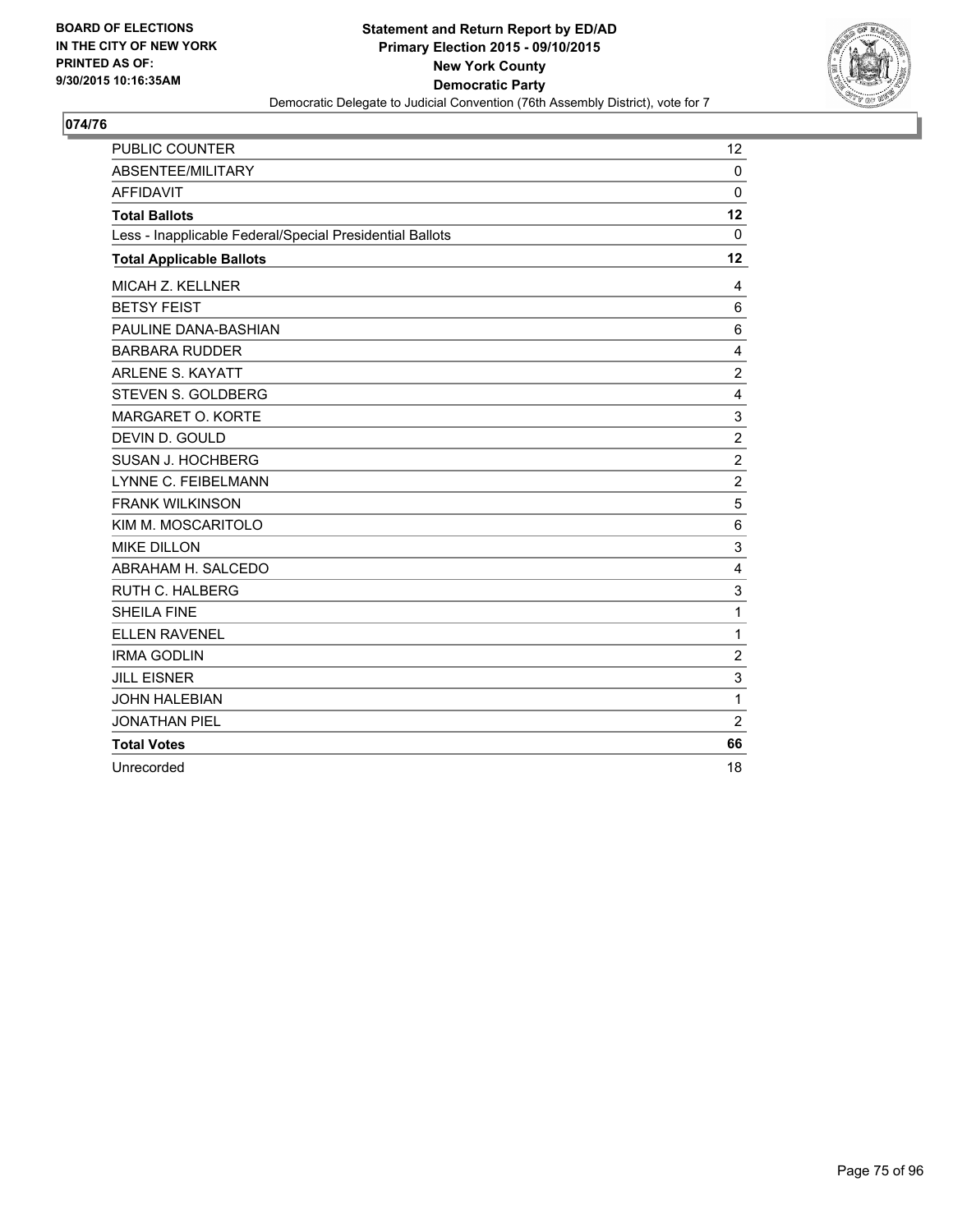BOARD OF ELECTIONS
IN THE CITY OF NEW YORK
PRINTED AS OF:
9/30/2015 10:16:35AM

**Statement and Return Report by ED/AD**
**Primary Election 2015 - 09/10/2015**
**New York County**
**Democratic Party**
Democratic Delegate to Judicial Convention (76th Assembly District), vote for 7

## 074/76

| | |
|---|---|
| PUBLIC COUNTER | 12 |
| ABSENTEE/MILITARY | 0 |
| AFFIDAVIT | 0 |
| **Total Ballots** | **12** |
| Less - Inapplicable Federal/Special Presidential Ballots | 0 |
| **Total Applicable Ballots** | **12** |
| MICAH Z. KELLNER | 4 |
| BETSY FEIST | 6 |
| PAULINE DANA-BASHIAN | 6 |
| BARBARA RUDDER | 4 |
| ARLENE S. KAYATT | 2 |
| STEVEN S. GOLDBERG | 4 |
| MARGARET O. KORTE | 3 |
| DEVIN D. GOULD | 2 |
| SUSAN J. HOCHBERG | 2 |
| LYNNE C. FEIBELMANN | 2 |
| FRANK WILKINSON | 5 |
| KIM M. MOSCARITOLO | 6 |
| MIKE DILLON | 3 |
| ABRAHAM H. SALCEDO | 4 |
| RUTH C. HALBERG | 3 |
| SHEILA FINE | 1 |
| ELLEN RAVENEL | 1 |
| IRMA GODLIN | 2 |
| JILL EISNER | 3 |
| JOHN HALEBIAN | 1 |
| JONATHAN PIEL | 2 |
| **Total Votes** | **66** |
| Unrecorded | 18 |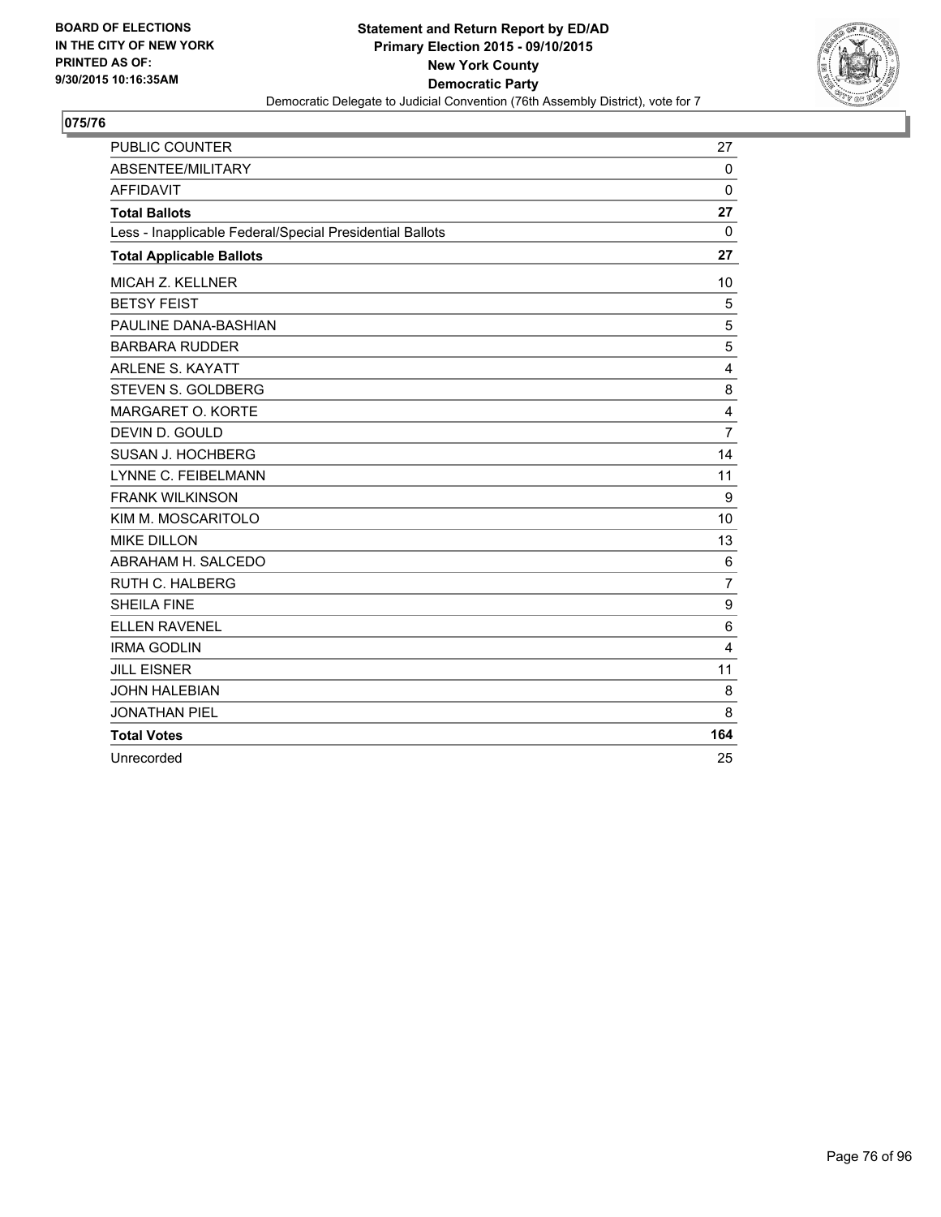**BOARD OF ELECTIONS IN THE CITY OF NEW YORK PRINTED AS OF: 9/30/2015 10:16:35AM**

**Statement and Return Report by ED/AD**
**Primary Election 2015 - 09/10/2015**
**New York County**
**Democratic Party**
Democratic Delegate to Judicial Convention (76th Assembly District), vote for 7

## 075/76

| | |
|---|---|
| PUBLIC COUNTER | 27 |
| ABSENTEE/MILITARY | 0 |
| AFFIDAVIT | 0 |
| **Total Ballots** | **27** |
| Less - Inapplicable Federal/Special Presidential Ballots | 0 |
| **Total Applicable Ballots** | **27** |
| MICAH Z. KELLNER | 10 |
| BETSY FEIST | 5 |
| PAULINE DANA-BASHIAN | 5 |
| BARBARA RUDDER | 5 |
| ARLENE S. KAYATT | 4 |
| STEVEN S. GOLDBERG | 8 |
| MARGARET O. KORTE | 4 |
| DEVIN D. GOULD | 7 |
| SUSAN J. HOCHBERG | 14 |
| LYNNE C. FEIBELMANN | 11 |
| FRANK WILKINSON | 9 |
| KIM M. MOSCARITOLO | 10 |
| MIKE DILLON | 13 |
| ABRAHAM H. SALCEDO | 6 |
| RUTH C. HALBERG | 7 |
| SHEILA FINE | 9 |
| ELLEN RAVENEL | 6 |
| IRMA GODLIN | 4 |
| JILL EISNER | 11 |
| JOHN HALEBIAN | 8 |
| JONATHAN PIEL | 8 |
| **Total Votes** | **164** |
| Unrecorded | 25 |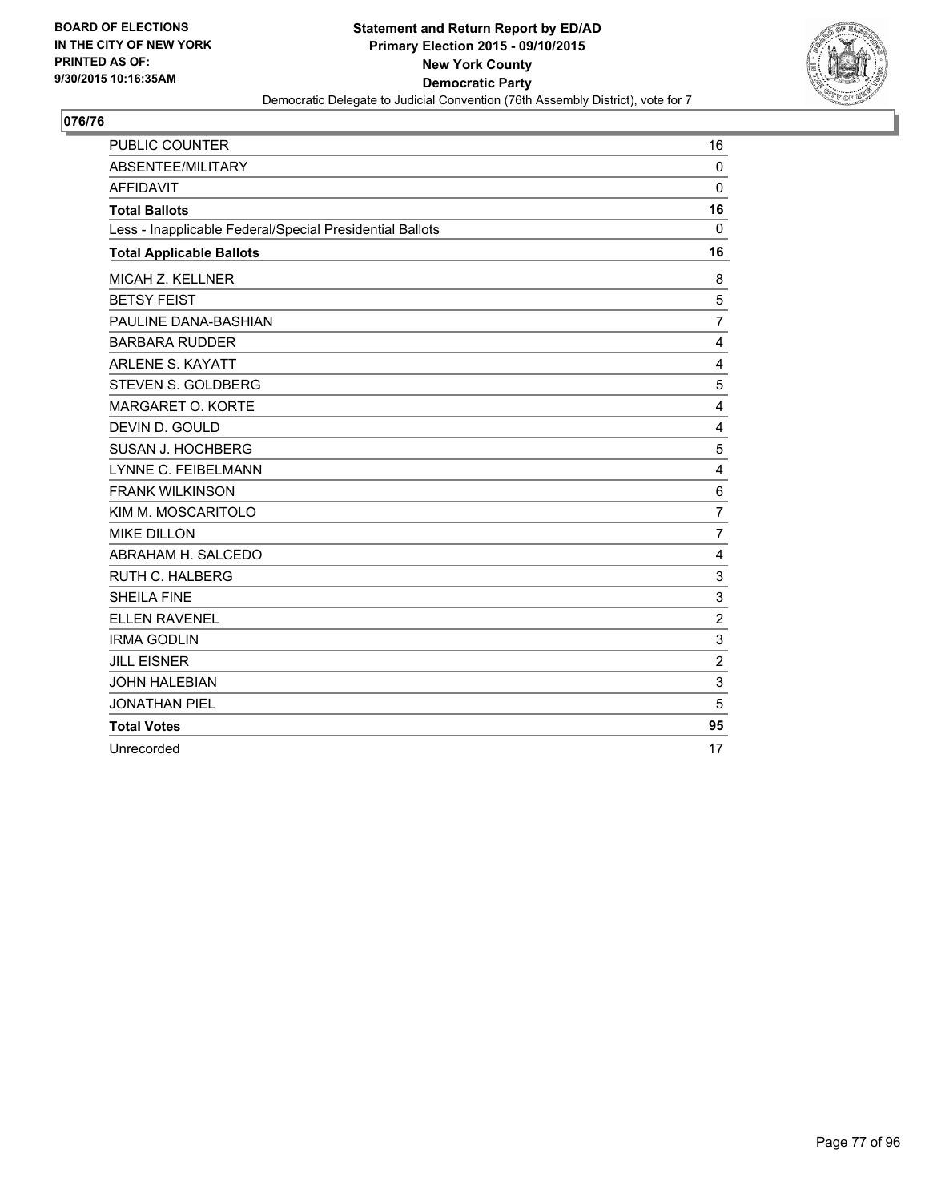BOARD OF ELECTIONS
IN THE CITY OF NEW YORK
PRINTED AS OF:
9/30/2015 10:16:35AM

**Statement and Return Report by ED/AD**
**Primary Election 2015 - 09/10/2015**
**New York County**
**Democratic Party**
Democratic Delegate to Judicial Convention (76th Assembly District), vote for 7

## 076/76

| | |
|---|---|
| PUBLIC COUNTER | 16 |
| ABSENTEE/MILITARY | 0 |
| AFFIDAVIT | 0 |
| **Total Ballots** | **16** |
| Less - Inapplicable Federal/Special Presidential Ballots | 0 |
| **Total Applicable Ballots** | **16** |
| MICAH Z. KELLNER | 8 |
| BETSY FEIST | 5 |
| PAULINE DANA-BASHIAN | 7 |
| BARBARA RUDDER | 4 |
| ARLENE S. KAYATT | 4 |
| STEVEN S. GOLDBERG | 5 |
| MARGARET O. KORTE | 4 |
| DEVIN D. GOULD | 4 |
| SUSAN J. HOCHBERG | 5 |
| LYNNE C. FEIBELMANN | 4 |
| FRANK WILKINSON | 6 |
| KIM M. MOSCARITOLO | 7 |
| MIKE DILLON | 7 |
| ABRAHAM H. SALCEDO | 4 |
| RUTH C. HALBERG | 3 |
| SHEILA FINE | 3 |
| ELLEN RAVENEL | 2 |
| IRMA GODLIN | 3 |
| JILL EISNER | 2 |
| JOHN HALEBIAN | 3 |
| JONATHAN PIEL | 5 |
| **Total Votes** | **95** |
| Unrecorded | 17 |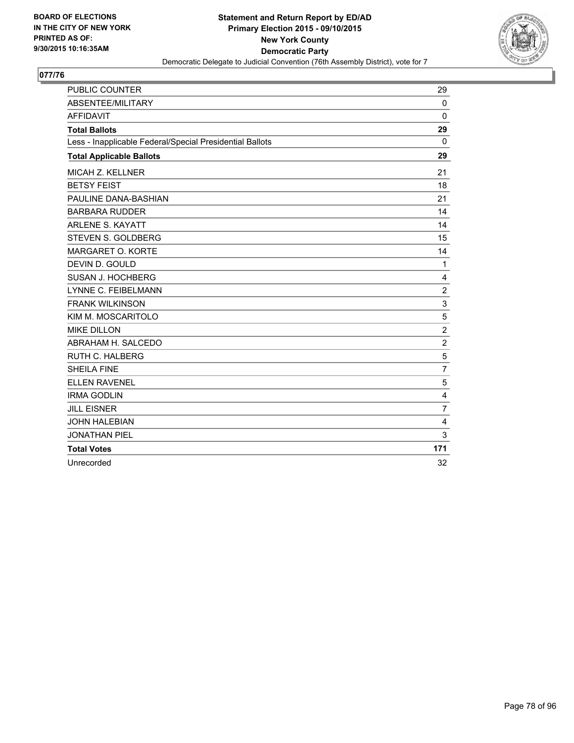BOARD OF ELECTIONS
IN THE CITY OF NEW YORK
PRINTED AS OF:
9/30/2015 10:16:35AM

**Statement and Return Report by ED/AD**
**Primary Election 2015 - 09/10/2015**
**New York County**
**Democratic Party**
Democratic Delegate to Judicial Convention (76th Assembly District), vote for 7

## 077/76

| | |
|---|---|
| PUBLIC COUNTER | 29 |
| ABSENTEE/MILITARY | 0 |
| AFFIDAVIT | 0 |
| **Total Ballots** | **29** |
| Less - Inapplicable Federal/Special Presidential Ballots | 0 |
| **Total Applicable Ballots** | **29** |
| MICAH Z. KELLNER | 21 |
| BETSY FEIST | 18 |
| PAULINE DANA-BASHIAN | 21 |
| BARBARA RUDDER | 14 |
| ARLENE S. KAYATT | 14 |
| STEVEN S. GOLDBERG | 15 |
| MARGARET O. KORTE | 14 |
| DEVIN D. GOULD | 1 |
| SUSAN J. HOCHBERG | 4 |
| LYNNE C. FEIBELMANN | 2 |
| FRANK WILKINSON | 3 |
| KIM M. MOSCARITOLO | 5 |
| MIKE DILLON | 2 |
| ABRAHAM H. SALCEDO | 2 |
| RUTH C. HALBERG | 5 |
| SHEILA FINE | 7 |
| ELLEN RAVENEL | 5 |
| IRMA GODLIN | 4 |
| JILL EISNER | 7 |
| JOHN HALEBIAN | 4 |
| JONATHAN PIEL | 3 |
| **Total Votes** | **171** |
| Unrecorded | 32 |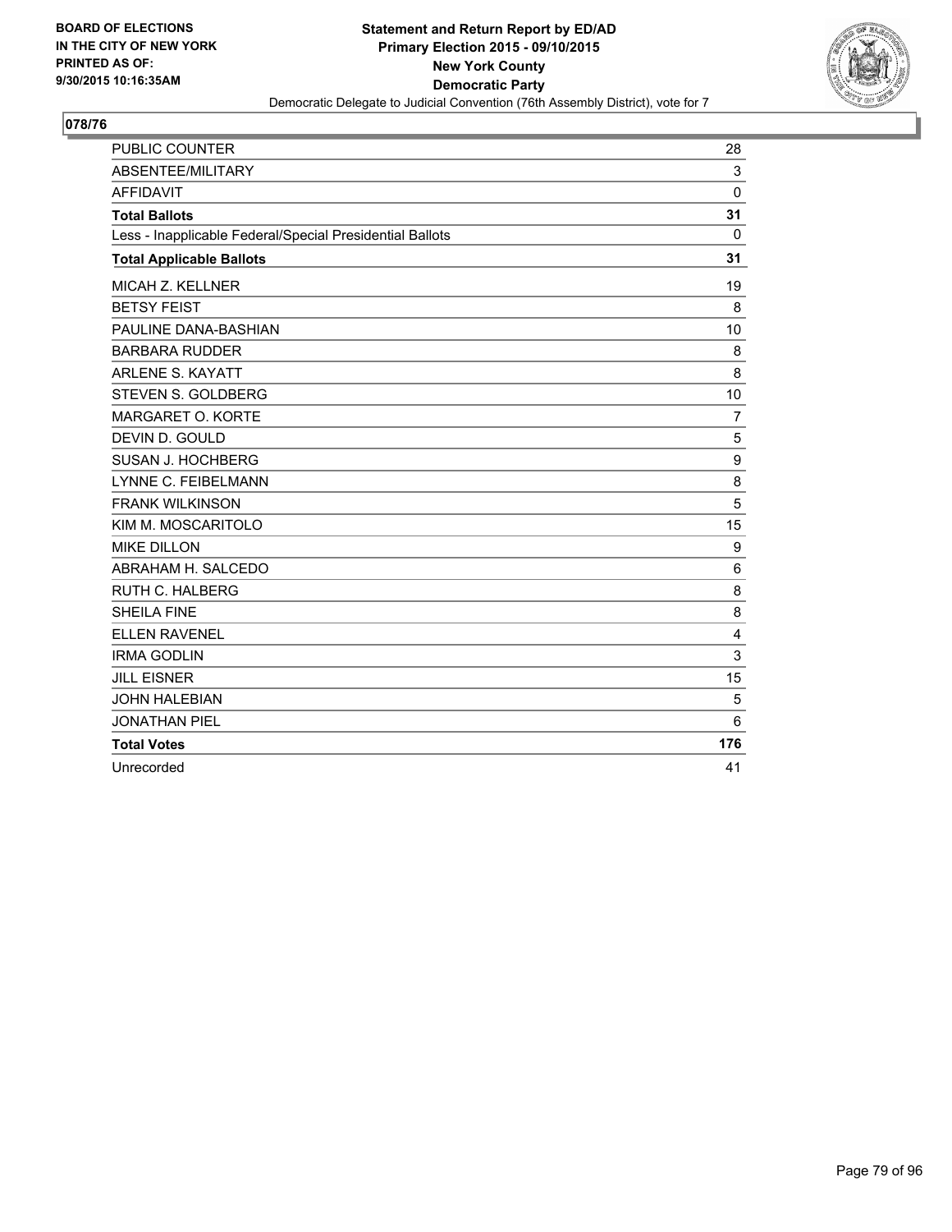**BOARD OF ELECTIONS IN THE CITY OF NEW YORK PRINTED AS OF: 9/30/2015 10:16:35AM**

**Statement and Return Report by ED/AD**
**Primary Election 2015 - 09/10/2015**
**New York County**
**Democratic Party**
Democratic Delegate to Judicial Convention (76th Assembly District), vote for 7

## 078/76

| | |
|---|---|
| PUBLIC COUNTER | 28 |
| ABSENTEE/MILITARY | 3 |
| AFFIDAVIT | 0 |
| **Total Ballots** | **31** |
| Less - Inapplicable Federal/Special Presidential Ballots | 0 |
| **Total Applicable Ballots** | **31** |
| MICAH Z. KELLNER | 19 |
| BETSY FEIST | 8 |
| PAULINE DANA-BASHIAN | 10 |
| BARBARA RUDDER | 8 |
| ARLENE S. KAYATT | 8 |
| STEVEN S. GOLDBERG | 10 |
| MARGARET O. KORTE | 7 |
| DEVIN D. GOULD | 5 |
| SUSAN J. HOCHBERG | 9 |
| LYNNE C. FEIBELMANN | 8 |
| FRANK WILKINSON | 5 |
| KIM M. MOSCARITOLO | 15 |
| MIKE DILLON | 9 |
| ABRAHAM H. SALCEDO | 6 |
| RUTH C. HALBERG | 8 |
| SHEILA FINE | 8 |
| ELLEN RAVENEL | 4 |
| IRMA GODLIN | 3 |
| JILL EISNER | 15 |
| JOHN HALEBIAN | 5 |
| JONATHAN PIEL | 6 |
| **Total Votes** | **176** |
| Unrecorded | 41 |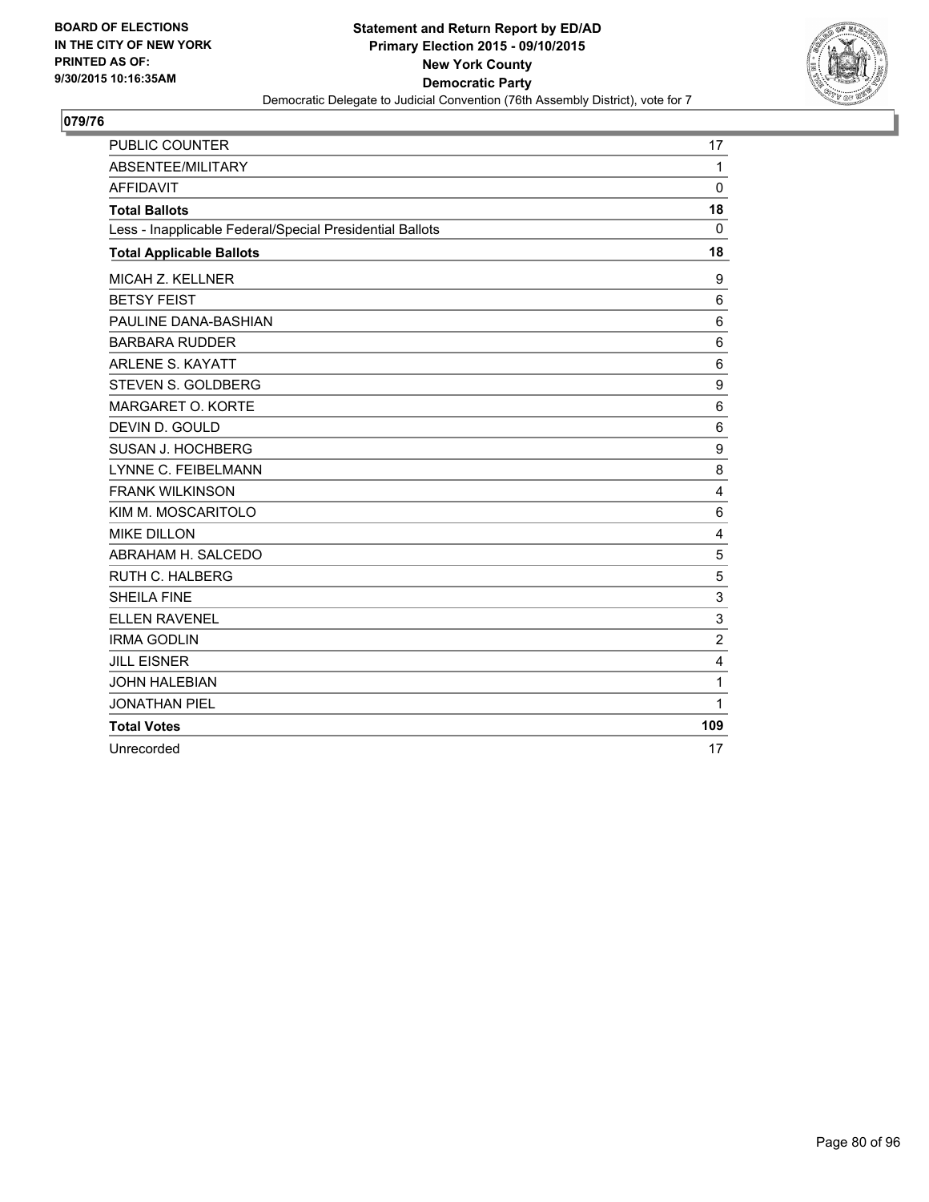BOARD OF ELECTIONS
IN THE CITY OF NEW YORK
PRINTED AS OF:
9/30/2015 10:16:35AM

**Statement and Return Report by ED/AD**
**Primary Election 2015 - 09/10/2015**
**New York County**
**Democratic Party**
Democratic Delegate to Judicial Convention (76th Assembly District), vote for 7

## 079/76

| | |
|---|---|
| PUBLIC COUNTER | 17 |
| ABSENTEE/MILITARY | 1 |
| AFFIDAVIT | 0 |
| **Total Ballots** | **18** |
| Less - Inapplicable Federal/Special Presidential Ballots | 0 |
| **Total Applicable Ballots** | **18** |
| MICAH Z. KELLNER | 9 |
| BETSY FEIST | 6 |
| PAULINE DANA-BASHIAN | 6 |
| BARBARA RUDDER | 6 |
| ARLENE S. KAYATT | 6 |
| STEVEN S. GOLDBERG | 9 |
| MARGARET O. KORTE | 6 |
| DEVIN D. GOULD | 6 |
| SUSAN J. HOCHBERG | 9 |
| LYNNE C. FEIBELMANN | 8 |
| FRANK WILKINSON | 4 |
| KIM M. MOSCARITOLO | 6 |
| MIKE DILLON | 4 |
| ABRAHAM H. SALCEDO | 5 |
| RUTH C. HALBERG | 5 |
| SHEILA FINE | 3 |
| ELLEN RAVENEL | 3 |
| IRMA GODLIN | 2 |
| JILL EISNER | 4 |
| JOHN HALEBIAN | 1 |
| JONATHAN PIEL | 1 |
| **Total Votes** | **109** |
| Unrecorded | 17 |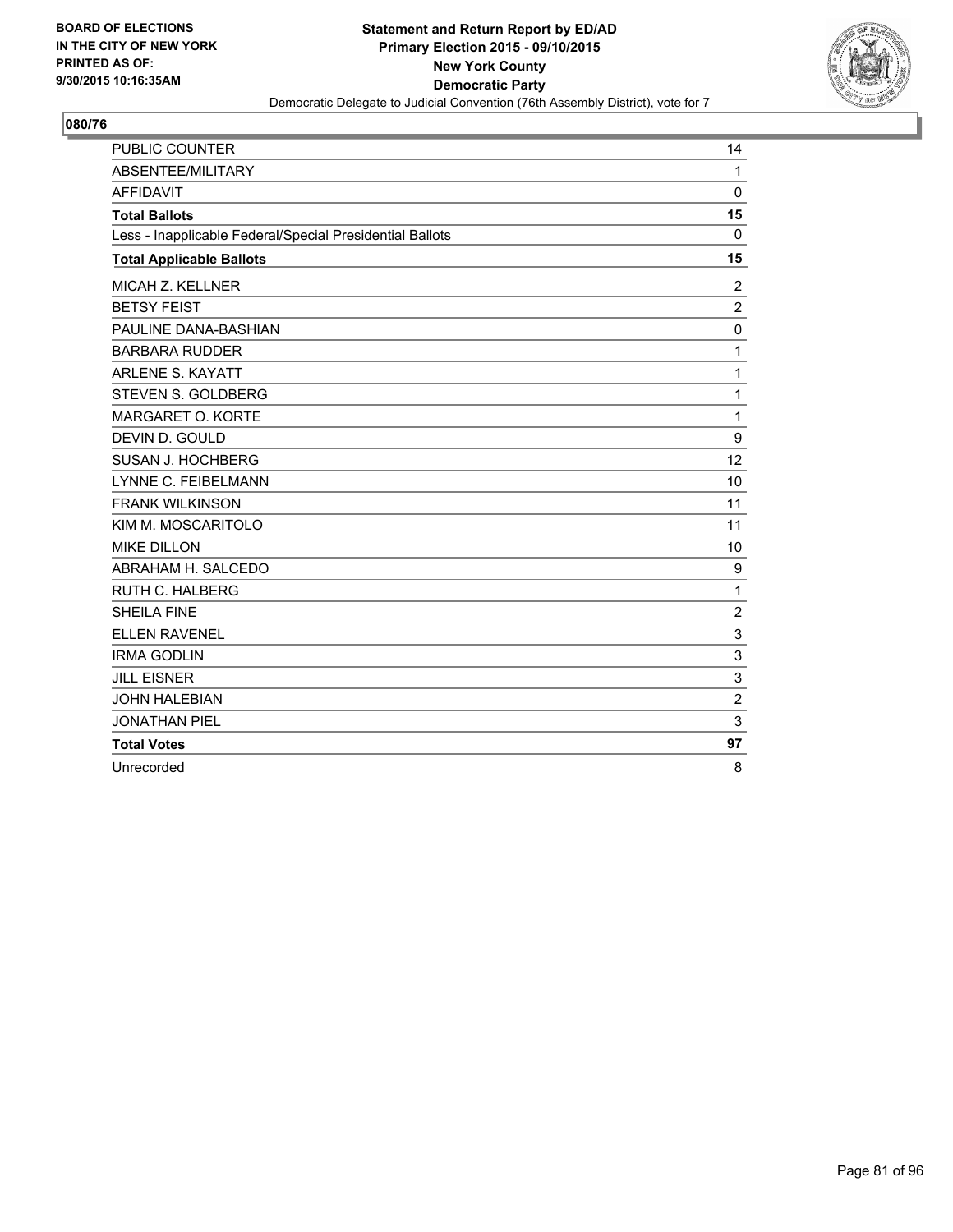BOARD OF ELECTIONS
IN THE CITY OF NEW YORK
PRINTED AS OF:
9/30/2015 10:16:35AM

**Statement and Return Report by ED/AD**
**Primary Election 2015 - 09/10/2015**
**New York County**
**Democratic Party**
Democratic Delegate to Judicial Convention (76th Assembly District), vote for 7

## 080/76

| | |
|---|---|
| PUBLIC COUNTER | 14 |
| ABSENTEE/MILITARY | 1 |
| AFFIDAVIT | 0 |
| **Total Ballots** | **15** |
| Less - Inapplicable Federal/Special Presidential Ballots | 0 |
| **Total Applicable Ballots** | **15** |
| MICAH Z. KELLNER | 2 |
| BETSY FEIST | 2 |
| PAULINE DANA-BASHIAN | 0 |
| BARBARA RUDDER | 1 |
| ARLENE S. KAYATT | 1 |
| STEVEN S. GOLDBERG | 1 |
| MARGARET O. KORTE | 1 |
| DEVIN D. GOULD | 9 |
| SUSAN J. HOCHBERG | 12 |
| LYNNE C. FEIBELMANN | 10 |
| FRANK WILKINSON | 11 |
| KIM M. MOSCARITOLO | 11 |
| MIKE DILLON | 10 |
| ABRAHAM H. SALCEDO | 9 |
| RUTH C. HALBERG | 1 |
| SHEILA FINE | 2 |
| ELLEN RAVENEL | 3 |
| IRMA GODLIN | 3 |
| JILL EISNER | 3 |
| JOHN HALEBIAN | 2 |
| JONATHAN PIEL | 3 |
| **Total Votes** | **97** |
| Unrecorded | 8 |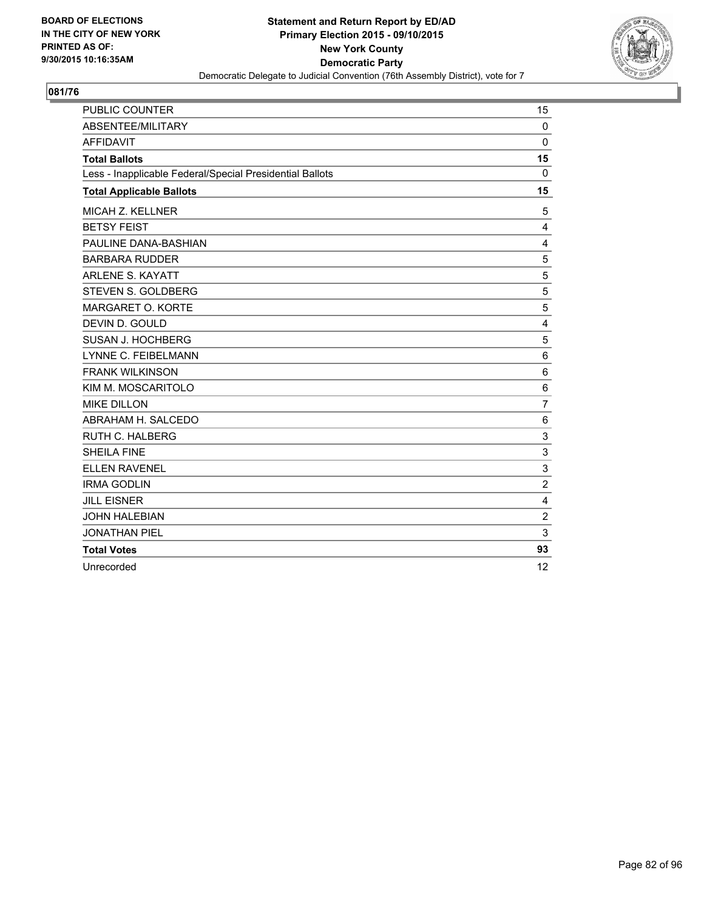BOARD OF ELECTIONS
IN THE CITY OF NEW YORK
PRINTED AS OF:
9/30/2015 10:16:35AM

**Statement and Return Report by ED/AD**
**Primary Election 2015 - 09/10/2015**
**New York County**
**Democratic Party**
Democratic Delegate to Judicial Convention (76th Assembly District), vote for 7

## 081/76

| | |
|---|---|
| PUBLIC COUNTER | 15 |
| ABSENTEE/MILITARY | 0 |
| AFFIDAVIT | 0 |
| **Total Ballots** | **15** |
| Less - Inapplicable Federal/Special Presidential Ballots | 0 |
| **Total Applicable Ballots** | **15** |
| MICAH Z. KELLNER | 5 |
| BETSY FEIST | 4 |
| PAULINE DANA-BASHIAN | 4 |
| BARBARA RUDDER | 5 |
| ARLENE S. KAYATT | 5 |
| STEVEN S. GOLDBERG | 5 |
| MARGARET O. KORTE | 5 |
| DEVIN D. GOULD | 4 |
| SUSAN J. HOCHBERG | 5 |
| LYNNE C. FEIBELMANN | 6 |
| FRANK WILKINSON | 6 |
| KIM M. MOSCARITOLO | 6 |
| MIKE DILLON | 7 |
| ABRAHAM H. SALCEDO | 6 |
| RUTH C. HALBERG | 3 |
| SHEILA FINE | 3 |
| ELLEN RAVENEL | 3 |
| IRMA GODLIN | 2 |
| JILL EISNER | 4 |
| JOHN HALEBIAN | 2 |
| JONATHAN PIEL | 3 |
| **Total Votes** | **93** |
| Unrecorded | 12 |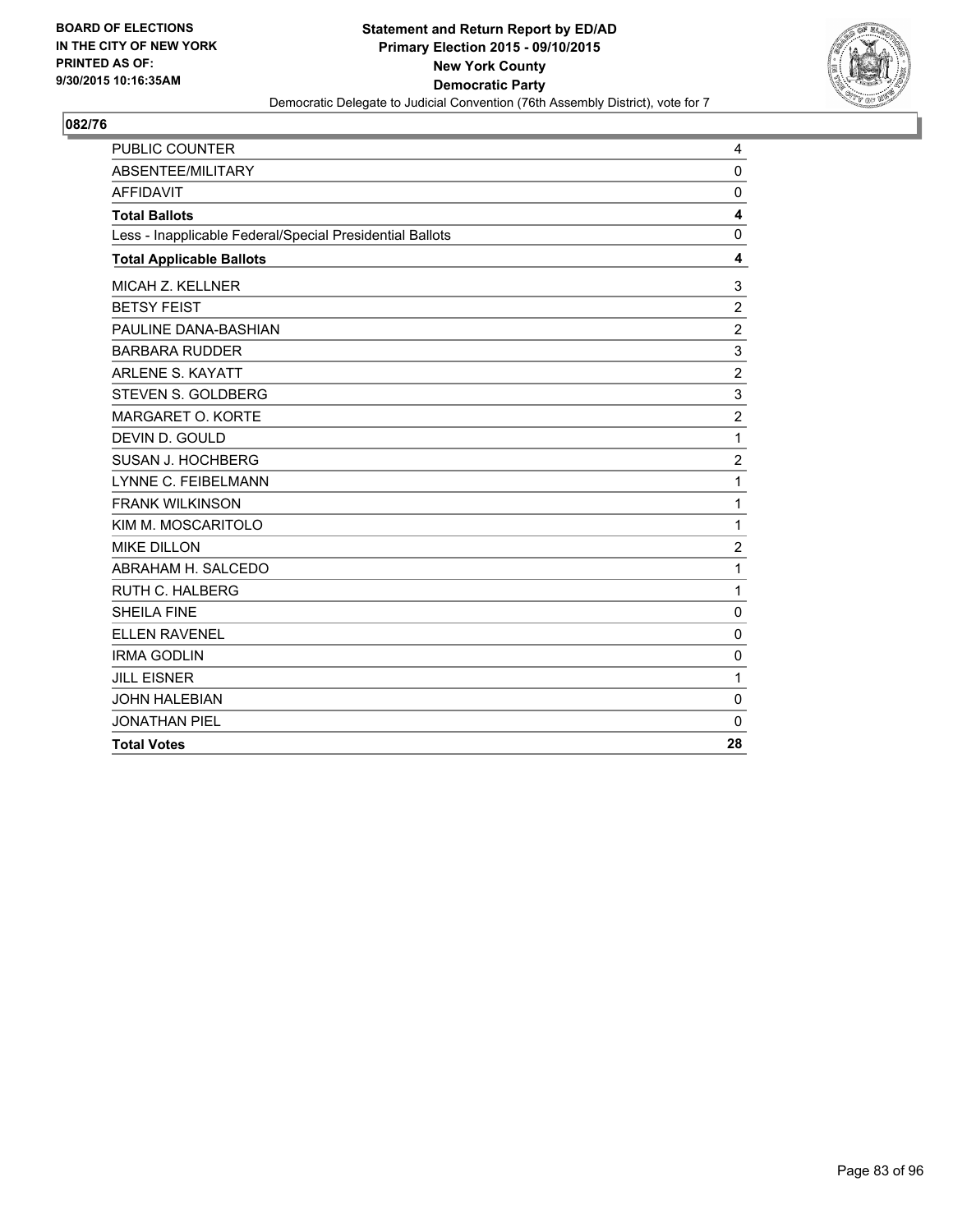**BOARD OF ELECTIONS IN THE CITY OF NEW YORK PRINTED AS OF: 9/30/2015 10:16:35AM**

**Statement and Return Report by ED/AD**
**Primary Election 2015 - 09/10/2015**
**New York County**
**Democratic Party**
Democratic Delegate to Judicial Convention (76th Assembly District), vote for 7

**082/76**

| | |
|---|---|
| PUBLIC COUNTER | 4 |
| ABSENTEE/MILITARY | 0 |
| AFFIDAVIT | 0 |
| **Total Ballots** | **4** |
| Less - Inapplicable Federal/Special Presidential Ballots | 0 |
| **Total Applicable Ballots** | **4** |
| MICAH Z. KELLNER | 3 |
| BETSY FEIST | 2 |
| PAULINE DANA-BASHIAN | 2 |
| BARBARA RUDDER | 3 |
| ARLENE S. KAYATT | 2 |
| STEVEN S. GOLDBERG | 3 |
| MARGARET O. KORTE | 2 |
| DEVIN D. GOULD | 1 |
| SUSAN J. HOCHBERG | 2 |
| LYNNE C. FEIBELMANN | 1 |
| FRANK WILKINSON | 1 |
| KIM M. MOSCARITOLO | 1 |
| MIKE DILLON | 2 |
| ABRAHAM H. SALCEDO | 1 |
| RUTH C. HALBERG | 1 |
| SHEILA FINE | 0 |
| ELLEN RAVENEL | 0 |
| IRMA GODLIN | 0 |
| JILL EISNER | 1 |
| JOHN HALEBIAN | 0 |
| JONATHAN PIEL | 0 |
| **Total Votes** | **28** |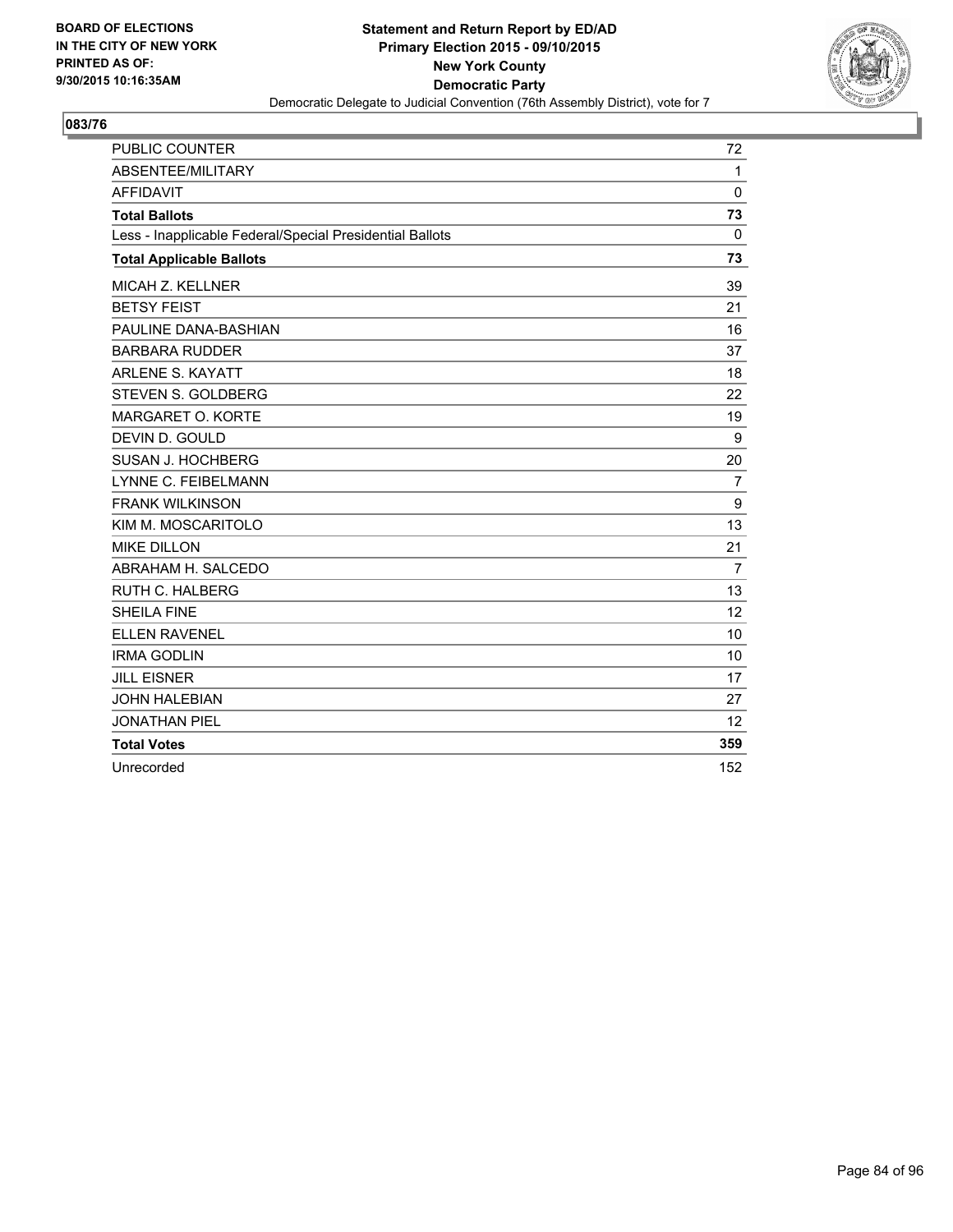BOARD OF ELECTIONS
IN THE CITY OF NEW YORK
PRINTED AS OF:
9/30/2015 10:16:35AM

**Statement and Return Report by ED/AD**
**Primary Election 2015 - 09/10/2015**
**New York County**
**Democratic Party**
Democratic Delegate to Judicial Convention (76th Assembly District), vote for 7

## 083/76

| | |
|---|---|
| PUBLIC COUNTER | 72 |
| ABSENTEE/MILITARY | 1 |
| AFFIDAVIT | 0 |
| **Total Ballots** | **73** |
| Less - Inapplicable Federal/Special Presidential Ballots | 0 |
| **Total Applicable Ballots** | **73** |
| MICAH Z. KELLNER | 39 |
| BETSY FEIST | 21 |
| PAULINE DANA-BASHIAN | 16 |
| BARBARA RUDDER | 37 |
| ARLENE S. KAYATT | 18 |
| STEVEN S. GOLDBERG | 22 |
| MARGARET O. KORTE | 19 |
| DEVIN D. GOULD | 9 |
| SUSAN J. HOCHBERG | 20 |
| LYNNE C. FEIBELMANN | 7 |
| FRANK WILKINSON | 9 |
| KIM M. MOSCARITOLO | 13 |
| MIKE DILLON | 21 |
| ABRAHAM H. SALCEDO | 7 |
| RUTH C. HALBERG | 13 |
| SHEILA FINE | 12 |
| ELLEN RAVENEL | 10 |
| IRMA GODLIN | 10 |
| JILL EISNER | 17 |
| JOHN HALEBIAN | 27 |
| JONATHAN PIEL | 12 |
| **Total Votes** | **359** |
| Unrecorded | 152 |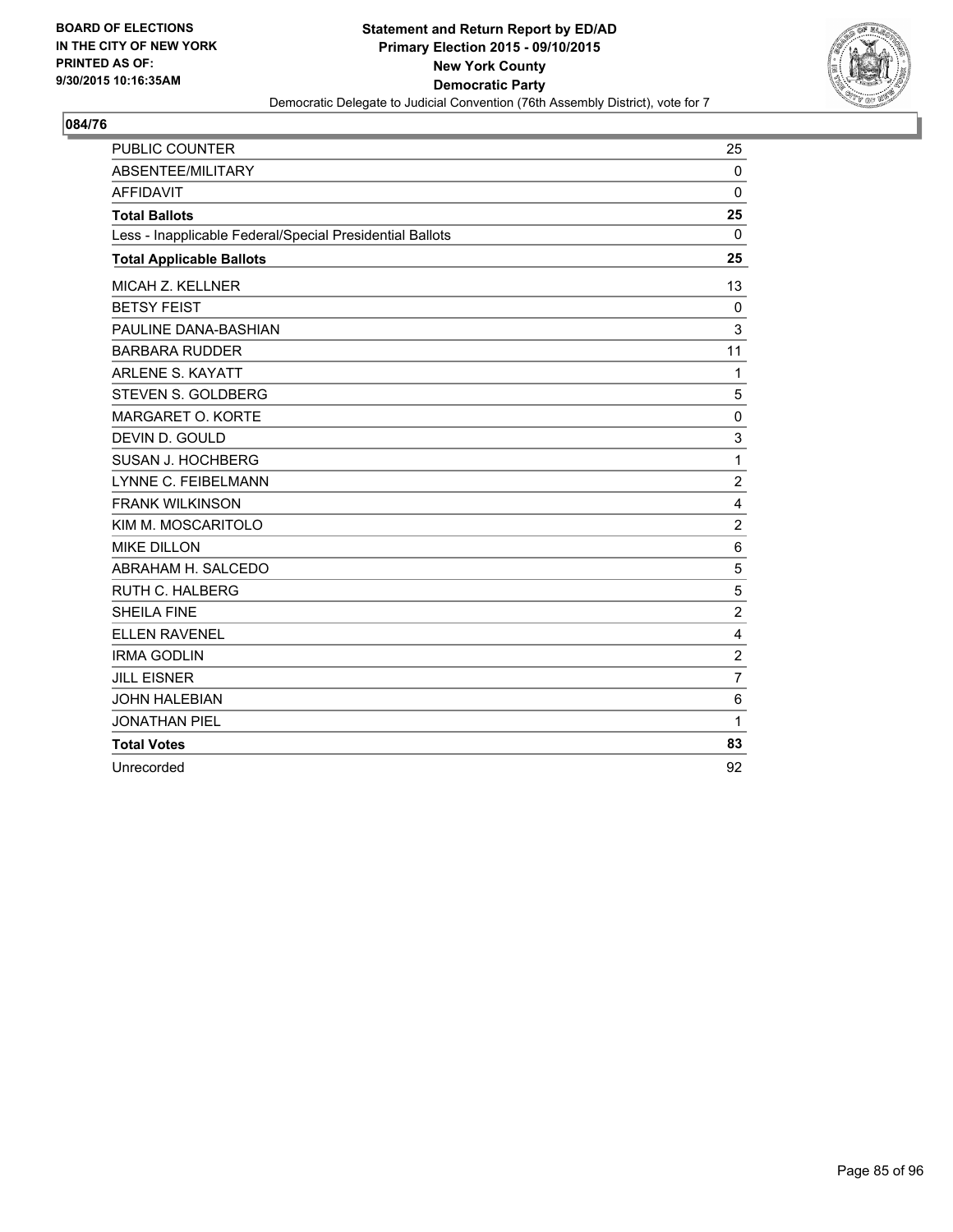BOARD OF ELECTIONS
IN THE CITY OF NEW YORK
PRINTED AS OF:
9/30/2015 10:16:35AM

**Statement and Return Report by ED/AD**
**Primary Election 2015 - 09/10/2015**
**New York County**
**Democratic Party**
Democratic Delegate to Judicial Convention (76th Assembly District), vote for 7

## 084/76

| | |
|---|---|
| PUBLIC COUNTER | 25 |
| ABSENTEE/MILITARY | 0 |
| AFFIDAVIT | 0 |
| **Total Ballots** | **25** |
| Less - Inapplicable Federal/Special Presidential Ballots | 0 |
| **Total Applicable Ballots** | **25** |
| MICAH Z. KELLNER | 13 |
| BETSY FEIST | 0 |
| PAULINE DANA-BASHIAN | 3 |
| BARBARA RUDDER | 11 |
| ARLENE S. KAYATT | 1 |
| STEVEN S. GOLDBERG | 5 |
| MARGARET O. KORTE | 0 |
| DEVIN D. GOULD | 3 |
| SUSAN J. HOCHBERG | 1 |
| LYNNE C. FEIBELMANN | 2 |
| FRANK WILKINSON | 4 |
| KIM M. MOSCARITOLO | 2 |
| MIKE DILLON | 6 |
| ABRAHAM H. SALCEDO | 5 |
| RUTH C. HALBERG | 5 |
| SHEILA FINE | 2 |
| ELLEN RAVENEL | 4 |
| IRMA GODLIN | 2 |
| JILL EISNER | 7 |
| JOHN HALEBIAN | 6 |
| JONATHAN PIEL | 1 |
| **Total Votes** | **83** |
| Unrecorded | 92 |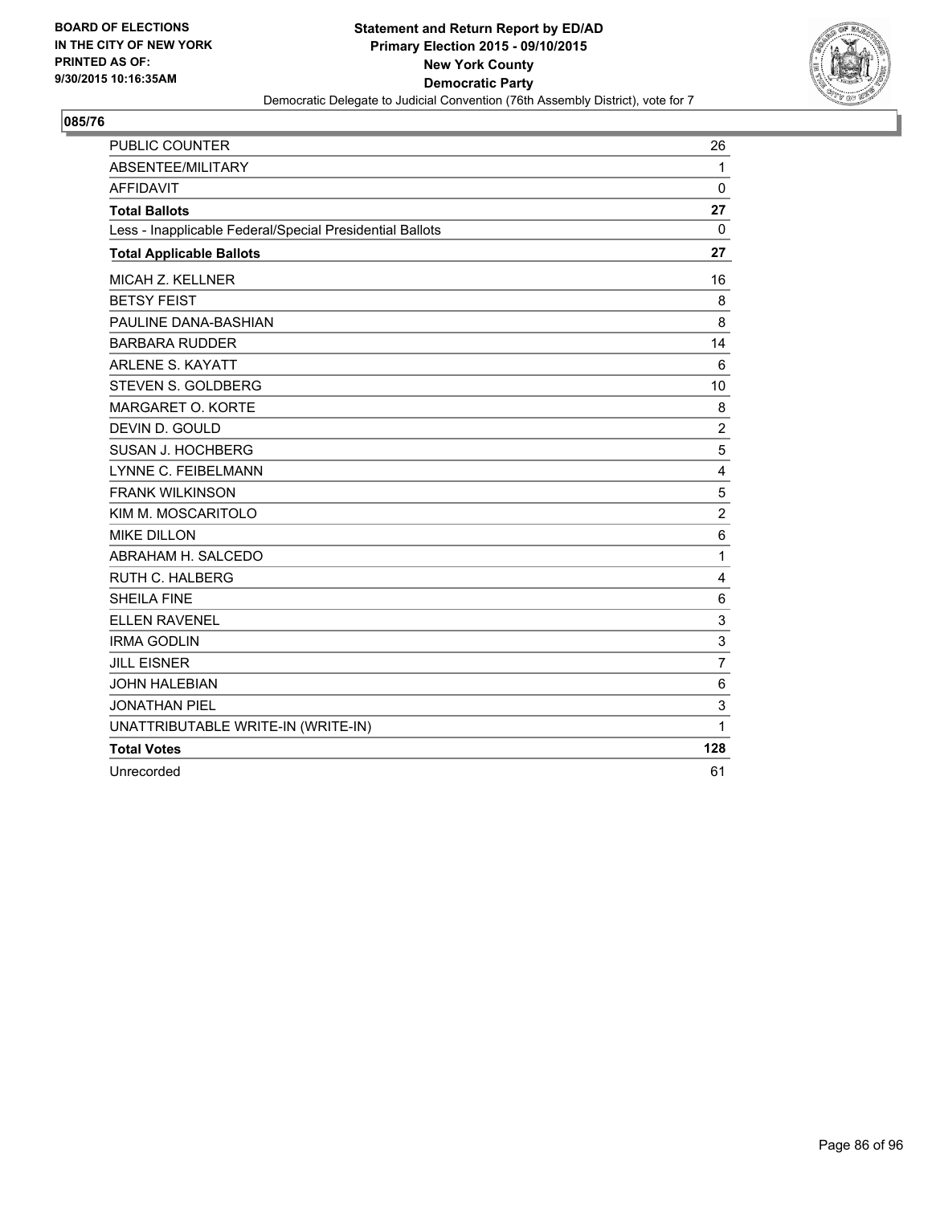BOARD OF ELECTIONS
IN THE CITY OF NEW YORK
PRINTED AS OF:
9/30/2015 10:16:35AM

**Statement and Return Report by ED/AD**
**Primary Election 2015 - 09/10/2015**
**New York County**
**Democratic Party**
Democratic Delegate to Judicial Convention (76th Assembly District), vote for 7

## 085/76

| | |
|---|---|
| PUBLIC COUNTER | 26 |
| ABSENTEE/MILITARY | 1 |
| AFFIDAVIT | 0 |
| **Total Ballots** | **27** |
| Less - Inapplicable Federal/Special Presidential Ballots | 0 |
| **Total Applicable Ballots** | **27** |
| MICAH Z. KELLNER | 16 |
| BETSY FEIST | 8 |
| PAULINE DANA-BASHIAN | 8 |
| BARBARA RUDDER | 14 |
| ARLENE S. KAYATT | 6 |
| STEVEN S. GOLDBERG | 10 |
| MARGARET O. KORTE | 8 |
| DEVIN D. GOULD | 2 |
| SUSAN J. HOCHBERG | 5 |
| LYNNE C. FEIBELMANN | 4 |
| FRANK WILKINSON | 5 |
| KIM M. MOSCARITOLO | 2 |
| MIKE DILLON | 6 |
| ABRAHAM H. SALCEDO | 1 |
| RUTH C. HALBERG | 4 |
| SHEILA FINE | 6 |
| ELLEN RAVENEL | 3 |
| IRMA GODLIN | 3 |
| JILL EISNER | 7 |
| JOHN HALEBIAN | 6 |
| JONATHAN PIEL | 3 |
| UNATTRIBUTABLE WRITE-IN (WRITE-IN) | 1 |
| **Total Votes** | **128** |
| Unrecorded | 61 |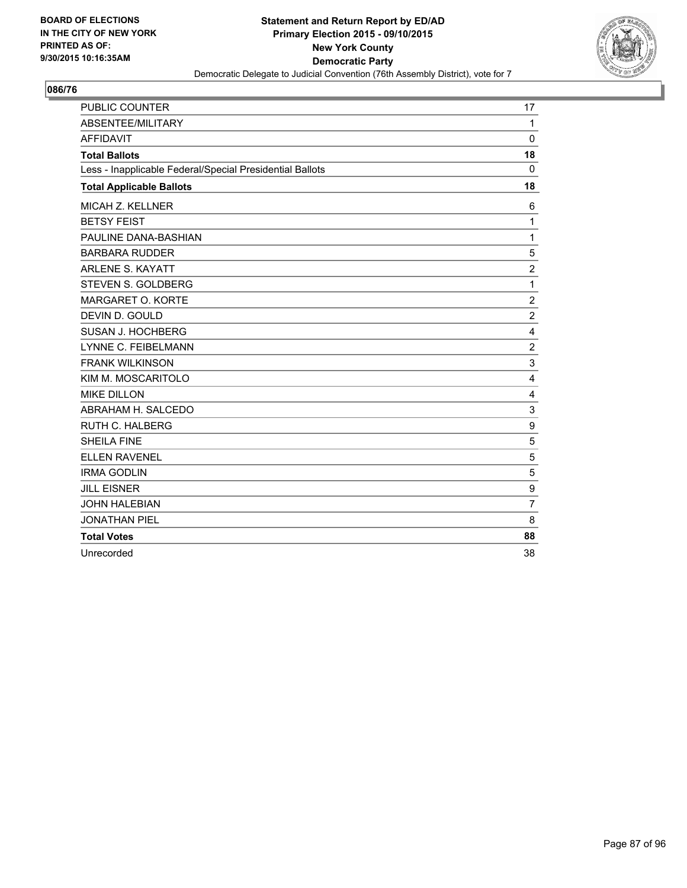BOARD OF ELECTIONS
IN THE CITY OF NEW YORK
PRINTED AS OF:
9/30/2015 10:16:35AM

**Statement and Return Report by ED/AD**
**Primary Election 2015 - 09/10/2015**
**New York County**
**Democratic Party**
Democratic Delegate to Judicial Convention (76th Assembly District), vote for 7

## 086/76

| | |
|---|---|
| PUBLIC COUNTER | 17 |
| ABSENTEE/MILITARY | 1 |
| AFFIDAVIT | 0 |
| **Total Ballots** | **18** |
| Less - Inapplicable Federal/Special Presidential Ballots | 0 |
| **Total Applicable Ballots** | **18** |
| MICAH Z. KELLNER | 6 |
| BETSY FEIST | 1 |
| PAULINE DANA-BASHIAN | 1 |
| BARBARA RUDDER | 5 |
| ARLENE S. KAYATT | 2 |
| STEVEN S. GOLDBERG | 1 |
| MARGARET O. KORTE | 2 |
| DEVIN D. GOULD | 2 |
| SUSAN J. HOCHBERG | 4 |
| LYNNE C. FEIBELMANN | 2 |
| FRANK WILKINSON | 3 |
| KIM M. MOSCARITOLO | 4 |
| MIKE DILLON | 4 |
| ABRAHAM H. SALCEDO | 3 |
| RUTH C. HALBERG | 9 |
| SHEILA FINE | 5 |
| ELLEN RAVENEL | 5 |
| IRMA GODLIN | 5 |
| JILL EISNER | 9 |
| JOHN HALEBIAN | 7 |
| JONATHAN PIEL | 8 |
| **Total Votes** | **88** |
| Unrecorded | 38 |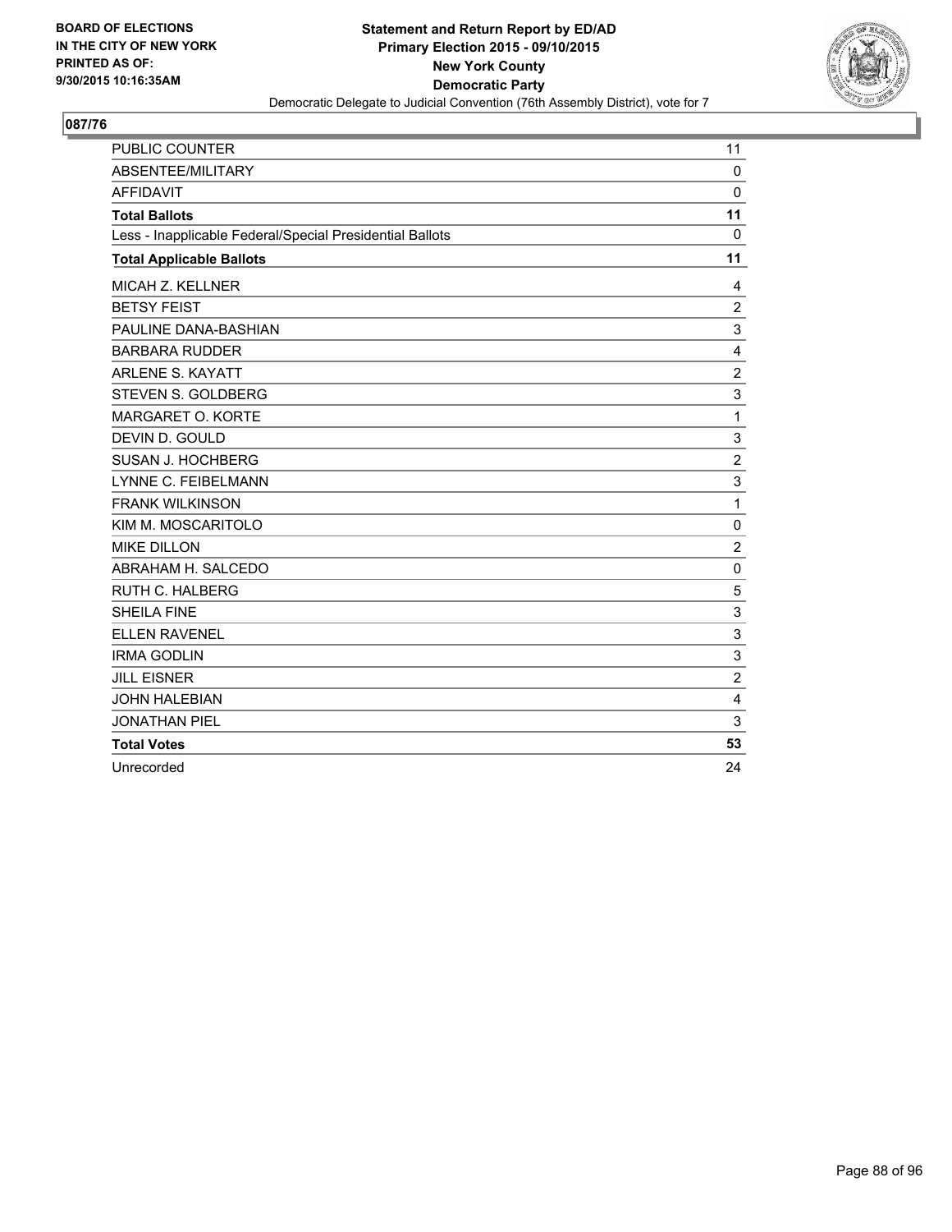**BOARD OF ELECTIONS IN THE CITY OF NEW YORK PRINTED AS OF: 9/30/2015 10:16:35AM**

**Statement and Return Report by ED/AD**
**Primary Election 2015 - 09/10/2015**
**New York County**
**Democratic Party**
Democratic Delegate to Judicial Convention (76th Assembly District), vote for 7

## 087/76

| | |
|---|---|
| PUBLIC COUNTER | 11 |
| ABSENTEE/MILITARY | 0 |
| AFFIDAVIT | 0 |
| **Total Ballots** | **11** |
| Less - Inapplicable Federal/Special Presidential Ballots | 0 |
| **Total Applicable Ballots** | **11** |
| MICAH Z. KELLNER | 4 |
| BETSY FEIST | 2 |
| PAULINE DANA-BASHIAN | 3 |
| BARBARA RUDDER | 4 |
| ARLENE S. KAYATT | 2 |
| STEVEN S. GOLDBERG | 3 |
| MARGARET O. KORTE | 1 |
| DEVIN D. GOULD | 3 |
| SUSAN J. HOCHBERG | 2 |
| LYNNE C. FEIBELMANN | 3 |
| FRANK WILKINSON | 1 |
| KIM M. MOSCARITOLO | 0 |
| MIKE DILLON | 2 |
| ABRAHAM H. SALCEDO | 0 |
| RUTH C. HALBERG | 5 |
| SHEILA FINE | 3 |
| ELLEN RAVENEL | 3 |
| IRMA GODLIN | 3 |
| JILL EISNER | 2 |
| JOHN HALEBIAN | 4 |
| JONATHAN PIEL | 3 |
| **Total Votes** | **53** |
| Unrecorded | 24 |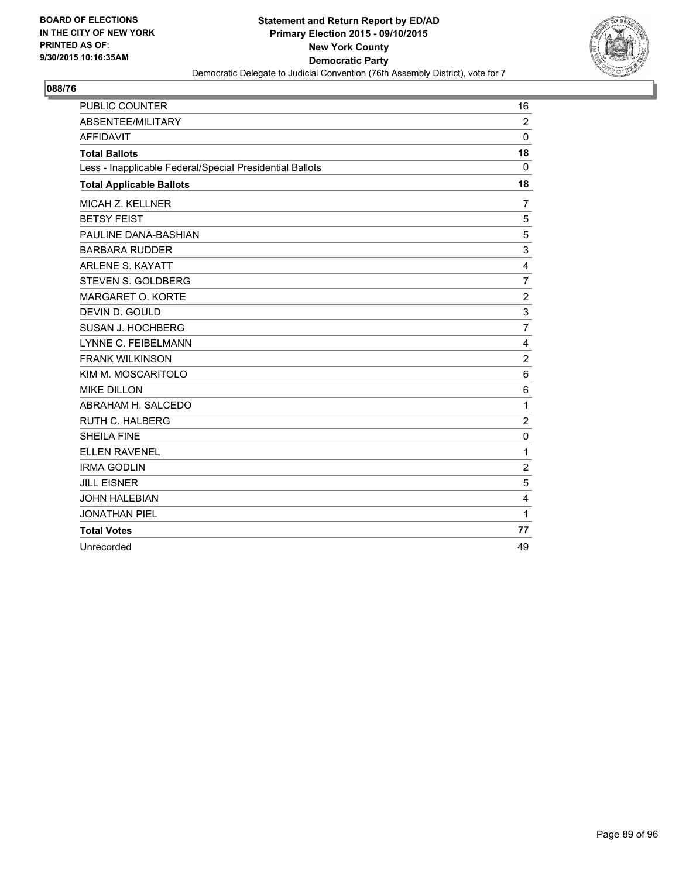**BOARD OF ELECTIONS IN THE CITY OF NEW YORK PRINTED AS OF: 9/30/2015 10:16:35AM**

**Statement and Return Report by ED/AD**
**Primary Election 2015 - 09/10/2015**
**New York County**
**Democratic Party**
Democratic Delegate to Judicial Convention (76th Assembly District), vote for 7

## 088/76

| | |
|---|---|
| PUBLIC COUNTER | 16 |
| ABSENTEE/MILITARY | 2 |
| AFFIDAVIT | 0 |
| **Total Ballots** | **18** |
| Less - Inapplicable Federal/Special Presidential Ballots | 0 |
| **Total Applicable Ballots** | **18** |
| MICAH Z. KELLNER | 7 |
| BETSY FEIST | 5 |
| PAULINE DANA-BASHIAN | 5 |
| BARBARA RUDDER | 3 |
| ARLENE S. KAYATT | 4 |
| STEVEN S. GOLDBERG | 7 |
| MARGARET O. KORTE | 2 |
| DEVIN D. GOULD | 3 |
| SUSAN J. HOCHBERG | 7 |
| LYNNE C. FEIBELMANN | 4 |
| FRANK WILKINSON | 2 |
| KIM M. MOSCARITOLO | 6 |
| MIKE DILLON | 6 |
| ABRAHAM H. SALCEDO | 1 |
| RUTH C. HALBERG | 2 |
| SHEILA FINE | 0 |
| ELLEN RAVENEL | 1 |
| IRMA GODLIN | 2 |
| JILL EISNER | 5 |
| JOHN HALEBIAN | 4 |
| JONATHAN PIEL | 1 |
| **Total Votes** | **77** |
| Unrecorded | 49 |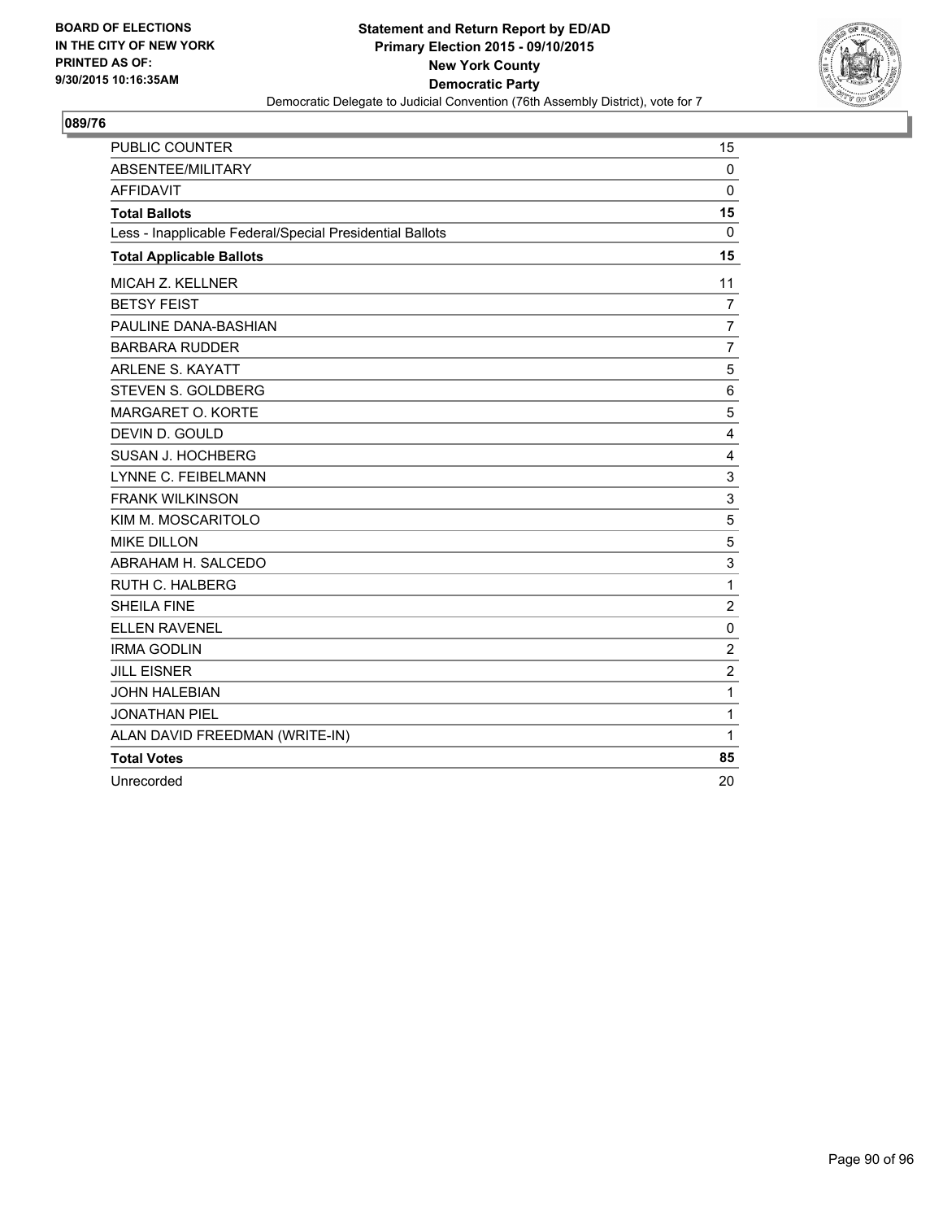BOARD OF ELECTIONS
IN THE CITY OF NEW YORK
PRINTED AS OF:
9/30/2015 10:16:35AM

**Statement and Return Report by ED/AD**
**Primary Election 2015 - 09/10/2015**
**New York County**
**Democratic Party**
Democratic Delegate to Judicial Convention (76th Assembly District), vote for 7

## 089/76

| | |
|---|---|
| PUBLIC COUNTER | 15 |
| ABSENTEE/MILITARY | 0 |
| AFFIDAVIT | 0 |
| **Total Ballots** | **15** |
| Less - Inapplicable Federal/Special Presidential Ballots | 0 |
| **Total Applicable Ballots** | **15** |
| MICAH Z. KELLNER | 11 |
| BETSY FEIST | 7 |
| PAULINE DANA-BASHIAN | 7 |
| BARBARA RUDDER | 7 |
| ARLENE S. KAYATT | 5 |
| STEVEN S. GOLDBERG | 6 |
| MARGARET O. KORTE | 5 |
| DEVIN D. GOULD | 4 |
| SUSAN J. HOCHBERG | 4 |
| LYNNE C. FEIBELMANN | 3 |
| FRANK WILKINSON | 3 |
| KIM M. MOSCARITOLO | 5 |
| MIKE DILLON | 5 |
| ABRAHAM H. SALCEDO | 3 |
| RUTH C. HALBERG | 1 |
| SHEILA FINE | 2 |
| ELLEN RAVENEL | 0 |
| IRMA GODLIN | 2 |
| JILL EISNER | 2 |
| JOHN HALEBIAN | 1 |
| JONATHAN PIEL | 1 |
| ALAN DAVID FREEDMAN (WRITE-IN) | 1 |
| **Total Votes** | **85** |
| Unrecorded | 20 |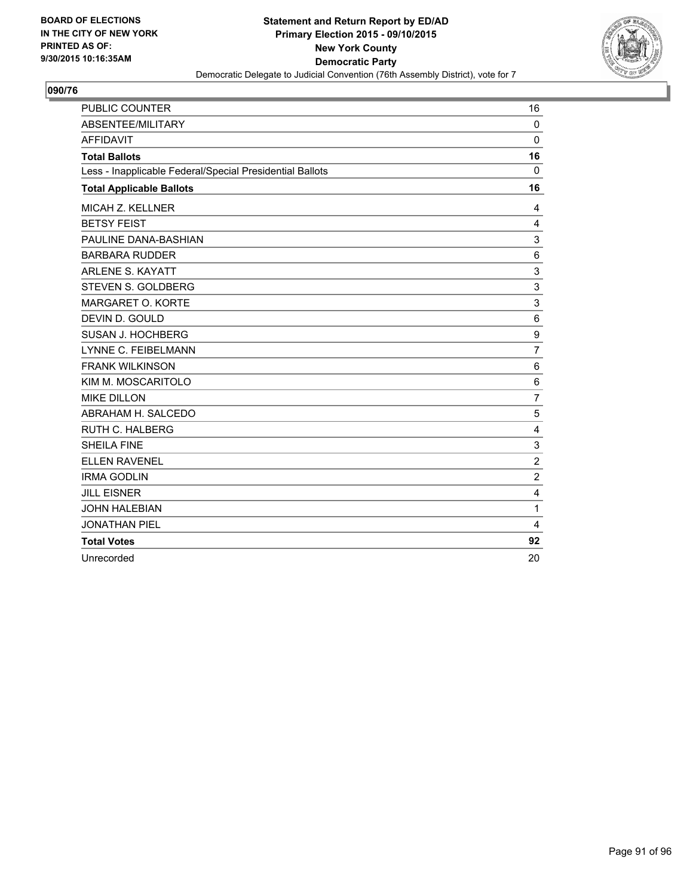BOARD OF ELECTIONS
IN THE CITY OF NEW YORK
PRINTED AS OF:
9/30/2015 10:16:35AM

**Statement and Return Report by ED/AD**
**Primary Election 2015 - 09/10/2015**
**New York County**
**Democratic Party**
Democratic Delegate to Judicial Convention (76th Assembly District), vote for 7

## 090/76

| | |
|---|---|
| PUBLIC COUNTER | 16 |
| ABSENTEE/MILITARY | 0 |
| AFFIDAVIT | 0 |
| **Total Ballots** | **16** |
| Less - Inapplicable Federal/Special Presidential Ballots | 0 |
| **Total Applicable Ballots** | **16** |
| MICAH Z. KELLNER | 4 |
| BETSY FEIST | 4 |
| PAULINE DANA-BASHIAN | 3 |
| BARBARA RUDDER | 6 |
| ARLENE S. KAYATT | 3 |
| STEVEN S. GOLDBERG | 3 |
| MARGARET O. KORTE | 3 |
| DEVIN D. GOULD | 6 |
| SUSAN J. HOCHBERG | 9 |
| LYNNE C. FEIBELMANN | 7 |
| FRANK WILKINSON | 6 |
| KIM M. MOSCARITOLO | 6 |
| MIKE DILLON | 7 |
| ABRAHAM H. SALCEDO | 5 |
| RUTH C. HALBERG | 4 |
| SHEILA FINE | 3 |
| ELLEN RAVENEL | 2 |
| IRMA GODLIN | 2 |
| JILL EISNER | 4 |
| JOHN HALEBIAN | 1 |
| JONATHAN PIEL | 4 |
| **Total Votes** | **92** |
| Unrecorded | 20 |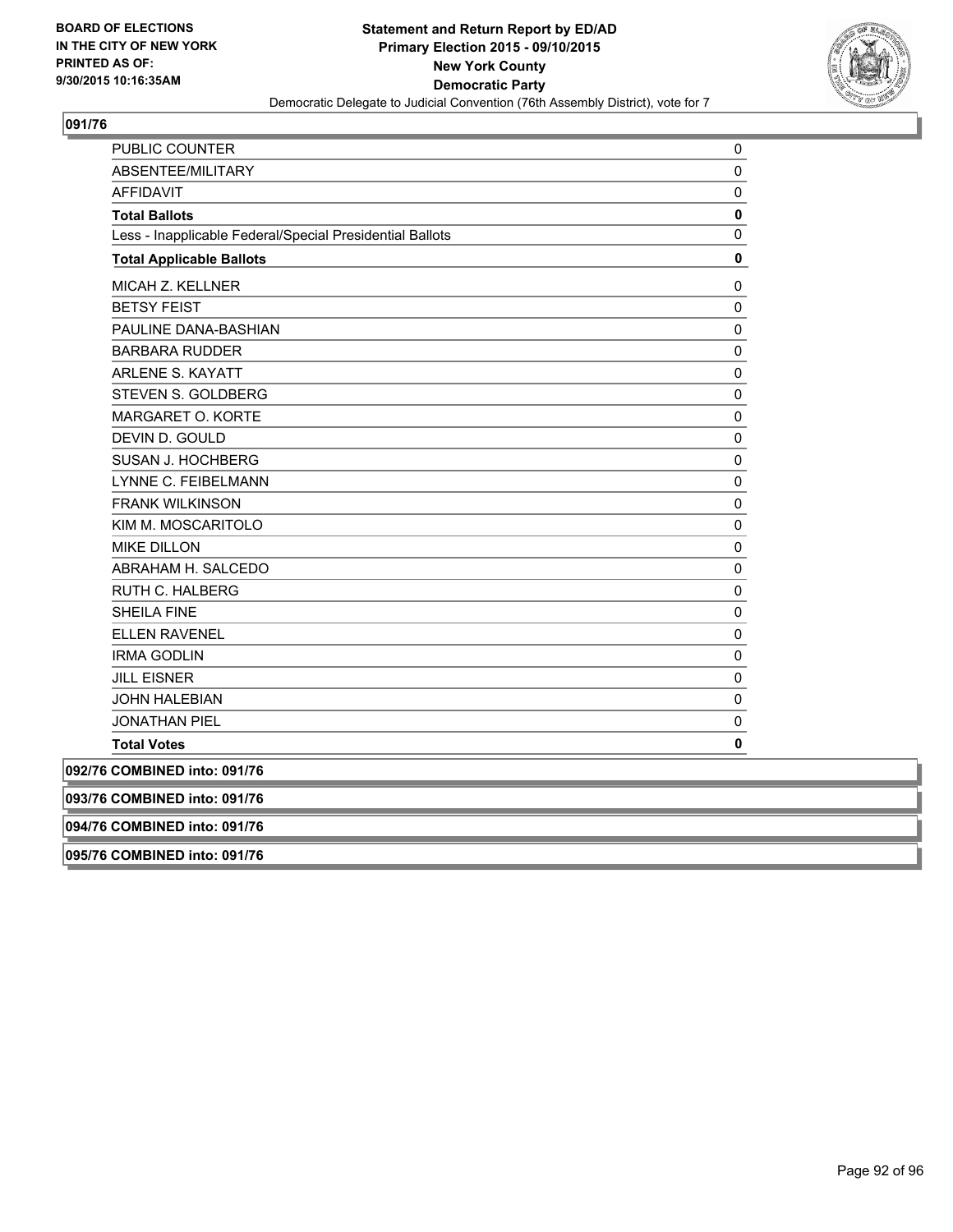**BOARD OF ELECTIONS**
**IN THE CITY OF NEW YORK**
**PRINTED AS OF:**
**9/30/2015 10:16:35AM**

**Statement and Return Report by ED/AD**
**Primary Election 2015 - 09/10/2015**
**New York County**
**Democratic Party**
Democratic Delegate to Judicial Convention (76th Assembly District), vote for 7

## 091/76

| | |
|---|---|
| PUBLIC COUNTER | 0 |
| ABSENTEE/MILITARY | 0 |
| AFFIDAVIT | 0 |
| **Total Ballots** | **0** |
| Less - Inapplicable Federal/Special Presidential Ballots | 0 |
| **Total Applicable Ballots** | **0** |
| MICAH Z. KELLNER | 0 |
| BETSY FEIST | 0 |
| PAULINE DANA-BASHIAN | 0 |
| BARBARA RUDDER | 0 |
| ARLENE S. KAYATT | 0 |
| STEVEN S. GOLDBERG | 0 |
| MARGARET O. KORTE | 0 |
| DEVIN D. GOULD | 0 |
| SUSAN J. HOCHBERG | 0 |
| LYNNE C. FEIBELMANN | 0 |
| FRANK WILKINSON | 0 |
| KIM M. MOSCARITOLO | 0 |
| MIKE DILLON | 0 |
| ABRAHAM H. SALCEDO | 0 |
| RUTH C. HALBERG | 0 |
| SHEILA FINE | 0 |
| ELLEN RAVENEL | 0 |
| IRMA GODLIN | 0 |
| JILL EISNER | 0 |
| JOHN HALEBIAN | 0 |
| JONATHAN PIEL | 0 |
| **Total Votes** | **0** |

**092/76 COMBINED into: 091/76**

**093/76 COMBINED into: 091/76**

**094/76 COMBINED into: 091/76**

**095/76 COMBINED into: 091/76**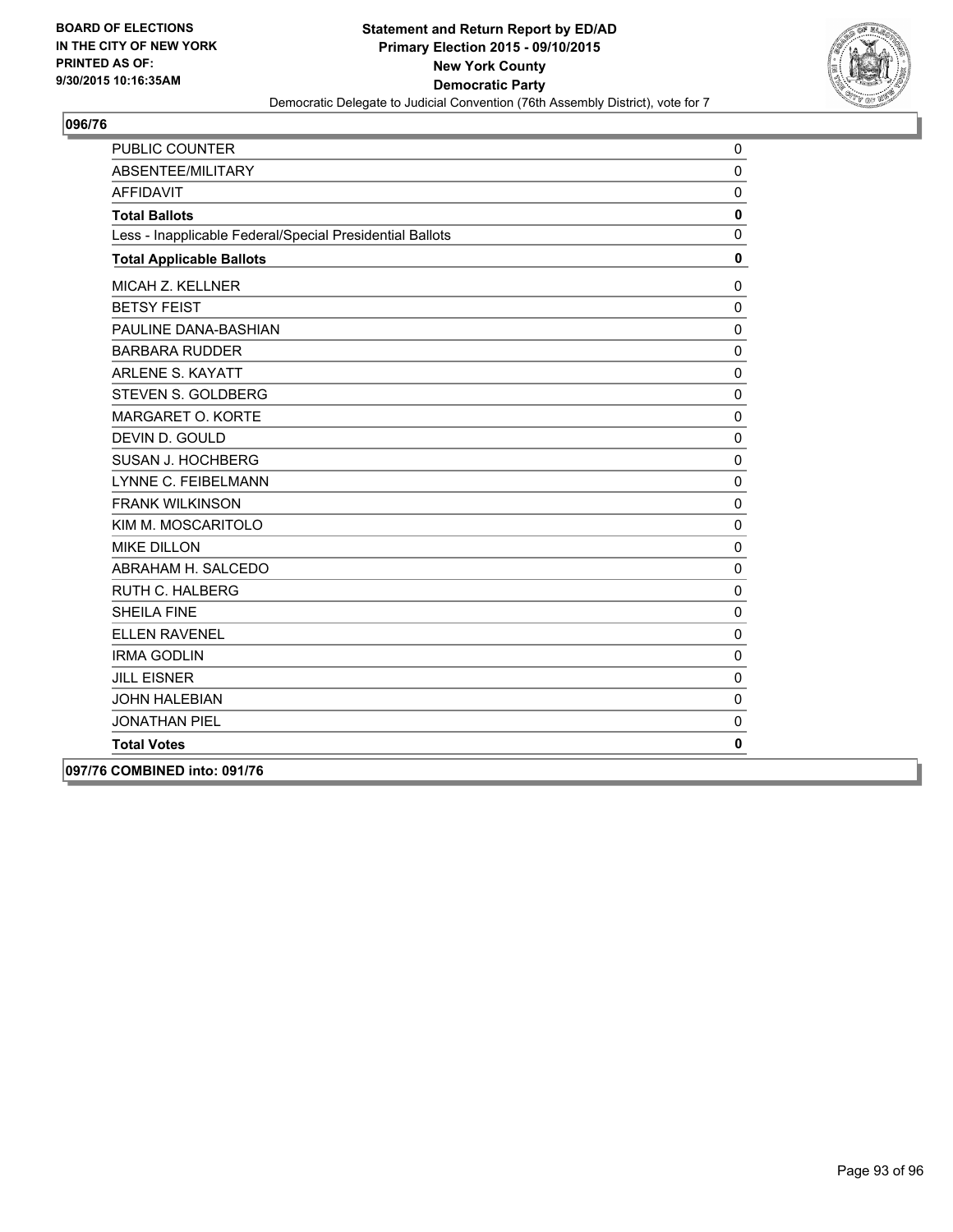**BOARD OF ELECTIONS IN THE CITY OF NEW YORK PRINTED AS OF: 9/30/2015 10:16:35AM**

**Statement and Return Report by ED/AD**
**Primary Election 2015 - 09/10/2015**
**New York County**
**Democratic Party**
Democratic Delegate to Judicial Convention (76th Assembly District), vote for 7

## 096/76

| | |
|---|---|
| PUBLIC COUNTER | 0 |
| ABSENTEE/MILITARY | 0 |
| AFFIDAVIT | 0 |
| **Total Ballots** | **0** |
| Less - Inapplicable Federal/Special Presidential Ballots | 0 |
| **Total Applicable Ballots** | **0** |
| MICAH Z. KELLNER | 0 |
| BETSY FEIST | 0 |
| PAULINE DANA-BASHIAN | 0 |
| BARBARA RUDDER | 0 |
| ARLENE S. KAYATT | 0 |
| STEVEN S. GOLDBERG | 0 |
| MARGARET O. KORTE | 0 |
| DEVIN D. GOULD | 0 |
| SUSAN J. HOCHBERG | 0 |
| LYNNE C. FEIBELMANN | 0 |
| FRANK WILKINSON | 0 |
| KIM M. MOSCARITOLO | 0 |
| MIKE DILLON | 0 |
| ABRAHAM H. SALCEDO | 0 |
| RUTH C. HALBERG | 0 |
| SHEILA FINE | 0 |
| ELLEN RAVENEL | 0 |
| IRMA GODLIN | 0 |
| JILL EISNER | 0 |
| JOHN HALEBIAN | 0 |
| JONATHAN PIEL | 0 |
| **Total Votes** | **0** |

## 097/76 COMBINED into: 091/76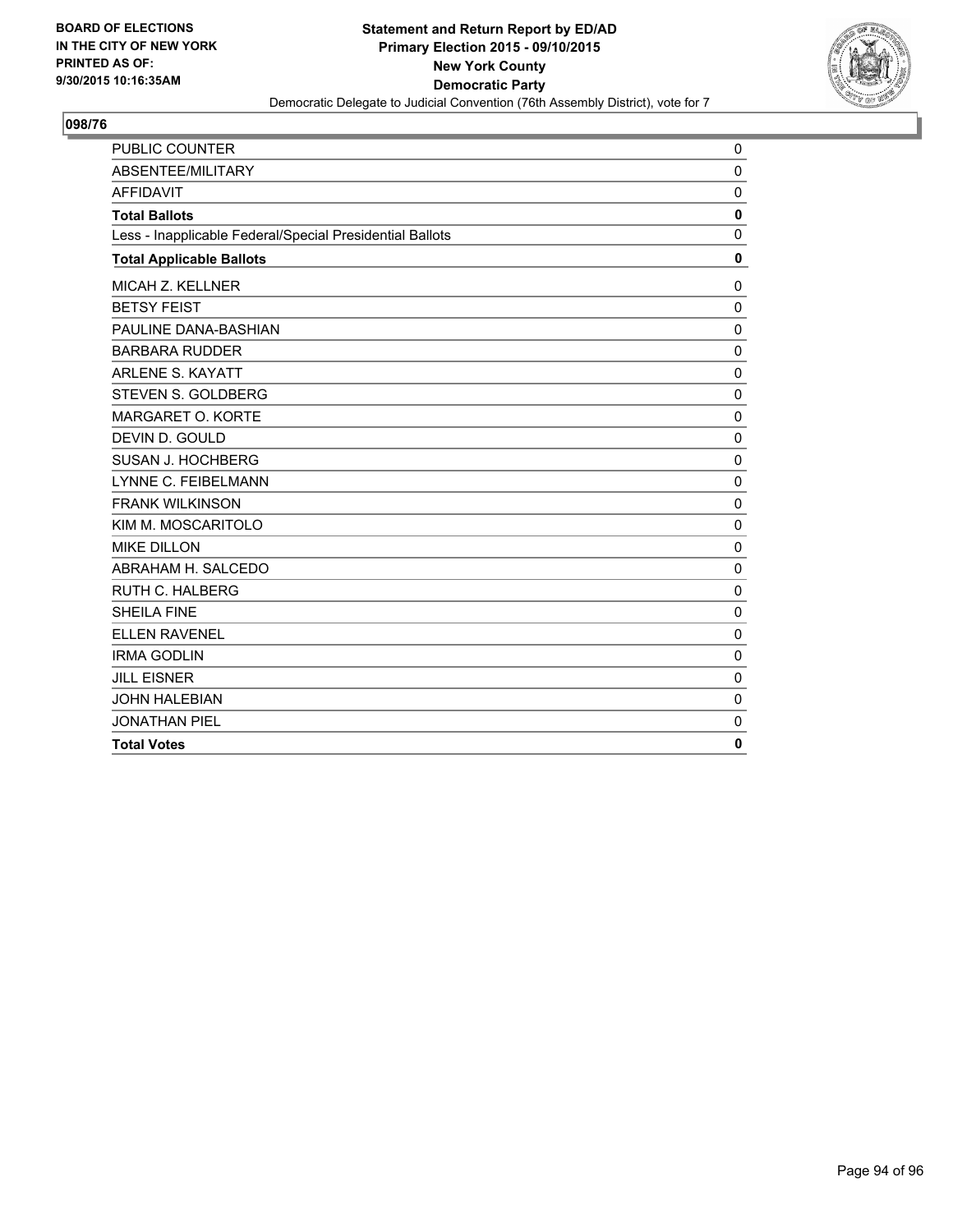**BOARD OF ELECTIONS IN THE CITY OF NEW YORK PRINTED AS OF: 9/30/2015 10:16:35AM**

**Statement and Return Report by ED/AD**
**Primary Election 2015 - 09/10/2015**
**New York County**
**Democratic Party**
Democratic Delegate to Judicial Convention (76th Assembly District), vote for 7

## 098/76

| | |
|---|---|
| PUBLIC COUNTER | 0 |
| ABSENTEE/MILITARY | 0 |
| AFFIDAVIT | 0 |
| **Total Ballots** | **0** |
| Less - Inapplicable Federal/Special Presidential Ballots | 0 |
| **Total Applicable Ballots** | **0** |
| MICAH Z. KELLNER | 0 |
| BETSY FEIST | 0 |
| PAULINE DANA-BASHIAN | 0 |
| BARBARA RUDDER | 0 |
| ARLENE S. KAYATT | 0 |
| STEVEN S. GOLDBERG | 0 |
| MARGARET O. KORTE | 0 |
| DEVIN D. GOULD | 0 |
| SUSAN J. HOCHBERG | 0 |
| LYNNE C. FEIBELMANN | 0 |
| FRANK WILKINSON | 0 |
| KIM M. MOSCARITOLO | 0 |
| MIKE DILLON | 0 |
| ABRAHAM H. SALCEDO | 0 |
| RUTH C. HALBERG | 0 |
| SHEILA FINE | 0 |
| ELLEN RAVENEL | 0 |
| IRMA GODLIN | 0 |
| JILL EISNER | 0 |
| JOHN HALEBIAN | 0 |
| JONATHAN PIEL | 0 |
| **Total Votes** | **0** |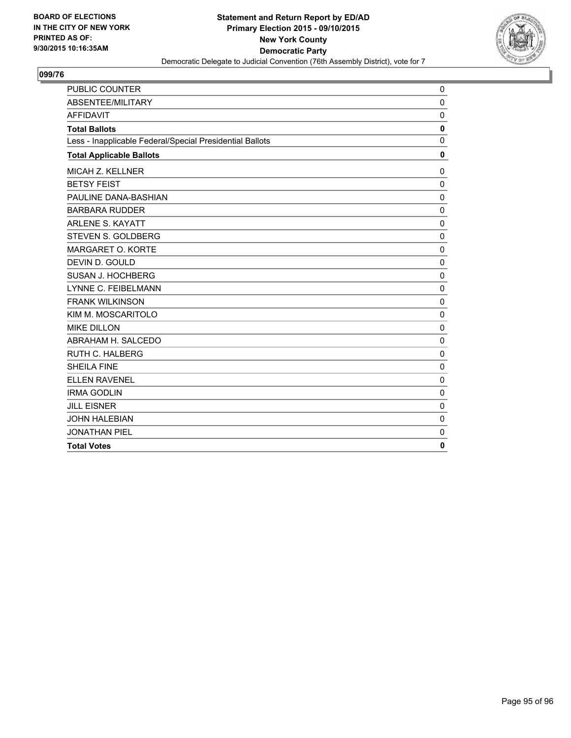**BOARD OF ELECTIONS IN THE CITY OF NEW YORK PRINTED AS OF: 9/30/2015 10:16:35AM**

**Statement and Return Report by ED/AD**
**Primary Election 2015 - 09/10/2015**
**New York County**
**Democratic Party**
Democratic Delegate to Judicial Convention (76th Assembly District), vote for 7

## 099/76

| | |
|---|---|
| PUBLIC COUNTER | 0 |
| ABSENTEE/MILITARY | 0 |
| AFFIDAVIT | 0 |
| **Total Ballots** | **0** |
| Less - Inapplicable Federal/Special Presidential Ballots | 0 |
| **Total Applicable Ballots** | **0** |
| MICAH Z. KELLNER | 0 |
| BETSY FEIST | 0 |
| PAULINE DANA-BASHIAN | 0 |
| BARBARA RUDDER | 0 |
| ARLENE S. KAYATT | 0 |
| STEVEN S. GOLDBERG | 0 |
| MARGARET O. KORTE | 0 |
| DEVIN D. GOULD | 0 |
| SUSAN J. HOCHBERG | 0 |
| LYNNE C. FEIBELMANN | 0 |
| FRANK WILKINSON | 0 |
| KIM M. MOSCARITOLO | 0 |
| MIKE DILLON | 0 |
| ABRAHAM H. SALCEDO | 0 |
| RUTH C. HALBERG | 0 |
| SHEILA FINE | 0 |
| ELLEN RAVENEL | 0 |
| IRMA GODLIN | 0 |
| JILL EISNER | 0 |
| JOHN HALEBIAN | 0 |
| JONATHAN PIEL | 0 |
| **Total Votes** | **0** |